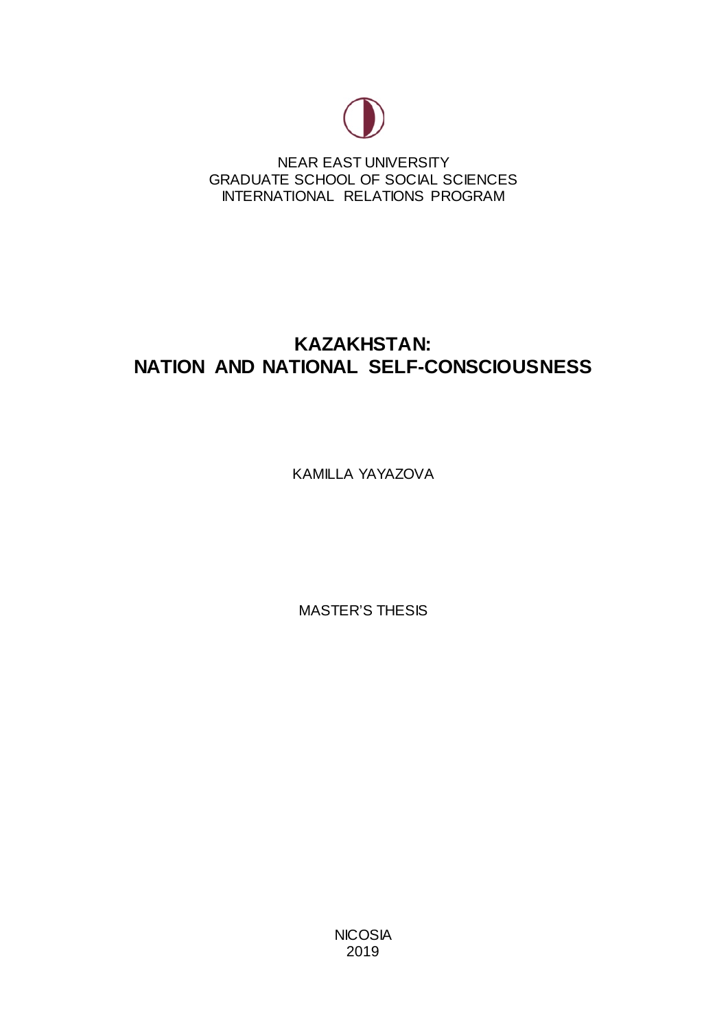NEAR EAST UNIVERSITY
GRADUATE SCHOOL OF SOCIAL SCIENCES
INTERNATIONAL RELATIONS PROGRAM

# KAZAKHSTAN: NATION AND NATIONAL SELF-CONSCIOUSNESS

KAMILLA YAYAZOVA

MASTER'S THESIS

NICOSIA
2019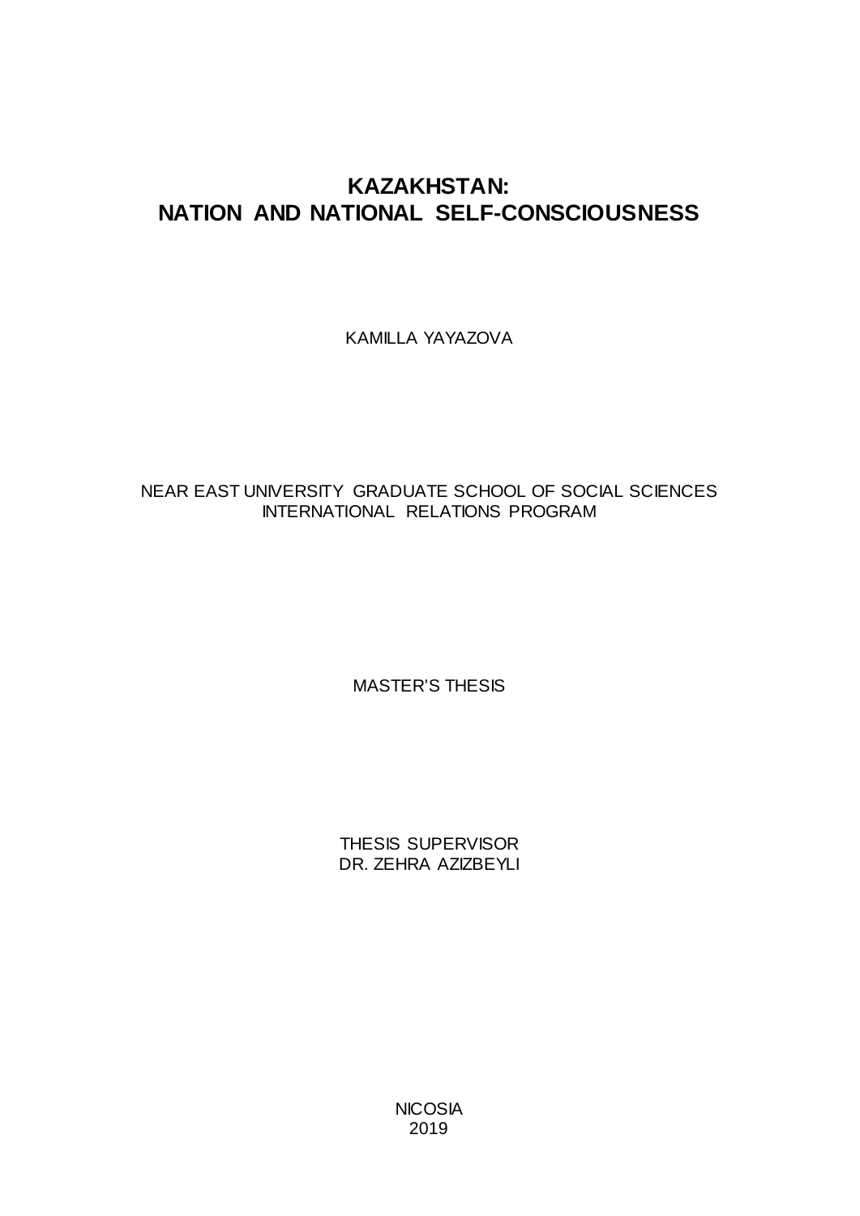# KAZAKHSTAN:
# NATION AND NATIONAL SELF-CONSCIOUSNESS

KAMILLA YAYAZOVA

NEAR EAST UNIVERSITY GRADUATE SCHOOL OF SOCIAL SCIENCES
INTERNATIONAL RELATIONS PROGRAM

MASTER'S THESIS

THESIS SUPERVISOR
DR. ZEHRA AZIZBEYLI

NICOSIA
2019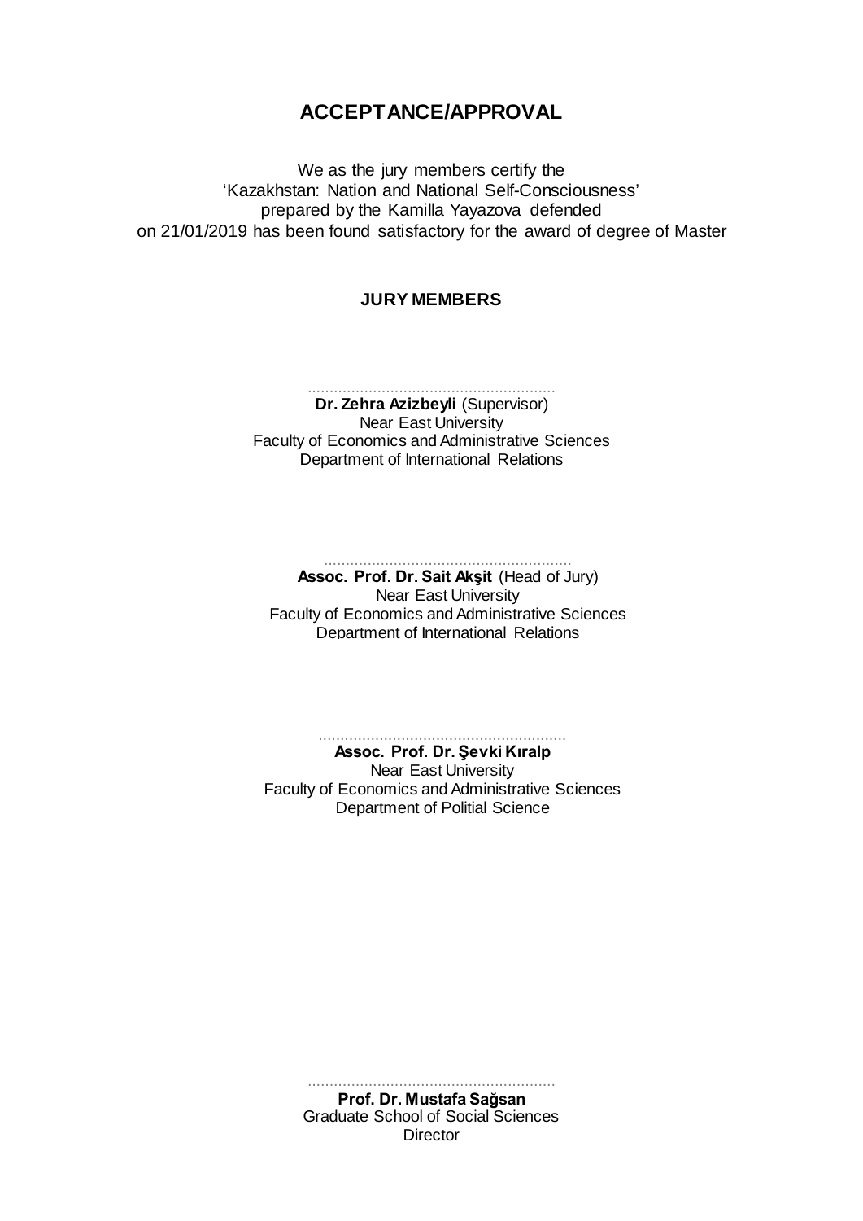# ACCEPTANCE/APPROVAL

We as the jury members certify the
'Kazakhstan: Nation and National Self-Consciousness'
prepared by the Kamilla Yayazova defended
on 21/01/2019 has been found satisfactory for the award of degree of Master

**JURY MEMBERS**

.........................................................
**Dr. Zehra Azizbeyli** (Supervisor)
Near East University
Faculty of Economics and Administrative Sciences
Department of International Relations

.........................................................
**Assoc. Prof. Dr. Sait Akşit** (Head of Jury)
Near East University
Faculty of Economics and Administrative Sciences
Department of International Relations

.........................................................
**Assoc. Prof. Dr. Şevki Kıralp**
Near East University
Faculty of Economics and Administrative Sciences
Department of Politial Science

.........................................................
**Prof. Dr. Mustafa Sağsan**
Graduate School of Social Sciences
Director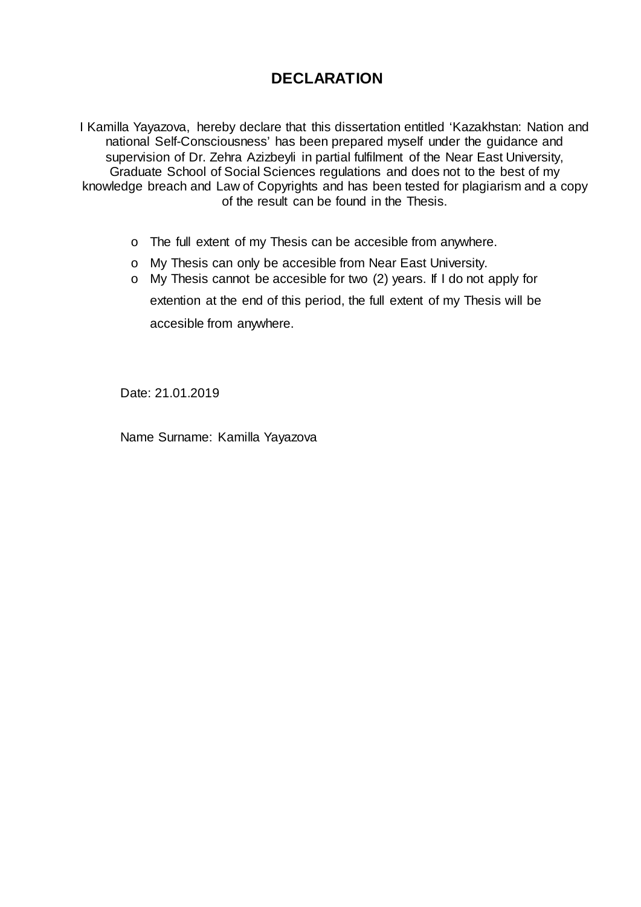# DECLARATION

I Kamilla Yayazova, hereby declare that this dissertation entitled 'Kazakhstan: Nation and national Self-Consciousness' has been prepared myself under the guidance and supervision of Dr. Zehra Azizbeyli in partial fulfilment of the Near East University, Graduate School of Social Sciences regulations and does not to the best of my knowledge breach and Law of Copyrights and has been tested for plagiarism and a copy of the result can be found in the Thesis.

- o The full extent of my Thesis can be accesible from anywhere.
- o My Thesis can only be accesible from Near East University.
- o My Thesis cannot be accesible for two (2) years. If I do not apply for extention at the end of this period, the full extent of my Thesis will be accesible from anywhere.

Date: 21.01.2019

Name Surname: Kamilla Yayazova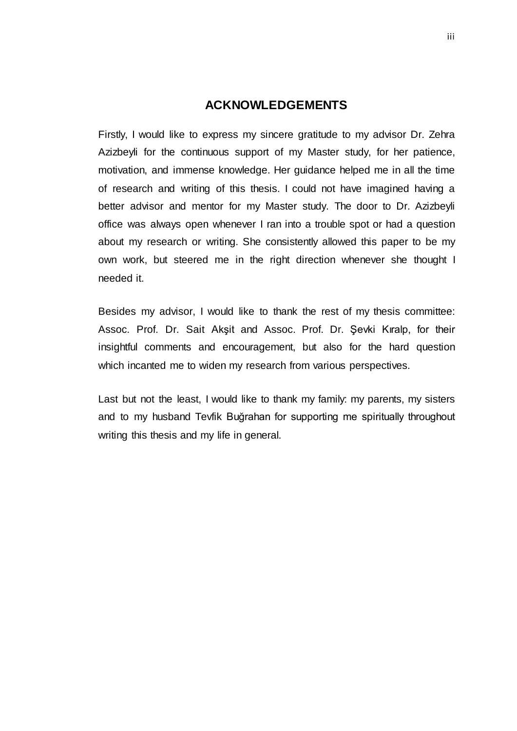## ACKNOWLEDGEMENTS

Firstly, I would like to express my sincere gratitude to my advisor Dr. Zehra Azizbeyli for the continuous support of my Master study, for her patience, motivation, and immense knowledge. Her guidance helped me in all the time of research and writing of this thesis. I could not have imagined having a better advisor and mentor for my Master study. The door to Dr. Azizbeyli office was always open whenever I ran into a trouble spot or had a question about my research or writing. She consistently allowed this paper to be my own work, but steered me in the right direction whenever she thought I needed it.

Besides my advisor, I would like to thank the rest of my thesis committee: Assoc. Prof. Dr. Sait Akşit and Assoc. Prof. Dr. Şevki Kıralp, for their insightful comments and encouragement, but also for the hard question which incanted me to widen my research from various perspectives.

Last but not the least, I would like to thank my family: my parents, my sisters and to my husband Tevfik Buğrahan for supporting me spiritually throughout writing this thesis and my life in general.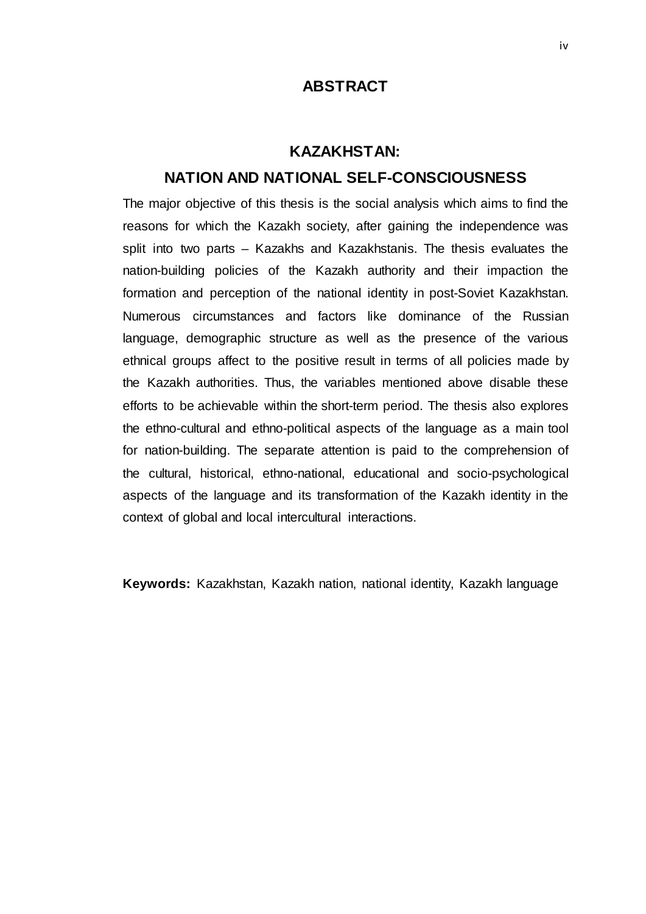# ABSTRACT

## KAZAKHSTAN:
## NATION AND NATIONAL SELF-CONSCIOUSNESS

The major objective of this thesis is the social analysis which aims to find the reasons for which the Kazakh society, after gaining the independence was split into two parts – Kazakhs and Kazakhstanis. The thesis evaluates the nation-building policies of the Kazakh authority and their impaction the formation and perception of the national identity in post-Soviet Kazakhstan. Numerous circumstances and factors like dominance of the Russian language, demographic structure as well as the presence of the various ethnical groups affect to the positive result in terms of all policies made by the Kazakh authorities. Thus, the variables mentioned above disable these efforts to be achievable within the short-term period. The thesis also explores the ethno-cultural and ethno-political aspects of the language as a main tool for nation-building. The separate attention is paid to the comprehension of the cultural, historical, ethno-national, educational and socio-psychological aspects of the language and its transformation of the Kazakh identity in the context of global and local intercultural interactions.

**Keywords:** Kazakhstan, Kazakh nation, national identity, Kazakh language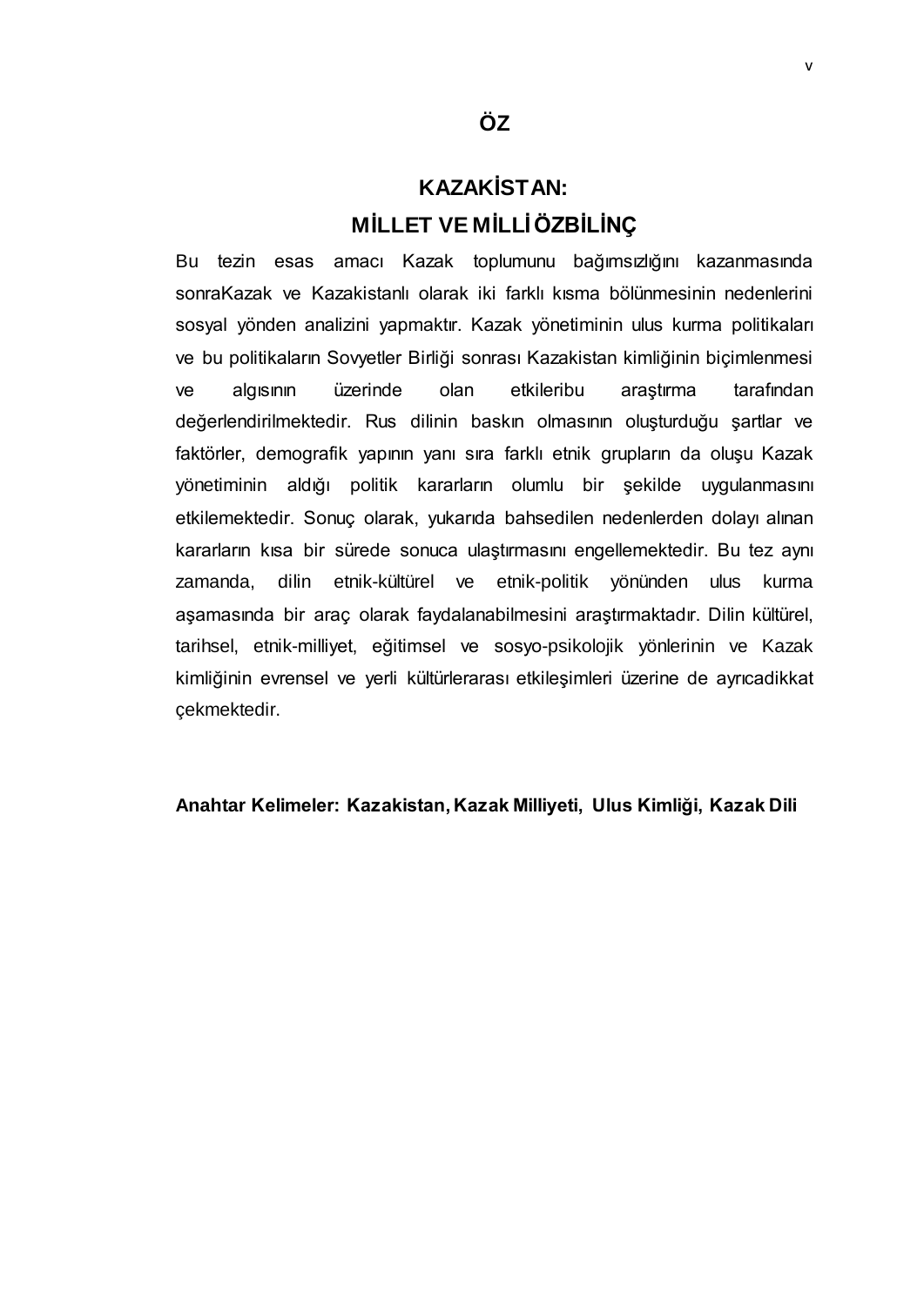# ÖZ

## KAZAKİSTAN:
## MİLLET VE MİLLİ ÖZBİLİNÇ

Bu tezin esas amacı Kazak toplumunu bağımsızlığını kazanmasında sonraKazak ve Kazakistanlı olarak iki farklı kısma bölünmesinin nedenlerini sosyal yönden analizini yapmaktır. Kazak yönetiminin ulus kurma politikaları ve bu politikaların Sovyetler Birliği sonrası Kazakistan kimliğinin biçimlenmesi ve algısının üzerinde olan etkileribu araştırma tarafından değerlendirilmektedir. Rus dilinin baskın olmasının oluşturduğu şartlar ve faktörler, demografik yapının yanı sıra farklı etnik grupların da oluşu Kazak yönetiminin aldığı politik kararların olumlu bir şekilde uygulanmasını etkilemektedir. Sonuç olarak, yukarıda bahsedilen nedenlerden dolayı alınan kararların kısa bir sürede sonuca ulaştırmasını engellemektedir. Bu tez aynı zamanda, dilin etnik-kültürel ve etnik-politik yönünden ulus kurma aşamasında bir araç olarak faydalanabilmesini araştırmaktadır. Dilin kültürel, tarihsel, etnik-milliyet, eğitimsel ve sosyo-psikolojik yönlerinin ve Kazak kimliğinin evrensel ve yerli kültürlerarası etkileşimleri üzerine de ayrıcadikkat çekmektedir.

**Anahtar Kelimeler: Kazakistan, Kazak Milliyeti, Ulus Kimliği, Kazak Dili**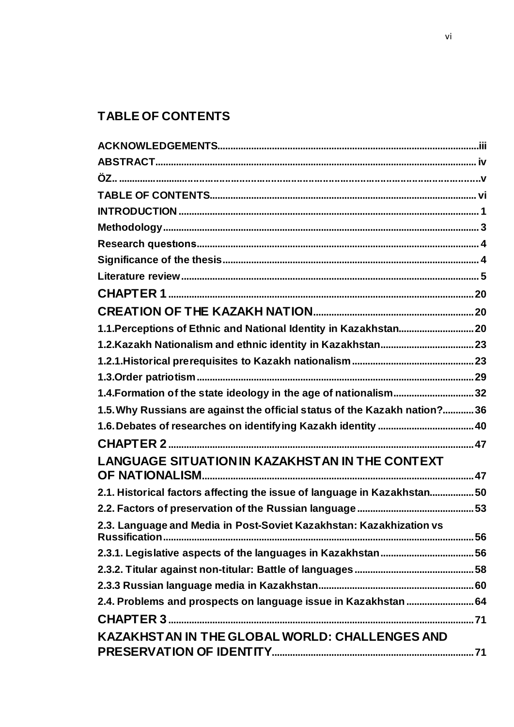## TABLE OF CONTENTS

**ACKNOWLEDGEMENTS**....................................................................................................iii
**ABSTRACT**.......................................................................................................... iv
**ÖZ**.. ..........................................................................................................................v
**TABLE OF CONTENTS**..................................................................................... vi
**INTRODUCTION** .................................................................................................. 1
**Methodology**........................................................................................................ 3
**Research questıons**........................................................................................... 4
**Significance of the thesis**................................................................................. 4
**Literature review**................................................................................................. 5
**CHAPTER 1** ......................................................................................................... 20
**CREATION OF THE KAZAKH NATION**.............................................................. 20
**1.1.Perceptions of Ethnic and National Identity in Kazakhstan**............................. 20
**1.2.Kazakh Nationalism and ethnic identity in Kazakhstan**.................................... 23
**1.2.1.Historical prerequisites to Kazakh nationalism**............................................... 23
**1.3.Order patriotism**.................................................................................................. 29
**1.4.Formation of the state ideology in the age of nationalism**............................... 32
**1.5.Why Russians are against the official status of the Kazakh nation?**............ 36
**1.6.Debates of researches on identifying Kazakh identity** ..................................... 40
**CHAPTER 2** ......................................................................................................... 47
**LANGUAGE SITUATION IN KAZAKHSTAN IN THE CONTEXT OF NATIONALISM**....................................................................................................... 47
**2.1. Historical factors affecting the issue of language in Kazakhstan**................. 50
**2.2. Factors of preservation of the Russian language**............................................ 53
**2.3. Language and Media in Post-Soviet Kazakhstan: Kazakhization vs Russification**....................................................................................................... 56
**2.3.1. Legislative aspects of the languages in Kazakhstan**.................................... 56
**2.3.2. Titular against non-titular: Battle of languages**............................................. 58
**2.3.3 Russian language media in Kazakhstan**......................................................... 60
**2.4. Problems and prospects on language issue in Kazakhstan** .......................... 64
**CHAPTER 3** ......................................................................................................... 71
**KAZAKHSTAN IN THE GLOBAL WORLD: CHALLENGES AND PRESERVATION OF IDENTITY**............................................................................. 71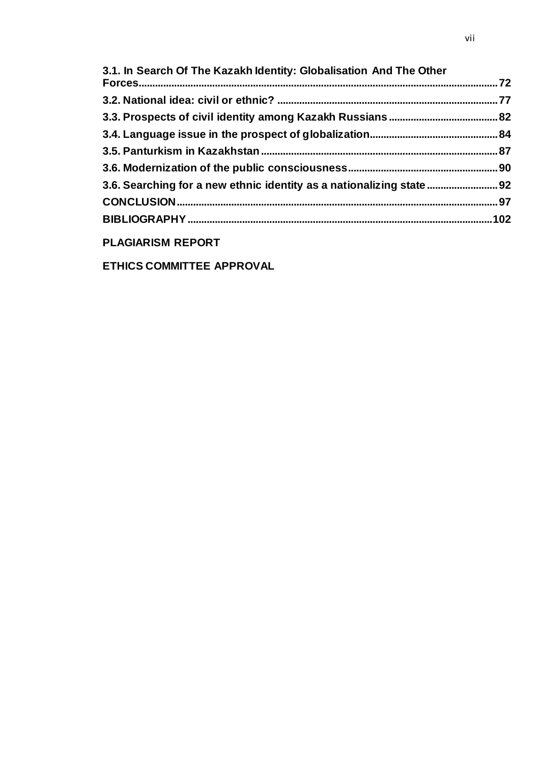**3.1. In Search Of The Kazakh Identity: Globalisation And The Other Forces** ....72

**3.2. National idea: civil or ethnic?** ....77

**3.3. Prospects of civil identity among Kazakh Russians** ....82

**3.4. Language issue in the prospect of globalization** ....84

**3.5. Panturkism in Kazakhstan** ....87

**3.6. Modernization of the public consciousness** ....90

**3.6. Searching for a new ethnic identity as a nationalizing state** ....92

**CONCLUSION** ....97

**BIBLIOGRAPHY** ....102

**PLAGIARISM REPORT**

**ETHICS COMMITTEE APPROVAL**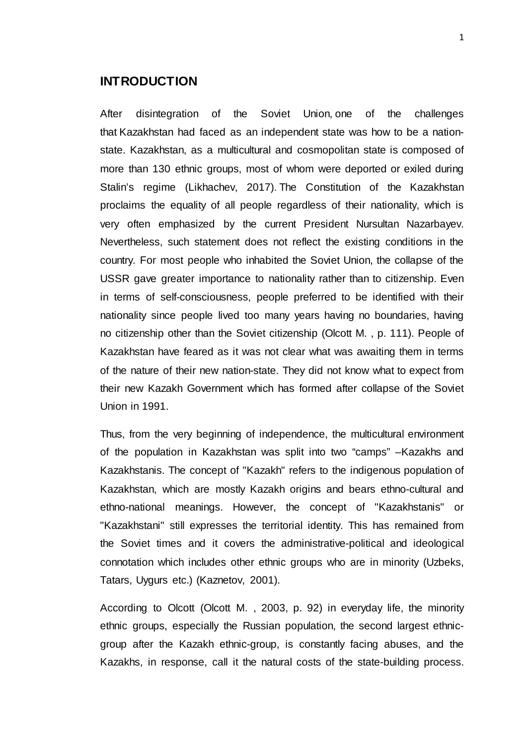## INTRODUCTION

After disintegration of the Soviet Union, one of the challenges that Kazakhstan had faced as an independent state was how to be a nation-state. Kazakhstan, as a multicultural and cosmopolitan state is composed of more than 130 ethnic groups, most of whom were deported or exiled during Stalin's regime (Likhachev, 2017). The Constitution of the Kazakhstan proclaims the equality of all people regardless of their nationality, which is very often emphasized by the current President Nursultan Nazarbayev. Nevertheless, such statement does not reflect the existing conditions in the country. For most people who inhabited the Soviet Union, the collapse of the USSR gave greater importance to nationality rather than to citizenship. Even in terms of self-consciousness, people preferred to be identified with their nationality since people lived too many years having no boundaries, having no citizenship other than the Soviet citizenship (Olcott M. , p. 111). People of Kazakhstan have feared as it was not clear what was awaiting them in terms of the nature of their new nation-state. They did not know what to expect from their new Kazakh Government which has formed after collapse of the Soviet Union in 1991.

Thus, from the very beginning of independence, the multicultural environment of the population in Kazakhstan was split into two "camps" –Kazakhs and Kazakhstanis. The concept of "Kazakh" refers to the indigenous population of Kazakhstan, which are mostly Kazakh origins and bears ethno-cultural and ethno-national meanings. However, the concept of "Kazakhstanis" or "Kazakhstani" still expresses the territorial identity. This has remained from the Soviet times and it covers the administrative-political and ideological connotation which includes other ethnic groups who are in minority (Uzbeks, Tatars, Uygurs etc.) (Kaznetov, 2001).

According to Olcott (Olcott M. , 2003, p. 92) in everyday life, the minority ethnic groups, especially the Russian population, the second largest ethnic-group after the Kazakh ethnic-group, is constantly facing abuses, and the Kazakhs, in response, call it the natural costs of the state-building process.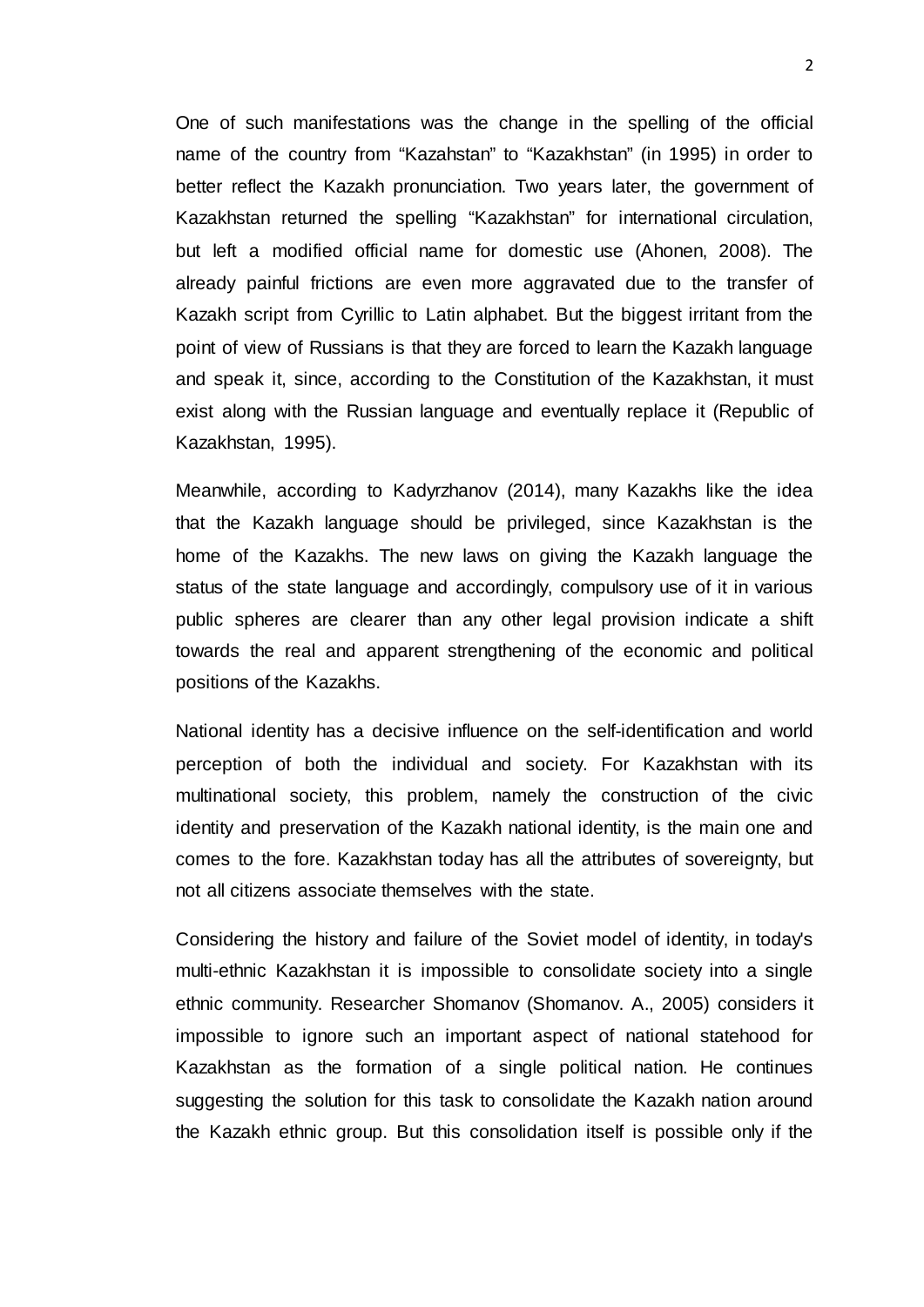One of such manifestations was the change in the spelling of the official name of the country from “Kazahstan” to “Kazakhstan” (in 1995) in order to better reflect the Kazakh pronunciation. Two years later, the government of Kazakhstan returned the spelling “Kazakhstan” for international circulation, but left a modified official name for domestic use (Ahonen, 2008). The already painful frictions are even more aggravated due to the transfer of Kazakh script from Cyrillic to Latin alphabet. But the biggest irritant from the point of view of Russians is that they are forced to learn the Kazakh language and speak it, since, according to the Constitution of the Kazakhstan, it must exist along with the Russian language and eventually replace it (Republic of Kazakhstan, 1995).

Meanwhile, according to Kadyrzhanov (2014), many Kazakhs like the idea that the Kazakh language should be privileged, since Kazakhstan is the home of the Kazakhs. The new laws on giving the Kazakh language the status of the state language and accordingly, compulsory use of it in various public spheres are clearer than any other legal provision indicate a shift towards the real and apparent strengthening of the economic and political positions of the Kazakhs.

National identity has a decisive influence on the self-identification and world perception of both the individual and society. For Kazakhstan with its multinational society, this problem, namely the construction of the civic identity and preservation of the Kazakh national identity, is the main one and comes to the fore. Kazakhstan today has all the attributes of sovereignty, but not all citizens associate themselves with the state.

Considering the history and failure of the Soviet model of identity, in today's multi-ethnic Kazakhstan it is impossible to consolidate society into a single ethnic community. Researcher Shomanov (Shomanov. A., 2005) considers it impossible to ignore such an important aspect of national statehood for Kazakhstan as the formation of a single political nation. He continues suggesting the solution for this task to consolidate the Kazakh nation around the Kazakh ethnic group. But this consolidation itself is possible only if the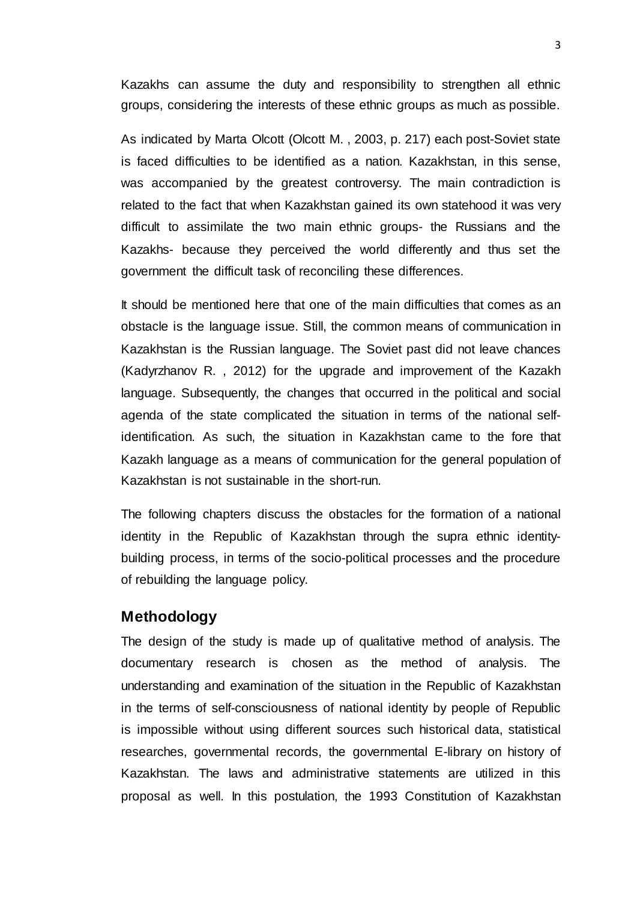Kazakhs can assume the duty and responsibility to strengthen all ethnic groups, considering the interests of these ethnic groups as much as possible.

As indicated by Marta Olcott (Olcott M. , 2003, p. 217) each post-Soviet state is faced difficulties to be identified as a nation. Kazakhstan, in this sense, was accompanied by the greatest controversy. The main contradiction is related to the fact that when Kazakhstan gained its own statehood it was very difficult to assimilate the two main ethnic groups- the Russians and the Kazakhs- because they perceived the world differently and thus set the government the difficult task of reconciling these differences.

It should be mentioned here that one of the main difficulties that comes as an obstacle is the language issue. Still, the common means of communication in Kazakhstan is the Russian language. The Soviet past did not leave chances (Kadyrzhanov R. , 2012) for the upgrade and improvement of the Kazakh language. Subsequently, the changes that occurred in the political and social agenda of the state complicated the situation in terms of the national self-identification. As such, the situation in Kazakhstan came to the fore that Kazakh language as a means of communication for the general population of Kazakhstan is not sustainable in the short-run.

The following chapters discuss the obstacles for the formation of a national identity in the Republic of Kazakhstan through the supra ethnic identity-building process, in terms of the socio-political processes and the procedure of rebuilding the language policy.

## Methodology

The design of the study is made up of qualitative method of analysis. The documentary research is chosen as the method of analysis. The understanding and examination of the situation in the Republic of Kazakhstan in the terms of self-consciousness of national identity by people of Republic is impossible without using different sources such historical data, statistical researches, governmental records, the governmental E-library on history of Kazakhstan. The laws and administrative statements are utilized in this proposal as well. In this postulation, the 1993 Constitution of Kazakhstan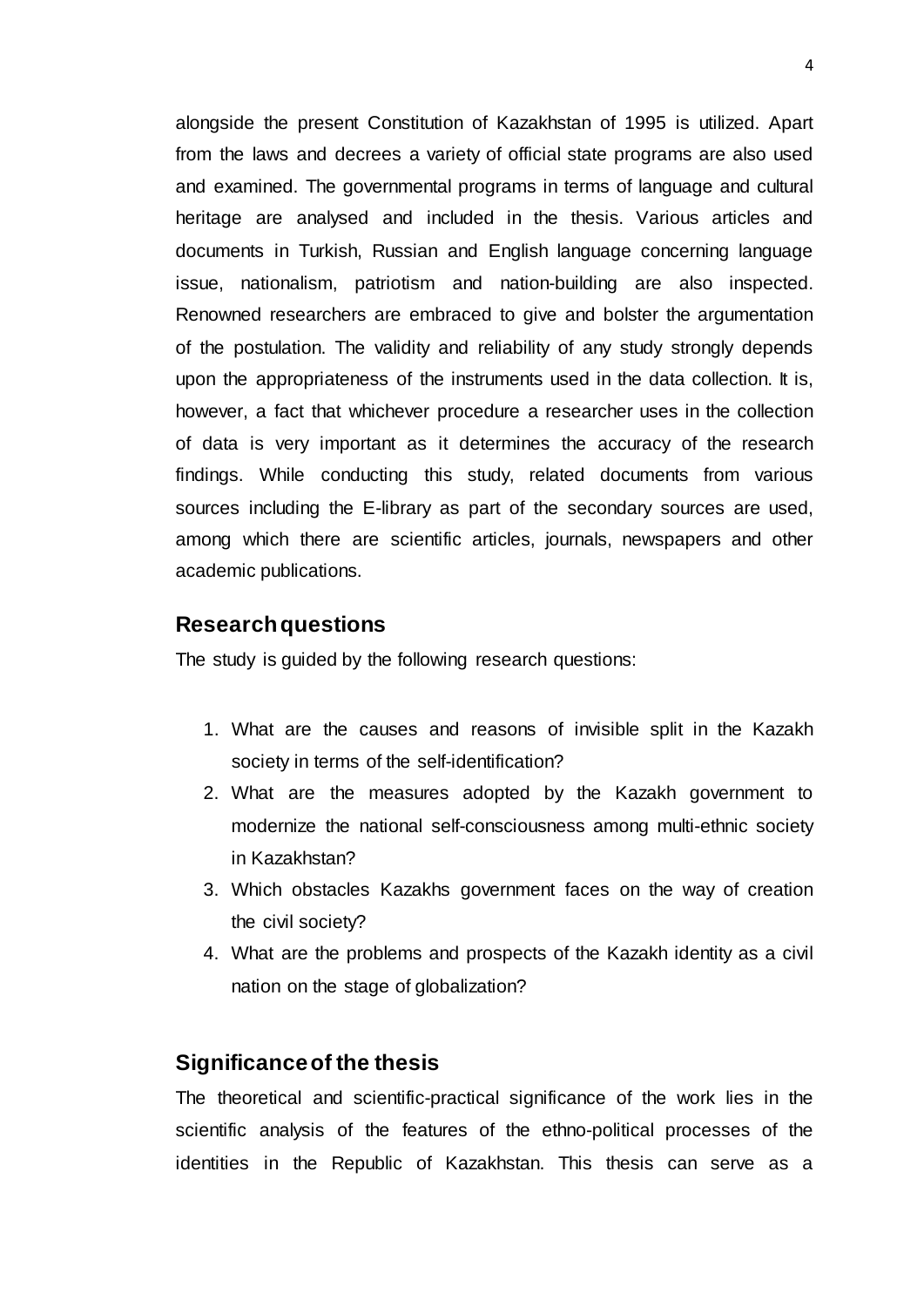alongside the present Constitution of Kazakhstan of 1995 is utilized. Apart from the laws and decrees a variety of official state programs are also used and examined. The governmental programs in terms of language and cultural heritage are analysed and included in the thesis. Various articles and documents in Turkish, Russian and English language concerning language issue, nationalism, patriotism and nation-building are also inspected. Renowned researchers are embraced to give and bolster the argumentation of the postulation. The validity and reliability of any study strongly depends upon the appropriateness of the instruments used in the data collection. It is, however, a fact that whichever procedure a researcher uses in the collection of data is very important as it determines the accuracy of the research findings. While conducting this study, related documents from various sources including the E-library as part of the secondary sources are used, among which there are scientific articles, journals, newspapers and other academic publications.

## Research questions

The study is guided by the following research questions:

1. What are the causes and reasons of invisible split in the Kazakh society in terms of the self-identification?
2. What are the measures adopted by the Kazakh government to modernize the national self-consciousness among multi-ethnic society in Kazakhstan?
3. Which obstacles Kazakhs government faces on the way of creation the civil society?
4. What are the problems and prospects of the Kazakh identity as a civil nation on the stage of globalization?

## Significance of the thesis

The theoretical and scientific-practical significance of the work lies in the scientific analysis of the features of the ethno-political processes of the identities in the Republic of Kazakhstan. This thesis can serve as a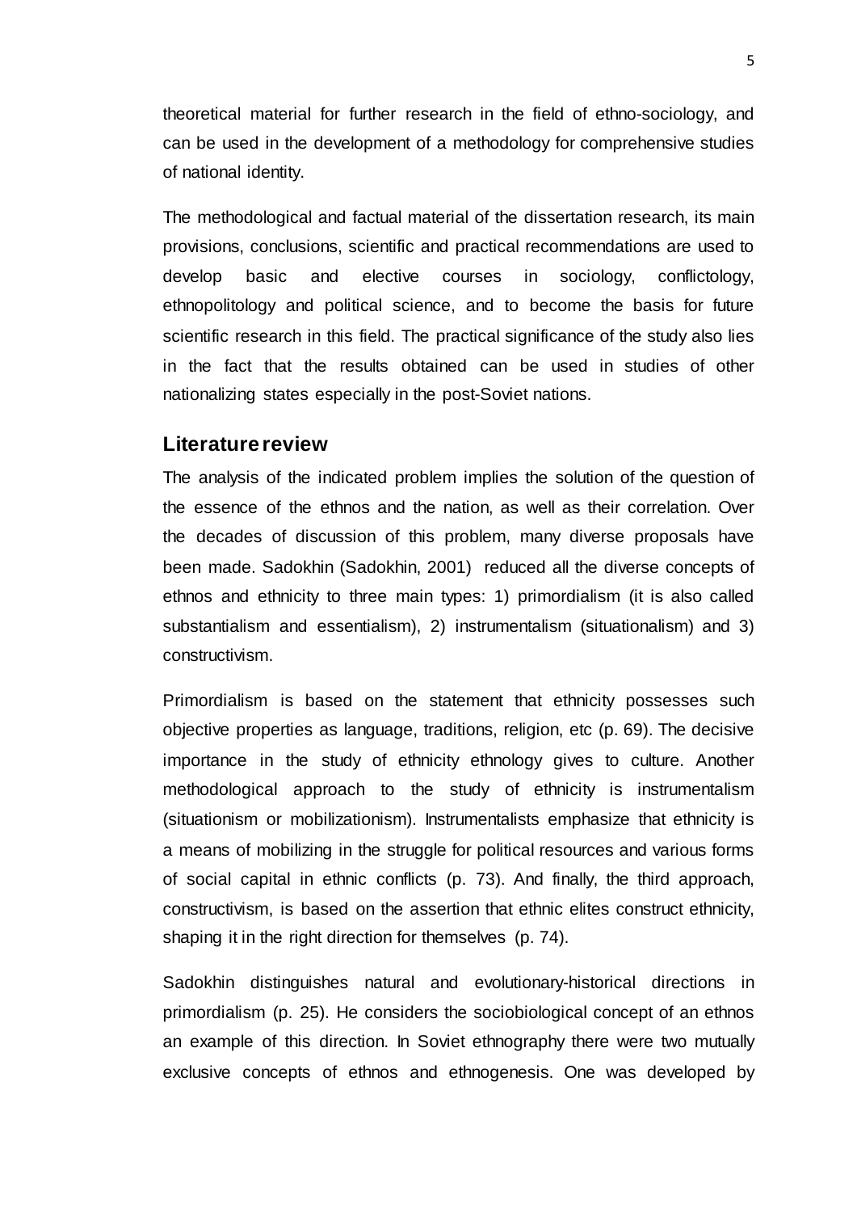theoretical material for further research in the field of ethno-sociology, and can be used in the development of a methodology for comprehensive studies of national identity.

The methodological and factual material of the dissertation research, its main provisions, conclusions, scientific and practical recommendations are used to develop basic and elective courses in sociology, conflictology, ethnopolitology and political science, and to become the basis for future scientific research in this field. The practical significance of the study also lies in the fact that the results obtained can be used in studies of other nationalizing states especially in the post-Soviet nations.

## Literature review

The analysis of the indicated problem implies the solution of the question of the essence of the ethnos and the nation, as well as their correlation. Over the decades of discussion of this problem, many diverse proposals have been made. Sadokhin (Sadokhin, 2001) reduced all the diverse concepts of ethnos and ethnicity to three main types: 1) primordialism (it is also called substantialism and essentialism), 2) instrumentalism (situationalism) and 3) constructivism.

Primordialism is based on the statement that ethnicity possesses such objective properties as language, traditions, religion, etc (p. 69). The decisive importance in the study of ethnicity ethnology gives to culture. Another methodological approach to the study of ethnicity is instrumentalism (situationism or mobilizationism). Instrumentalists emphasize that ethnicity is a means of mobilizing in the struggle for political resources and various forms of social capital in ethnic conflicts (p. 73). And finally, the third approach, constructivism, is based on the assertion that ethnic elites construct ethnicity, shaping it in the right direction for themselves (p. 74).

Sadokhin distinguishes natural and evolutionary-historical directions in primordialism (p. 25). He considers the sociobiological concept of an ethnos an example of this direction. In Soviet ethnography there were two mutually exclusive concepts of ethnos and ethnogenesis. One was developed by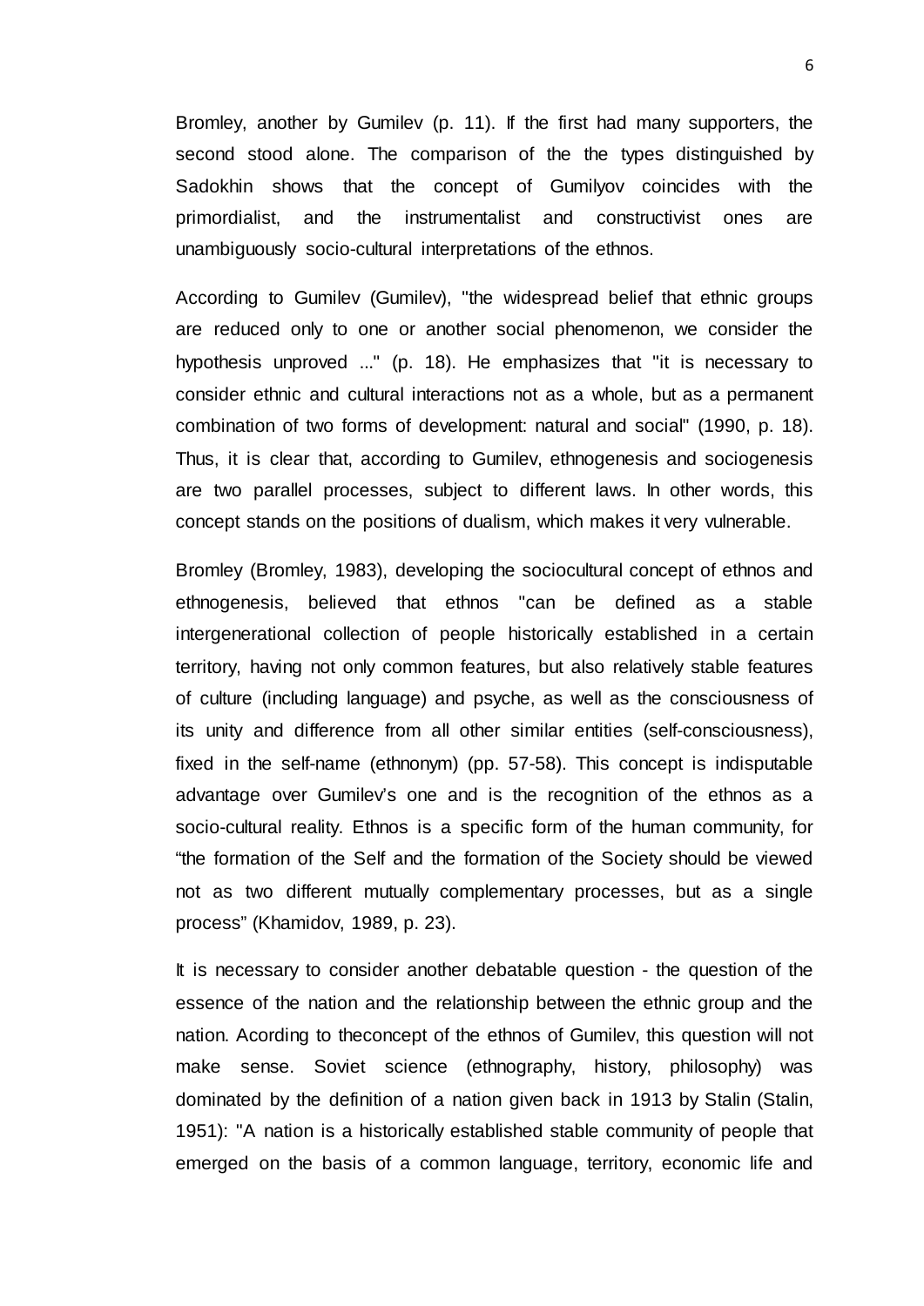Bromley, another by Gumilev (p. 11). If the first had many supporters, the second stood alone. The comparison of the the types distinguished by Sadokhin shows that the concept of Gumilyov coincides with the primordialist, and the instrumentalist and constructivist ones are unambiguously socio-cultural interpretations of the ethnos.

According to Gumilev (Gumilev), "the widespread belief that ethnic groups are reduced only to one or another social phenomenon, we consider the hypothesis unproved ..." (p. 18). He emphasizes that "it is necessary to consider ethnic and cultural interactions not as a whole, but as a permanent combination of two forms of development: natural and social" (1990, p. 18). Thus, it is clear that, according to Gumilev, ethnogenesis and sociogenesis are two parallel processes, subject to different laws. In other words, this concept stands on the positions of dualism, which makes it very vulnerable.

Bromley (Bromley, 1983), developing the sociocultural concept of ethnos and ethnogenesis, believed that ethnos "can be defined as a stable intergenerational collection of people historically established in a certain territory, having not only common features, but also relatively stable features of culture (including language) and psyche, as well as the consciousness of its unity and difference from all other similar entities (self-consciousness), fixed in the self-name (ethnonym) (pp. 57-58). This concept is indisputable advantage over Gumilev's one and is the recognition of the ethnos as a socio-cultural reality. Ethnos is a specific form of the human community, for "the formation of the Self and the formation of the Society should be viewed not as two different mutually complementary processes, but as a single process" (Khamidov, 1989, p. 23).

It is necessary to consider another debatable question - the question of the essence of the nation and the relationship between the ethnic group and the nation. According to theconcept of the ethnos of Gumilev, this question will not make sense. Soviet science (ethnography, history, philosophy) was dominated by the definition of a nation given back in 1913 by Stalin (Stalin, 1951): "A nation is a historically established stable community of people that emerged on the basis of a common language, territory, economic life and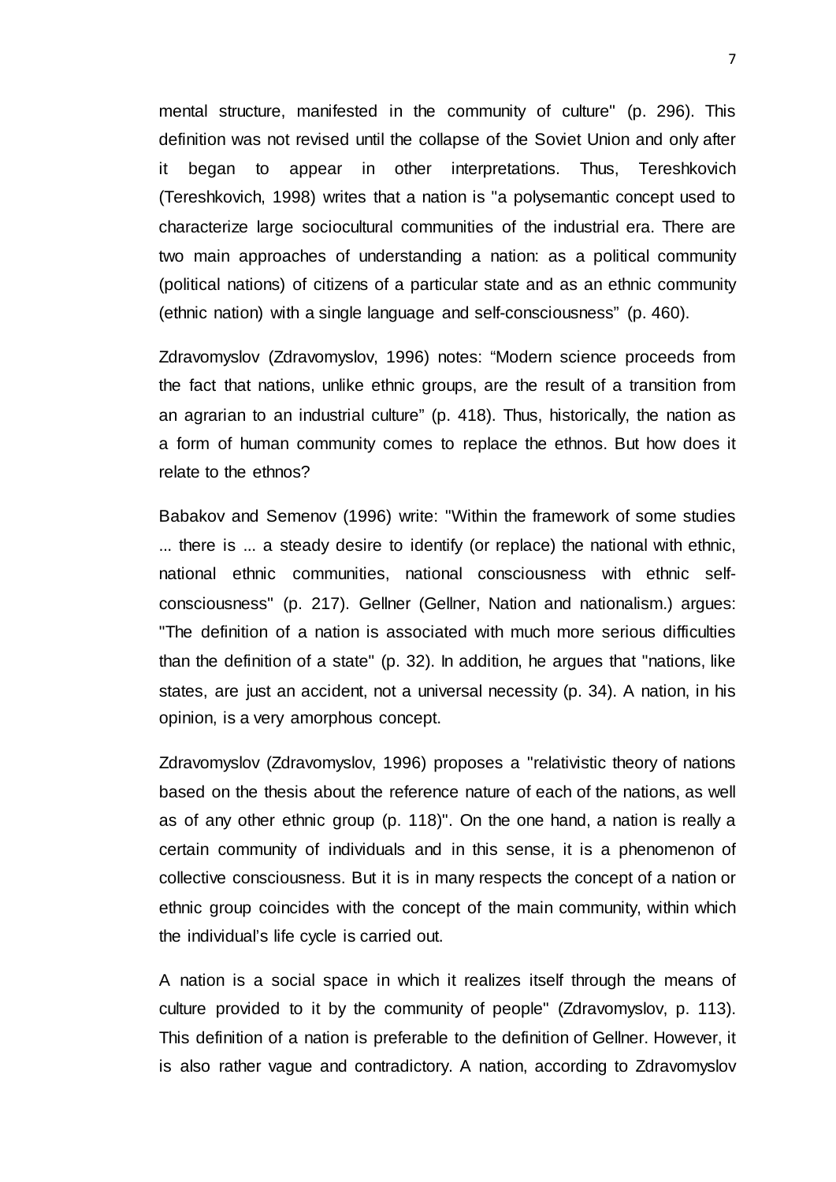mental structure, manifested in the community of culture" (p. 296). This definition was not revised until the collapse of the Soviet Union and only after it began to appear in other interpretations. Thus, Tereshkovich (Tereshkovich, 1998) writes that a nation is "a polysemantic concept used to characterize large sociocultural communities of the industrial era. There are two main approaches of understanding a nation: as a political community (political nations) of citizens of a particular state and as an ethnic community (ethnic nation) with a single language and self-consciousness" (p. 460).

Zdravomyslov (Zdravomyslov, 1996) notes: "Modern science proceeds from the fact that nations, unlike ethnic groups, are the result of a transition from an agrarian to an industrial culture" (p. 418). Thus, historically, the nation as a form of human community comes to replace the ethnos. But how does it relate to the ethnos?

Babakov and Semenov (1996) write: "Within the framework of some studies ... there is ... a steady desire to identify (or replace) the national with ethnic, national ethnic communities, national consciousness with ethnic self-consciousness" (p. 217). Gellner (Gellner, Nation and nationalism.) argues: "The definition of a nation is associated with much more serious difficulties than the definition of a state" (p. 32). In addition, he argues that "nations, like states, are just an accident, not a universal necessity (p. 34). A nation, in his opinion, is a very amorphous concept.

Zdravomyslov (Zdravomyslov, 1996) proposes a "relativistic theory of nations based on the thesis about the reference nature of each of the nations, as well as of any other ethnic group (p. 118)". On the one hand, a nation is really a certain community of individuals and in this sense, it is a phenomenon of collective consciousness. But it is in many respects the concept of a nation or ethnic group coincides with the concept of the main community, within which the individual's life cycle is carried out.

A nation is a social space in which it realizes itself through the means of culture provided to it by the community of people" (Zdravomyslov, p. 113). This definition of a nation is preferable to the definition of Gellner. However, it is also rather vague and contradictory. A nation, according to Zdravomyslov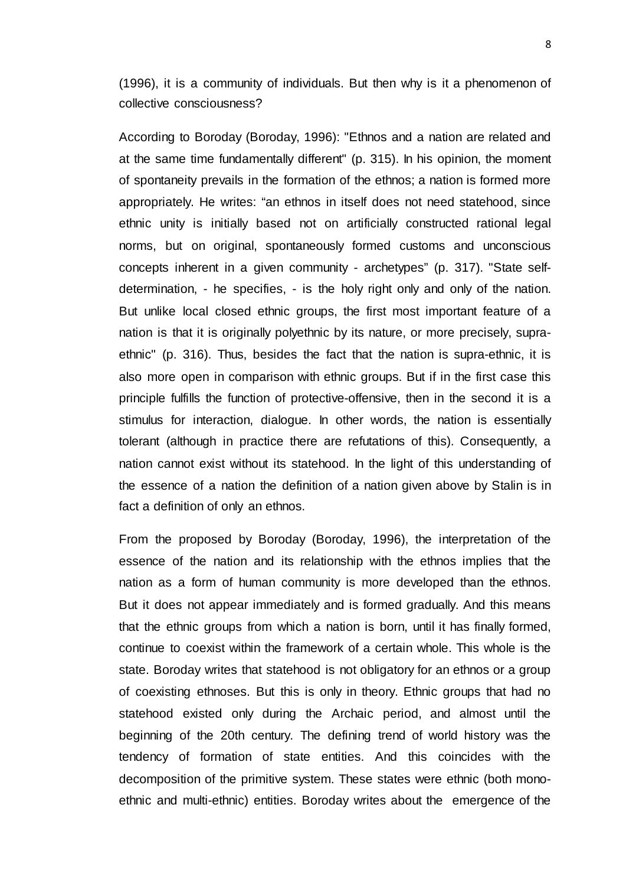(1996), it is a community of individuals. But then why is it a phenomenon of collective consciousness?

According to Boroday (Boroday, 1996): "Ethnos and a nation are related and at the same time fundamentally different" (p. 315). In his opinion, the moment of spontaneity prevails in the formation of the ethnos; a nation is formed more appropriately. He writes: "an ethnos in itself does not need statehood, since ethnic unity is initially based not on artificially constructed rational legal norms, but on original, spontaneously formed customs and unconscious concepts inherent in a given community - archetypes" (p. 317). "State self-determination, - he specifies, - is the holy right only and only of the nation. But unlike local closed ethnic groups, the first most important feature of a nation is that it is originally polyethnic by its nature, or more precisely, supra-ethnic" (p. 316). Thus, besides the fact that the nation is supra-ethnic, it is also more open in comparison with ethnic groups. But if in the first case this principle fulfills the function of protective-offensive, then in the second it is a stimulus for interaction, dialogue. In other words, the nation is essentially tolerant (although in practice there are refutations of this). Consequently, a nation cannot exist without its statehood. In the light of this understanding of the essence of a nation the definition of a nation given above by Stalin is in fact a definition of only an ethnos.

From the proposed by Boroday (Boroday, 1996), the interpretation of the essence of the nation and its relationship with the ethnos implies that the nation as a form of human community is more developed than the ethnos. But it does not appear immediately and is formed gradually. And this means that the ethnic groups from which a nation is born, until it has finally formed, continue to coexist within the framework of a certain whole. This whole is the state. Boroday writes that statehood is not obligatory for an ethnos or a group of coexisting ethnoses. But this is only in theory. Ethnic groups that had no statehood existed only during the Archaic period, and almost until the beginning of the 20th century. The defining trend of world history was the tendency of formation of state entities. And this coincides with the decomposition of the primitive system. These states were ethnic (both mono-ethnic and multi-ethnic) entities. Boroday writes about the emergence of the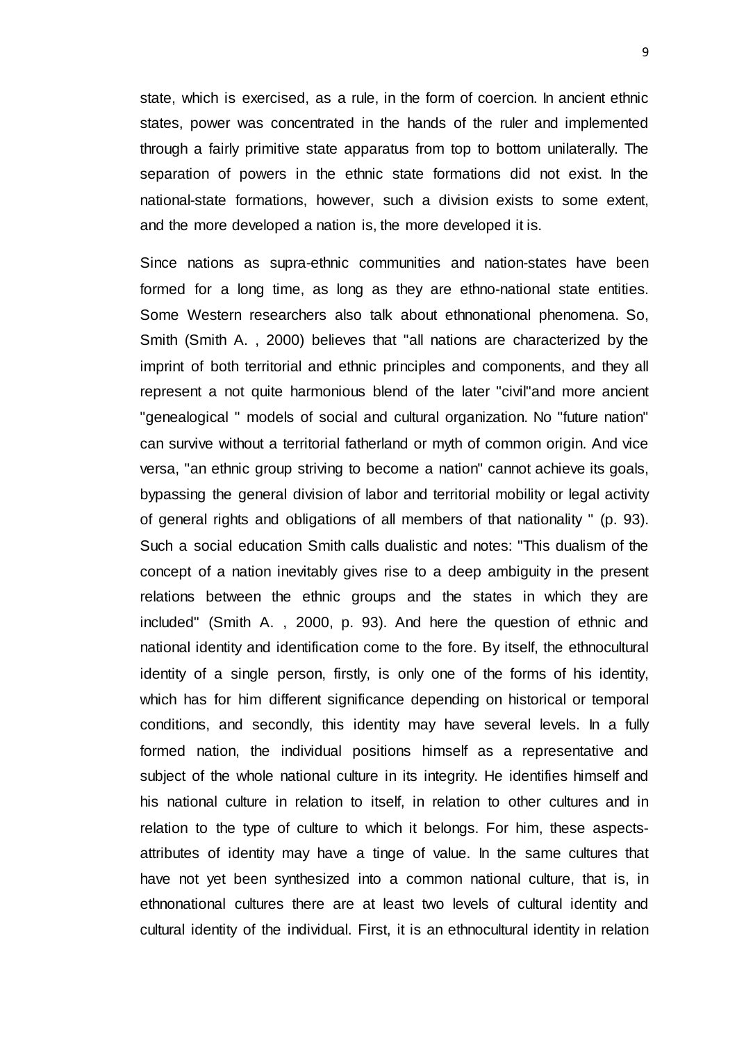state, which is exercised, as a rule, in the form of coercion. In ancient ethnic states, power was concentrated in the hands of the ruler and implemented through a fairly primitive state apparatus from top to bottom unilaterally. The separation of powers in the ethnic state formations did not exist. In the national-state formations, however, such a division exists to some extent, and the more developed a nation is, the more developed it is.

Since nations as supra-ethnic communities and nation-states have been formed for a long time, as long as they are ethno-national state entities. Some Western researchers also talk about ethnonational phenomena. So, Smith (Smith A. , 2000) believes that "all nations are characterized by the imprint of both territorial and ethnic principles and components, and they all represent a not quite harmonious blend of the later "civil"and more ancient "genealogical " models of social and cultural organization. No "future nation" can survive without a territorial fatherland or myth of common origin. And vice versa, "an ethnic group striving to become a nation" cannot achieve its goals, bypassing the general division of labor and territorial mobility or legal activity of general rights and obligations of all members of that nationality " (p. 93). Such a social education Smith calls dualistic and notes: "This dualism of the concept of a nation inevitably gives rise to a deep ambiguity in the present relations between the ethnic groups and the states in which they are included" (Smith A. , 2000, p. 93). And here the question of ethnic and national identity and identification come to the fore. By itself, the ethnocultural identity of a single person, firstly, is only one of the forms of his identity, which has for him different significance depending on historical or temporal conditions, and secondly, this identity may have several levels. In a fully formed nation, the individual positions himself as a representative and subject of the whole national culture in its integrity. He identifies himself and his national culture in relation to itself, in relation to other cultures and in relation to the type of culture to which it belongs. For him, these aspects-attributes of identity may have a tinge of value. In the same cultures that have not yet been synthesized into a common national culture, that is, in ethnonational cultures there are at least two levels of cultural identity and cultural identity of the individual. First, it is an ethnocultural identity in relation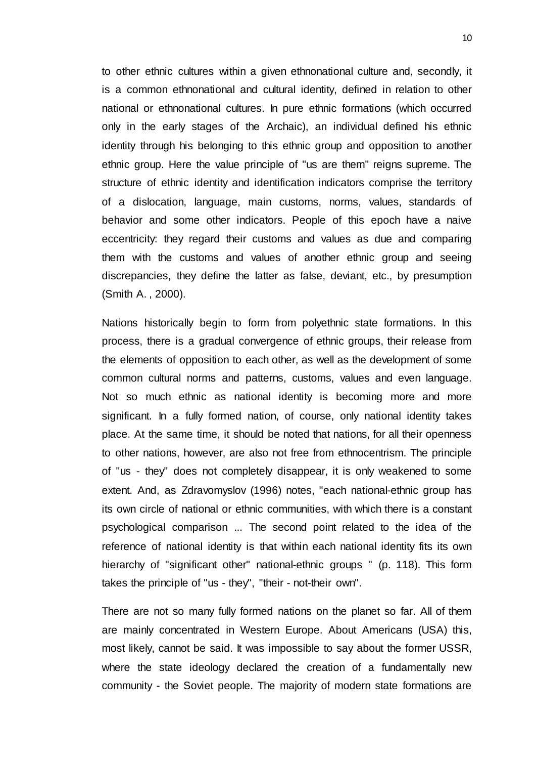to other ethnic cultures within a given ethnonational culture and, secondly, it is a common ethnonational and cultural identity, defined in relation to other national or ethnonational cultures. In pure ethnic formations (which occurred only in the early stages of the Archaic), an individual defined his ethnic identity through his belonging to this ethnic group and opposition to another ethnic group. Here the value principle of "us are them" reigns supreme. The structure of ethnic identity and identification indicators comprise the territory of a dislocation, language, main customs, norms, values, standards of behavior and some other indicators. People of this epoch have a naive eccentricity: they regard their customs and values as due and comparing them with the customs and values of another ethnic group and seeing discrepancies, they define the latter as false, deviant, etc., by presumption (Smith A. , 2000).

Nations historically begin to form from polyethnic state formations. In this process, there is a gradual convergence of ethnic groups, their release from the elements of opposition to each other, as well as the development of some common cultural norms and patterns, customs, values and even language. Not so much ethnic as national identity is becoming more and more significant. In a fully formed nation, of course, only national identity takes place. At the same time, it should be noted that nations, for all their openness to other nations, however, are also not free from ethnocentrism. The principle of "us - they" does not completely disappear, it is only weakened to some extent. And, as Zdravomyslov (1996) notes, "each national-ethnic group has its own circle of national or ethnic communities, with which there is a constant psychological comparison ... The second point related to the idea of the reference of national identity is that within each national identity fits its own hierarchy of "significant other" national-ethnic groups " (p. 118). This form takes the principle of "us - they", "their - not-their own".

There are not so many fully formed nations on the planet so far. All of them are mainly concentrated in Western Europe. About Americans (USA) this, most likely, cannot be said. It was impossible to say about the former USSR, where the state ideology declared the creation of a fundamentally new community - the Soviet people. The majority of modern state formations are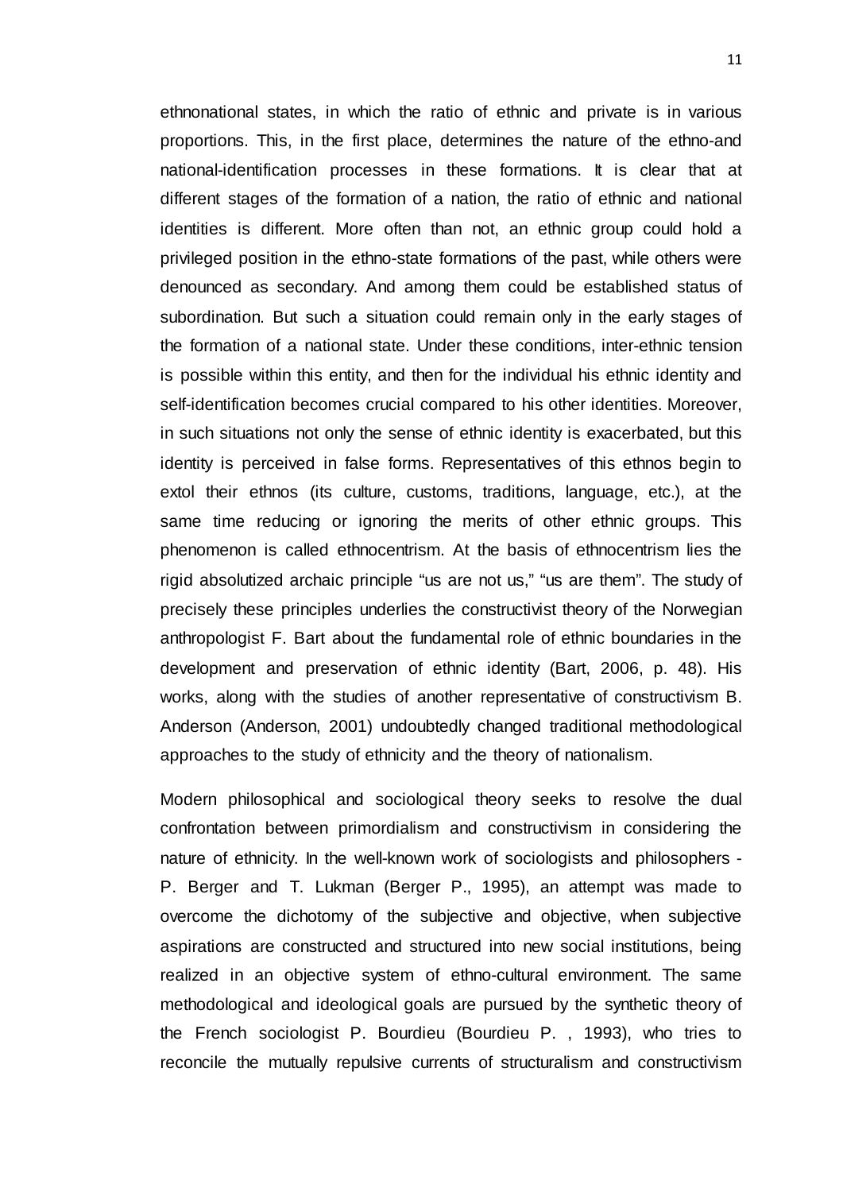ethnonational states, in which the ratio of ethnic and private is in various proportions. This, in the first place, determines the nature of the ethno-and national-identification processes in these formations. It is clear that at different stages of the formation of a nation, the ratio of ethnic and national identities is different. More often than not, an ethnic group could hold a privileged position in the ethno-state formations of the past, while others were denounced as secondary. And among them could be established status of subordination. But such a situation could remain only in the early stages of the formation of a national state. Under these conditions, inter-ethnic tension is possible within this entity, and then for the individual his ethnic identity and self-identification becomes crucial compared to his other identities. Moreover, in such situations not only the sense of ethnic identity is exacerbated, but this identity is perceived in false forms. Representatives of this ethnos begin to extol their ethnos (its culture, customs, traditions, language, etc.), at the same time reducing or ignoring the merits of other ethnic groups. This phenomenon is called ethnocentrism. At the basis of ethnocentrism lies the rigid absolutized archaic principle "us are not us," "us are them". The study of precisely these principles underlies the constructivist theory of the Norwegian anthropologist F. Bart about the fundamental role of ethnic boundaries in the development and preservation of ethnic identity (Bart, 2006, p. 48). His works, along with the studies of another representative of constructivism B. Anderson (Anderson, 2001) undoubtedly changed traditional methodological approaches to the study of ethnicity and the theory of nationalism.

Modern philosophical and sociological theory seeks to resolve the dual confrontation between primordialism and constructivism in considering the nature of ethnicity. In the well-known work of sociologists and philosophers - P. Berger and T. Lukman (Berger P., 1995), an attempt was made to overcome the dichotomy of the subjective and objective, when subjective aspirations are constructed and structured into new social institutions, being realized in an objective system of ethno-cultural environment. The same methodological and ideological goals are pursued by the synthetic theory of the French sociologist P. Bourdieu (Bourdieu P. , 1993), who tries to reconcile the mutually repulsive currents of structuralism and constructivism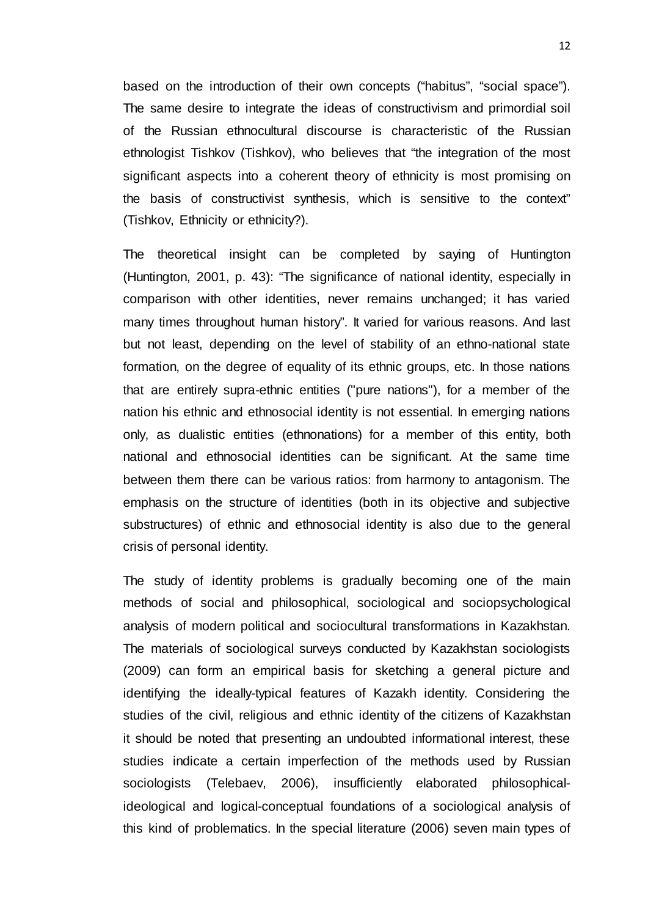based on the introduction of their own concepts (“habitus”, “social space”). The same desire to integrate the ideas of constructivism and primordial soil of the Russian ethnocultural discourse is characteristic of the Russian ethnologist Tishkov (Tishkov), who believes that “the integration of the most significant aspects into a coherent theory of ethnicity is most promising on the basis of constructivist synthesis, which is sensitive to the context” (Tishkov, Ethnicity or ethnicity?).

The theoretical insight can be completed by saying of Huntington (Huntington, 2001, p. 43): “The significance of national identity, especially in comparison with other identities, never remains unchanged; it has varied many times throughout human history”. It varied for various reasons. And last but not least, depending on the level of stability of an ethno-national state formation, on the degree of equality of its ethnic groups, etc. In those nations that are entirely supra-ethnic entities ("pure nations"), for a member of the nation his ethnic and ethnosocial identity is not essential. In emerging nations only, as dualistic entities (ethnonations) for a member of this entity, both national and ethnosocial identities can be significant. At the same time between them there can be various ratios: from harmony to antagonism. The emphasis on the structure of identities (both in its objective and subjective substructures) of ethnic and ethnosocial identity is also due to the general crisis of personal identity.

The study of identity problems is gradually becoming one of the main methods of social and philosophical, sociological and sociopsychological analysis of modern political and sociocultural transformations in Kazakhstan. The materials of sociological surveys conducted by Kazakhstan sociologists (2009) can form an empirical basis for sketching a general picture and identifying the ideally-typical features of Kazakh identity. Considering the studies of the civil, religious and ethnic identity of the citizens of Kazakhstan it should be noted that presenting an undoubted informational interest, these studies indicate a certain imperfection of the methods used by Russian sociologists (Telebaev, 2006), insufficiently elaborated philosophical-ideological and logical-conceptual foundations of a sociological analysis of this kind of problematics. In the special literature (2006) seven main types of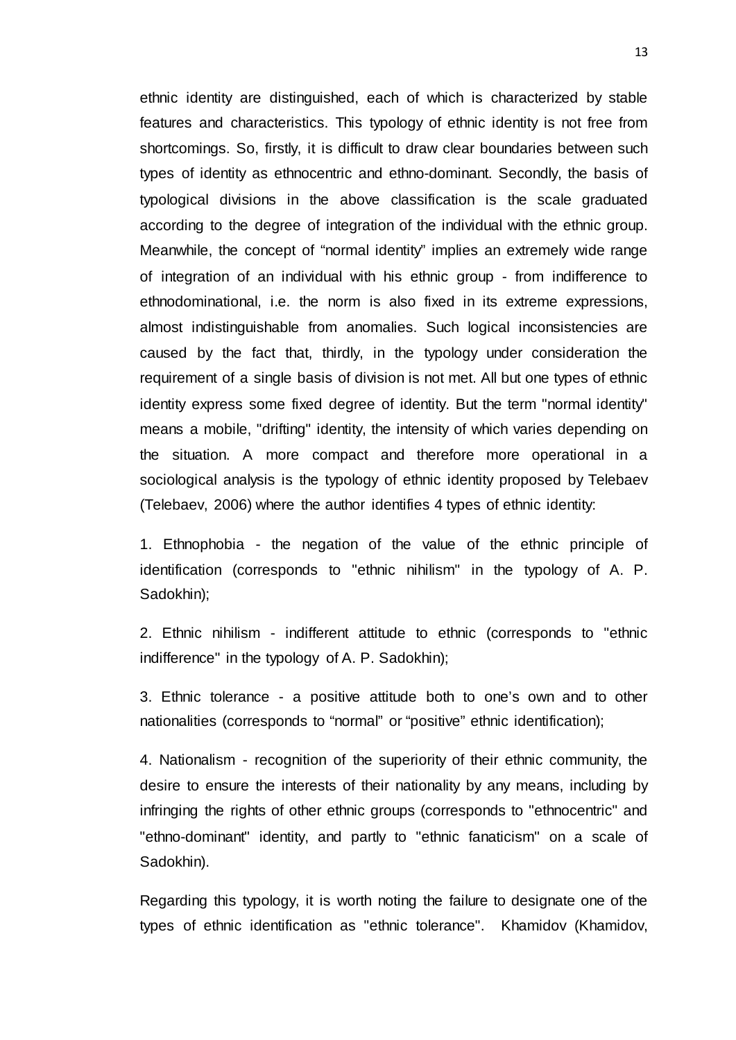ethnic identity are distinguished, each of which is characterized by stable features and characteristics. This typology of ethnic identity is not free from shortcomings. So, firstly, it is difficult to draw clear boundaries between such types of identity as ethnocentric and ethno-dominant. Secondly, the basis of typological divisions in the above classification is the scale graduated according to the degree of integration of the individual with the ethnic group. Meanwhile, the concept of “normal identity” implies an extremely wide range of integration of an individual with his ethnic group - from indifference to ethnodominational, i.e. the norm is also fixed in its extreme expressions, almost indistinguishable from anomalies. Such logical inconsistencies are caused by the fact that, thirdly, in the typology under consideration the requirement of a single basis of division is not met. All but one types of ethnic identity express some fixed degree of identity. But the term "normal identity" means a mobile, "drifting" identity, the intensity of which varies depending on the situation. A more compact and therefore more operational in a sociological analysis is the typology of ethnic identity proposed by Telebaev (Telebaev, 2006) where the author identifies 4 types of ethnic identity:

1. Ethnophobia - the negation of the value of the ethnic principle of identification (corresponds to "ethnic nihilism" in the typology of A. P. Sadokhin);

2. Ethnic nihilism - indifferent attitude to ethnic (corresponds to "ethnic indifference" in the typology of A. P. Sadokhin);

3. Ethnic tolerance - a positive attitude both to one’s own and to other nationalities (corresponds to “normal” or “positive” ethnic identification);

4. Nationalism - recognition of the superiority of their ethnic community, the desire to ensure the interests of their nationality by any means, including by infringing the rights of other ethnic groups (corresponds to "ethnocentric" and "ethno-dominant" identity, and partly to "ethnic fanaticism" on a scale of Sadokhin).

Regarding this typology, it is worth noting the failure to designate one of the types of ethnic identification as "ethnic tolerance". Khamidov (Khamidov,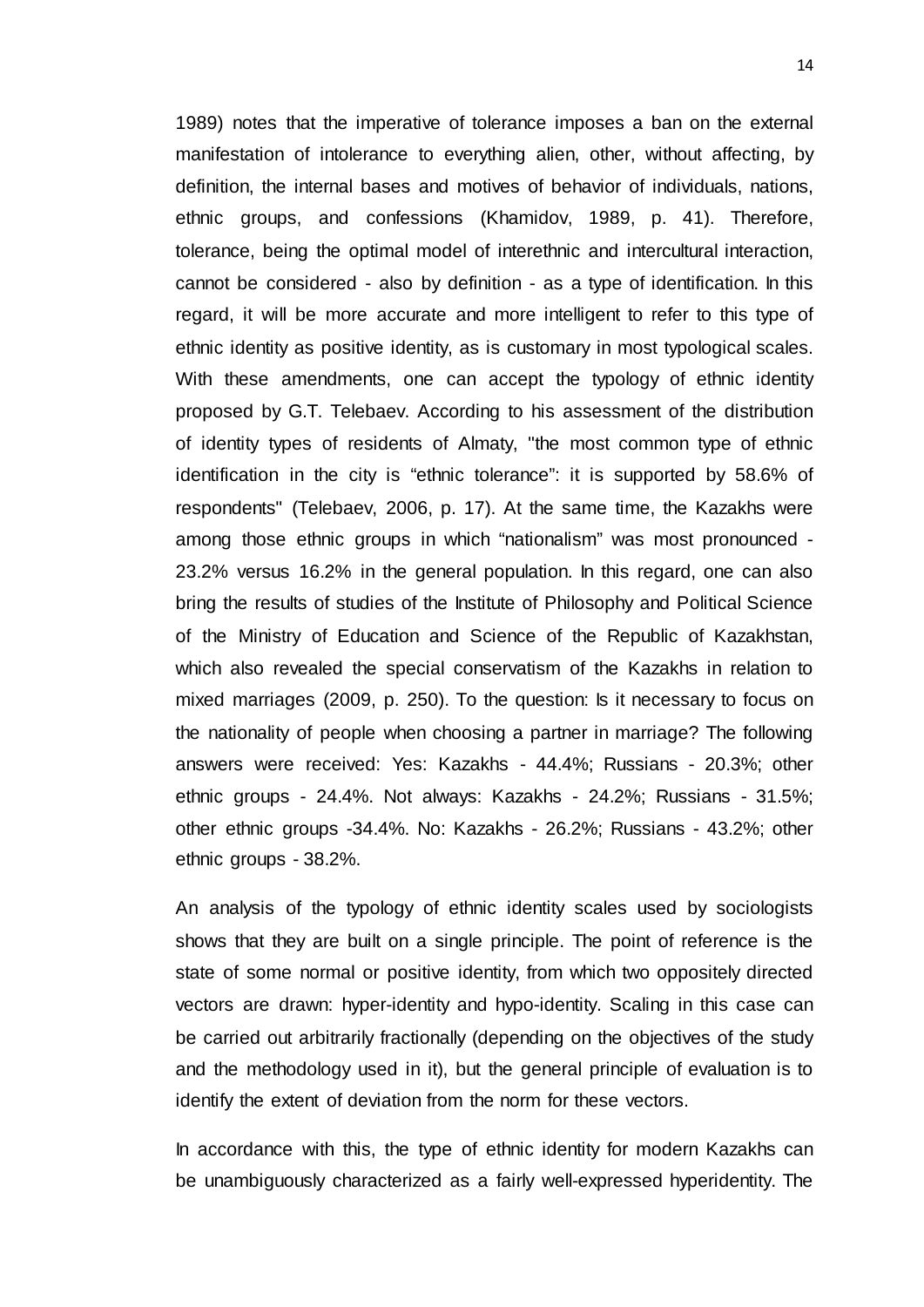1989) notes that the imperative of tolerance imposes a ban on the external manifestation of intolerance to everything alien, other, without affecting, by definition, the internal bases and motives of behavior of individuals, nations, ethnic groups, and confessions (Khamidov, 1989, p. 41). Therefore, tolerance, being the optimal model of interethnic and intercultural interaction, cannot be considered - also by definition - as a type of identification. In this regard, it will be more accurate and more intelligent to refer to this type of ethnic identity as positive identity, as is customary in most typological scales. With these amendments, one can accept the typology of ethnic identity proposed by G.T. Telebaev. According to his assessment of the distribution of identity types of residents of Almaty, "the most common type of ethnic identification in the city is “ethnic tolerance”: it is supported by 58.6% of respondents" (Telebaev, 2006, p. 17). At the same time, the Kazakhs were among those ethnic groups in which “nationalism” was most pronounced - 23.2% versus 16.2% in the general population. In this regard, one can also bring the results of studies of the Institute of Philosophy and Political Science of the Ministry of Education and Science of the Republic of Kazakhstan, which also revealed the special conservatism of the Kazakhs in relation to mixed marriages (2009, p. 250). To the question: Is it necessary to focus on the nationality of people when choosing a partner in marriage? The following answers were received: Yes: Kazakhs - 44.4%; Russians - 20.3%; other ethnic groups - 24.4%. Not always: Kazakhs - 24.2%; Russians - 31.5%; other ethnic groups -34.4%. No: Kazakhs - 26.2%; Russians - 43.2%; other ethnic groups - 38.2%.

An analysis of the typology of ethnic identity scales used by sociologists shows that they are built on a single principle. The point of reference is the state of some normal or positive identity, from which two oppositely directed vectors are drawn: hyper-identity and hypo-identity. Scaling in this case can be carried out arbitrarily fractionally (depending on the objectives of the study and the methodology used in it), but the general principle of evaluation is to identify the extent of deviation from the norm for these vectors.

In accordance with this, the type of ethnic identity for modern Kazakhs can be unambiguously characterized as a fairly well-expressed hyperidentity. The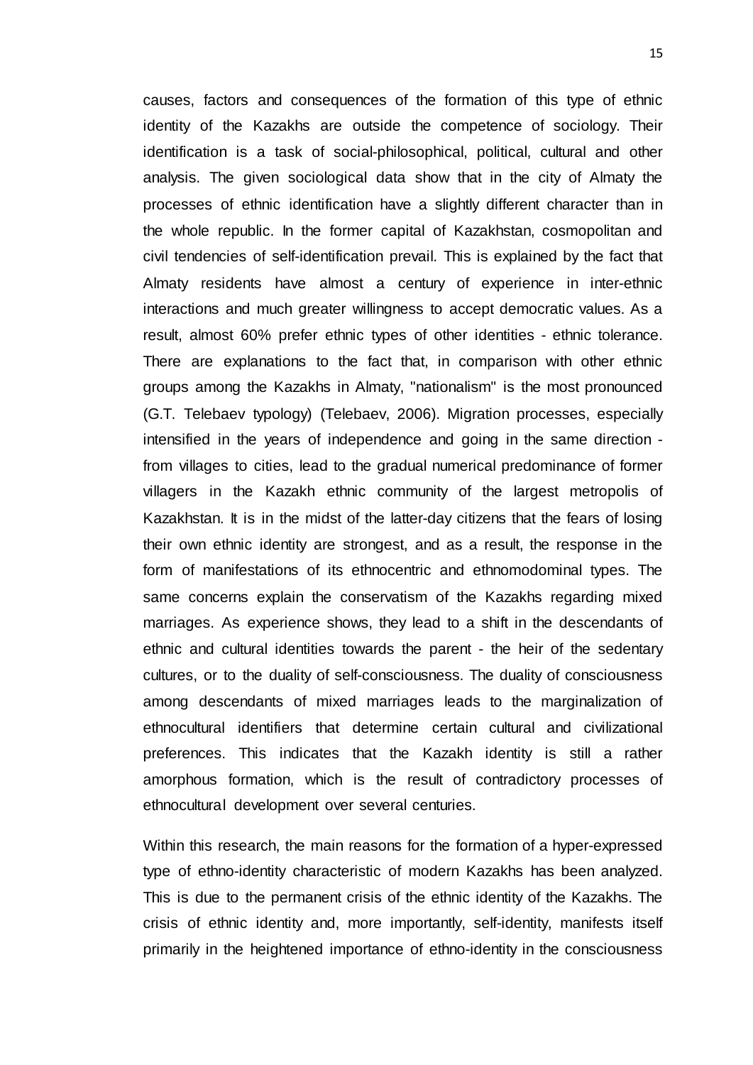causes, factors and consequences of the formation of this type of ethnic identity of the Kazakhs are outside the competence of sociology. Their identification is a task of social-philosophical, political, cultural and other analysis. The given sociological data show that in the city of Almaty the processes of ethnic identification have a slightly different character than in the whole republic. In the former capital of Kazakhstan, cosmopolitan and civil tendencies of self-identification prevail. This is explained by the fact that Almaty residents have almost a century of experience in inter-ethnic interactions and much greater willingness to accept democratic values. As a result, almost 60% prefer ethnic types of other identities - ethnic tolerance. There are explanations to the fact that, in comparison with other ethnic groups among the Kazakhs in Almaty, "nationalism" is the most pronounced (G.T. Telebaev typology) (Telebaev, 2006). Migration processes, especially intensified in the years of independence and going in the same direction - from villages to cities, lead to the gradual numerical predominance of former villagers in the Kazakh ethnic community of the largest metropolis of Kazakhstan. It is in the midst of the latter-day citizens that the fears of losing their own ethnic identity are strongest, and as a result, the response in the form of manifestations of its ethnocentric and ethnomodominal types. The same concerns explain the conservatism of the Kazakhs regarding mixed marriages. As experience shows, they lead to a shift in the descendants of ethnic and cultural identities towards the parent - the heir of the sedentary cultures, or to the duality of self-consciousness. The duality of consciousness among descendants of mixed marriages leads to the marginalization of ethnocultural identifiers that determine certain cultural and civilizational preferences. This indicates that the Kazakh identity is still a rather amorphous formation, which is the result of contradictory processes of ethnocultural development over several centuries.

Within this research, the main reasons for the formation of a hyper-expressed type of ethno-identity characteristic of modern Kazakhs has been analyzed. This is due to the permanent crisis of the ethnic identity of the Kazakhs. The crisis of ethnic identity and, more importantly, self-identity, manifests itself primarily in the heightened importance of ethno-identity in the consciousness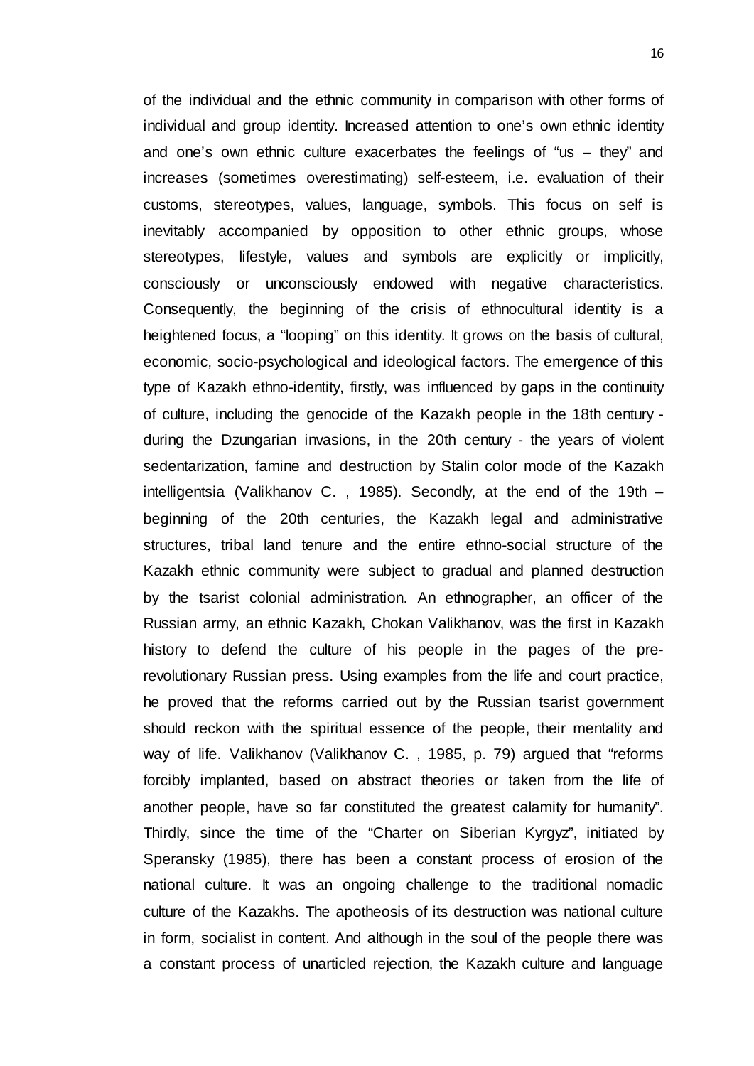of the individual and the ethnic community in comparison with other forms of individual and group identity. Increased attention to one's own ethnic identity and one's own ethnic culture exacerbates the feelings of "us – they" and increases (sometimes overestimating) self-esteem, i.e. evaluation of their customs, stereotypes, values, language, symbols. This focus on self is inevitably accompanied by opposition to other ethnic groups, whose stereotypes, lifestyle, values and symbols are explicitly or implicitly, consciously or unconsciously endowed with negative characteristics. Consequently, the beginning of the crisis of ethnocultural identity is a heightened focus, a "looping" on this identity. It grows on the basis of cultural, economic, socio-psychological and ideological factors. The emergence of this type of Kazakh ethno-identity, firstly, was influenced by gaps in the continuity of culture, including the genocide of the Kazakh people in the 18th century - during the Dzungarian invasions, in the 20th century - the years of violent sedentarization, famine and destruction by Stalin color mode of the Kazakh intelligentsia (Valikhanov C. , 1985). Secondly, at the end of the 19th – beginning of the 20th centuries, the Kazakh legal and administrative structures, tribal land tenure and the entire ethno-social structure of the Kazakh ethnic community were subject to gradual and planned destruction by the tsarist colonial administration. An ethnographer, an officer of the Russian army, an ethnic Kazakh, Chokan Valikhanov, was the first in Kazakh history to defend the culture of his people in the pages of the pre-revolutionary Russian press. Using examples from the life and court practice, he proved that the reforms carried out by the Russian tsarist government should reckon with the spiritual essence of the people, their mentality and way of life. Valikhanov (Valikhanov C. , 1985, p. 79) argued that "reforms forcibly implanted, based on abstract theories or taken from the life of another people, have so far constituted the greatest calamity for humanity". Thirdly, since the time of the "Charter on Siberian Kyrgyz", initiated by Speransky (1985), there has been a constant process of erosion of the national culture. It was an ongoing challenge to the traditional nomadic culture of the Kazakhs. The apotheosis of its destruction was national culture in form, socialist in content. And although in the soul of the people there was a constant process of unarticled rejection, the Kazakh culture and language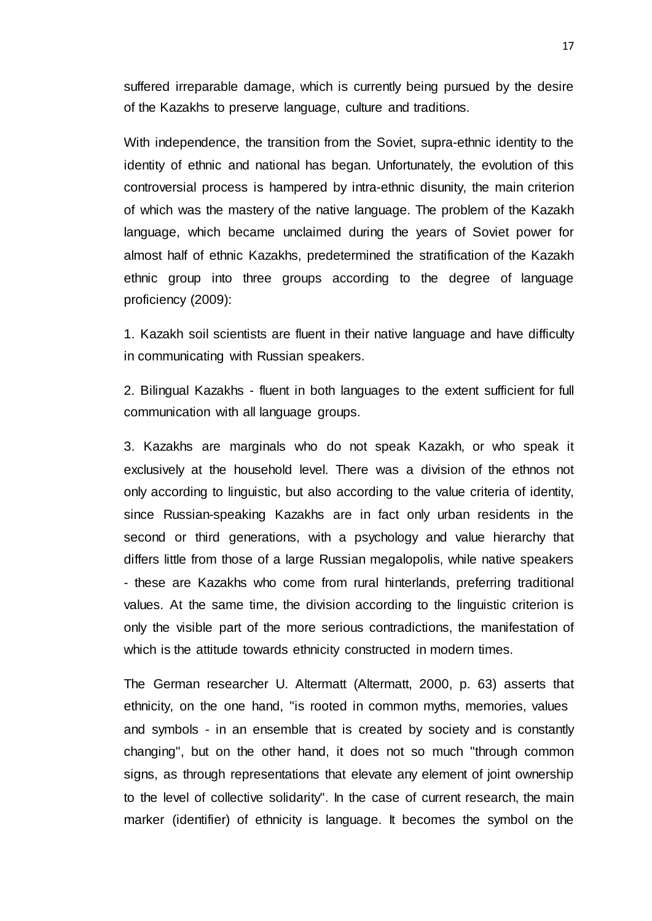suffered irreparable damage, which is currently being pursued by the desire of the Kazakhs to preserve language, culture and traditions.

With independence, the transition from the Soviet, supra-ethnic identity to the identity of ethnic and national has began. Unfortunately, the evolution of this controversial process is hampered by intra-ethnic disunity, the main criterion of which was the mastery of the native language. The problem of the Kazakh language, which became unclaimed during the years of Soviet power for almost half of ethnic Kazakhs, predetermined the stratification of the Kazakh ethnic group into three groups according to the degree of language proficiency (2009):

1. Kazakh soil scientists are fluent in their native language and have difficulty in communicating with Russian speakers.

2. Bilingual Kazakhs - fluent in both languages to the extent sufficient for full communication with all language groups.

3. Kazakhs are marginals who do not speak Kazakh, or who speak it exclusively at the household level. There was a division of the ethnos not only according to linguistic, but also according to the value criteria of identity, since Russian-speaking Kazakhs are in fact only urban residents in the second or third generations, with a psychology and value hierarchy that differs little from those of a large Russian megalopolis, while native speakers - these are Kazakhs who come from rural hinterlands, preferring traditional values. At the same time, the division according to the linguistic criterion is only the visible part of the more serious contradictions, the manifestation of which is the attitude towards ethnicity constructed in modern times.

The German researcher U. Altermatt (Altermatt, 2000, p. 63) asserts that ethnicity, on the one hand, "is rooted in common myths, memories, values and symbols - in an ensemble that is created by society and is constantly changing", but on the other hand, it does not so much "through common signs, as through representations that elevate any element of joint ownership to the level of collective solidarity". In the case of current research, the main marker (identifier) of ethnicity is language. It becomes the symbol on the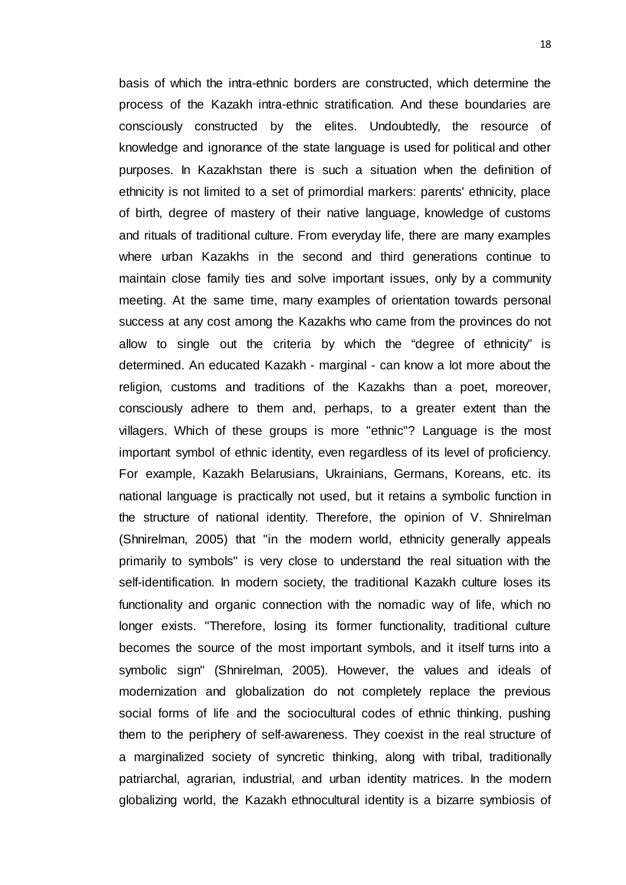basis of which the intra-ethnic borders are constructed, which determine the process of the Kazakh intra-ethnic stratification. And these boundaries are consciously constructed by the elites. Undoubtedly, the resource of knowledge and ignorance of the state language is used for political and other purposes. In Kazakhstan there is such a situation when the definition of ethnicity is not limited to a set of primordial markers: parents' ethnicity, place of birth, degree of mastery of their native language, knowledge of customs and rituals of traditional culture. From everyday life, there are many examples where urban Kazakhs in the second and third generations continue to maintain close family ties and solve important issues, only by a community meeting. At the same time, many examples of orientation towards personal success at any cost among the Kazakhs who came from the provinces do not allow to single out the criteria by which the “degree of ethnicity” is determined. An educated Kazakh - marginal - can know a lot more about the religion, customs and traditions of the Kazakhs than a poet, moreover, consciously adhere to them and, perhaps, to a greater extent than the villagers. Which of these groups is more "ethnic"? Language is the most important symbol of ethnic identity, even regardless of its level of proficiency. For example, Kazakh Belarusians, Ukrainians, Germans, Koreans, etc. its national language is practically not used, but it retains a symbolic function in the structure of national identity. Therefore, the opinion of V. Shnirelman (Shnirelman, 2005) that "in the modern world, ethnicity generally appeals primarily to symbols" is very close to understand the real situation with the self-identification. In modern society, the traditional Kazakh culture loses its functionality and organic connection with the nomadic way of life, which no longer exists. "Therefore, losing its former functionality, traditional culture becomes the source of the most important symbols, and it itself turns into a symbolic sign" (Shnirelman, 2005). However, the values and ideals of modernization and globalization do not completely replace the previous social forms of life and the sociocultural codes of ethnic thinking, pushing them to the periphery of self-awareness. They coexist in the real structure of a marginalized society of syncretic thinking, along with tribal, traditionally patriarchal, agrarian, industrial, and urban identity matrices. In the modern globalizing world, the Kazakh ethnocultural identity is a bizarre symbiosis of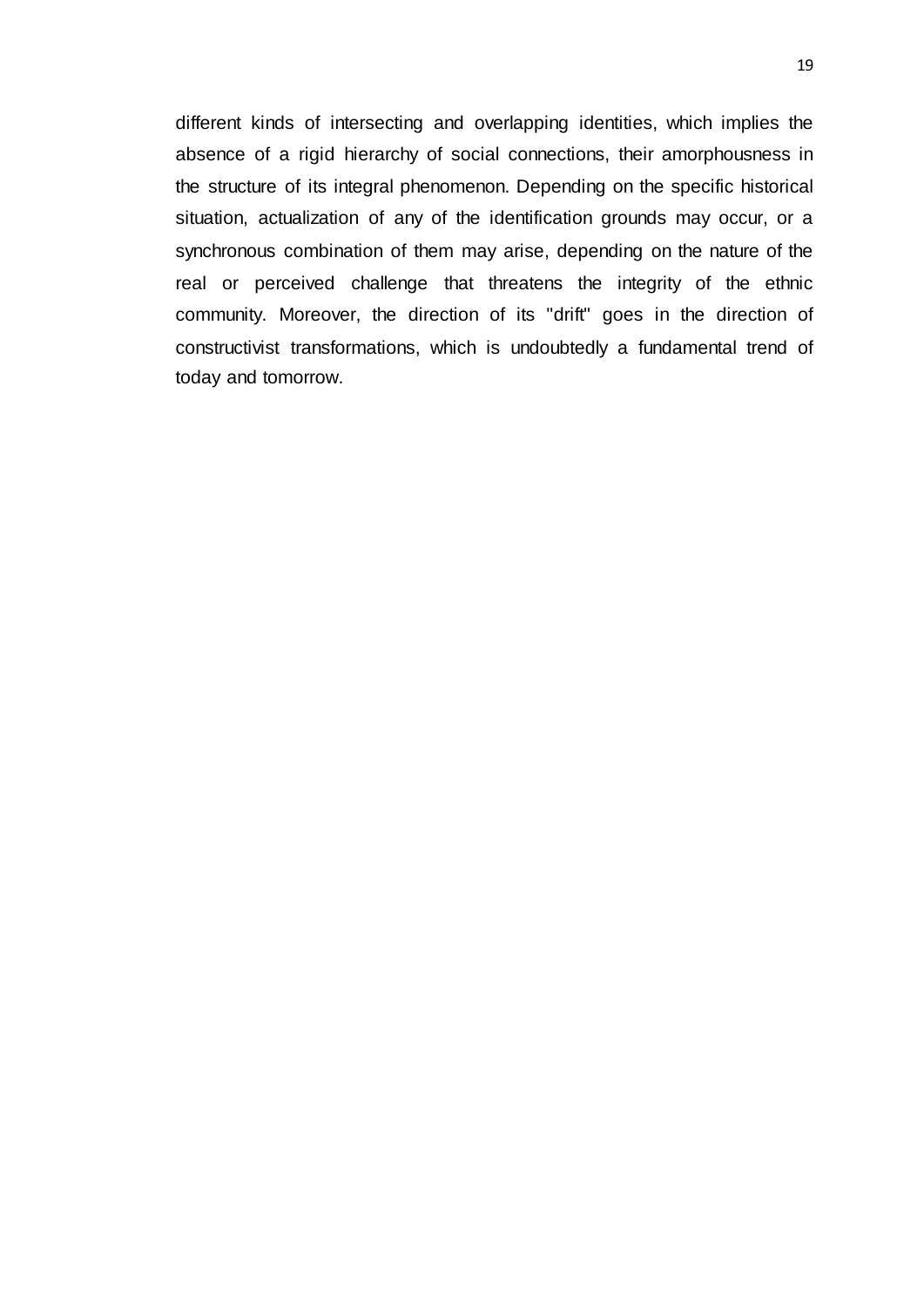different kinds of intersecting and overlapping identities, which implies the absence of a rigid hierarchy of social connections, their amorphousness in the structure of its integral phenomenon. Depending on the specific historical situation, actualization of any of the identification grounds may occur, or a synchronous combination of them may arise, depending on the nature of the real or perceived challenge that threatens the integrity of the ethnic community. Moreover, the direction of its "drift" goes in the direction of constructivist transformations, which is undoubtedly a fundamental trend of today and tomorrow.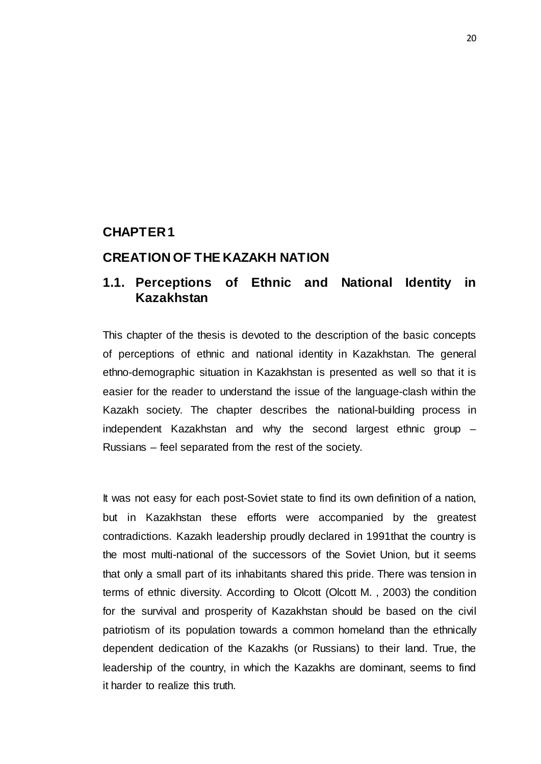# CHAPTER 1

# CREATION OF THE KAZAKH NATION

## 1.1. Perceptions of Ethnic and National Identity in Kazakhstan

This chapter of the thesis is devoted to the description of the basic concepts of perceptions of ethnic and national identity in Kazakhstan. The general ethno-demographic situation in Kazakhstan is presented as well so that it is easier for the reader to understand the issue of the language-clash within the Kazakh society. The chapter describes the national-building process in independent Kazakhstan and why the second largest ethnic group – Russians – feel separated from the rest of the society.

It was not easy for each post-Soviet state to find its own definition of a nation, but in Kazakhstan these efforts were accompanied by the greatest contradictions. Kazakh leadership proudly declared in 1991that the country is the most multi-national of the successors of the Soviet Union, but it seems that only a small part of its inhabitants shared this pride. There was tension in terms of ethnic diversity. According to Olcott (Olcott M. , 2003) the condition for the survival and prosperity of Kazakhstan should be based on the civil patriotism of its population towards a common homeland than the ethnically dependent dedication of the Kazakhs (or Russians) to their land. True, the leadership of the country, in which the Kazakhs are dominant, seems to find it harder to realize this truth.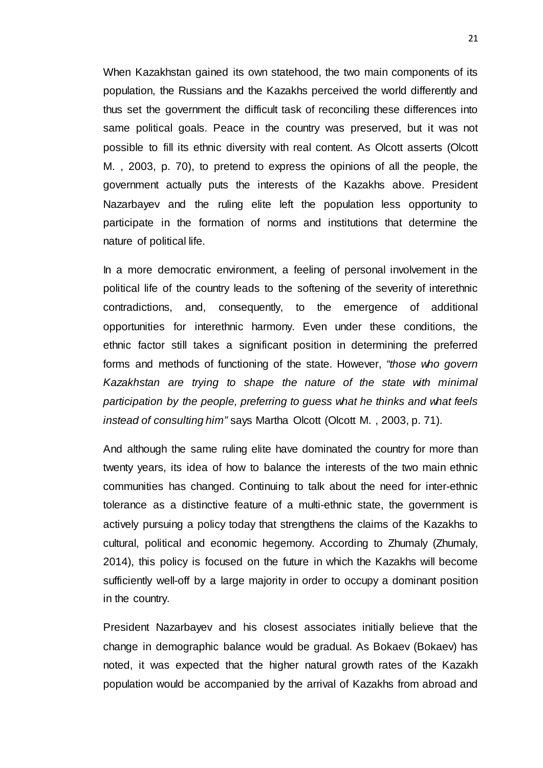When Kazakhstan gained its own statehood, the two main components of its population, the Russians and the Kazakhs perceived the world differently and thus set the government the difficult task of reconciling these differences into same political goals. Peace in the country was preserved, but it was not possible to fill its ethnic diversity with real content. As Olcott asserts (Olcott M. , 2003, p. 70), to pretend to express the opinions of all the people, the government actually puts the interests of the Kazakhs above. President Nazarbayev and the ruling elite left the population less opportunity to participate in the formation of norms and institutions that determine the nature of political life.

In a more democratic environment, a feeling of personal involvement in the political life of the country leads to the softening of the severity of interethnic contradictions, and, consequently, to the emergence of additional opportunities for interethnic harmony. Even under these conditions, the ethnic factor still takes a significant position in determining the preferred forms and methods of functioning of the state. However, *"those who govern Kazakhstan are trying to shape the nature of the state with minimal participation by the people, preferring to guess what he thinks and what feels instead of consulting him"* says Martha Olcott (Olcott M. , 2003, p. 71).

And although the same ruling elite have dominated the country for more than twenty years, its idea of how to balance the interests of the two main ethnic communities has changed. Continuing to talk about the need for inter-ethnic tolerance as a distinctive feature of a multi-ethnic state, the government is actively pursuing a policy today that strengthens the claims of the Kazakhs to cultural, political and economic hegemony. According to Zhumaly (Zhumaly, 2014), this policy is focused on the future in which the Kazakhs will become sufficiently well-off by a large majority in order to occupy a dominant position in the country.

President Nazarbayev and his closest associates initially believe that the change in demographic balance would be gradual. As Bokaev (Bokaev) has noted, it was expected that the higher natural growth rates of the Kazakh population would be accompanied by the arrival of Kazakhs from abroad and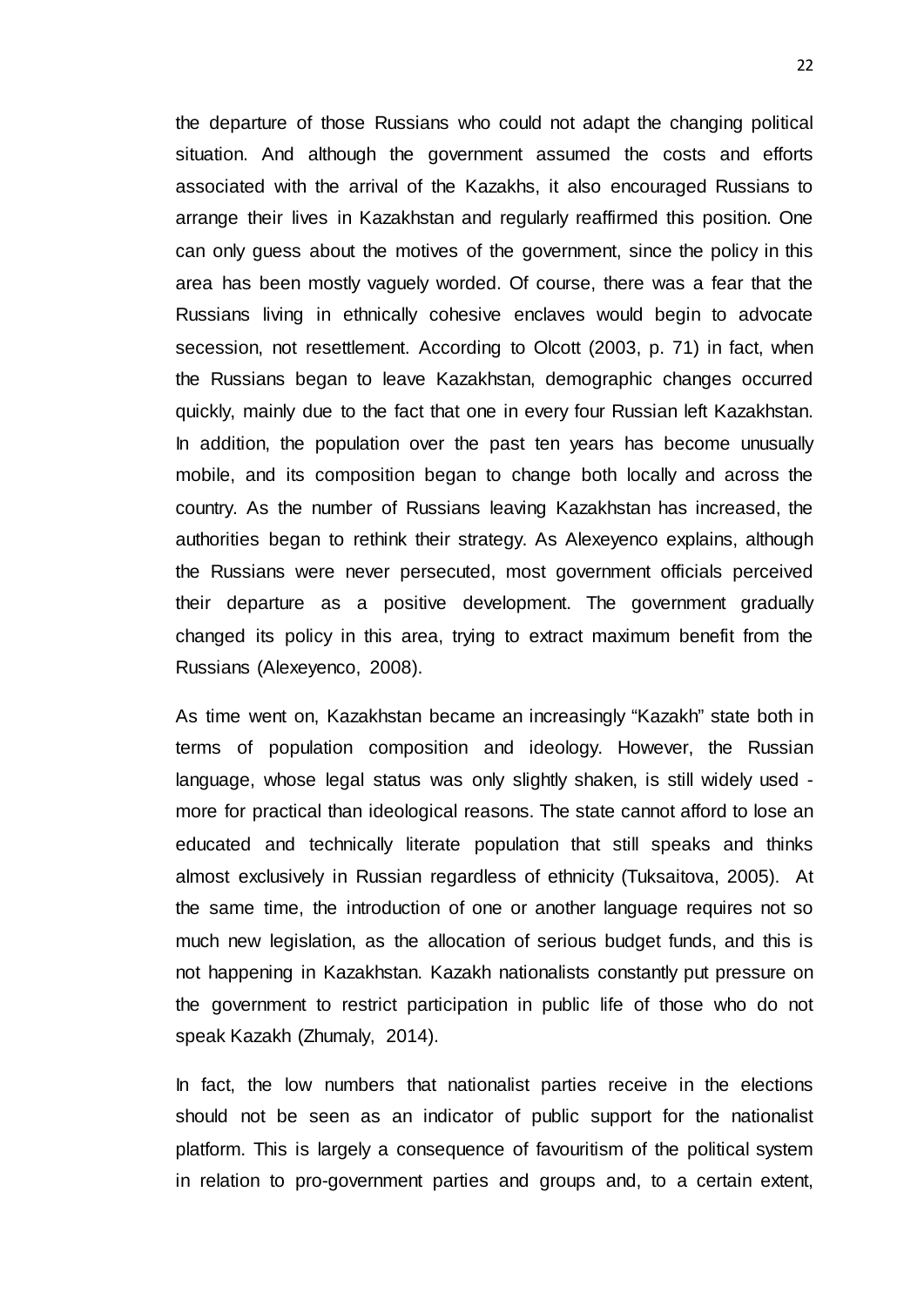the departure of those Russians who could not adapt the changing political situation. And although the government assumed the costs and efforts associated with the arrival of the Kazakhs, it also encouraged Russians to arrange their lives in Kazakhstan and regularly reaffirmed this position. One can only guess about the motives of the government, since the policy in this area has been mostly vaguely worded. Of course, there was a fear that the Russians living in ethnically cohesive enclaves would begin to advocate secession, not resettlement. According to Olcott (2003, p. 71) in fact, when the Russians began to leave Kazakhstan, demographic changes occurred quickly, mainly due to the fact that one in every four Russian left Kazakhstan. In addition, the population over the past ten years has become unusually mobile, and its composition began to change both locally and across the country. As the number of Russians leaving Kazakhstan has increased, the authorities began to rethink their strategy. As Alexeyenco explains, although the Russians were never persecuted, most government officials perceived their departure as a positive development. The government gradually changed its policy in this area, trying to extract maximum benefit from the Russians (Alexeyenco, 2008).

As time went on, Kazakhstan became an increasingly "Kazakh" state both in terms of population composition and ideology. However, the Russian language, whose legal status was only slightly shaken, is still widely used - more for practical than ideological reasons. The state cannot afford to lose an educated and technically literate population that still speaks and thinks almost exclusively in Russian regardless of ethnicity (Tuksaitova, 2005). At the same time, the introduction of one or another language requires not so much new legislation, as the allocation of serious budget funds, and this is not happening in Kazakhstan. Kazakh nationalists constantly put pressure on the government to restrict participation in public life of those who do not speak Kazakh (Zhumaly, 2014).

In fact, the low numbers that nationalist parties receive in the elections should not be seen as an indicator of public support for the nationalist platform. This is largely a consequence of favouritism of the political system in relation to pro-government parties and groups and, to a certain extent,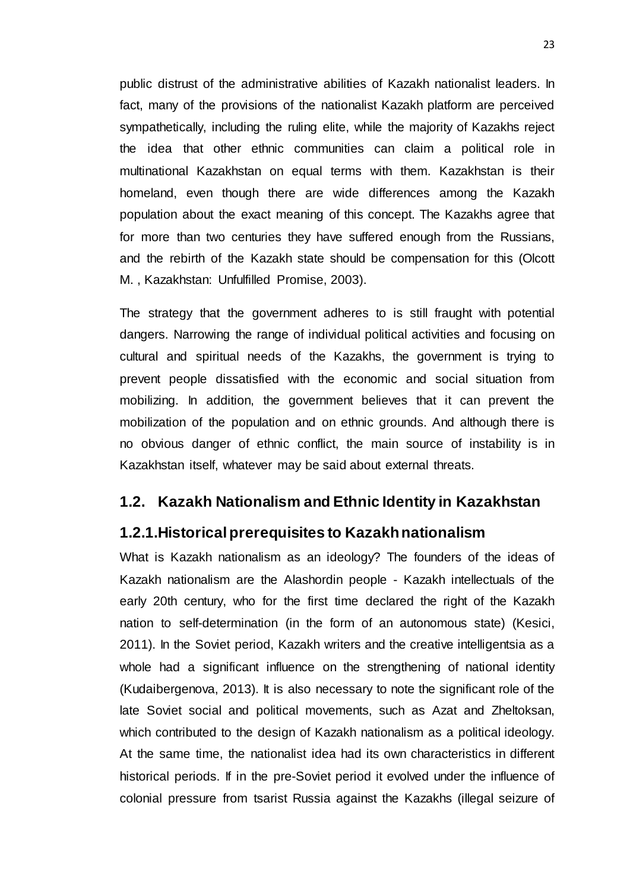public distrust of the administrative abilities of Kazakh nationalist leaders. In fact, many of the provisions of the nationalist Kazakh platform are perceived sympathetically, including the ruling elite, while the majority of Kazakhs reject the idea that other ethnic communities can claim a political role in multinational Kazakhstan on equal terms with them. Kazakhstan is their homeland, even though there are wide differences among the Kazakh population about the exact meaning of this concept. The Kazakhs agree that for more than two centuries they have suffered enough from the Russians, and the rebirth of the Kazakh state should be compensation for this (Olcott M. , Kazakhstan: Unfulfilled Promise, 2003).

The strategy that the government adheres to is still fraught with potential dangers. Narrowing the range of individual political activities and focusing on cultural and spiritual needs of the Kazakhs, the government is trying to prevent people dissatisfied with the economic and social situation from mobilizing. In addition, the government believes that it can prevent the mobilization of the population and on ethnic grounds. And although there is no obvious danger of ethnic conflict, the main source of instability is in Kazakhstan itself, whatever may be said about external threats.

## 1.2. Kazakh Nationalism and Ethnic Identity in Kazakhstan

### 1.2.1. Historical prerequisites to Kazakh nationalism

What is Kazakh nationalism as an ideology? The founders of the ideas of Kazakh nationalism are the Alashordin people - Kazakh intellectuals of the early 20th century, who for the first time declared the right of the Kazakh nation to self-determination (in the form of an autonomous state) (Kesici, 2011). In the Soviet period, Kazakh writers and the creative intelligentsia as a whole had a significant influence on the strengthening of national identity (Kudaibergenova, 2013). It is also necessary to note the significant role of the late Soviet social and political movements, such as Azat and Zheltoksan, which contributed to the design of Kazakh nationalism as a political ideology. At the same time, the nationalist idea had its own characteristics in different historical periods. If in the pre-Soviet period it evolved under the influence of colonial pressure from tsarist Russia against the Kazakhs (illegal seizure of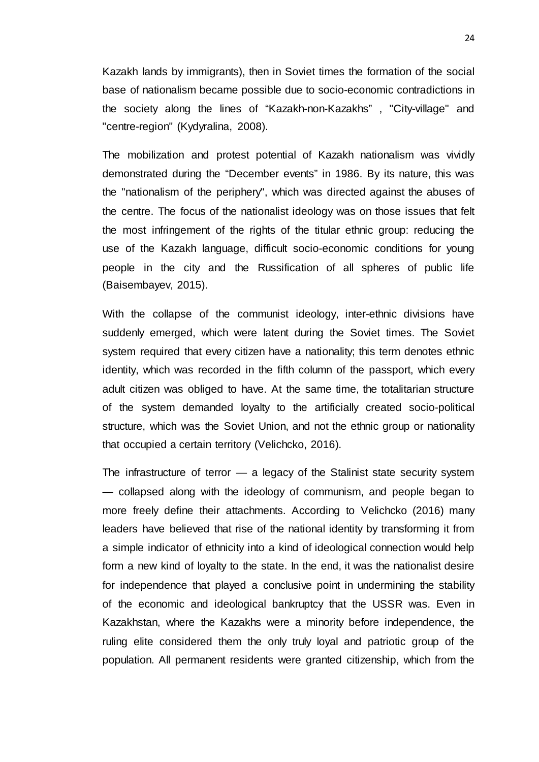Kazakh lands by immigrants), then in Soviet times the formation of the social base of nationalism became possible due to socio-economic contradictions in the society along the lines of "Kazakh-non-Kazakhs" , "City-village" and "centre-region" (Kydyralina, 2008).

The mobilization and protest potential of Kazakh nationalism was vividly demonstrated during the "December events" in 1986. By its nature, this was the "nationalism of the periphery", which was directed against the abuses of the centre. The focus of the nationalist ideology was on those issues that felt the most infringement of the rights of the titular ethnic group: reducing the use of the Kazakh language, difficult socio-economic conditions for young people in the city and the Russification of all spheres of public life (Baisembayev, 2015).

With the collapse of the communist ideology, inter-ethnic divisions have suddenly emerged, which were latent during the Soviet times. The Soviet system required that every citizen have a nationality; this term denotes ethnic identity, which was recorded in the fifth column of the passport, which every adult citizen was obliged to have. At the same time, the totalitarian structure of the system demanded loyalty to the artificially created socio-political structure, which was the Soviet Union, and not the ethnic group or nationality that occupied a certain territory (Velichcko, 2016).

The infrastructure of terror — a legacy of the Stalinist state security system — collapsed along with the ideology of communism, and people began to more freely define their attachments. According to Velichcko (2016) many leaders have believed that rise of the national identity by transforming it from a simple indicator of ethnicity into a kind of ideological connection would help form a new kind of loyalty to the state. In the end, it was the nationalist desire for independence that played a conclusive point in undermining the stability of the economic and ideological bankruptcy that the USSR was. Even in Kazakhstan, where the Kazakhs were a minority before independence, the ruling elite considered them the only truly loyal and patriotic group of the population. All permanent residents were granted citizenship, which from the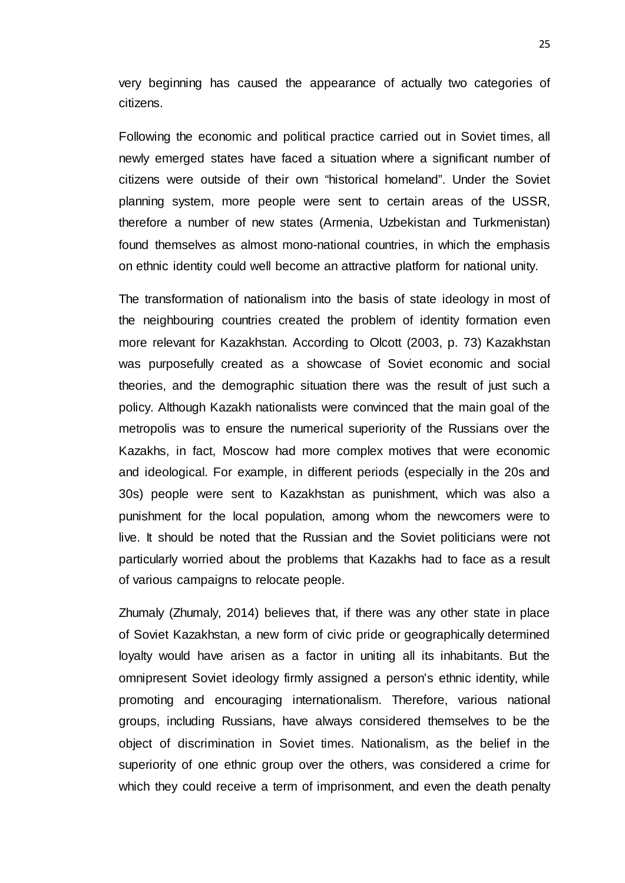very beginning has caused the appearance of actually two categories of citizens.

Following the economic and political practice carried out in Soviet times, all newly emerged states have faced a situation where a significant number of citizens were outside of their own “historical homeland”. Under the Soviet planning system, more people were sent to certain areas of the USSR, therefore a number of new states (Armenia, Uzbekistan and Turkmenistan) found themselves as almost mono-national countries, in which the emphasis on ethnic identity could well become an attractive platform for national unity.

The transformation of nationalism into the basis of state ideology in most of the neighbouring countries created the problem of identity formation even more relevant for Kazakhstan. According to Olcott (2003, p. 73) Kazakhstan was purposefully created as a showcase of Soviet economic and social theories, and the demographic situation there was the result of just such a policy. Although Kazakh nationalists were convinced that the main goal of the metropolis was to ensure the numerical superiority of the Russians over the Kazakhs, in fact, Moscow had more complex motives that were economic and ideological. For example, in different periods (especially in the 20s and 30s) people were sent to Kazakhstan as punishment, which was also a punishment for the local population, among whom the newcomers were to live. It should be noted that the Russian and the Soviet politicians were not particularly worried about the problems that Kazakhs had to face as a result of various campaigns to relocate people.

Zhumaly (Zhumaly, 2014) believes that, if there was any other state in place of Soviet Kazakhstan, a new form of civic pride or geographically determined loyalty would have arisen as a factor in uniting all its inhabitants. But the omnipresent Soviet ideology firmly assigned a person’s ethnic identity, while promoting and encouraging internationalism. Therefore, various national groups, including Russians, have always considered themselves to be the object of discrimination in Soviet times. Nationalism, as the belief in the superiority of one ethnic group over the others, was considered a crime for which they could receive a term of imprisonment, and even the death penalty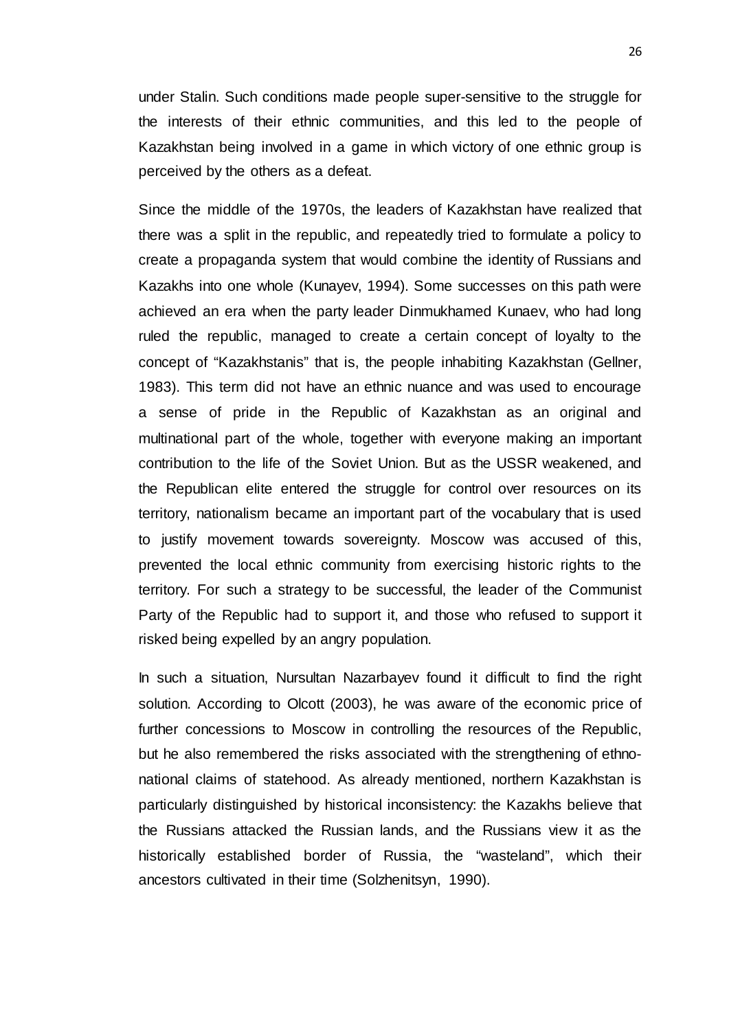under Stalin. Such conditions made people super-sensitive to the struggle for the interests of their ethnic communities, and this led to the people of Kazakhstan being involved in a game in which victory of one ethnic group is perceived by the others as a defeat.

Since the middle of the 1970s, the leaders of Kazakhstan have realized that there was a split in the republic, and repeatedly tried to formulate a policy to create a propaganda system that would combine the identity of Russians and Kazakhs into one whole (Kunayev, 1994). Some successes on this path were achieved an era when the party leader Dinmukhamed Kunaev, who had long ruled the republic, managed to create a certain concept of loyalty to the concept of "Kazakhstanis" that is, the people inhabiting Kazakhstan (Gellner, 1983). This term did not have an ethnic nuance and was used to encourage a sense of pride in the Republic of Kazakhstan as an original and multinational part of the whole, together with everyone making an important contribution to the life of the Soviet Union. But as the USSR weakened, and the Republican elite entered the struggle for control over resources on its territory, nationalism became an important part of the vocabulary that is used to justify movement towards sovereignty. Moscow was accused of this, prevented the local ethnic community from exercising historic rights to the territory. For such a strategy to be successful, the leader of the Communist Party of the Republic had to support it, and those who refused to support it risked being expelled by an angry population.

In such a situation, Nursultan Nazarbayev found it difficult to find the right solution. According to Olcott (2003), he was aware of the economic price of further concessions to Moscow in controlling the resources of the Republic, but he also remembered the risks associated with the strengthening of ethno-national claims of statehood. As already mentioned, northern Kazakhstan is particularly distinguished by historical inconsistency: the Kazakhs believe that the Russians attacked the Russian lands, and the Russians view it as the historically established border of Russia, the "wasteland", which their ancestors cultivated in their time (Solzhenitsyn, 1990).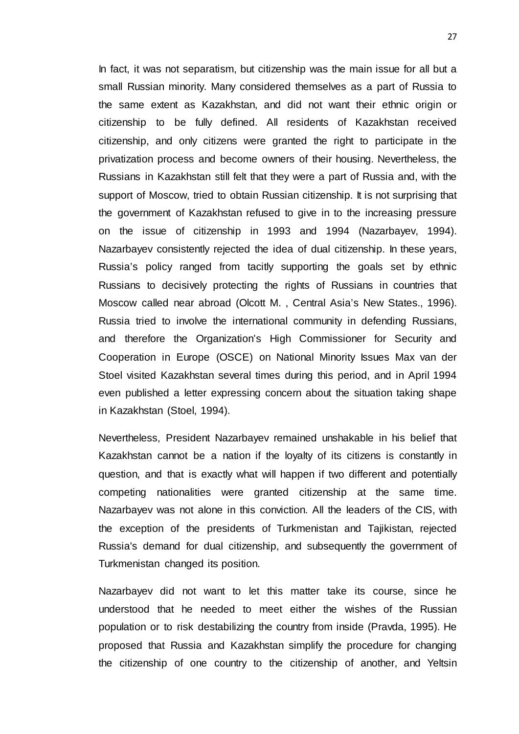In fact, it was not separatism, but citizenship was the main issue for all but a small Russian minority. Many considered themselves as a part of Russia to the same extent as Kazakhstan, and did not want their ethnic origin or citizenship to be fully defined. All residents of Kazakhstan received citizenship, and only citizens were granted the right to participate in the privatization process and become owners of their housing. Nevertheless, the Russians in Kazakhstan still felt that they were a part of Russia and, with the support of Moscow, tried to obtain Russian citizenship. It is not surprising that the government of Kazakhstan refused to give in to the increasing pressure on the issue of citizenship in 1993 and 1994 (Nazarbayev, 1994). Nazarbayev consistently rejected the idea of dual citizenship. In these years, Russia's policy ranged from tacitly supporting the goals set by ethnic Russians to decisively protecting the rights of Russians in countries that Moscow called near abroad (Olcott M. , Central Asia's New States., 1996). Russia tried to involve the international community in defending Russians, and therefore the Organization's High Commissioner for Security and Cooperation in Europe (OSCE) on National Minority Issues Max van der Stoel visited Kazakhstan several times during this period, and in April 1994 even published a letter expressing concern about the situation taking shape in Kazakhstan (Stoel, 1994).

Nevertheless, President Nazarbayev remained unshakable in his belief that Kazakhstan cannot be a nation if the loyalty of its citizens is constantly in question, and that is exactly what will happen if two different and potentially competing nationalities were granted citizenship at the same time. Nazarbayev was not alone in this conviction. All the leaders of the CIS, with the exception of the presidents of Turkmenistan and Tajikistan, rejected Russia's demand for dual citizenship, and subsequently the government of Turkmenistan changed its position.

Nazarbayev did not want to let this matter take its course, since he understood that he needed to meet either the wishes of the Russian population or to risk destabilizing the country from inside (Pravda, 1995). He proposed that Russia and Kazakhstan simplify the procedure for changing the citizenship of one country to the citizenship of another, and Yeltsin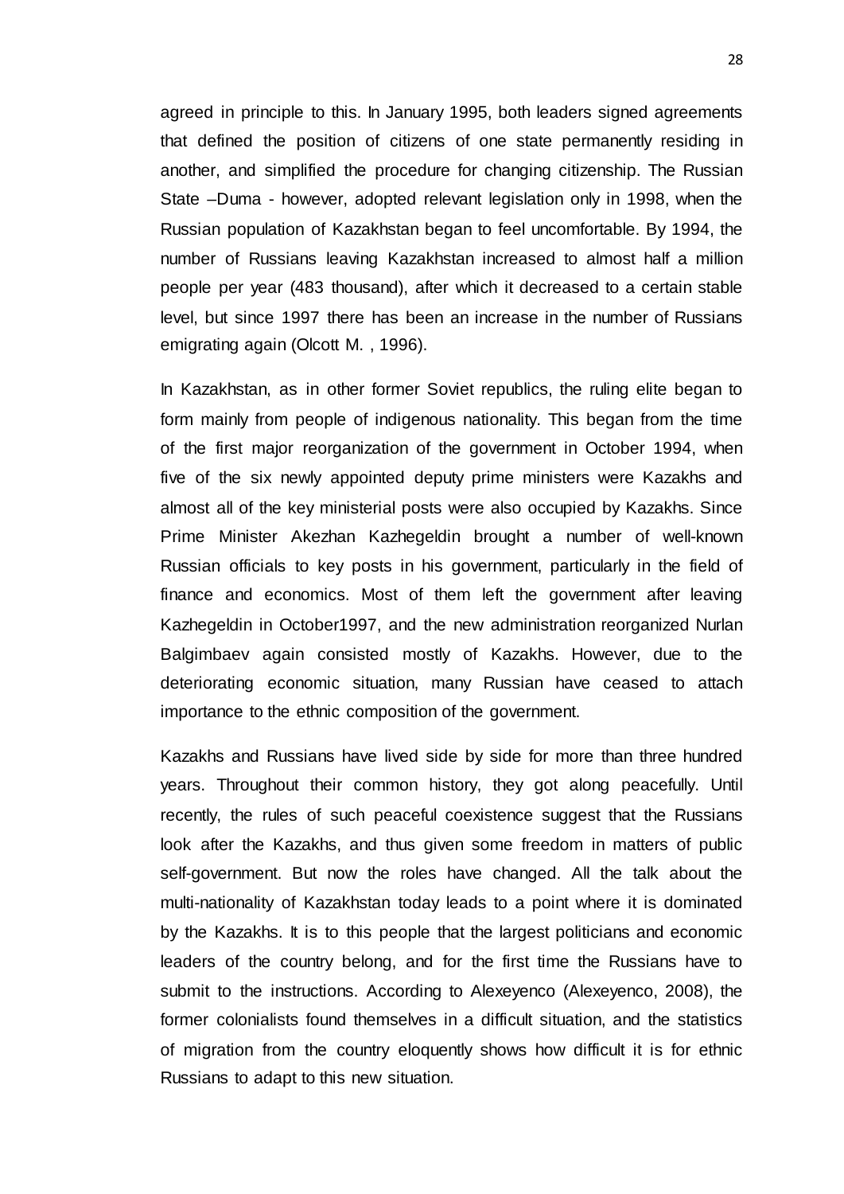agreed in principle to this. In January 1995, both leaders signed agreements that defined the position of citizens of one state permanently residing in another, and simplified the procedure for changing citizenship. The Russian State –Duma - however, adopted relevant legislation only in 1998, when the Russian population of Kazakhstan began to feel uncomfortable. By 1994, the number of Russians leaving Kazakhstan increased to almost half a million people per year (483 thousand), after which it decreased to a certain stable level, but since 1997 there has been an increase in the number of Russians emigrating again (Olcott M. , 1996).

In Kazakhstan, as in other former Soviet republics, the ruling elite began to form mainly from people of indigenous nationality. This began from the time of the first major reorganization of the government in October 1994, when five of the six newly appointed deputy prime ministers were Kazakhs and almost all of the key ministerial posts were also occupied by Kazakhs. Since Prime Minister Akezhan Kazhegeldin brought a number of well-known Russian officials to key posts in his government, particularly in the field of finance and economics. Most of them left the government after leaving Kazhegeldin in October1997, and the new administration reorganized Nurlan Balgimbaev again consisted mostly of Kazakhs. However, due to the deteriorating economic situation, many Russian have ceased to attach importance to the ethnic composition of the government.

Kazakhs and Russians have lived side by side for more than three hundred years. Throughout their common history, they got along peacefully. Until recently, the rules of such peaceful coexistence suggest that the Russians look after the Kazakhs, and thus given some freedom in matters of public self-government. But now the roles have changed. All the talk about the multi-nationality of Kazakhstan today leads to a point where it is dominated by the Kazakhs. It is to this people that the largest politicians and economic leaders of the country belong, and for the first time the Russians have to submit to the instructions. According to Alexeyenco (Alexeyenco, 2008), the former colonialists found themselves in a difficult situation, and the statistics of migration from the country eloquently shows how difficult it is for ethnic Russians to adapt to this new situation.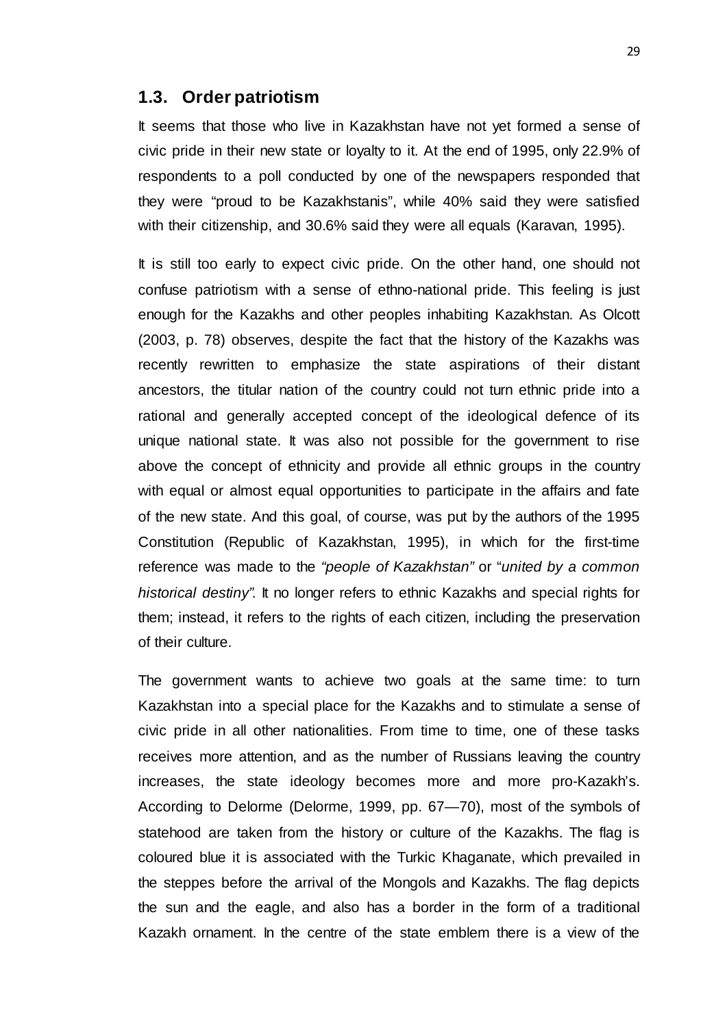## 1.3. Order patriotism

It seems that those who live in Kazakhstan have not yet formed a sense of civic pride in their new state or loyalty to it. At the end of 1995, only 22.9% of respondents to a poll conducted by one of the newspapers responded that they were “proud to be Kazakhstanis”, while 40% said they were satisfied with their citizenship, and 30.6% said they were all equals (Karavan, 1995).

It is still too early to expect civic pride. On the other hand, one should not confuse patriotism with a sense of ethno-national pride. This feeling is just enough for the Kazakhs and other peoples inhabiting Kazakhstan. As Olcott (2003, p. 78) observes, despite the fact that the history of the Kazakhs was recently rewritten to emphasize the state aspirations of their distant ancestors, the titular nation of the country could not turn ethnic pride into a rational and generally accepted concept of the ideological defence of its unique national state. It was also not possible for the government to rise above the concept of ethnicity and provide all ethnic groups in the country with equal or almost equal opportunities to participate in the affairs and fate of the new state. And this goal, of course, was put by the authors of the 1995 Constitution (Republic of Kazakhstan, 1995), in which for the first-time reference was made to the *“people of Kazakhstan”* or “*united by a common historical destiny”.* It no longer refers to ethnic Kazakhs and special rights for them; instead, it refers to the rights of each citizen, including the preservation of their culture.

The government wants to achieve two goals at the same time: to turn Kazakhstan into a special place for the Kazakhs and to stimulate a sense of civic pride in all other nationalities. From time to time, one of these tasks receives more attention, and as the number of Russians leaving the country increases, the state ideology becomes more and more pro-Kazakh’s. According to Delorme (Delorme, 1999, pp. 67—70), most of the symbols of statehood are taken from the history or culture of the Kazakhs. The flag is coloured blue it is associated with the Turkic Khaganate, which prevailed in the steppes before the arrival of the Mongols and Kazakhs. The flag depicts the sun and the eagle, and also has a border in the form of a traditional Kazakh ornament. In the centre of the state emblem there is a view of the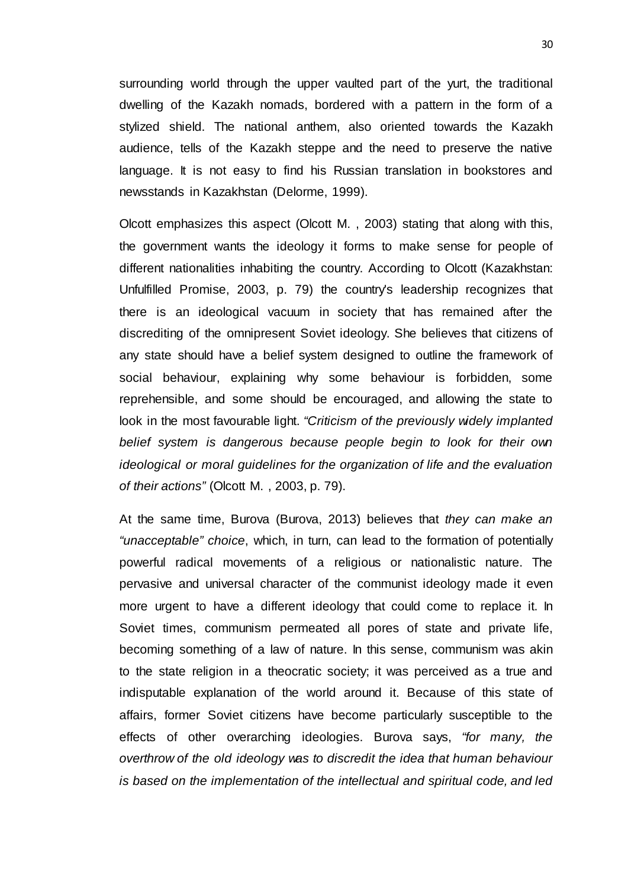surrounding world through the upper vaulted part of the yurt, the traditional dwelling of the Kazakh nomads, bordered with a pattern in the form of a stylized shield. The national anthem, also oriented towards the Kazakh audience, tells of the Kazakh steppe and the need to preserve the native language. It is not easy to find his Russian translation in bookstores and newsstands in Kazakhstan (Delorme, 1999).

Olcott emphasizes this aspect (Olcott M. , 2003) stating that along with this, the government wants the ideology it forms to make sense for people of different nationalities inhabiting the country. According to Olcott (Kazakhstan: Unfulfilled Promise, 2003, p. 79) the country's leadership recognizes that there is an ideological vacuum in society that has remained after the discrediting of the omnipresent Soviet ideology. She believes that citizens of any state should have a belief system designed to outline the framework of social behaviour, explaining why some behaviour is forbidden, some reprehensible, and some should be encouraged, and allowing the state to look in the most favourable light. *"Criticism of the previously widely implanted belief system is dangerous because people begin to look for their own ideological or moral guidelines for the organization of life and the evaluation of their actions"* (Olcott M. , 2003, p. 79).

At the same time, Burova (Burova, 2013) believes that *they can make an "unacceptable" choice*, which, in turn, can lead to the formation of potentially powerful radical movements of a religious or nationalistic nature. The pervasive and universal character of the communist ideology made it even more urgent to have a different ideology that could come to replace it. In Soviet times, communism permeated all pores of state and private life, becoming something of a law of nature. In this sense, communism was akin to the state religion in a theocratic society; it was perceived as a true and indisputable explanation of the world around it. Because of this state of affairs, former Soviet citizens have become particularly susceptible to the effects of other overarching ideologies. Burova says, *"for many, the overthrow of the old ideology was to discredit the idea that human behaviour is based on the implementation of the intellectual and spiritual code, and led*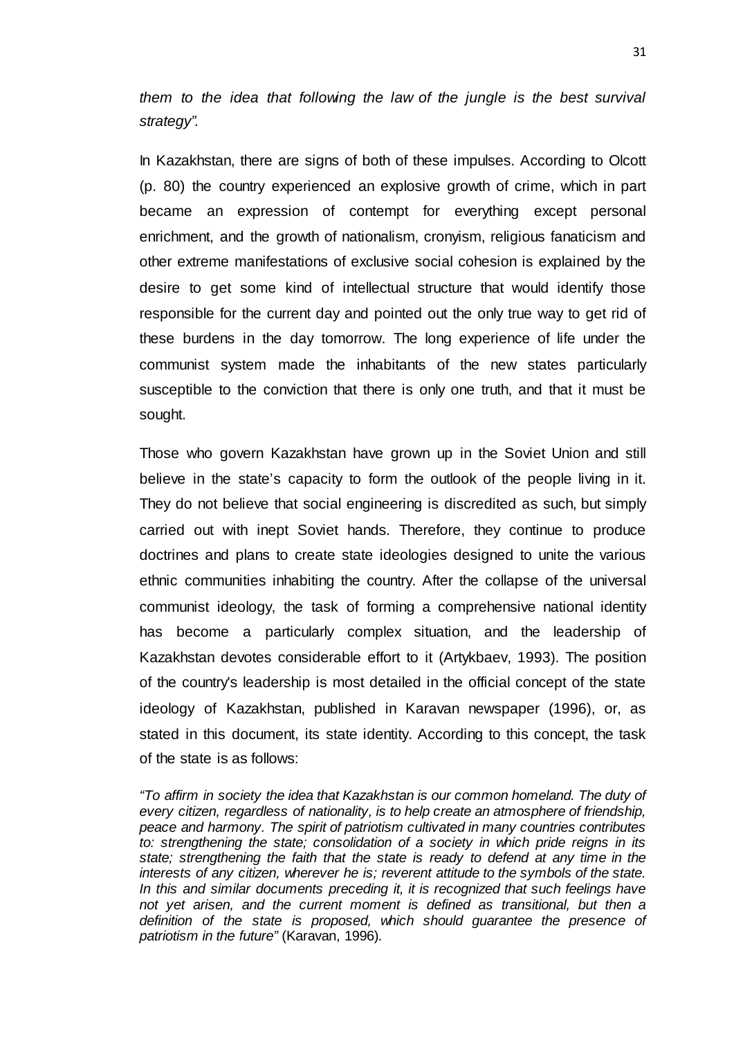*them to the idea that following the law of the jungle is the best survival strategy".*

In Kazakhstan, there are signs of both of these impulses. According to Olcott (p. 80) the country experienced an explosive growth of crime, which in part became an expression of contempt for everything except personal enrichment, and the growth of nationalism, cronyism, religious fanaticism and other extreme manifestations of exclusive social cohesion is explained by the desire to get some kind of intellectual structure that would identify those responsible for the current day and pointed out the only true way to get rid of these burdens in the day tomorrow. The long experience of life under the communist system made the inhabitants of the new states particularly susceptible to the conviction that there is only one truth, and that it must be sought.

Those who govern Kazakhstan have grown up in the Soviet Union and still believe in the state's capacity to form the outlook of the people living in it. They do not believe that social engineering is discredited as such, but simply carried out with inept Soviet hands. Therefore, they continue to produce doctrines and plans to create state ideologies designed to unite the various ethnic communities inhabiting the country. After the collapse of the universal communist ideology, the task of forming a comprehensive national identity has become a particularly complex situation, and the leadership of Kazakhstan devotes considerable effort to it (Artykbaev, 1993). The position of the country's leadership is most detailed in the official concept of the state ideology of Kazakhstan, published in Karavan newspaper (1996), or, as stated in this document, its state identity. According to this concept, the task of the state is as follows:

> *"To affirm in society the idea that Kazakhstan is our common homeland. The duty of every citizen, regardless of nationality, is to help create an atmosphere of friendship, peace and harmony. The spirit of patriotism cultivated in many countries contributes to: strengthening the state; consolidation of a society in which pride reigns in its state; strengthening the faith that the state is ready to defend at any time in the interests of any citizen, wherever he is; reverent attitude to the symbols of the state. In this and similar documents preceding it, it is recognized that such feelings have not yet arisen, and the current moment is defined as transitional, but then a definition of the state is proposed, which should guarantee the presence of patriotism in the future"* (Karavan, 1996).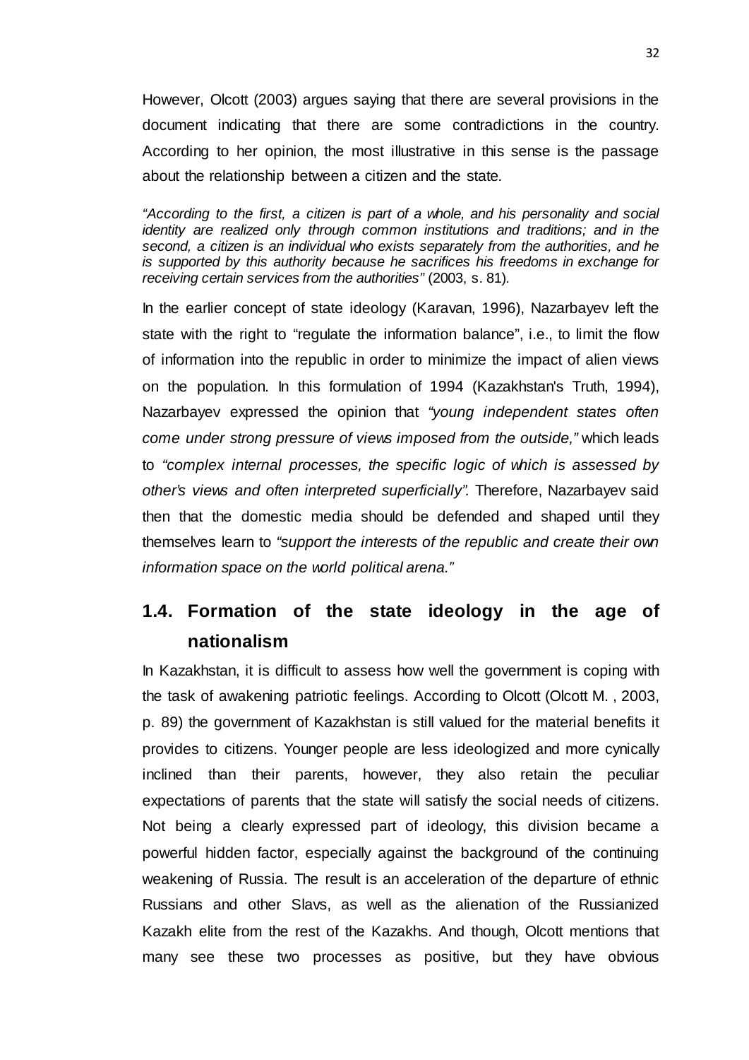However, Olcott (2003) argues saying that there are several provisions in the document indicating that there are some contradictions in the country. According to her opinion, the most illustrative in this sense is the passage about the relationship between a citizen and the state.

*"According to the first, a citizen is part of a whole, and his personality and social identity are realized only through common institutions and traditions; and in the second, a citizen is an individual who exists separately from the authorities, and he is supported by this authority because he sacrifices his freedoms in exchange for receiving certain services from the authorities"* (2003, s. 81).

In the earlier concept of state ideology (Karavan, 1996), Nazarbayev left the state with the right to "regulate the information balance", i.e., to limit the flow of information into the republic in order to minimize the impact of alien views on the population. In this formulation of 1994 (Kazakhstan's Truth, 1994), Nazarbayev expressed the opinion that *"young independent states often come under strong pressure of views imposed from the outside,"* which leads to *"complex internal processes, the specific logic of which is assessed by other's views and often interpreted superficially".* Therefore, Nazarbayev said then that the domestic media should be defended and shaped until they themselves learn to *"support the interests of the republic and create their own information space on the world political arena."*

## 1.4. Formation of the state ideology in the age of nationalism

In Kazakhstan, it is difficult to assess how well the government is coping with the task of awakening patriotic feelings. According to Olcott (Olcott M. , 2003, p. 89) the government of Kazakhstan is still valued for the material benefits it provides to citizens. Younger people are less ideologized and more cynically inclined than their parents, however, they also retain the peculiar expectations of parents that the state will satisfy the social needs of citizens. Not being a clearly expressed part of ideology, this division became a powerful hidden factor, especially against the background of the continuing weakening of Russia. The result is an acceleration of the departure of ethnic Russians and other Slavs, as well as the alienation of the Russianized Kazakh elite from the rest of the Kazakhs. And though, Olcott mentions that many see these two processes as positive, but they have obvious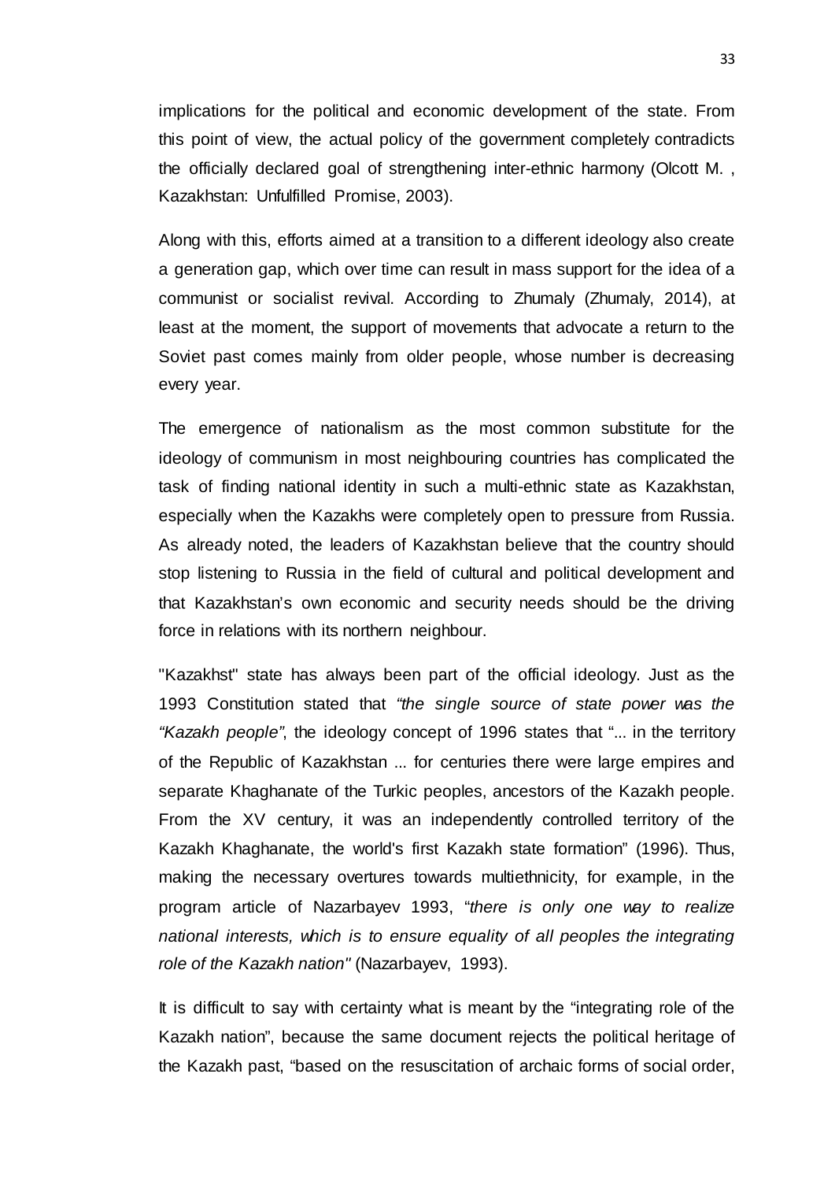implications for the political and economic development of the state. From this point of view, the actual policy of the government completely contradicts the officially declared goal of strengthening inter-ethnic harmony (Olcott M. , Kazakhstan: Unfulfilled Promise, 2003).

Along with this, efforts aimed at a transition to a different ideology also create a generation gap, which over time can result in mass support for the idea of a communist or socialist revival. According to Zhumaly (Zhumaly, 2014), at least at the moment, the support of movements that advocate a return to the Soviet past comes mainly from older people, whose number is decreasing every year.

The emergence of nationalism as the most common substitute for the ideology of communism in most neighbouring countries has complicated the task of finding national identity in such a multi-ethnic state as Kazakhstan, especially when the Kazakhs were completely open to pressure from Russia. As already noted, the leaders of Kazakhstan believe that the country should stop listening to Russia in the field of cultural and political development and that Kazakhstan's own economic and security needs should be the driving force in relations with its northern neighbour.

"Kazakhst" state has always been part of the official ideology. Just as the 1993 Constitution stated that *"the single source of state power was the "Kazakh people"*, the ideology concept of 1996 states that "... in the territory of the Republic of Kazakhstan ... for centuries there were large empires and separate Khaghanate of the Turkic peoples, ancestors of the Kazakh people. From the XV century, it was an independently controlled territory of the Kazakh Khaghanate, the world's first Kazakh state formation" (1996). Thus, making the necessary overtures towards multiethnicity, for example, in the program article of Nazarbayev 1993, "*there is only one way to realize national interests, which is to ensure equality of all peoples the integrating role of the Kazakh nation"* (Nazarbayev, 1993).

It is difficult to say with certainty what is meant by the "integrating role of the Kazakh nation", because the same document rejects the political heritage of the Kazakh past, "based on the resuscitation of archaic forms of social order,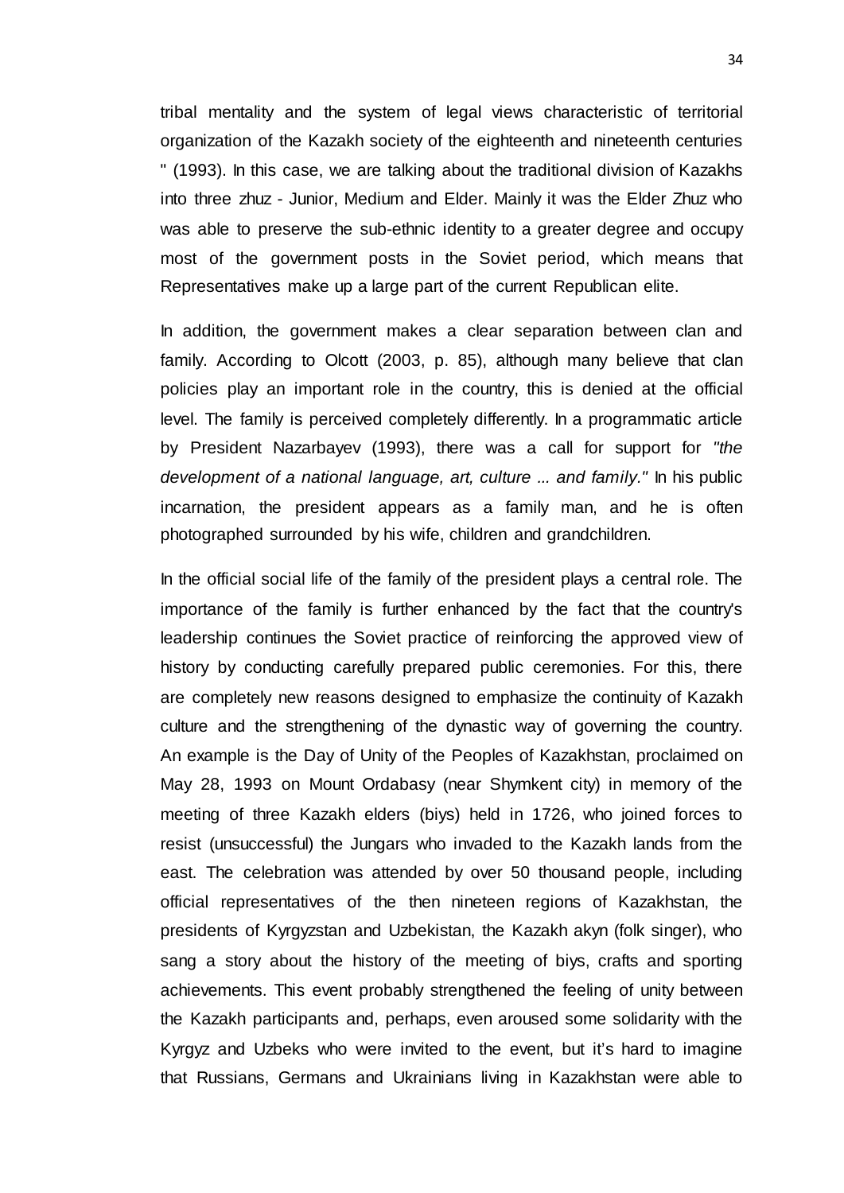tribal mentality and the system of legal views characteristic of territorial organization of the Kazakh society of the eighteenth and nineteenth centuries " (1993). In this case, we are talking about the traditional division of Kazakhs into three zhuz - Junior, Medium and Elder. Mainly it was the Elder Zhuz who was able to preserve the sub-ethnic identity to a greater degree and occupy most of the government posts in the Soviet period, which means that Representatives make up a large part of the current Republican elite.

In addition, the government makes a clear separation between clan and family. According to Olcott (2003, p. 85), although many believe that clan policies play an important role in the country, this is denied at the official level. The family is perceived completely differently. In a programmatic article by President Nazarbayev (1993), there was a call for support for *"the development of a national language, art, culture ... and family."* In his public incarnation, the president appears as a family man, and he is often photographed surrounded by his wife, children and grandchildren.

In the official social life of the family of the president plays a central role. The importance of the family is further enhanced by the fact that the country's leadership continues the Soviet practice of reinforcing the approved view of history by conducting carefully prepared public ceremonies. For this, there are completely new reasons designed to emphasize the continuity of Kazakh culture and the strengthening of the dynastic way of governing the country. An example is the Day of Unity of the Peoples of Kazakhstan, proclaimed on May 28, 1993 on Mount Ordabasy (near Shymkent city) in memory of the meeting of three Kazakh elders (biys) held in 1726, who joined forces to resist (unsuccessful) the Jungars who invaded to the Kazakh lands from the east. The celebration was attended by over 50 thousand people, including official representatives of the then nineteen regions of Kazakhstan, the presidents of Kyrgyzstan and Uzbekistan, the Kazakh akyn (folk singer), who sang a story about the history of the meeting of biys, crafts and sporting achievements. This event probably strengthened the feeling of unity between the Kazakh participants and, perhaps, even aroused some solidarity with the Kyrgyz and Uzbeks who were invited to the event, but it's hard to imagine that Russians, Germans and Ukrainians living in Kazakhstan were able to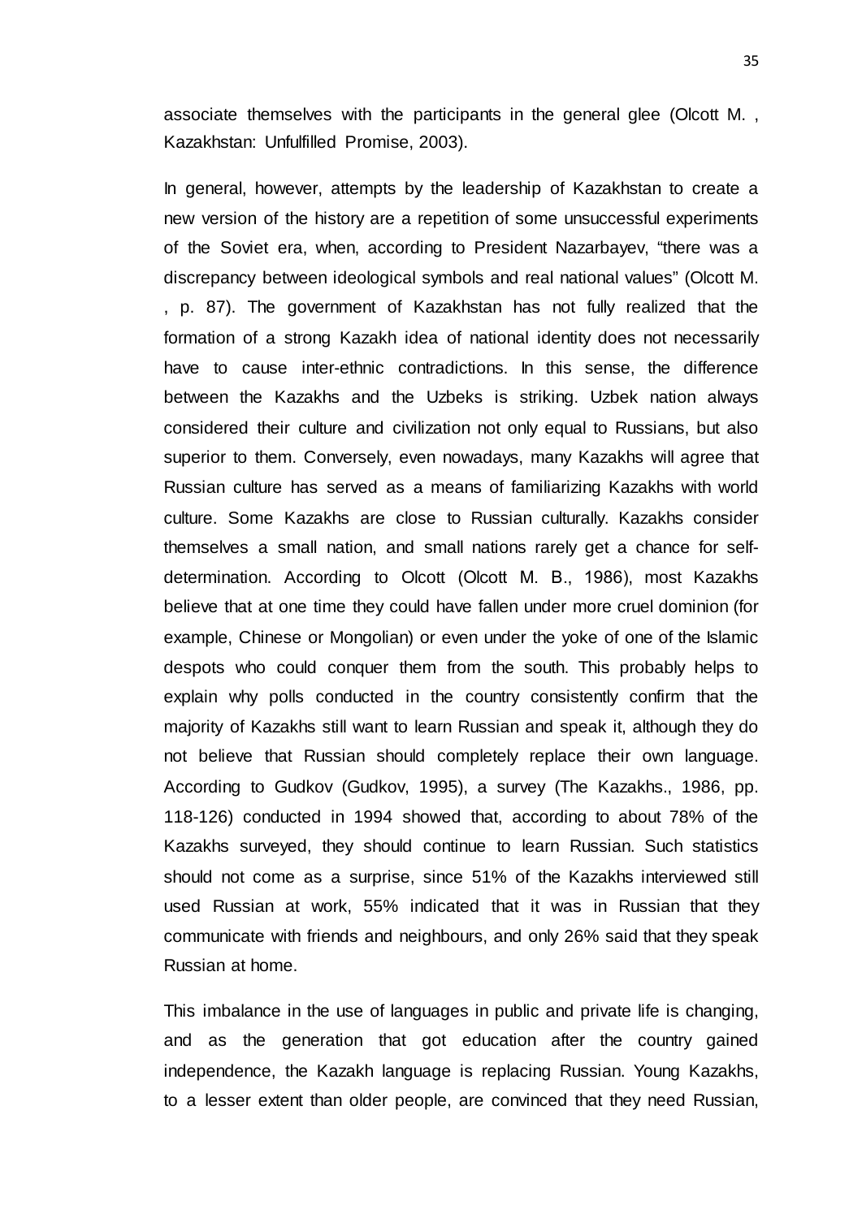associate themselves with the participants in the general glee (Olcott M. , Kazakhstan: Unfulfilled Promise, 2003).

In general, however, attempts by the leadership of Kazakhstan to create a new version of the history are a repetition of some unsuccessful experiments of the Soviet era, when, according to President Nazarbayev, "there was a discrepancy between ideological symbols and real national values" (Olcott M. , p. 87). The government of Kazakhstan has not fully realized that the formation of a strong Kazakh idea of national identity does not necessarily have to cause inter-ethnic contradictions. In this sense, the difference between the Kazakhs and the Uzbeks is striking. Uzbek nation always considered their culture and civilization not only equal to Russians, but also superior to them. Conversely, even nowadays, many Kazakhs will agree that Russian culture has served as a means of familiarizing Kazakhs with world culture. Some Kazakhs are close to Russian culturally. Kazakhs consider themselves a small nation, and small nations rarely get a chance for self-determination. According to Olcott (Olcott M. B., 1986), most Kazakhs believe that at one time they could have fallen under more cruel dominion (for example, Chinese or Mongolian) or even under the yoke of one of the Islamic despots who could conquer them from the south. This probably helps to explain why polls conducted in the country consistently confirm that the majority of Kazakhs still want to learn Russian and speak it, although they do not believe that Russian should completely replace their own language. According to Gudkov (Gudkov, 1995), a survey (The Kazakhs., 1986, pp. 118-126) conducted in 1994 showed that, according to about 78% of the Kazakhs surveyed, they should continue to learn Russian. Such statistics should not come as a surprise, since 51% of the Kazakhs interviewed still used Russian at work, 55% indicated that it was in Russian that they communicate with friends and neighbours, and only 26% said that they speak Russian at home.

This imbalance in the use of languages in public and private life is changing, and as the generation that got education after the country gained independence, the Kazakh language is replacing Russian. Young Kazakhs, to a lesser extent than older people, are convinced that they need Russian,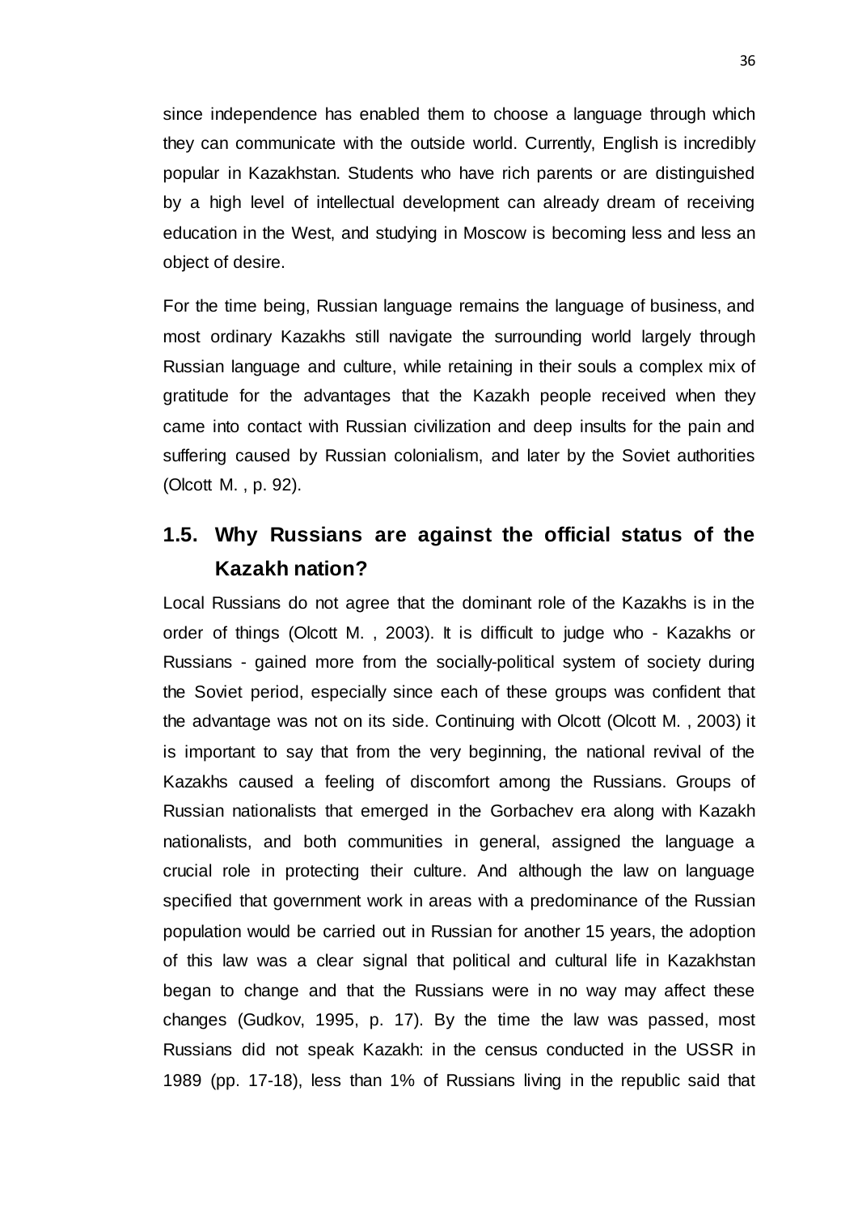since independence has enabled them to choose a language through which they can communicate with the outside world. Currently, English is incredibly popular in Kazakhstan. Students who have rich parents or are distinguished by a high level of intellectual development can already dream of receiving education in the West, and studying in Moscow is becoming less and less an object of desire.

For the time being, Russian language remains the language of business, and most ordinary Kazakhs still navigate the surrounding world largely through Russian language and culture, while retaining in their souls a complex mix of gratitude for the advantages that the Kazakh people received when they came into contact with Russian civilization and deep insults for the pain and suffering caused by Russian colonialism, and later by the Soviet authorities (Olcott M. , p. 92).

## 1.5. Why Russians are against the official status of the Kazakh nation?

Local Russians do not agree that the dominant role of the Kazakhs is in the order of things (Olcott M. , 2003). It is difficult to judge who - Kazakhs or Russians - gained more from the socially-political system of society during the Soviet period, especially since each of these groups was confident that the advantage was not on its side. Continuing with Olcott (Olcott M. , 2003) it is important to say that from the very beginning, the national revival of the Kazakhs caused a feeling of discomfort among the Russians. Groups of Russian nationalists that emerged in the Gorbachev era along with Kazakh nationalists, and both communities in general, assigned the language a crucial role in protecting their culture. And although the law on language specified that government work in areas with a predominance of the Russian population would be carried out in Russian for another 15 years, the adoption of this law was a clear signal that political and cultural life in Kazakhstan began to change and that the Russians were in no way may affect these changes (Gudkov, 1995, p. 17). By the time the law was passed, most Russians did not speak Kazakh: in the census conducted in the USSR in 1989 (pp. 17-18), less than 1% of Russians living in the republic said that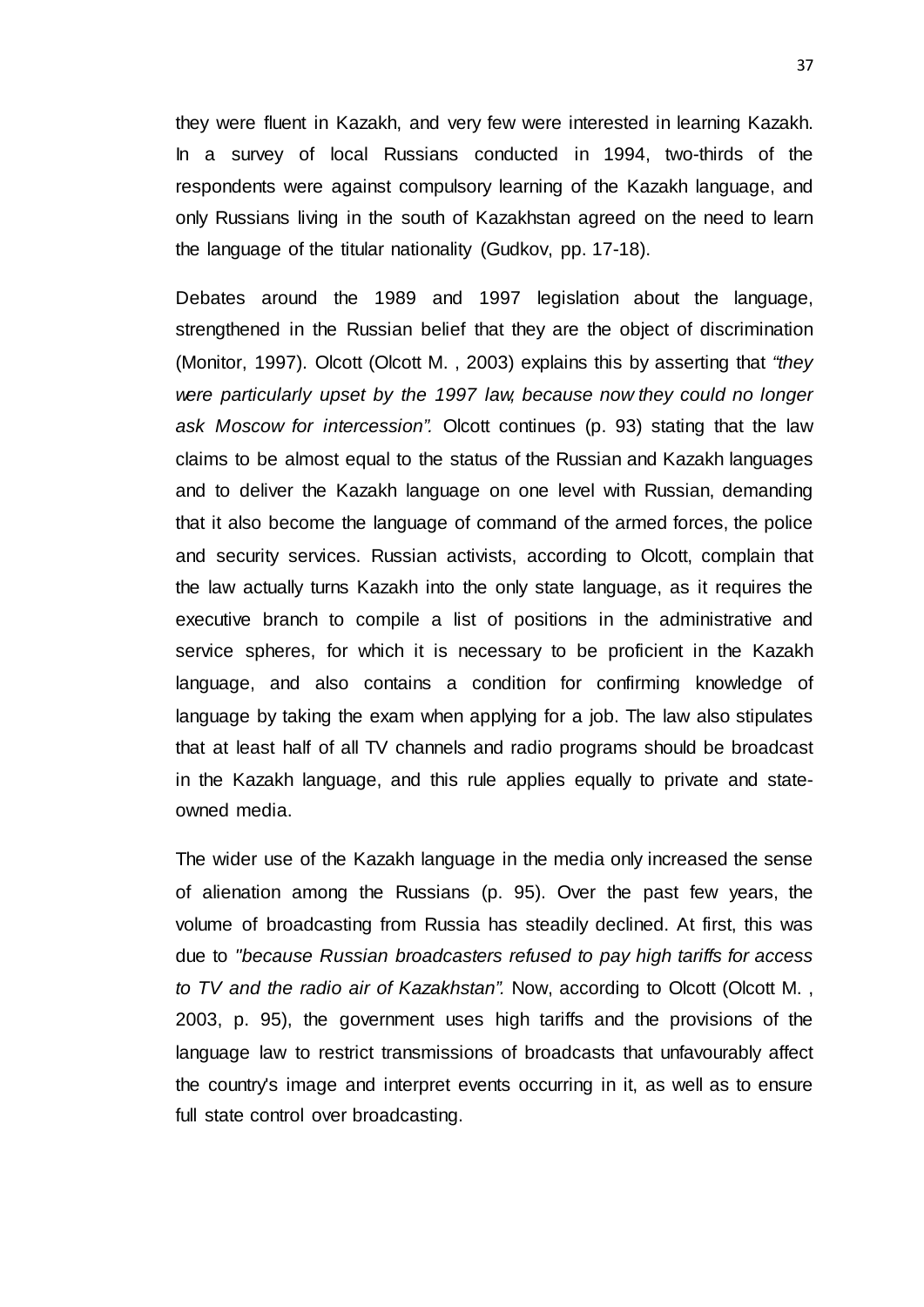they were fluent in Kazakh, and very few were interested in learning Kazakh. In a survey of local Russians conducted in 1994, two-thirds of the respondents were against compulsory learning of the Kazakh language, and only Russians living in the south of Kazakhstan agreed on the need to learn the language of the titular nationality (Gudkov, pp. 17-18).

Debates around the 1989 and 1997 legislation about the language, strengthened in the Russian belief that they are the object of discrimination (Monitor, 1997). Olcott (Olcott M. , 2003) explains this by asserting that *“they were particularly upset by the 1997 law, because now they could no longer ask Moscow for intercession”.* Olcott continues (p. 93) stating that the law claims to be almost equal to the status of the Russian and Kazakh languages and to deliver the Kazakh language on one level with Russian, demanding that it also become the language of command of the armed forces, the police and security services. Russian activists, according to Olcott, complain that the law actually turns Kazakh into the only state language, as it requires the executive branch to compile a list of positions in the administrative and service spheres, for which it is necessary to be proficient in the Kazakh language, and also contains a condition for confirming knowledge of language by taking the exam when applying for a job. The law also stipulates that at least half of all TV channels and radio programs should be broadcast in the Kazakh language, and this rule applies equally to private and state-owned media.

The wider use of the Kazakh language in the media only increased the sense of alienation among the Russians (p. 95). Over the past few years, the volume of broadcasting from Russia has steadily declined. At first, this was due to *"because Russian broadcasters refused to pay high tariffs for access to TV and the radio air of Kazakhstan”.* Now, according to Olcott (Olcott M. , 2003, p. 95), the government uses high tariffs and the provisions of the language law to restrict transmissions of broadcasts that unfavourably affect the country's image and interpret events occurring in it, as well as to ensure full state control over broadcasting.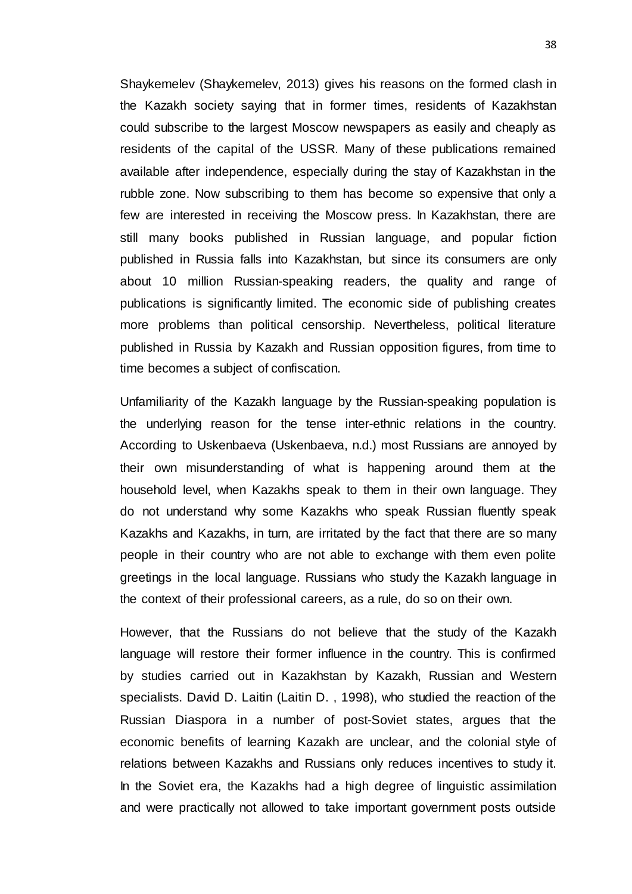Shaykemelev (Shaykemelev, 2013) gives his reasons on the formed clash in the Kazakh society saying that in former times, residents of Kazakhstan could subscribe to the largest Moscow newspapers as easily and cheaply as residents of the capital of the USSR. Many of these publications remained available after independence, especially during the stay of Kazakhstan in the rubble zone. Now subscribing to them has become so expensive that only a few are interested in receiving the Moscow press. In Kazakhstan, there are still many books published in Russian language, and popular fiction published in Russia falls into Kazakhstan, but since its consumers are only about 10 million Russian-speaking readers, the quality and range of publications is significantly limited. The economic side of publishing creates more problems than political censorship. Nevertheless, political literature published in Russia by Kazakh and Russian opposition figures, from time to time becomes a subject of confiscation.

Unfamiliarity of the Kazakh language by the Russian-speaking population is the underlying reason for the tense inter-ethnic relations in the country. According to Uskenbaeva (Uskenbaeva, n.d.) most Russians are annoyed by their own misunderstanding of what is happening around them at the household level, when Kazakhs speak to them in their own language. They do not understand why some Kazakhs who speak Russian fluently speak Kazakhs and Kazakhs, in turn, are irritated by the fact that there are so many people in their country who are not able to exchange with them even polite greetings in the local language. Russians who study the Kazakh language in the context of their professional careers, as a rule, do so on their own.

However, that the Russians do not believe that the study of the Kazakh language will restore their former influence in the country. This is confirmed by studies carried out in Kazakhstan by Kazakh, Russian and Western specialists. David D. Laitin (Laitin D. , 1998), who studied the reaction of the Russian Diaspora in a number of post-Soviet states, argues that the economic benefits of learning Kazakh are unclear, and the colonial style of relations between Kazakhs and Russians only reduces incentives to study it. In the Soviet era, the Kazakhs had a high degree of linguistic assimilation and were practically not allowed to take important government posts outside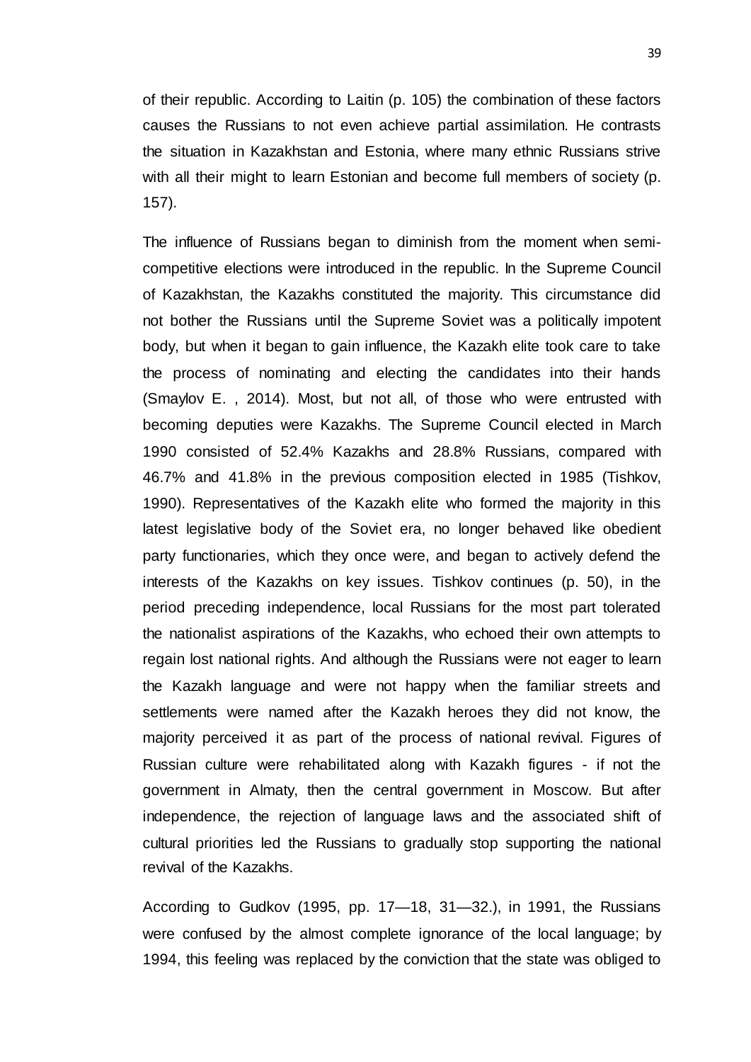of their republic. According to Laitin (p. 105) the combination of these factors causes the Russians to not even achieve partial assimilation. He contrasts the situation in Kazakhstan and Estonia, where many ethnic Russians strive with all their might to learn Estonian and become full members of society (p. 157).

The influence of Russians began to diminish from the moment when semi-competitive elections were introduced in the republic. In the Supreme Council of Kazakhstan, the Kazakhs constituted the majority. This circumstance did not bother the Russians until the Supreme Soviet was a politically impotent body, but when it began to gain influence, the Kazakh elite took care to take the process of nominating and electing the candidates into their hands (Smaylov E. , 2014). Most, but not all, of those who were entrusted with becoming deputies were Kazakhs. The Supreme Council elected in March 1990 consisted of 52.4% Kazakhs and 28.8% Russians, compared with 46.7% and 41.8% in the previous composition elected in 1985 (Tishkov, 1990). Representatives of the Kazakh elite who formed the majority in this latest legislative body of the Soviet era, no longer behaved like obedient party functionaries, which they once were, and began to actively defend the interests of the Kazakhs on key issues. Tishkov continues (p. 50), in the period preceding independence, local Russians for the most part tolerated the nationalist aspirations of the Kazakhs, who echoed their own attempts to regain lost national rights. And although the Russians were not eager to learn the Kazakh language and were not happy when the familiar streets and settlements were named after the Kazakh heroes they did not know, the majority perceived it as part of the process of national revival. Figures of Russian culture were rehabilitated along with Kazakh figures - if not the government in Almaty, then the central government in Moscow. But after independence, the rejection of language laws and the associated shift of cultural priorities led the Russians to gradually stop supporting the national revival of the Kazakhs.

According to Gudkov (1995, pp. 17—18, 31—32.), in 1991, the Russians were confused by the almost complete ignorance of the local language; by 1994, this feeling was replaced by the conviction that the state was obliged to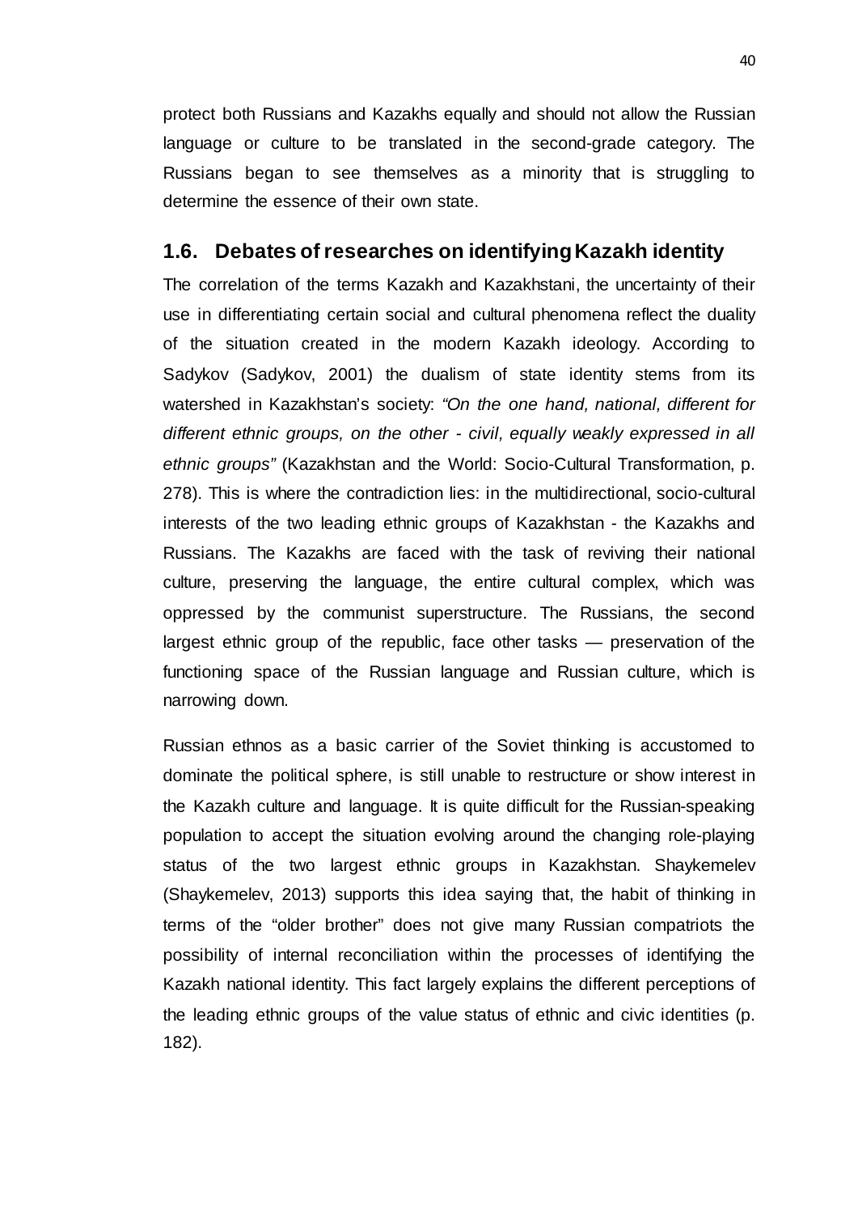protect both Russians and Kazakhs equally and should not allow the Russian language or culture to be translated in the second-grade category. The Russians began to see themselves as a minority that is struggling to determine the essence of their own state.

## 1.6. Debates of researches on identifying Kazakh identity

The correlation of the terms Kazakh and Kazakhstani, the uncertainty of their use in differentiating certain social and cultural phenomena reflect the duality of the situation created in the modern Kazakh ideology. According to Sadykov (Sadykov, 2001) the dualism of state identity stems from its watershed in Kazakhstan's society: *"On the one hand, national, different for different ethnic groups, on the other - civil, equally weakly expressed in all ethnic groups"* (Kazakhstan and the World: Socio-Cultural Transformation, p. 278). This is where the contradiction lies: in the multidirectional, socio-cultural interests of the two leading ethnic groups of Kazakhstan - the Kazakhs and Russians. The Kazakhs are faced with the task of reviving their national culture, preserving the language, the entire cultural complex, which was oppressed by the communist superstructure. The Russians, the second largest ethnic group of the republic, face other tasks — preservation of the functioning space of the Russian language and Russian culture, which is narrowing down.

Russian ethnos as a basic carrier of the Soviet thinking is accustomed to dominate the political sphere, is still unable to restructure or show interest in the Kazakh culture and language. It is quite difficult for the Russian-speaking population to accept the situation evolving around the changing role-playing status of the two largest ethnic groups in Kazakhstan. Shaykemelev (Shaykemelev, 2013) supports this idea saying that, the habit of thinking in terms of the "older brother" does not give many Russian compatriots the possibility of internal reconciliation within the processes of identifying the Kazakh national identity. This fact largely explains the different perceptions of the leading ethnic groups of the value status of ethnic and civic identities (p. 182).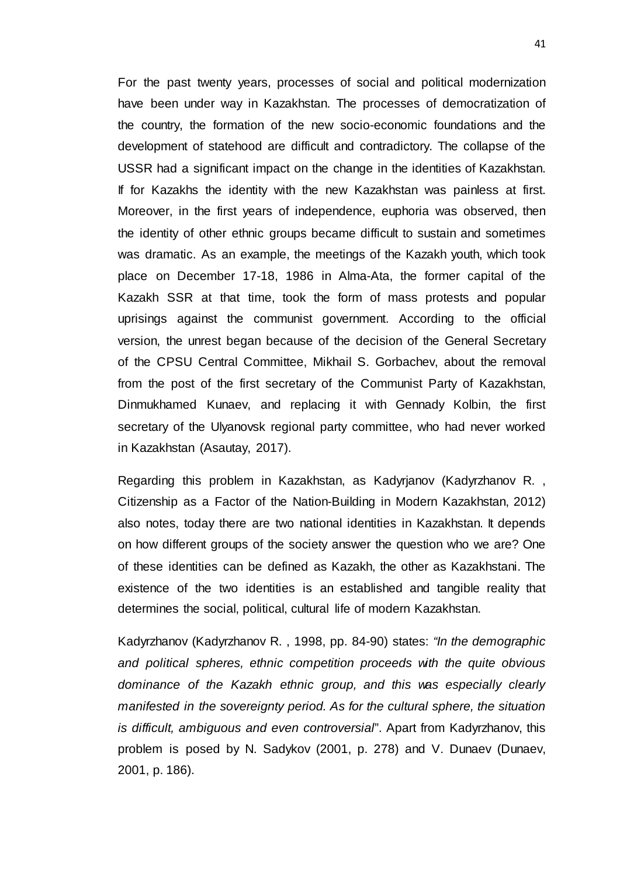For the past twenty years, processes of social and political modernization have been under way in Kazakhstan. The processes of democratization of the country, the formation of the new socio-economic foundations and the development of statehood are difficult and contradictory. The collapse of the USSR had a significant impact on the change in the identities of Kazakhstan. If for Kazakhs the identity with the new Kazakhstan was painless at first. Moreover, in the first years of independence, euphoria was observed, then the identity of other ethnic groups became difficult to sustain and sometimes was dramatic. As an example, the meetings of the Kazakh youth, which took place on December 17-18, 1986 in Alma-Ata, the former capital of the Kazakh SSR at that time, took the form of mass protests and popular uprisings against the communist government. According to the official version, the unrest began because of the decision of the General Secretary of the CPSU Central Committee, Mikhail S. Gorbachev, about the removal from the post of the first secretary of the Communist Party of Kazakhstan, Dinmukhamed Kunaev, and replacing it with Gennady Kolbin, the first secretary of the Ulyanovsk regional party committee, who had never worked in Kazakhstan (Asautay, 2017).

Regarding this problem in Kazakhstan, as Kadyrjanov (Kadyrzhanov R. , Citizenship as a Factor of the Nation-Building in Modern Kazakhstan, 2012) also notes, today there are two national identities in Kazakhstan. It depends on how different groups of the society answer the question who we are? One of these identities can be defined as Kazakh, the other as Kazakhstani. The existence of the two identities is an established and tangible reality that determines the social, political, cultural life of modern Kazakhstan.

Kadyrzhanov (Kadyrzhanov R. , 1998, pp. 84-90) states: *"In the demographic and political spheres, ethnic competition proceeds with the quite obvious dominance of the Kazakh ethnic group, and this was especially clearly manifested in the sovereignty period. As for the cultural sphere, the situation is difficult, ambiguous and even controversial*". Apart from Kadyrzhanov, this problem is posed by N. Sadykov (2001, p. 278) and V. Dunaev (Dunaev, 2001, p. 186).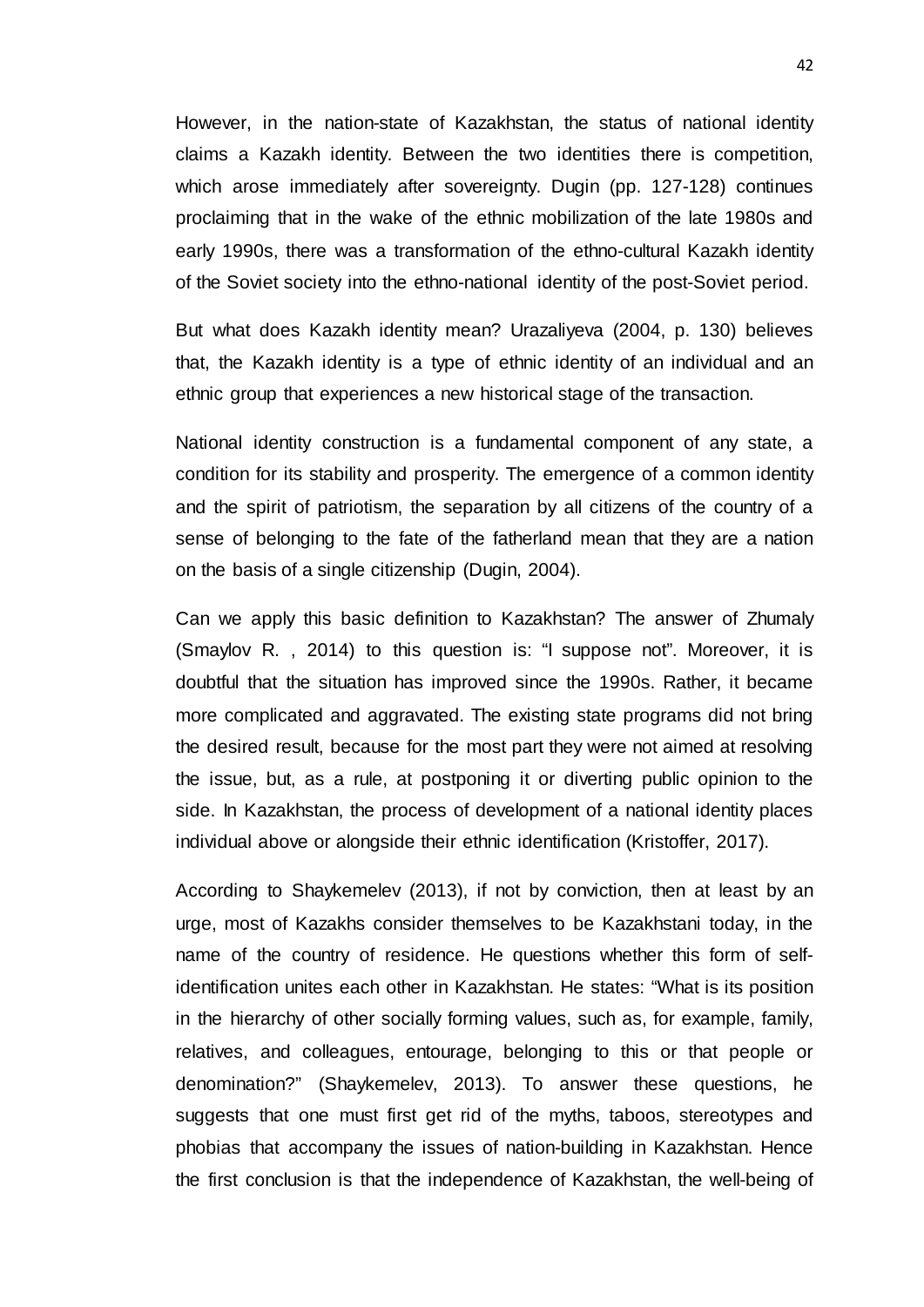However, in the nation-state of Kazakhstan, the status of national identity claims a Kazakh identity. Between the two identities there is competition, which arose immediately after sovereignty. Dugin (pp. 127-128) continues proclaiming that in the wake of the ethnic mobilization of the late 1980s and early 1990s, there was a transformation of the ethno-cultural Kazakh identity of the Soviet society into the ethno-national identity of the post-Soviet period.

But what does Kazakh identity mean? Urazaliyeva (2004, p. 130) believes that, the Kazakh identity is a type of ethnic identity of an individual and an ethnic group that experiences a new historical stage of the transaction.

National identity construction is a fundamental component of any state, a condition for its stability and prosperity. The emergence of a common identity and the spirit of patriotism, the separation by all citizens of the country of a sense of belonging to the fate of the fatherland mean that they are a nation on the basis of a single citizenship (Dugin, 2004).

Can we apply this basic definition to Kazakhstan? The answer of Zhumaly (Smaylov R. , 2014) to this question is: "I suppose not". Moreover, it is doubtful that the situation has improved since the 1990s. Rather, it became more complicated and aggravated. The existing state programs did not bring the desired result, because for the most part they were not aimed at resolving the issue, but, as a rule, at postponing it or diverting public opinion to the side. In Kazakhstan, the process of development of a national identity places individual above or alongside their ethnic identification (Kristoffer, 2017).

According to Shaykemelev (2013), if not by conviction, then at least by an urge, most of Kazakhs consider themselves to be Kazakhstani today, in the name of the country of residence. He questions whether this form of self-identification unites each other in Kazakhstan. He states: "What is its position in the hierarchy of other socially forming values, such as, for example, family, relatives, and colleagues, entourage, belonging to this or that people or denomination?" (Shaykemelev, 2013). To answer these questions, he suggests that one must first get rid of the myths, taboos, stereotypes and phobias that accompany the issues of nation-building in Kazakhstan. Hence the first conclusion is that the independence of Kazakhstan, the well-being of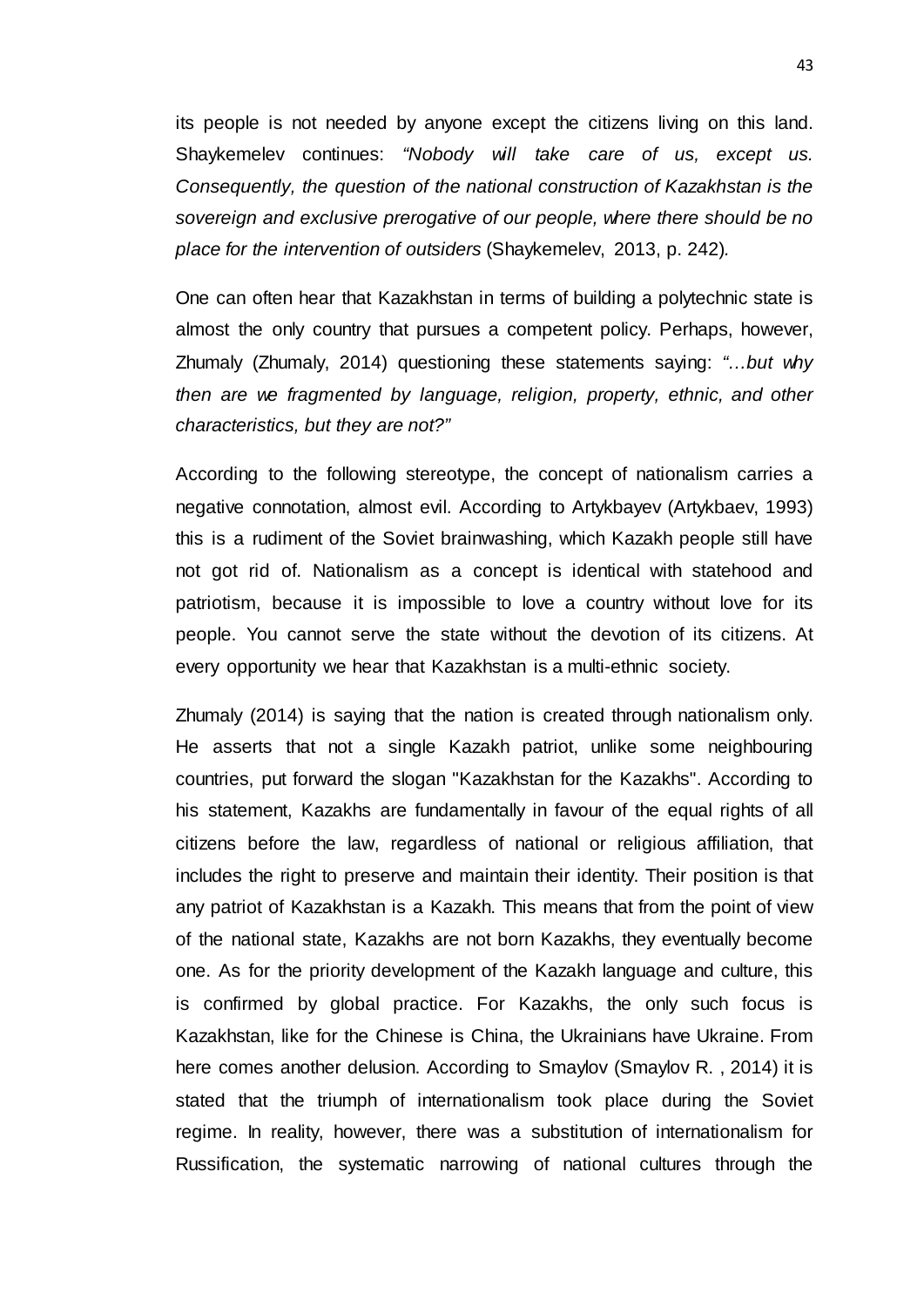its people is not needed by anyone except the citizens living on this land. Shaykemelev continues: *"Nobody will take care of us, except us. Consequently, the question of the national construction of Kazakhstan is the sovereign and exclusive prerogative of our people, where there should be no place for the intervention of outsiders* (Shaykemelev, 2013, p. 242).

One can often hear that Kazakhstan in terms of building a polytechnic state is almost the only country that pursues a competent policy. Perhaps, however, Zhumaly (Zhumaly, 2014) questioning these statements saying: *"…but why then are we fragmented by language, religion, property, ethnic, and other characteristics, but they are not?"*

According to the following stereotype, the concept of nationalism carries a negative connotation, almost evil. According to Artykbayev (Artykbaev, 1993) this is a rudiment of the Soviet brainwashing, which Kazakh people still have not got rid of. Nationalism as a concept is identical with statehood and patriotism, because it is impossible to love a country without love for its people. You cannot serve the state without the devotion of its citizens. At every opportunity we hear that Kazakhstan is a multi-ethnic society.

Zhumaly (2014) is saying that the nation is created through nationalism only. He asserts that not a single Kazakh patriot, unlike some neighbouring countries, put forward the slogan "Kazakhstan for the Kazakhs". According to his statement, Kazakhs are fundamentally in favour of the equal rights of all citizens before the law, regardless of national or religious affiliation, that includes the right to preserve and maintain their identity. Their position is that any patriot of Kazakhstan is a Kazakh. This means that from the point of view of the national state, Kazakhs are not born Kazakhs, they eventually become one. As for the priority development of the Kazakh language and culture, this is confirmed by global practice. For Kazakhs, the only such focus is Kazakhstan, like for the Chinese is China, the Ukrainians have Ukraine. From here comes another delusion. According to Smaylov (Smaylov R. , 2014) it is stated that the triumph of internationalism took place during the Soviet regime. In reality, however, there was a substitution of internationalism for Russification, the systematic narrowing of national cultures through the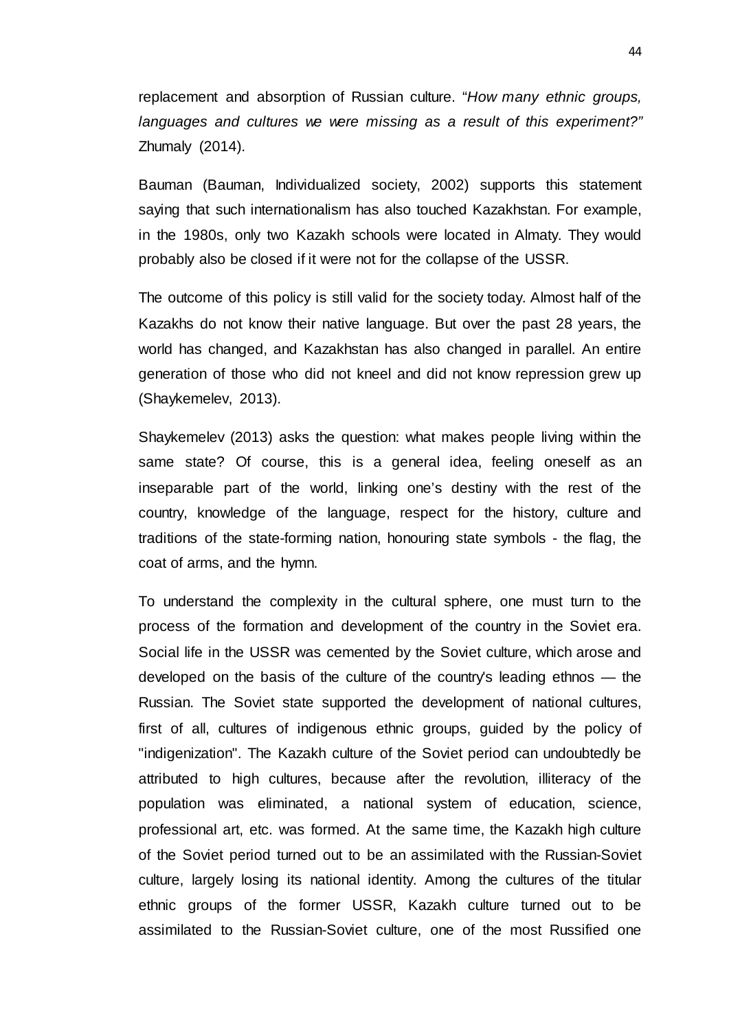replacement and absorption of Russian culture. "*How many ethnic groups, languages and cultures we were missing as a result of this experiment?"* Zhumaly (2014).

Bauman (Bauman, Individualized society, 2002) supports this statement saying that such internationalism has also touched Kazakhstan. For example, in the 1980s, only two Kazakh schools were located in Almaty. They would probably also be closed if it were not for the collapse of the USSR.

The outcome of this policy is still valid for the society today. Almost half of the Kazakhs do not know their native language. But over the past 28 years, the world has changed, and Kazakhstan has also changed in parallel. An entire generation of those who did not kneel and did not know repression grew up (Shaykemelev, 2013).

Shaykemelev (2013) asks the question: what makes people living within the same state? Of course, this is a general idea, feeling oneself as an inseparable part of the world, linking one's destiny with the rest of the country, knowledge of the language, respect for the history, culture and traditions of the state-forming nation, honouring state symbols - the flag, the coat of arms, and the hymn.

To understand the complexity in the cultural sphere, one must turn to the process of the formation and development of the country in the Soviet era. Social life in the USSR was cemented by the Soviet culture, which arose and developed on the basis of the culture of the country's leading ethnos — the Russian. The Soviet state supported the development of national cultures, first of all, cultures of indigenous ethnic groups, guided by the policy of "indigenization". The Kazakh culture of the Soviet period can undoubtedly be attributed to high cultures, because after the revolution, illiteracy of the population was eliminated, a national system of education, science, professional art, etc. was formed. At the same time, the Kazakh high culture of the Soviet period turned out to be an assimilated with the Russian-Soviet culture, largely losing its national identity. Among the cultures of the titular ethnic groups of the former USSR, Kazakh culture turned out to be assimilated to the Russian-Soviet culture, one of the most Russified one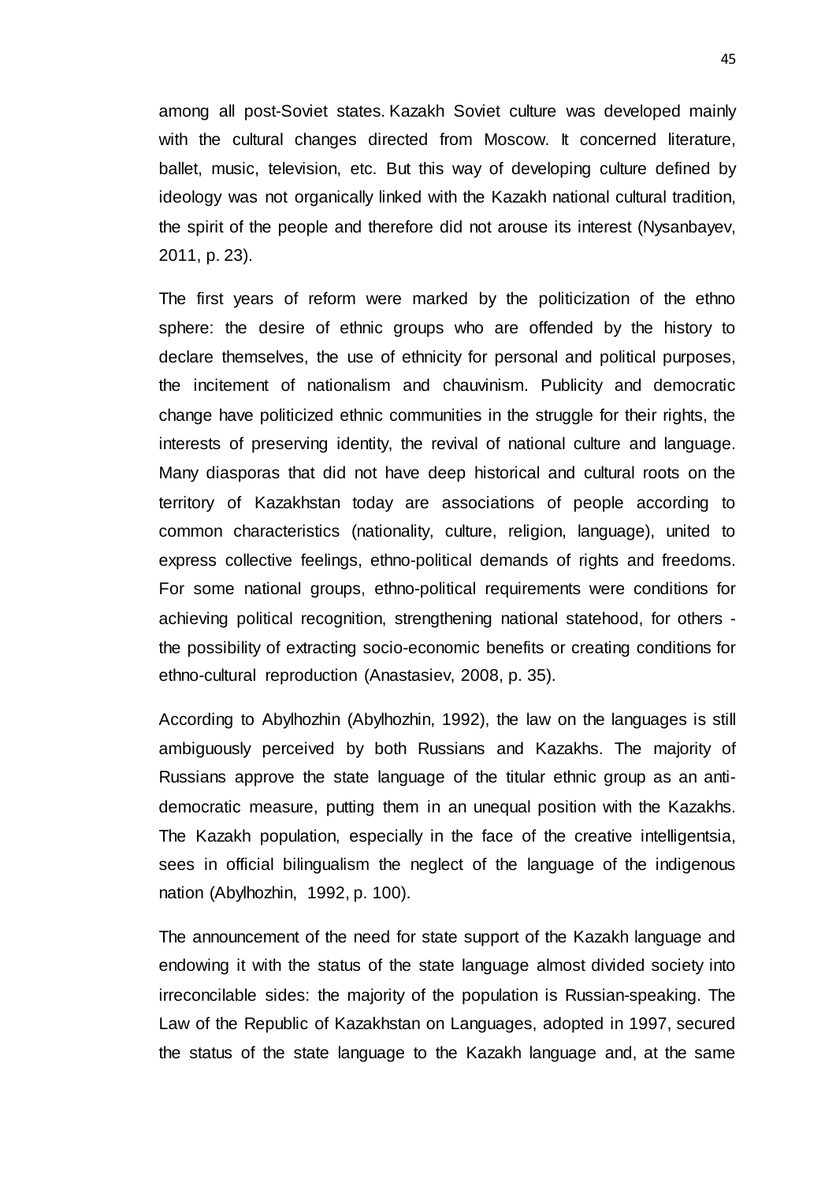among all post-Soviet states. Kazakh Soviet culture was developed mainly with the cultural changes directed from Moscow. It concerned literature, ballet, music, television, etc. But this way of developing culture defined by ideology was not organically linked with the Kazakh national cultural tradition, the spirit of the people and therefore did not arouse its interest (Nysanbayev, 2011, p. 23).

The first years of reform were marked by the politicization of the ethno sphere: the desire of ethnic groups who are offended by the history to declare themselves, the use of ethnicity for personal and political purposes, the incitement of nationalism and chauvinism. Publicity and democratic change have politicized ethnic communities in the struggle for their rights, the interests of preserving identity, the revival of national culture and language. Many diasporas that did not have deep historical and cultural roots on the territory of Kazakhstan today are associations of people according to common characteristics (nationality, culture, religion, language), united to express collective feelings, ethno-political demands of rights and freedoms. For some national groups, ethno-political requirements were conditions for achieving political recognition, strengthening national statehood, for others - the possibility of extracting socio-economic benefits or creating conditions for ethno-cultural reproduction (Anastasiev, 2008, p. 35).

According to Abylhozhin (Abylhozhin, 1992), the law on the languages is still ambiguously perceived by both Russians and Kazakhs. The majority of Russians approve the state language of the titular ethnic group as an anti-democratic measure, putting them in an unequal position with the Kazakhs. The Kazakh population, especially in the face of the creative intelligentsia, sees in official bilingualism the neglect of the language of the indigenous nation (Abylhozhin, 1992, p. 100).

The announcement of the need for state support of the Kazakh language and endowing it with the status of the state language almost divided society into irreconcilable sides: the majority of the population is Russian-speaking. The Law of the Republic of Kazakhstan on Languages, adopted in 1997, secured the status of the state language to the Kazakh language and, at the same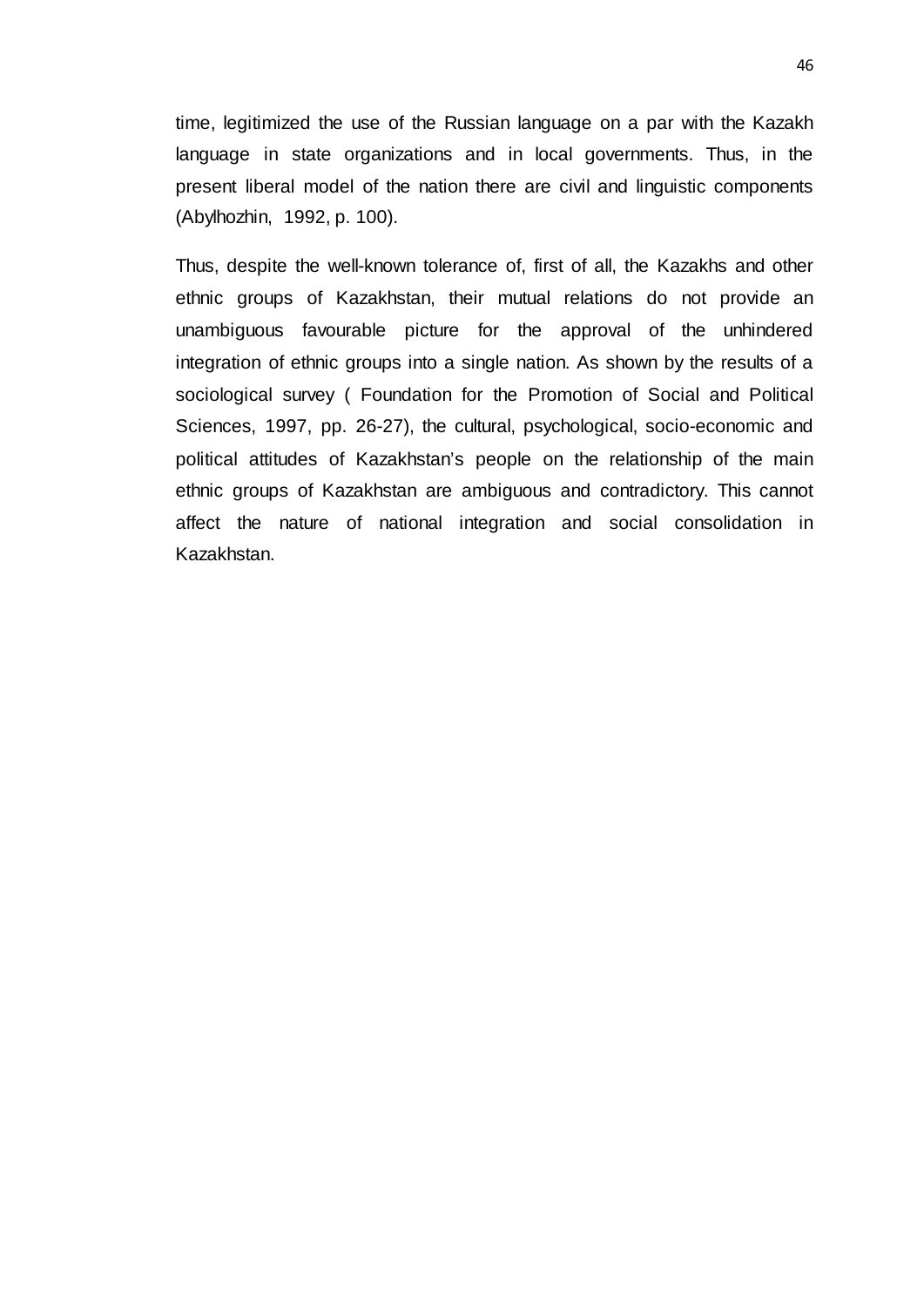time, legitimized the use of the Russian language on a par with the Kazakh language in state organizations and in local governments. Thus, in the present liberal model of the nation there are civil and linguistic components (Abylhozhin, 1992, p. 100).

Thus, despite the well-known tolerance of, first of all, the Kazakhs and other ethnic groups of Kazakhstan, their mutual relations do not provide an unambiguous favourable picture for the approval of the unhindered integration of ethnic groups into a single nation. As shown by the results of a sociological survey ( Foundation for the Promotion of Social and Political Sciences, 1997, pp. 26-27), the cultural, psychological, socio-economic and political attitudes of Kazakhstan's people on the relationship of the main ethnic groups of Kazakhstan are ambiguous and contradictory. This cannot affect the nature of national integration and social consolidation in Kazakhstan.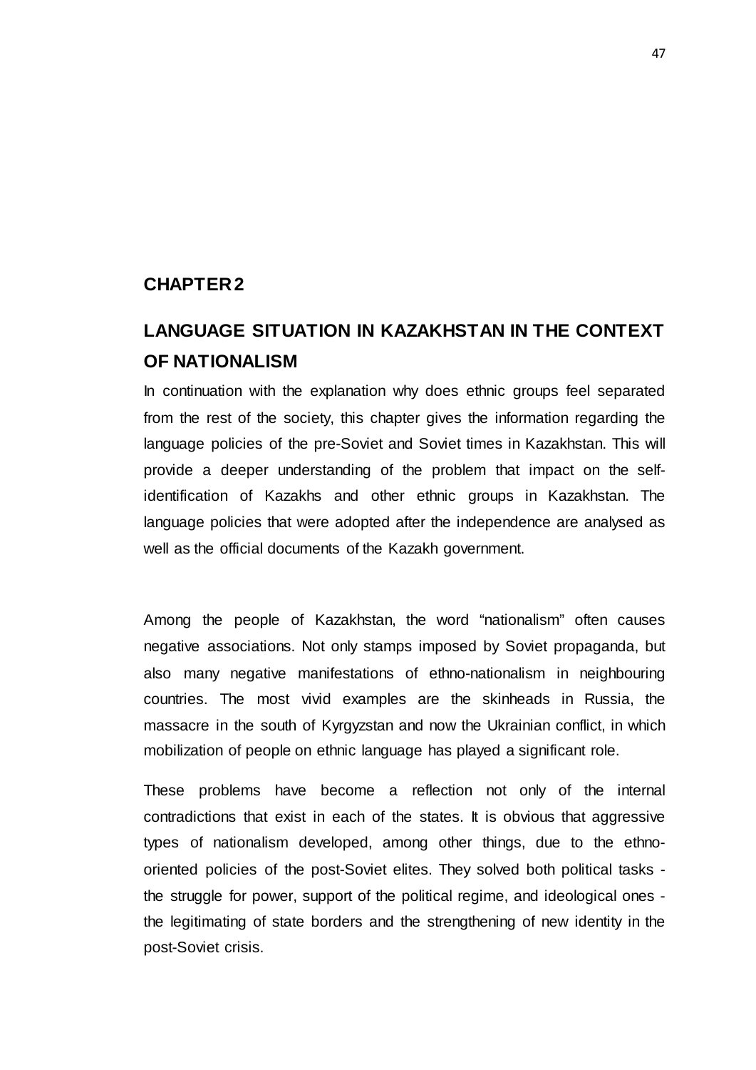# CHAPTER 2

## LANGUAGE SITUATION IN KAZAKHSTAN IN THE CONTEXT OF NATIONALISM

In continuation with the explanation why does ethnic groups feel separated from the rest of the society, this chapter gives the information regarding the language policies of the pre-Soviet and Soviet times in Kazakhstan. This will provide a deeper understanding of the problem that impact on the self-identification of Kazakhs and other ethnic groups in Kazakhstan. The language policies that were adopted after the independence are analysed as well as the official documents of the Kazakh government.

Among the people of Kazakhstan, the word "nationalism" often causes negative associations. Not only stamps imposed by Soviet propaganda, but also many negative manifestations of ethno-nationalism in neighbouring countries. The most vivid examples are the skinheads in Russia, the massacre in the south of Kyrgyzstan and now the Ukrainian conflict, in which mobilization of people on ethnic language has played a significant role.

These problems have become a reflection not only of the internal contradictions that exist in each of the states. It is obvious that aggressive types of nationalism developed, among other things, due to the ethno-oriented policies of the post-Soviet elites. They solved both political tasks - the struggle for power, support of the political regime, and ideological ones - the legitimating of state borders and the strengthening of new identity in the post-Soviet crisis.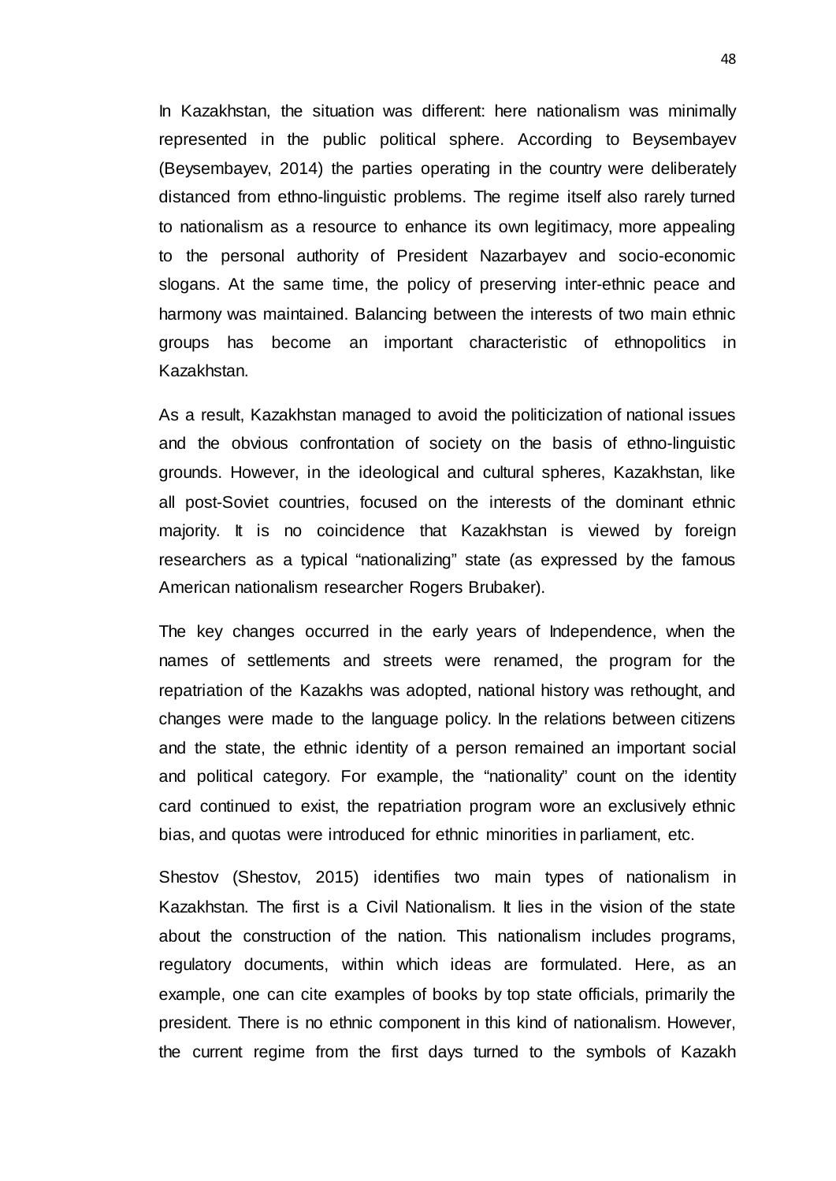In Kazakhstan, the situation was different: here nationalism was minimally represented in the public political sphere. According to Beysembayev (Beysembayev, 2014) the parties operating in the country were deliberately distanced from ethno-linguistic problems. The regime itself also rarely turned to nationalism as a resource to enhance its own legitimacy, more appealing to the personal authority of President Nazarbayev and socio-economic slogans. At the same time, the policy of preserving inter-ethnic peace and harmony was maintained. Balancing between the interests of two main ethnic groups has become an important characteristic of ethnopolitics in Kazakhstan.

As a result, Kazakhstan managed to avoid the politicization of national issues and the obvious confrontation of society on the basis of ethno-linguistic grounds. However, in the ideological and cultural spheres, Kazakhstan, like all post-Soviet countries, focused on the interests of the dominant ethnic majority. It is no coincidence that Kazakhstan is viewed by foreign researchers as a typical "nationalizing" state (as expressed by the famous American nationalism researcher Rogers Brubaker).

The key changes occurred in the early years of Independence, when the names of settlements and streets were renamed, the program for the repatriation of the Kazakhs was adopted, national history was rethought, and changes were made to the language policy. In the relations between citizens and the state, the ethnic identity of a person remained an important social and political category. For example, the "nationality" count on the identity card continued to exist, the repatriation program wore an exclusively ethnic bias, and quotas were introduced for ethnic minorities in parliament, etc.

Shestov (Shestov, 2015) identifies two main types of nationalism in Kazakhstan. The first is a Civil Nationalism. It lies in the vision of the state about the construction of the nation. This nationalism includes programs, regulatory documents, within which ideas are formulated. Here, as an example, one can cite examples of books by top state officials, primarily the president. There is no ethnic component in this kind of nationalism. However, the current regime from the first days turned to the symbols of Kazakh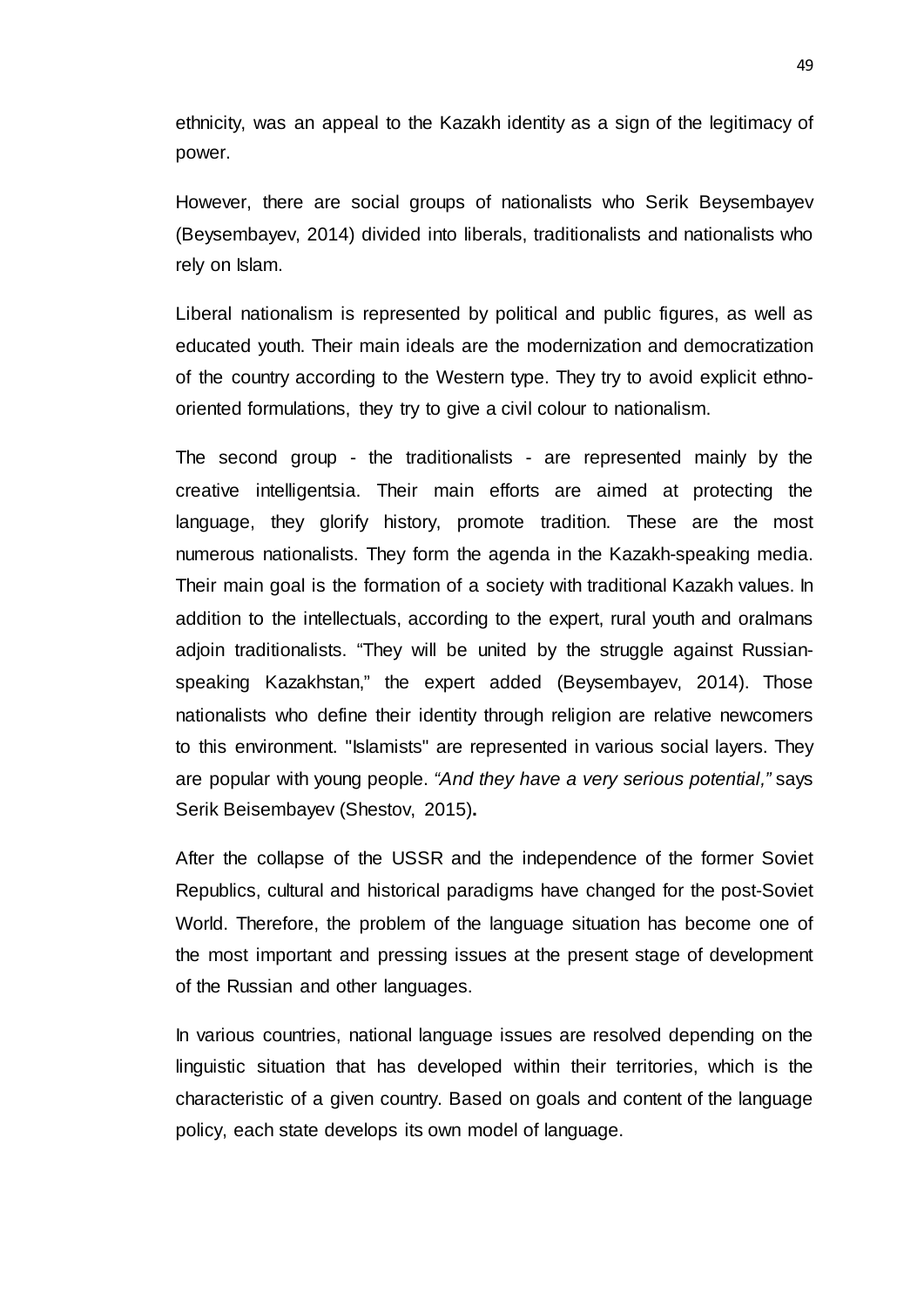ethnicity, was an appeal to the Kazakh identity as a sign of the legitimacy of power.

However, there are social groups of nationalists who Serik Beysembayev (Beysembayev, 2014) divided into liberals, traditionalists and nationalists who rely on Islam.

Liberal nationalism is represented by political and public figures, as well as educated youth. Their main ideals are the modernization and democratization of the country according to the Western type. They try to avoid explicit ethno-oriented formulations, they try to give a civil colour to nationalism.

The second group - the traditionalists - are represented mainly by the creative intelligentsia. Their main efforts are aimed at protecting the language, they glorify history, promote tradition. These are the most numerous nationalists. They form the agenda in the Kazakh-speaking media. Their main goal is the formation of a society with traditional Kazakh values. In addition to the intellectuals, according to the expert, rural youth and oralmans adjoin traditionalists. “They will be united by the struggle against Russian-speaking Kazakhstan,” the expert added (Beysembayev, 2014). Those nationalists who define their identity through religion are relative newcomers to this environment. "Islamists" are represented in various social layers. They are popular with young people. *“And they have a very serious potential,”* says Serik Beisembayev (Shestov, 2015)**.**

After the collapse of the USSR and the independence of the former Soviet Republics, cultural and historical paradigms have changed for the post-Soviet World. Therefore, the problem of the language situation has become one of the most important and pressing issues at the present stage of development of the Russian and other languages.

In various countries, national language issues are resolved depending on the linguistic situation that has developed within their territories, which is the characteristic of a given country. Based on goals and content of the language policy, each state develops its own model of language.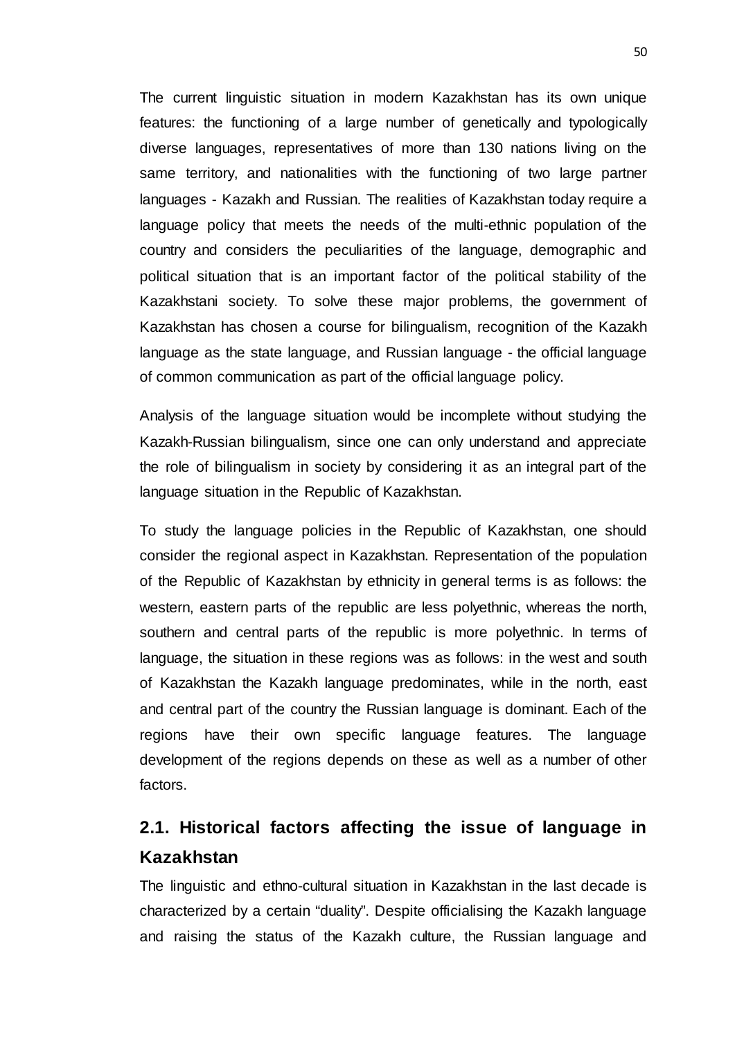The current linguistic situation in modern Kazakhstan has its own unique features: the functioning of a large number of genetically and typologically diverse languages, representatives of more than 130 nations living on the same territory, and nationalities with the functioning of two large partner languages - Kazakh and Russian. The realities of Kazakhstan today require a language policy that meets the needs of the multi-ethnic population of the country and considers the peculiarities of the language, demographic and political situation that is an important factor of the political stability of the Kazakhstani society. To solve these major problems, the government of Kazakhstan has chosen a course for bilingualism, recognition of the Kazakh language as the state language, and Russian language - the official language of common communication as part of the official language policy.

Analysis of the language situation would be incomplete without studying the Kazakh-Russian bilingualism, since one can only understand and appreciate the role of bilingualism in society by considering it as an integral part of the language situation in the Republic of Kazakhstan.

To study the language policies in the Republic of Kazakhstan, one should consider the regional aspect in Kazakhstan. Representation of the population of the Republic of Kazakhstan by ethnicity in general terms is as follows: the western, eastern parts of the republic are less polyethnic, whereas the north, southern and central parts of the republic is more polyethnic. In terms of language, the situation in these regions was as follows: in the west and south of Kazakhstan the Kazakh language predominates, while in the north, east and central part of the country the Russian language is dominant. Each of the regions have their own specific language features. The language development of the regions depends on these as well as a number of other factors.

## 2.1. Historical factors affecting the issue of language in Kazakhstan

The linguistic and ethno-cultural situation in Kazakhstan in the last decade is characterized by a certain "duality". Despite officialising the Kazakh language and raising the status of the Kazakh culture, the Russian language and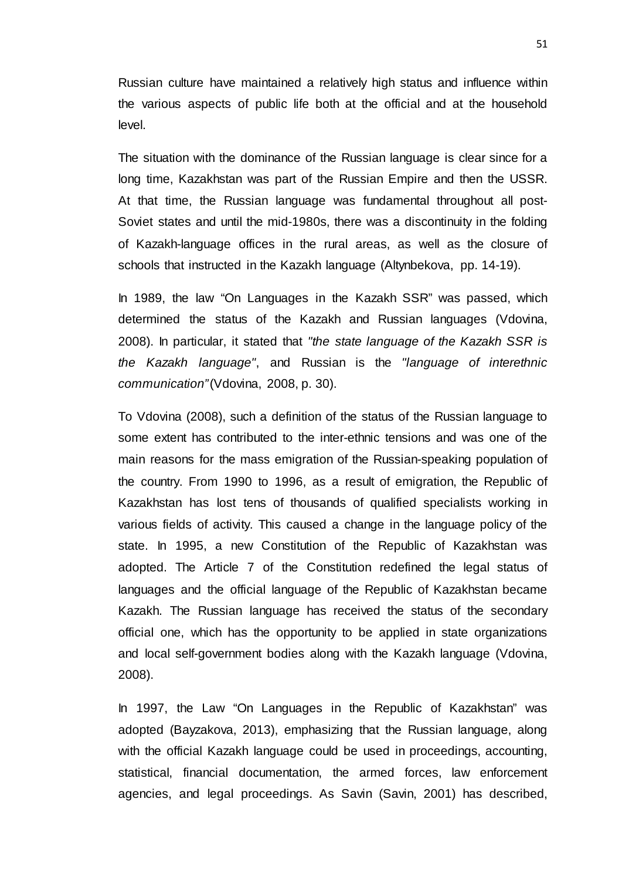Russian culture have maintained a relatively high status and influence within the various aspects of public life both at the official and at the household level.

The situation with the dominance of the Russian language is clear since for a long time, Kazakhstan was part of the Russian Empire and then the USSR. At that time, the Russian language was fundamental throughout all post-Soviet states and until the mid-1980s, there was a discontinuity in the folding of Kazakh-language offices in the rural areas, as well as the closure of schools that instructed in the Kazakh language (Altynbekova, pp. 14-19).

In 1989, the law "On Languages in the Kazakh SSR" was passed, which determined the status of the Kazakh and Russian languages (Vdovina, 2008). In particular, it stated that *"the state language of the Kazakh SSR is the Kazakh language"*, and Russian is the *"language of interethnic communication"* (Vdovina, 2008, p. 30).

To Vdovina (2008), such a definition of the status of the Russian language to some extent has contributed to the inter-ethnic tensions and was one of the main reasons for the mass emigration of the Russian-speaking population of the country. From 1990 to 1996, as a result of emigration, the Republic of Kazakhstan has lost tens of thousands of qualified specialists working in various fields of activity. This caused a change in the language policy of the state. In 1995, a new Constitution of the Republic of Kazakhstan was adopted. The Article 7 of the Constitution redefined the legal status of languages and the official language of the Republic of Kazakhstan became Kazakh. The Russian language has received the status of the secondary official one, which has the opportunity to be applied in state organizations and local self-government bodies along with the Kazakh language (Vdovina, 2008).

In 1997, the Law "On Languages in the Republic of Kazakhstan" was adopted (Bayzakova, 2013), emphasizing that the Russian language, along with the official Kazakh language could be used in proceedings, accounting, statistical, financial documentation, the armed forces, law enforcement agencies, and legal proceedings. As Savin (Savin, 2001) has described,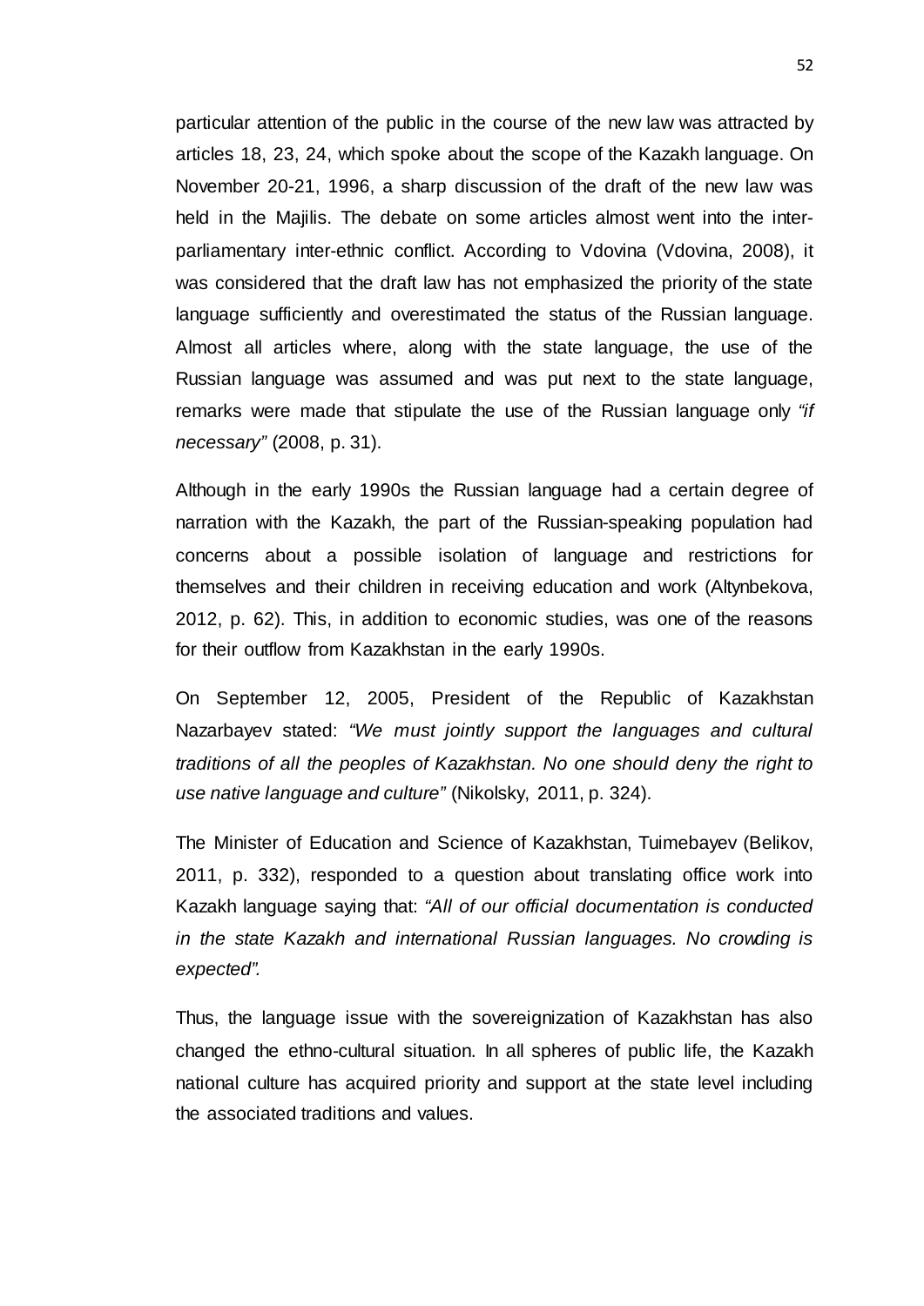particular attention of the public in the course of the new law was attracted by articles 18, 23, 24, which spoke about the scope of the Kazakh language. On November 20-21, 1996, a sharp discussion of the draft of the new law was held in the Majilis. The debate on some articles almost went into the inter-parliamentary inter-ethnic conflict. According to Vdovina (Vdovina, 2008), it was considered that the draft law has not emphasized the priority of the state language sufficiently and overestimated the status of the Russian language. Almost all articles where, along with the state language, the use of the Russian language was assumed and was put next to the state language, remarks were made that stipulate the use of the Russian language only *"if necessary"* (2008, p. 31).

Although in the early 1990s the Russian language had a certain degree of narration with the Kazakh, the part of the Russian-speaking population had concerns about a possible isolation of language and restrictions for themselves and their children in receiving education and work (Altynbekova, 2012, p. 62). This, in addition to economic studies, was one of the reasons for their outflow from Kazakhstan in the early 1990s.

On September 12, 2005, President of the Republic of Kazakhstan Nazarbayev stated: *"We must jointly support the languages and cultural traditions of all the peoples of Kazakhstan. No one should deny the right to use native language and culture"* (Nikolsky, 2011, p. 324).

The Minister of Education and Science of Kazakhstan, Tuimebayev (Belikov, 2011, p. 332), responded to a question about translating office work into Kazakh language saying that: *"All of our official documentation is conducted in the state Kazakh and international Russian languages. No crowding is expected".*

Thus, the language issue with the sovereignization of Kazakhstan has also changed the ethno-cultural situation. In all spheres of public life, the Kazakh national culture has acquired priority and support at the state level including the associated traditions and values.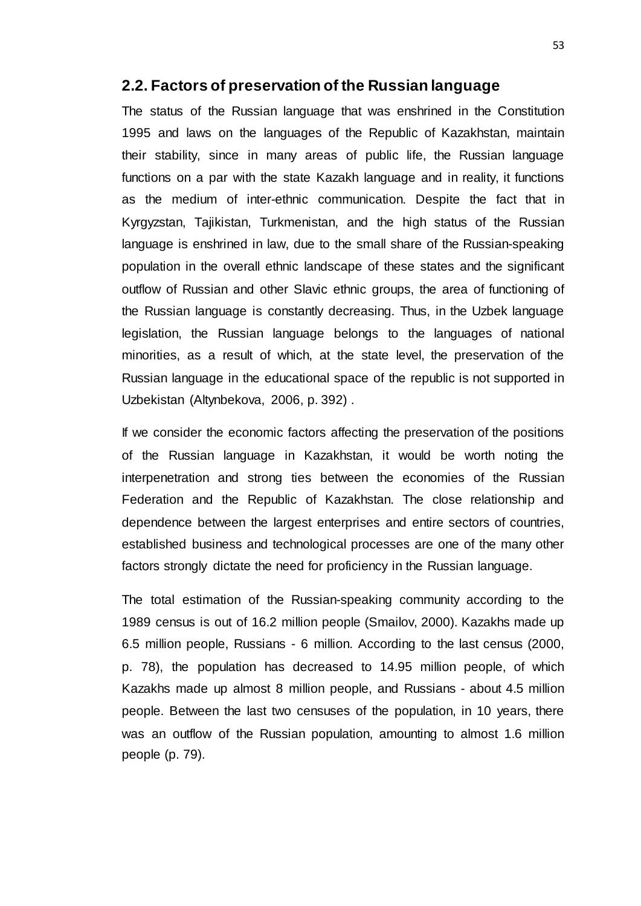## 2.2. Factors of preservation of the Russian language

The status of the Russian language that was enshrined in the Constitution 1995 and laws on the languages of the Republic of Kazakhstan, maintain their stability, since in many areas of public life, the Russian language functions on a par with the state Kazakh language and in reality, it functions as the medium of inter-ethnic communication. Despite the fact that in Kyrgyzstan, Tajikistan, Turkmenistan, and the high status of the Russian language is enshrined in law, due to the small share of the Russian-speaking population in the overall ethnic landscape of these states and the significant outflow of Russian and other Slavic ethnic groups, the area of functioning of the Russian language is constantly decreasing. Thus, in the Uzbek language legislation, the Russian language belongs to the languages of national minorities, as a result of which, at the state level, the preservation of the Russian language in the educational space of the republic is not supported in Uzbekistan (Altynbekova, 2006, p. 392) .

If we consider the economic factors affecting the preservation of the positions of the Russian language in Kazakhstan, it would be worth noting the interpenetration and strong ties between the economies of the Russian Federation and the Republic of Kazakhstan. The close relationship and dependence between the largest enterprises and entire sectors of countries, established business and technological processes are one of the many other factors strongly dictate the need for proficiency in the Russian language.

The total estimation of the Russian-speaking community according to the 1989 census is out of 16.2 million people (Smailov, 2000). Kazakhs made up 6.5 million people, Russians - 6 million. According to the last census (2000, p. 78), the population has decreased to 14.95 million people, of which Kazakhs made up almost 8 million people, and Russians - about 4.5 million people. Between the last two censuses of the population, in 10 years, there was an outflow of the Russian population, amounting to almost 1.6 million people (p. 79).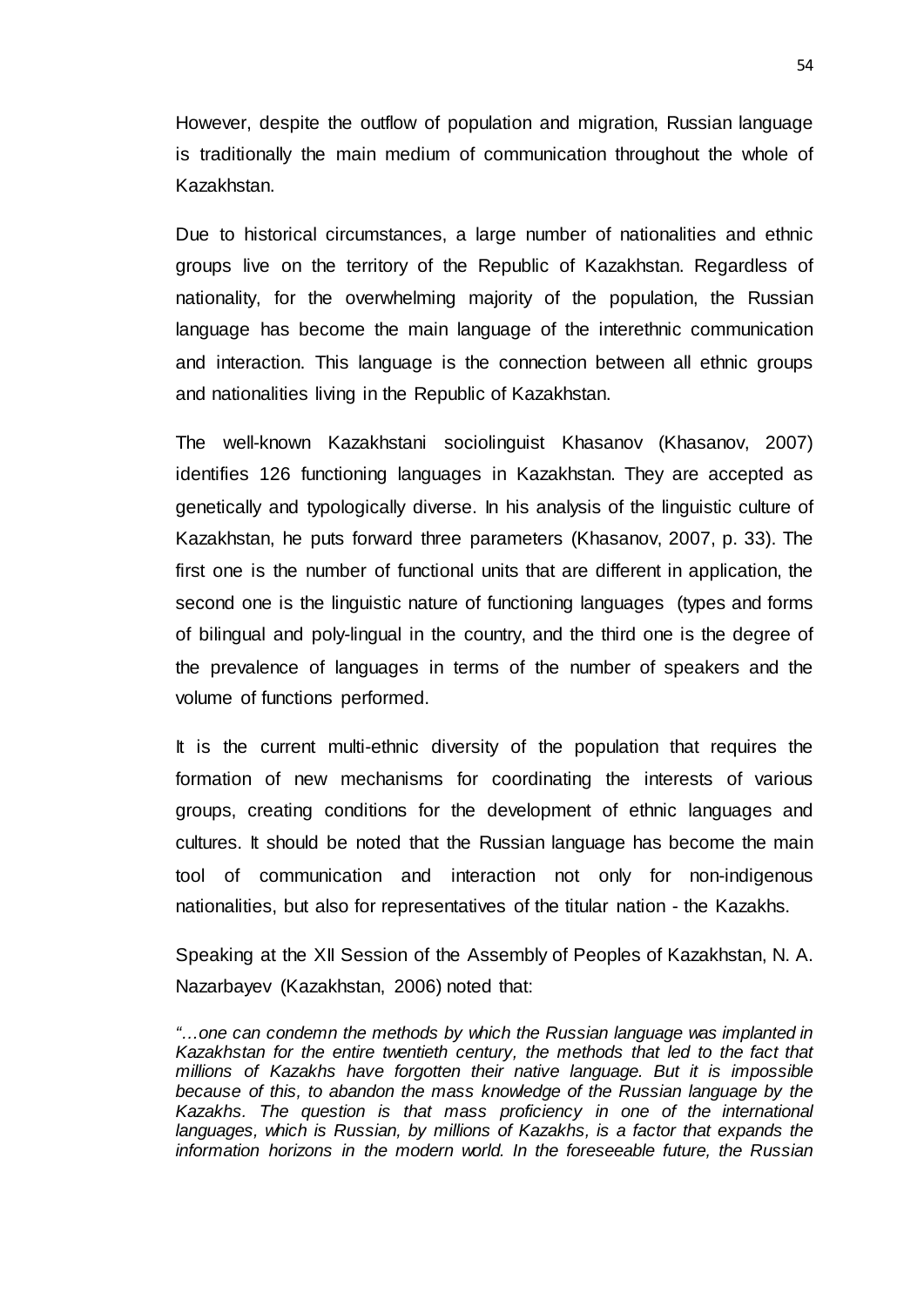However, despite the outflow of population and migration, Russian language is traditionally the main medium of communication throughout the whole of Kazakhstan.

Due to historical circumstances, a large number of nationalities and ethnic groups live on the territory of the Republic of Kazakhstan. Regardless of nationality, for the overwhelming majority of the population, the Russian language has become the main language of the interethnic communication and interaction. This language is the connection between all ethnic groups and nationalities living in the Republic of Kazakhstan.

The well-known Kazakhstani sociolinguist Khasanov (Khasanov, 2007) identifies 126 functioning languages in Kazakhstan. They are accepted as genetically and typologically diverse. In his analysis of the linguistic culture of Kazakhstan, he puts forward three parameters (Khasanov, 2007, p. 33). The first one is the number of functional units that are different in application, the second one is the linguistic nature of functioning languages (types and forms of bilingual and poly-lingual in the country, and the third one is the degree of the prevalence of languages in terms of the number of speakers and the volume of functions performed.

It is the current multi-ethnic diversity of the population that requires the formation of new mechanisms for coordinating the interests of various groups, creating conditions for the development of ethnic languages and cultures. It should be noted that the Russian language has become the main tool of communication and interaction not only for non-indigenous nationalities, but also for representatives of the titular nation - the Kazakhs.

Speaking at the XII Session of the Assembly of Peoples of Kazakhstan, N. A. Nazarbayev (Kazakhstan, 2006) noted that:

*"…one can condemn the methods by which the Russian language was implanted in Kazakhstan for the entire twentieth century, the methods that led to the fact that millions of Kazakhs have forgotten their native language. But it is impossible because of this, to abandon the mass knowledge of the Russian language by the Kazakhs. The question is that mass proficiency in one of the international languages, which is Russian, by millions of Kazakhs, is a factor that expands the information horizons in the modern world. In the foreseeable future, the Russian*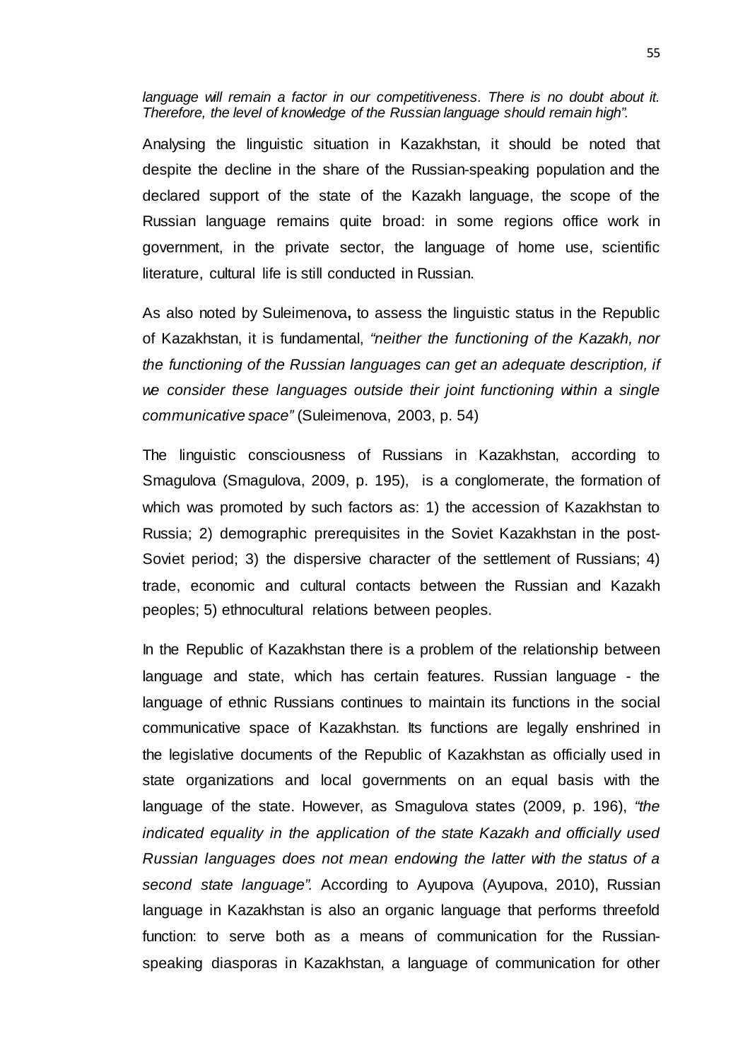*language will remain a factor in our competitiveness. There is no doubt about it. Therefore, the level of knowledge of the Russian language should remain high".*

Analysing the linguistic situation in Kazakhstan, it should be noted that despite the decline in the share of the Russian-speaking population and the declared support of the state of the Kazakh language, the scope of the Russian language remains quite broad: in some regions office work in government, in the private sector, the language of home use, scientific literature, cultural life is still conducted in Russian.

As also noted by Suleimenova**,** to assess the linguistic status in the Republic of Kazakhstan, it is fundamental, *"neither the functioning of the Kazakh, nor the functioning of the Russian languages can get an adequate description, if we consider these languages outside their joint functioning within a single communicative space"* (Suleimenova, 2003, p. 54)

The linguistic consciousness of Russians in Kazakhstan, according to Smagulova (Smagulova, 2009, p. 195), is a conglomerate, the formation of which was promoted by such factors as: 1) the accession of Kazakhstan to Russia; 2) demographic prerequisites in the Soviet Kazakhstan in the post-Soviet period; 3) the dispersive character of the settlement of Russians; 4) trade, economic and cultural contacts between the Russian and Kazakh peoples; 5) ethnocultural relations between peoples.

In the Republic of Kazakhstan there is a problem of the relationship between language and state, which has certain features. Russian language - the language of ethnic Russians continues to maintain its functions in the social communicative space of Kazakhstan. Its functions are legally enshrined in the legislative documents of the Republic of Kazakhstan as officially used in state organizations and local governments on an equal basis with the language of the state. However, as Smagulova states (2009, p. 196), *"the indicated equality in the application of the state Kazakh and officially used Russian languages does not mean endowing the latter with the status of a second state language".* According to Ayupova (Ayupova, 2010), Russian language in Kazakhstan is also an organic language that performs threefold function: to serve both as a means of communication for the Russian-speaking diasporas in Kazakhstan, a language of communication for other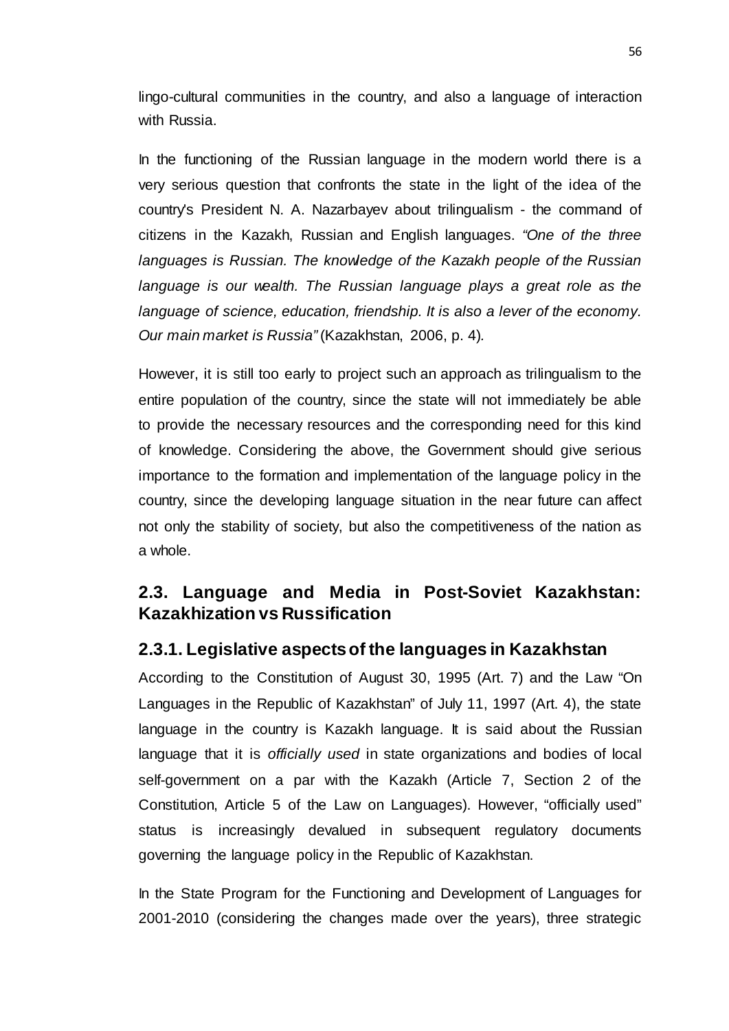lingo-cultural communities in the country, and also a language of interaction with Russia.

In the functioning of the Russian language in the modern world there is a very serious question that confronts the state in the light of the idea of the country's President N. A. Nazarbayev about trilingualism - the command of citizens in the Kazakh, Russian and English languages. *"One of the three languages is Russian. The knowledge of the Kazakh people of the Russian language is our wealth. The Russian language plays a great role as the language of science, education, friendship. It is also a lever of the economy. Our main market is Russia"* (Kazakhstan, 2006, p. 4).

However, it is still too early to project such an approach as trilingualism to the entire population of the country, since the state will not immediately be able to provide the necessary resources and the corresponding need for this kind of knowledge. Considering the above, the Government should give serious importance to the formation and implementation of the language policy in the country, since the developing language situation in the near future can affect not only the stability of society, but also the competitiveness of the nation as a whole.

## 2.3. Language and Media in Post-Soviet Kazakhstan: Kazakhization vs Russification

### 2.3.1. Legislative aspects of the languages in Kazakhstan

According to the Constitution of August 30, 1995 (Art. 7) and the Law "On Languages in the Republic of Kazakhstan" of July 11, 1997 (Art. 4), the state language in the country is Kazakh language. It is said about the Russian language that it is *officially used* in state organizations and bodies of local self-government on a par with the Kazakh (Article 7, Section 2 of the Constitution, Article 5 of the Law on Languages). However, "officially used" status is increasingly devalued in subsequent regulatory documents governing the language policy in the Republic of Kazakhstan.

In the State Program for the Functioning and Development of Languages for 2001-2010 (considering the changes made over the years), three strategic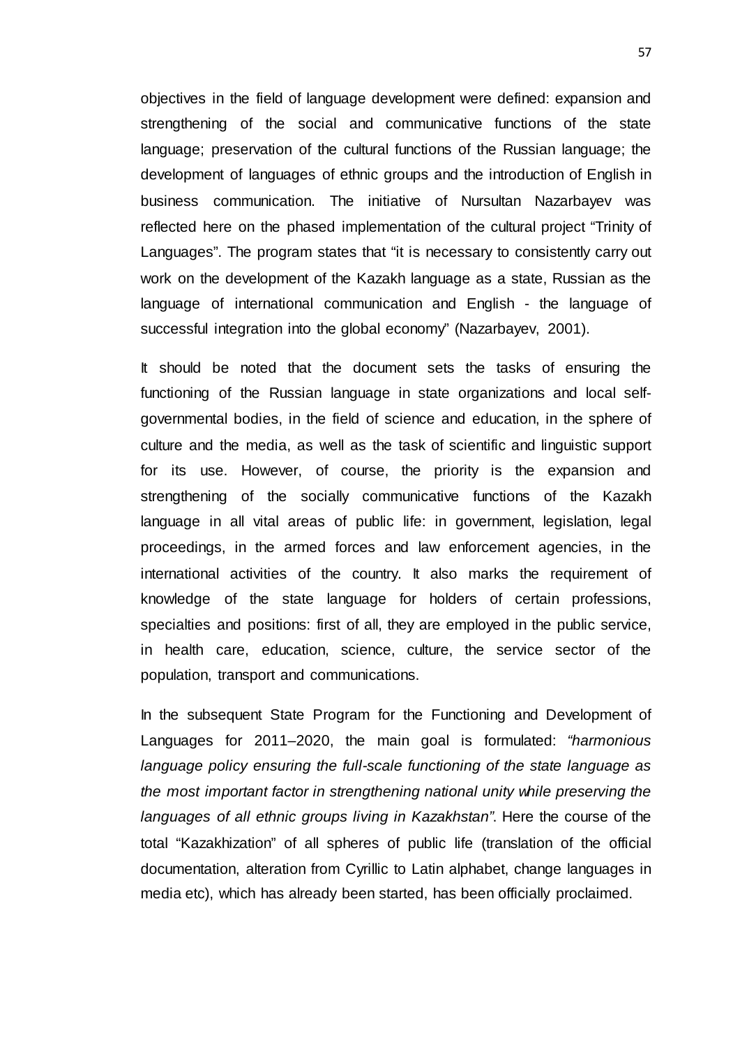objectives in the field of language development were defined: expansion and strengthening of the social and communicative functions of the state language; preservation of the cultural functions of the Russian language; the development of languages of ethnic groups and the introduction of English in business communication. The initiative of Nursultan Nazarbayev was reflected here on the phased implementation of the cultural project “Trinity of Languages”. The program states that “it is necessary to consistently carry out work on the development of the Kazakh language as a state, Russian as the language of international communication and English - the language of successful integration into the global economy” (Nazarbayev, 2001).

It should be noted that the document sets the tasks of ensuring the functioning of the Russian language in state organizations and local self-governmental bodies, in the field of science and education, in the sphere of culture and the media, as well as the task of scientific and linguistic support for its use. However, of course, the priority is the expansion and strengthening of the socially communicative functions of the Kazakh language in all vital areas of public life: in government, legislation, legal proceedings, in the armed forces and law enforcement agencies, in the international activities of the country. It also marks the requirement of knowledge of the state language for holders of certain professions, specialties and positions: first of all, they are employed in the public service, in health care, education, science, culture, the service sector of the population, transport and communications.

In the subsequent State Program for the Functioning and Development of Languages for 2011–2020, the main goal is formulated: *“harmonious language policy ensuring the full-scale functioning of the state language as the most important factor in strengthening national unity while preserving the languages of all ethnic groups living in Kazakhstan”*. Here the course of the total “Kazakhization” of all spheres of public life (translation of the official documentation, alteration from Cyrillic to Latin alphabet, change languages in media etc), which has already been started, has been officially proclaimed.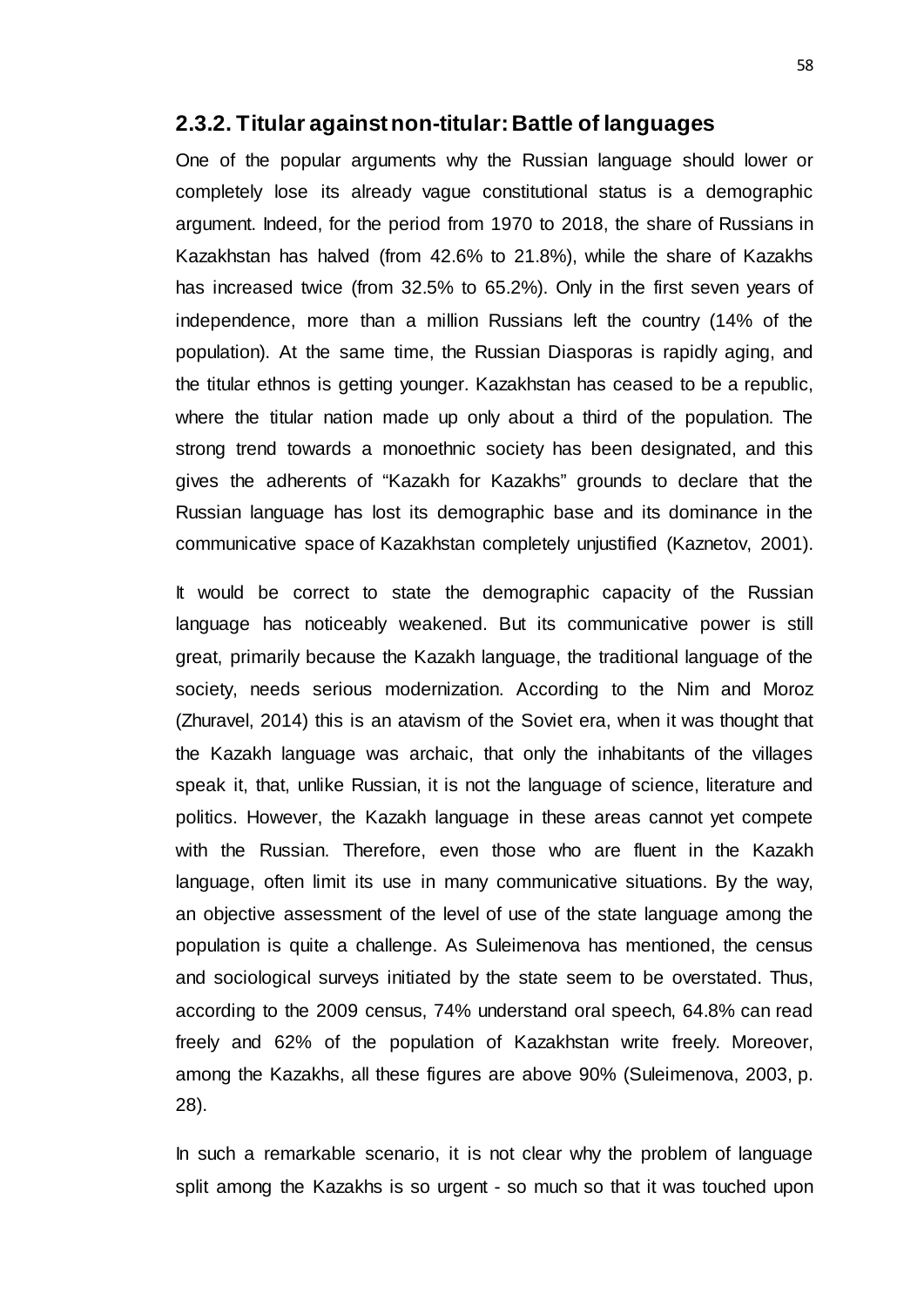### 2.3.2. Titular against non-titular: Battle of languages

One of the popular arguments why the Russian language should lower or completely lose its already vague constitutional status is a demographic argument. Indeed, for the period from 1970 to 2018, the share of Russians in Kazakhstan has halved (from 42.6% to 21.8%), while the share of Kazakhs has increased twice (from 32.5% to 65.2%). Only in the first seven years of independence, more than a million Russians left the country (14% of the population). At the same time, the Russian Diasporas is rapidly aging, and the titular ethnos is getting younger. Kazakhstan has ceased to be a republic, where the titular nation made up only about a third of the population. The strong trend towards a monoethnic society has been designated, and this gives the adherents of "Kazakh for Kazakhs" grounds to declare that the Russian language has lost its demographic base and its dominance in the communicative space of Kazakhstan completely unjustified (Kaznetov, 2001).

It would be correct to state the demographic capacity of the Russian language has noticeably weakened. But its communicative power is still great, primarily because the Kazakh language, the traditional language of the society, needs serious modernization. According to the Nim and Moroz (Zhuravel, 2014) this is an atavism of the Soviet era, when it was thought that the Kazakh language was archaic, that only the inhabitants of the villages speak it, that, unlike Russian, it is not the language of science, literature and politics. However, the Kazakh language in these areas cannot yet compete with the Russian. Therefore, even those who are fluent in the Kazakh language, often limit its use in many communicative situations. By the way, an objective assessment of the level of use of the state language among the population is quite a challenge. As Suleimenova has mentioned, the census and sociological surveys initiated by the state seem to be overstated. Thus, according to the 2009 census, 74% understand oral speech, 64.8% can read freely and 62% of the population of Kazakhstan write freely. Moreover, among the Kazakhs, all these figures are above 90% (Suleimenova, 2003, p. 28).

In such a remarkable scenario, it is not clear why the problem of language split among the Kazakhs is so urgent - so much so that it was touched upon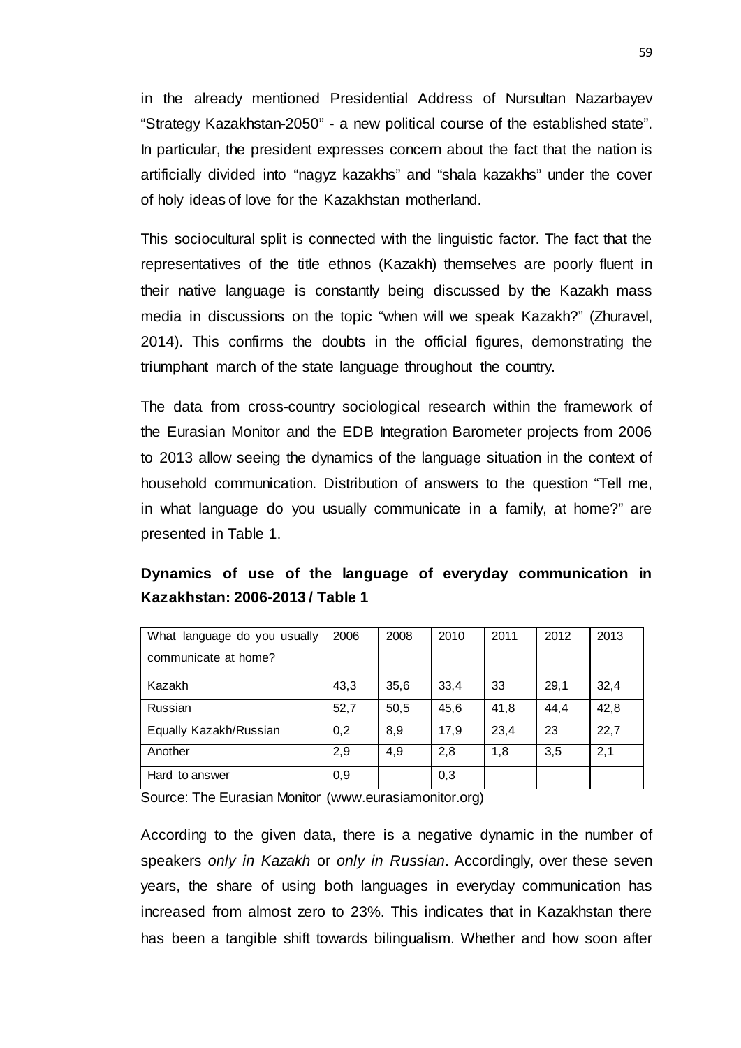in the already mentioned Presidential Address of Nursultan Nazarbayev "Strategy Kazakhstan-2050" - a new political course of the established state". In particular, the president expresses concern about the fact that the nation is artificially divided into "nagyz kazakhs" and "shala kazakhs" under the cover of holy ideas of love for the Kazakhstan motherland.

This sociocultural split is connected with the linguistic factor. The fact that the representatives of the title ethnos (Kazakh) themselves are poorly fluent in their native language is constantly being discussed by the Kazakh mass media in discussions on the topic "when will we speak Kazakh?" (Zhuravel, 2014). This confirms the doubts in the official figures, demonstrating the triumphant march of the state language throughout the country.

The data from cross-country sociological research within the framework of the Eurasian Monitor and the EDB Integration Barometer projects from 2006 to 2013 allow seeing the dynamics of the language situation in the context of household communication. Distribution of answers to the question "Tell me, in what language do you usually communicate in a family, at home?" are presented in Table 1.

**Dynamics of use of the language of everyday communication in Kazakhstan: 2006-2013 / Table 1**

| What language do you usually communicate at home? | 2006 | 2008 | 2010 | 2011 | 2012 | 2013 |
|---|---|---|---|---|---|---|
| Kazakh | 43,3 | 35,6 | 33,4 | 33 | 29,1 | 32,4 |
| Russian | 52,7 | 50,5 | 45,6 | 41,8 | 44,4 | 42,8 |
| Equally Kazakh/Russian | 0,2 | 8,9 | 17,9 | 23,4 | 23 | 22,7 |
| Another | 2,9 | 4,9 | 2,8 | 1,8 | 3,5 | 2,1 |
| Hard to answer | 0,9 | | 0,3 | | | |

Source: The Eurasian Monitor (www.eurasiamonitor.org)

According to the given data, there is a negative dynamic in the number of speakers *only in Kazakh* or *only in Russian*. Accordingly, over these seven years, the share of using both languages in everyday communication has increased from almost zero to 23%. This indicates that in Kazakhstan there has been a tangible shift towards bilingualism. Whether and how soon after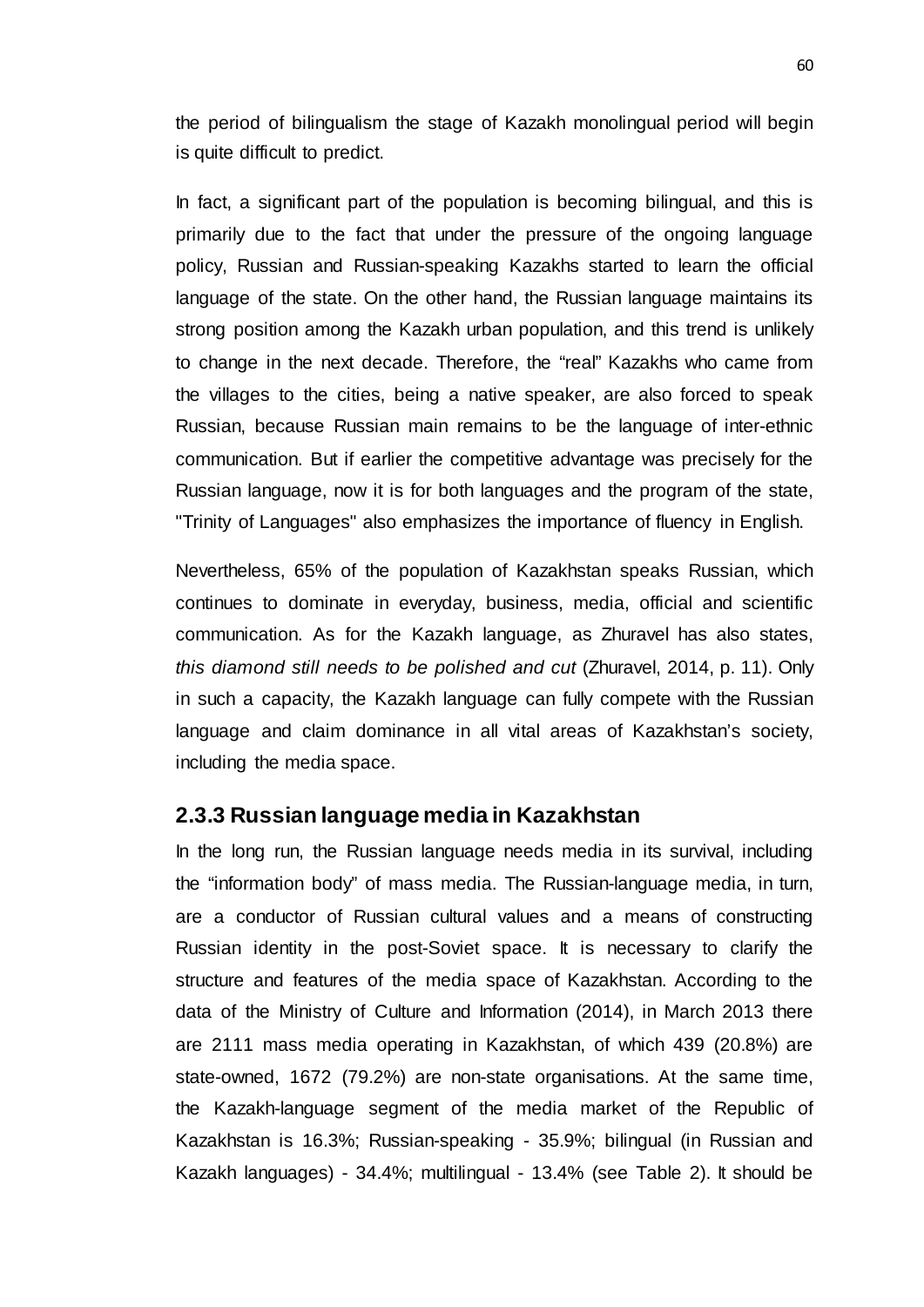the period of bilingualism the stage of Kazakh monolingual period will begin is quite difficult to predict.

In fact, a significant part of the population is becoming bilingual, and this is primarily due to the fact that under the pressure of the ongoing language policy, Russian and Russian-speaking Kazakhs started to learn the official language of the state. On the other hand, the Russian language maintains its strong position among the Kazakh urban population, and this trend is unlikely to change in the next decade. Therefore, the "real" Kazakhs who came from the villages to the cities, being a native speaker, are also forced to speak Russian, because Russian main remains to be the language of inter-ethnic communication. But if earlier the competitive advantage was precisely for the Russian language, now it is for both languages and the program of the state, "Trinity of Languages" also emphasizes the importance of fluency in English.

Nevertheless, 65% of the population of Kazakhstan speaks Russian, which continues to dominate in everyday, business, media, official and scientific communication. As for the Kazakh language, as Zhuravel has also states, *this diamond still needs to be polished and cut* (Zhuravel, 2014, p. 11). Only in such a capacity, the Kazakh language can fully compete with the Russian language and claim dominance in all vital areas of Kazakhstan's society, including the media space.

### 2.3.3 Russian language media in Kazakhstan

In the long run, the Russian language needs media in its survival, including the "information body" of mass media. The Russian-language media, in turn, are a conductor of Russian cultural values and a means of constructing Russian identity in the post-Soviet space. It is necessary to clarify the structure and features of the media space of Kazakhstan. According to the data of the Ministry of Culture and Information (2014), in March 2013 there are 2111 mass media operating in Kazakhstan, of which 439 (20.8%) are state-owned, 1672 (79.2%) are non-state organisations. At the same time, the Kazakh-language segment of the media market of the Republic of Kazakhstan is 16.3%; Russian-speaking - 35.9%; bilingual (in Russian and Kazakh languages) - 34.4%; multilingual - 13.4% (see Table 2). It should be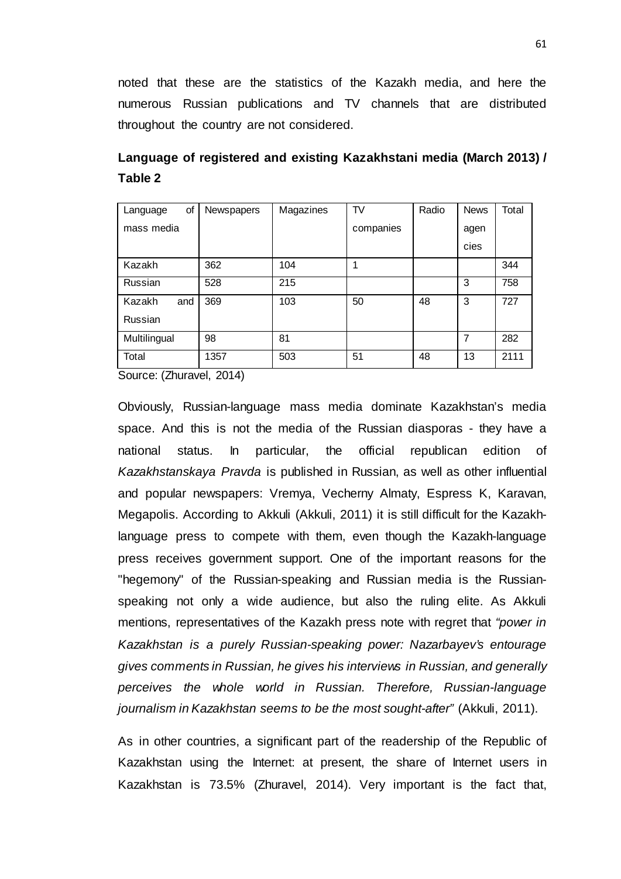noted that these are the statistics of the Kazakh media, and here the numerous Russian publications and TV channels that are distributed throughout the country are not considered.

**Language of registered and existing Kazakhstani media (March 2013) / Table 2**

| Language of mass media | Newspapers | Magazines | TV companies | Radio | News agencies | Total |
|---|---|---|---|---|---|---|
| Kazakh | 362 | 104 | 1 | | | 344 |
| Russian | 528 | 215 | | | 3 | 758 |
| Kazakh and Russian | 369 | 103 | 50 | 48 | 3 | 727 |
| Multilingual | 98 | 81 | | | 7 | 282 |
| Total | 1357 | 503 | 51 | 48 | 13 | 2111 |

Source: (Zhuravel, 2014)

Obviously, Russian-language mass media dominate Kazakhstan's media space. And this is not the media of the Russian diasporas - they have a national status. In particular, the official republican edition of *Kazakhstanskaya Pravda* is published in Russian, as well as other influential and popular newspapers: Vremya, Vecherny Almaty, Espress K, Karavan, Megapolis. According to Akkuli (Akkuli, 2011) it is still difficult for the Kazakh-language press to compete with them, even though the Kazakh-language press receives government support. One of the important reasons for the "hegemony" of the Russian-speaking and Russian media is the Russian-speaking not only a wide audience, but also the ruling elite. As Akkuli mentions, representatives of the Kazakh press note with regret that *"power in Kazakhstan is a purely Russian-speaking power: Nazarbayev's entourage gives comments in Russian, he gives his interviews in Russian, and generally perceives the whole world in Russian. Therefore, Russian-language journalism in Kazakhstan seems to be the most sought-after"* (Akkuli, 2011).

As in other countries, a significant part of the readership of the Republic of Kazakhstan using the Internet: at present, the share of Internet users in Kazakhstan is 73.5% (Zhuravel, 2014). Very important is the fact that,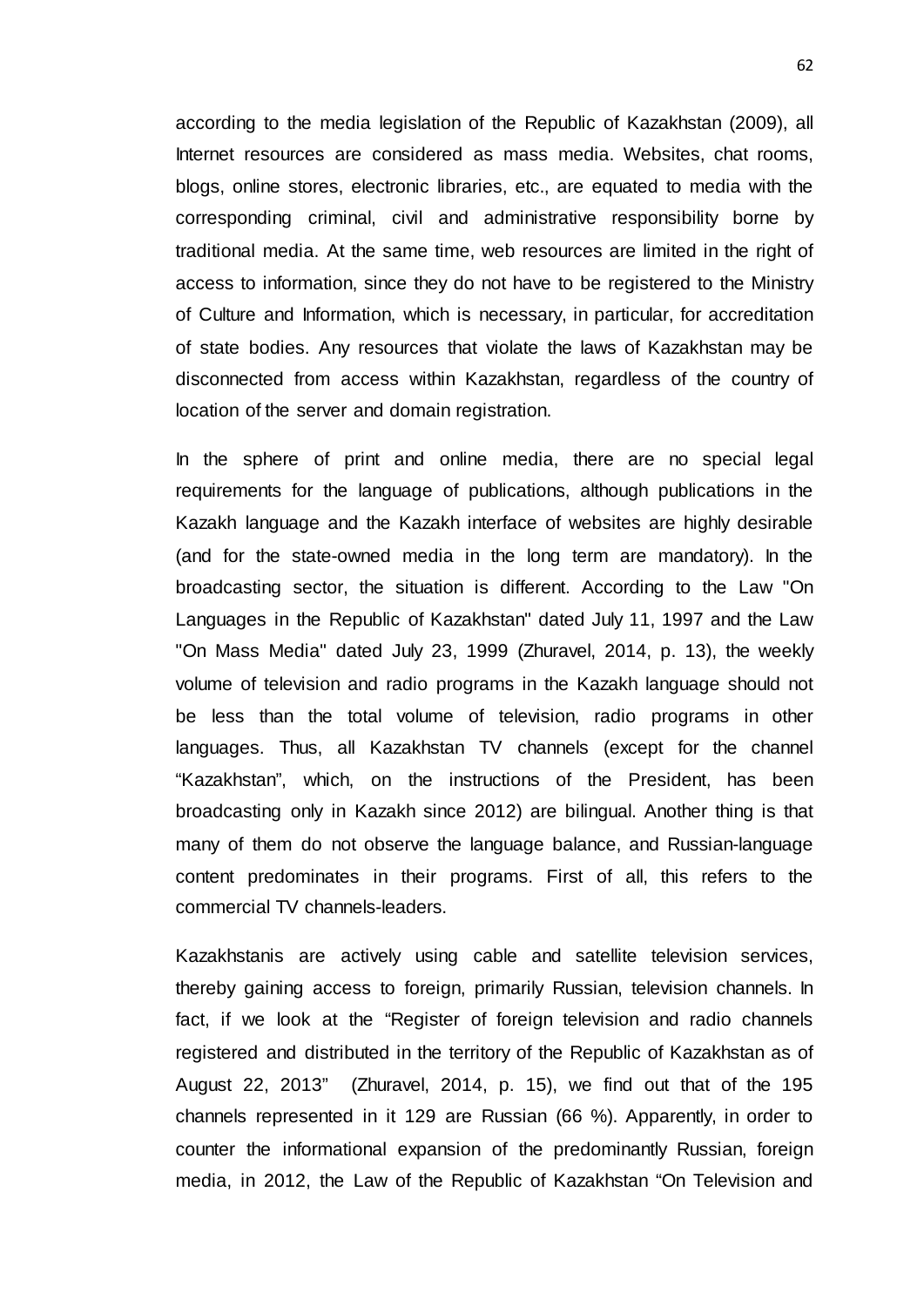according to the media legislation of the Republic of Kazakhstan (2009), all Internet resources are considered as mass media. Websites, chat rooms, blogs, online stores, electronic libraries, etc., are equated to media with the corresponding criminal, civil and administrative responsibility borne by traditional media. At the same time, web resources are limited in the right of access to information, since they do not have to be registered to the Ministry of Culture and Information, which is necessary, in particular, for accreditation of state bodies. Any resources that violate the laws of Kazakhstan may be disconnected from access within Kazakhstan, regardless of the country of location of the server and domain registration.

In the sphere of print and online media, there are no special legal requirements for the language of publications, although publications in the Kazakh language and the Kazakh interface of websites are highly desirable (and for the state-owned media in the long term are mandatory). In the broadcasting sector, the situation is different. According to the Law "On Languages in the Republic of Kazakhstan" dated July 11, 1997 and the Law "On Mass Media" dated July 23, 1999 (Zhuravel, 2014, p. 13), the weekly volume of television and radio programs in the Kazakh language should not be less than the total volume of television, radio programs in other languages. Thus, all Kazakhstan TV channels (except for the channel "Kazakhstan", which, on the instructions of the President, has been broadcasting only in Kazakh since 2012) are bilingual. Another thing is that many of them do not observe the language balance, and Russian-language content predominates in their programs. First of all, this refers to the commercial TV channels-leaders.

Kazakhstanis are actively using cable and satellite television services, thereby gaining access to foreign, primarily Russian, television channels. In fact, if we look at the "Register of foreign television and radio channels registered and distributed in the territory of the Republic of Kazakhstan as of August 22, 2013" (Zhuravel, 2014, p. 15), we find out that of the 195 channels represented in it 129 are Russian (66 %). Apparently, in order to counter the informational expansion of the predominantly Russian, foreign media, in 2012, the Law of the Republic of Kazakhstan "On Television and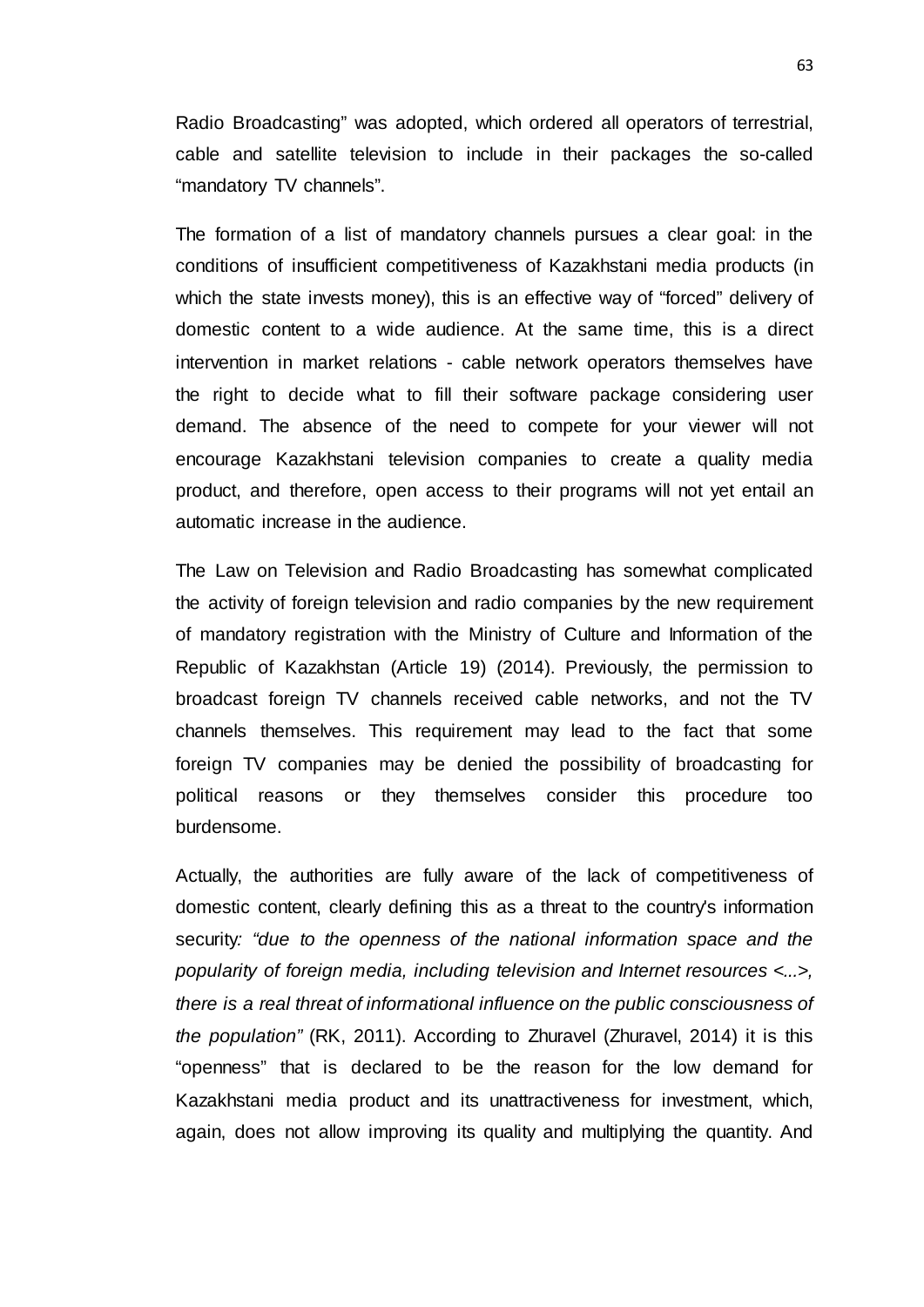Radio Broadcasting" was adopted, which ordered all operators of terrestrial, cable and satellite television to include in their packages the so-called "mandatory TV channels".

The formation of a list of mandatory channels pursues a clear goal: in the conditions of insufficient competitiveness of Kazakhstani media products (in which the state invests money), this is an effective way of "forced" delivery of domestic content to a wide audience. At the same time, this is a direct intervention in market relations - cable network operators themselves have the right to decide what to fill their software package considering user demand. The absence of the need to compete for your viewer will not encourage Kazakhstani television companies to create a quality media product, and therefore, open access to their programs will not yet entail an automatic increase in the audience.

The Law on Television and Radio Broadcasting has somewhat complicated the activity of foreign television and radio companies by the new requirement of mandatory registration with the Ministry of Culture and Information of the Republic of Kazakhstan (Article 19) (2014). Previously, the permission to broadcast foreign TV channels received cable networks, and not the TV channels themselves. This requirement may lead to the fact that some foreign TV companies may be denied the possibility of broadcasting for political reasons or they themselves consider this procedure too burdensome.

Actually, the authorities are fully aware of the lack of competitiveness of domestic content, clearly defining this as a threat to the country's information security*: "due to the openness of the national information space and the popularity of foreign media, including television and Internet resources <...>, there is a real threat of informational influence on the public consciousness of the population"* (RK, 2011). According to Zhuravel (Zhuravel, 2014) it is this "openness" that is declared to be the reason for the low demand for Kazakhstani media product and its unattractiveness for investment, which, again, does not allow improving its quality and multiplying the quantity. And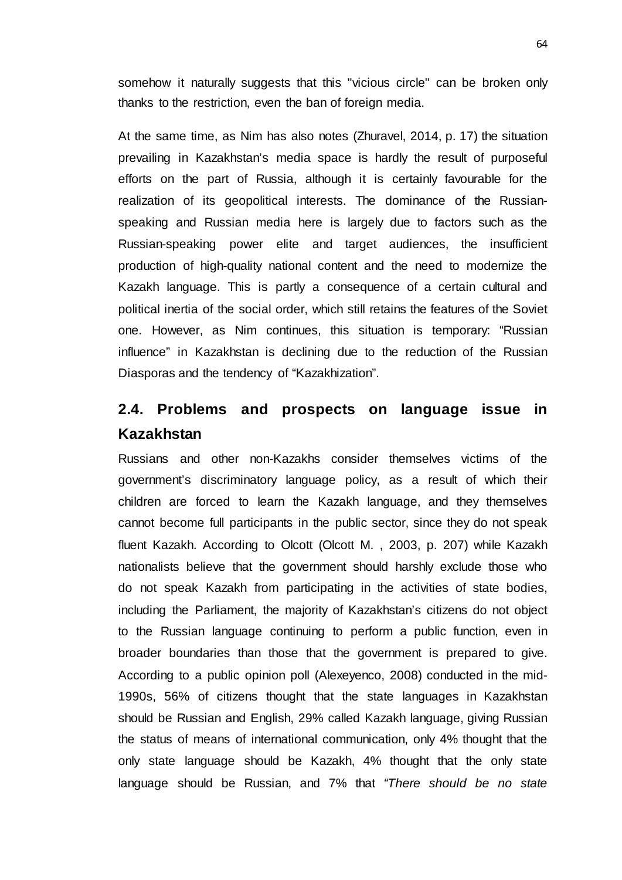somehow it naturally suggests that this "vicious circle" can be broken only thanks to the restriction, even the ban of foreign media.

At the same time, as Nim has also notes (Zhuravel, 2014, p. 17) the situation prevailing in Kazakhstan's media space is hardly the result of purposeful efforts on the part of Russia, although it is certainly favourable for the realization of its geopolitical interests. The dominance of the Russian-speaking and Russian media here is largely due to factors such as the Russian-speaking power elite and target audiences, the insufficient production of high-quality national content and the need to modernize the Kazakh language. This is partly a consequence of a certain cultural and political inertia of the social order, which still retains the features of the Soviet one. However, as Nim continues, this situation is temporary: "Russian influence" in Kazakhstan is declining due to the reduction of the Russian Diasporas and the tendency of "Kazakhization".

## 2.4. Problems and prospects on language issue in Kazakhstan

Russians and other non-Kazakhs consider themselves victims of the government's discriminatory language policy, as a result of which their children are forced to learn the Kazakh language, and they themselves cannot become full participants in the public sector, since they do not speak fluent Kazakh. According to Olcott (Olcott M. , 2003, p. 207) while Kazakh nationalists believe that the government should harshly exclude those who do not speak Kazakh from participating in the activities of state bodies, including the Parliament, the majority of Kazakhstan's citizens do not object to the Russian language continuing to perform a public function, even in broader boundaries than those that the government is prepared to give. According to a public opinion poll (Alexeyenco, 2008) conducted in the mid-1990s, 56% of citizens thought that the state languages in Kazakhstan should be Russian and English, 29% called Kazakh language, giving Russian the status of means of international communication, only 4% thought that the only state language should be Kazakh, 4% thought that the only state language should be Russian, and 7% that *"There should be no state*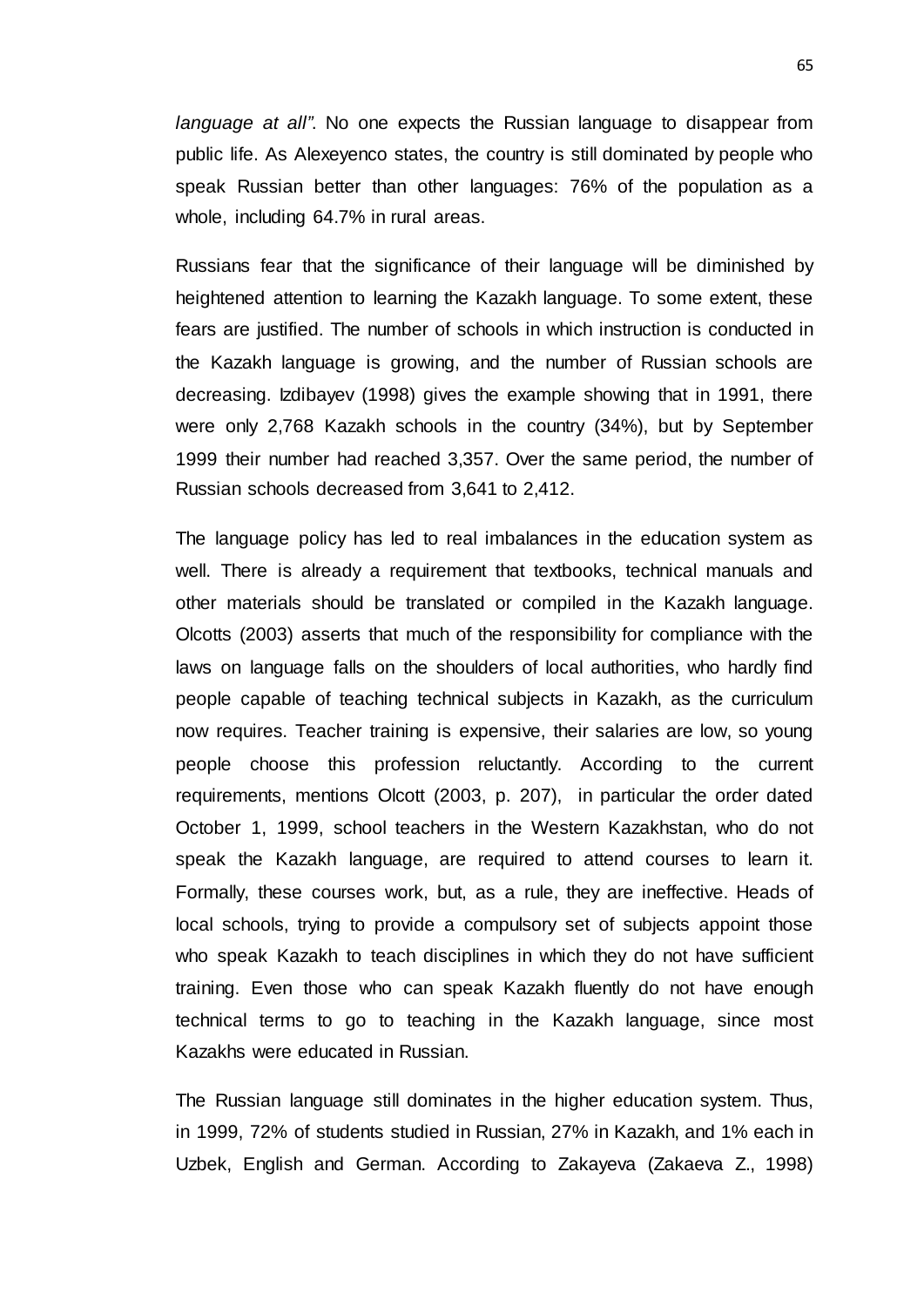*language at all"*. No one expects the Russian language to disappear from public life. As Alexeyenco states, the country is still dominated by people who speak Russian better than other languages: 76% of the population as a whole, including 64.7% in rural areas.

Russians fear that the significance of their language will be diminished by heightened attention to learning the Kazakh language. To some extent, these fears are justified. The number of schools in which instruction is conducted in the Kazakh language is growing, and the number of Russian schools are decreasing. Izdibayev (1998) gives the example showing that in 1991, there were only 2,768 Kazakh schools in the country (34%), but by September 1999 their number had reached 3,357. Over the same period, the number of Russian schools decreased from 3,641 to 2,412.

The language policy has led to real imbalances in the education system as well. There is already a requirement that textbooks, technical manuals and other materials should be translated or compiled in the Kazakh language. Olcotts (2003) asserts that much of the responsibility for compliance with the laws on language falls on the shoulders of local authorities, who hardly find people capable of teaching technical subjects in Kazakh, as the curriculum now requires. Teacher training is expensive, their salaries are low, so young people choose this profession reluctantly. According to the current requirements, mentions Olcott (2003, p. 207), in particular the order dated October 1, 1999, school teachers in the Western Kazakhstan, who do not speak the Kazakh language, are required to attend courses to learn it. Formally, these courses work, but, as a rule, they are ineffective. Heads of local schools, trying to provide a compulsory set of subjects appoint those who speak Kazakh to teach disciplines in which they do not have sufficient training. Even those who can speak Kazakh fluently do not have enough technical terms to go to teaching in the Kazakh language, since most Kazakhs were educated in Russian.

The Russian language still dominates in the higher education system. Thus, in 1999, 72% of students studied in Russian, 27% in Kazakh, and 1% each in Uzbek, English and German. According to Zakayeva (Zakaeva Z., 1998)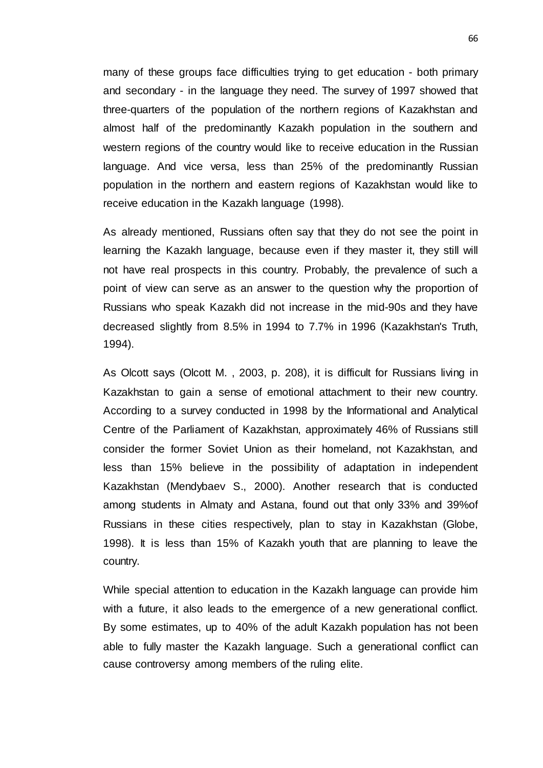many of these groups face difficulties trying to get education - both primary and secondary - in the language they need. The survey of 1997 showed that three-quarters of the population of the northern regions of Kazakhstan and almost half of the predominantly Kazakh population in the southern and western regions of the country would like to receive education in the Russian language. And vice versa, less than 25% of the predominantly Russian population in the northern and eastern regions of Kazakhstan would like to receive education in the Kazakh language (1998).

As already mentioned, Russians often say that they do not see the point in learning the Kazakh language, because even if they master it, they still will not have real prospects in this country. Probably, the prevalence of such a point of view can serve as an answer to the question why the proportion of Russians who speak Kazakh did not increase in the mid-90s and they have decreased slightly from 8.5% in 1994 to 7.7% in 1996 (Kazakhstan's Truth, 1994).

As Olcott says (Olcott M. , 2003, p. 208), it is difficult for Russians living in Kazakhstan to gain a sense of emotional attachment to their new country. According to a survey conducted in 1998 by the Informational and Analytical Centre of the Parliament of Kazakhstan, approximately 46% of Russians still consider the former Soviet Union as their homeland, not Kazakhstan, and less than 15% believe in the possibility of adaptation in independent Kazakhstan (Mendybaev S., 2000). Another research that is conducted among students in Almaty and Astana, found out that only 33% and 39%of Russians in these cities respectively, plan to stay in Kazakhstan (Globe, 1998). It is less than 15% of Kazakh youth that are planning to leave the country.

While special attention to education in the Kazakh language can provide him with a future, it also leads to the emergence of a new generational conflict. By some estimates, up to 40% of the adult Kazakh population has not been able to fully master the Kazakh language. Such a generational conflict can cause controversy among members of the ruling elite.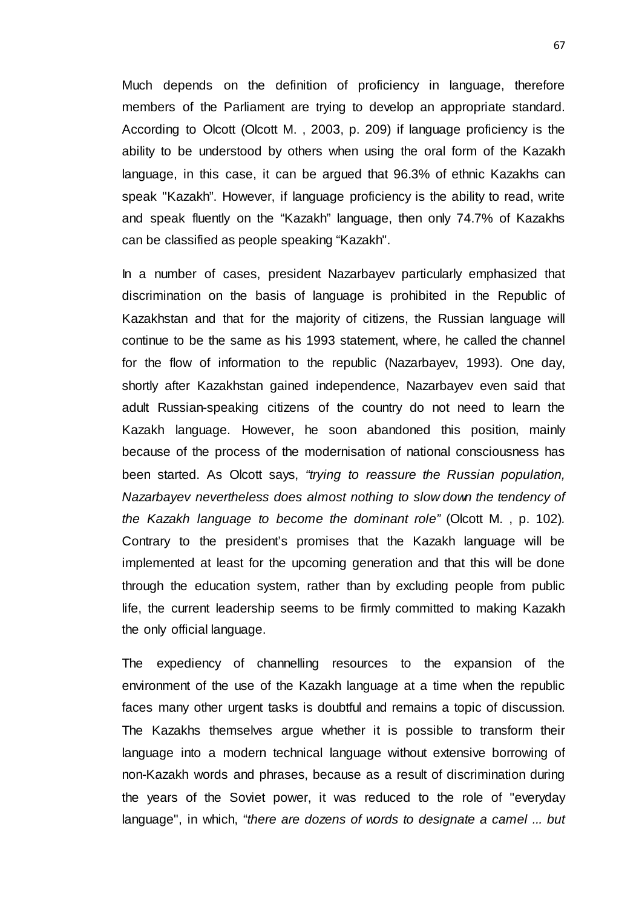Much depends on the definition of proficiency in language, therefore members of the Parliament are trying to develop an appropriate standard. According to Olcott (Olcott M. , 2003, p. 209) if language proficiency is the ability to be understood by others when using the oral form of the Kazakh language, in this case, it can be argued that 96.3% of ethnic Kazakhs can speak "Kazakh". However, if language proficiency is the ability to read, write and speak fluently on the "Kazakh" language, then only 74.7% of Kazakhs can be classified as people speaking "Kazakh".

In a number of cases, president Nazarbayev particularly emphasized that discrimination on the basis of language is prohibited in the Republic of Kazakhstan and that for the majority of citizens, the Russian language will continue to be the same as his 1993 statement, where, he called the channel for the flow of information to the republic (Nazarbayev, 1993). One day, shortly after Kazakhstan gained independence, Nazarbayev even said that adult Russian-speaking citizens of the country do not need to learn the Kazakh language. However, he soon abandoned this position, mainly because of the process of the modernisation of national consciousness has been started. As Olcott says, *"trying to reassure the Russian population, Nazarbayev nevertheless does almost nothing to slow down the tendency of the Kazakh language to become the dominant role"* (Olcott M. , p. 102). Contrary to the president's promises that the Kazakh language will be implemented at least for the upcoming generation and that this will be done through the education system, rather than by excluding people from public life, the current leadership seems to be firmly committed to making Kazakh the only official language.

The expediency of channelling resources to the expansion of the environment of the use of the Kazakh language at a time when the republic faces many other urgent tasks is doubtful and remains a topic of discussion. The Kazakhs themselves argue whether it is possible to transform their language into a modern technical language without extensive borrowing of non-Kazakh words and phrases, because as a result of discrimination during the years of the Soviet power, it was reduced to the role of "everyday language", in which, "*there are dozens of words to designate a camel ... but*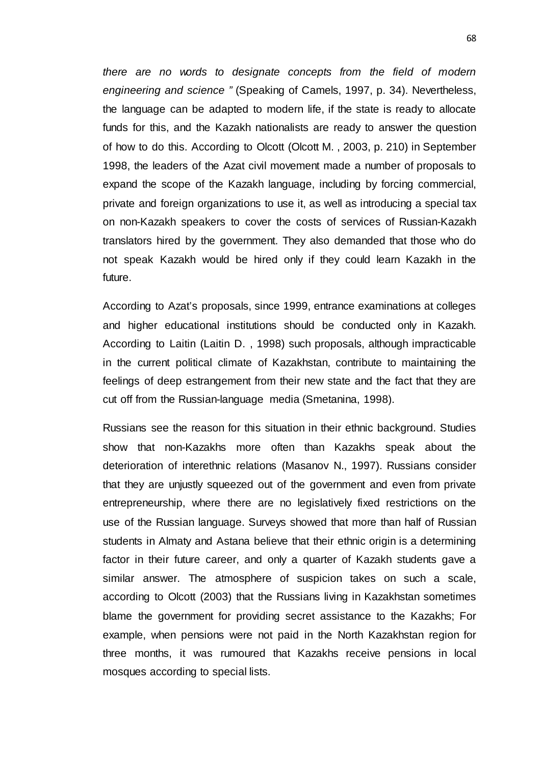*there are no words to designate concepts from the field of modern engineering and science "* (Speaking of Camels, 1997, p. 34). Nevertheless, the language can be adapted to modern life, if the state is ready to allocate funds for this, and the Kazakh nationalists are ready to answer the question of how to do this. According to Olcott (Olcott M. , 2003, p. 210) in September 1998, the leaders of the Azat civil movement made a number of proposals to expand the scope of the Kazakh language, including by forcing commercial, private and foreign organizations to use it, as well as introducing a special tax on non-Kazakh speakers to cover the costs of services of Russian-Kazakh translators hired by the government. They also demanded that those who do not speak Kazakh would be hired only if they could learn Kazakh in the future.

According to Azat's proposals, since 1999, entrance examinations at colleges and higher educational institutions should be conducted only in Kazakh. According to Laitin (Laitin D. , 1998) such proposals, although impracticable in the current political climate of Kazakhstan, contribute to maintaining the feelings of deep estrangement from their new state and the fact that they are cut off from the Russian-language media (Smetanina, 1998).

Russians see the reason for this situation in their ethnic background. Studies show that non-Kazakhs more often than Kazakhs speak about the deterioration of interethnic relations (Masanov N., 1997). Russians consider that they are unjustly squeezed out of the government and even from private entrepreneurship, where there are no legislatively fixed restrictions on the use of the Russian language. Surveys showed that more than half of Russian students in Almaty and Astana believe that their ethnic origin is a determining factor in their future career, and only a quarter of Kazakh students gave a similar answer. The atmosphere of suspicion takes on such a scale, according to Olcott (2003) that the Russians living in Kazakhstan sometimes blame the government for providing secret assistance to the Kazakhs; For example, when pensions were not paid in the North Kazakhstan region for three months, it was rumoured that Kazakhs receive pensions in local mosques according to special lists.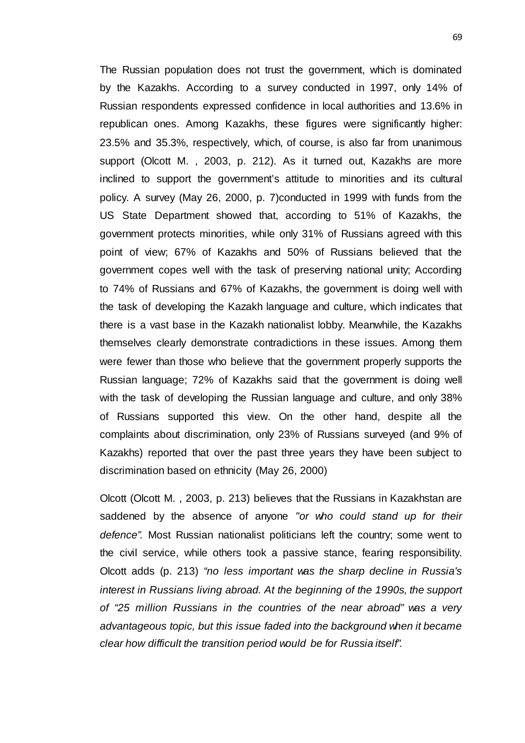The Russian population does not trust the government, which is dominated by the Kazakhs. According to a survey conducted in 1997, only 14% of Russian respondents expressed confidence in local authorities and 13.6% in republican ones. Among Kazakhs, these figures were significantly higher: 23.5% and 35.3%, respectively, which, of course, is also far from unanimous support (Olcott M. , 2003, p. 212). As it turned out, Kazakhs are more inclined to support the government's attitude to minorities and its cultural policy. A survey (May 26, 2000, p. 7)conducted in 1999 with funds from the US State Department showed that, according to 51% of Kazakhs, the government protects minorities, while only 31% of Russians agreed with this point of view; 67% of Kazakhs and 50% of Russians believed that the government copes well with the task of preserving national unity; According to 74% of Russians and 67% of Kazakhs, the government is doing well with the task of developing the Kazakh language and culture, which indicates that there is a vast base in the Kazakh nationalist lobby. Meanwhile, the Kazakhs themselves clearly demonstrate contradictions in these issues. Among them were fewer than those who believe that the government properly supports the Russian language; 72% of Kazakhs said that the government is doing well with the task of developing the Russian language and culture, and only 38% of Russians supported this view. On the other hand, despite all the complaints about discrimination, only 23% of Russians surveyed (and 9% of Kazakhs) reported that over the past three years they have been subject to discrimination based on ethnicity (May 26, 2000)

Olcott (Olcott M. , 2003, p. 213) believes that the Russians in Kazakhstan are saddened by the absence of anyone *"or who could stand up for their defence".* Most Russian nationalist politicians left the country; some went to the civil service, while others took a passive stance, fearing responsibility. Olcott adds (p. 213) *"no less important was the sharp decline in Russia's interest in Russians living abroad. At the beginning of the 1990s, the support of "25 million Russians in the countries of the near abroad" was a very advantageous topic, but this issue faded into the background when it became clear how difficult the transition period would be for Russia itself".*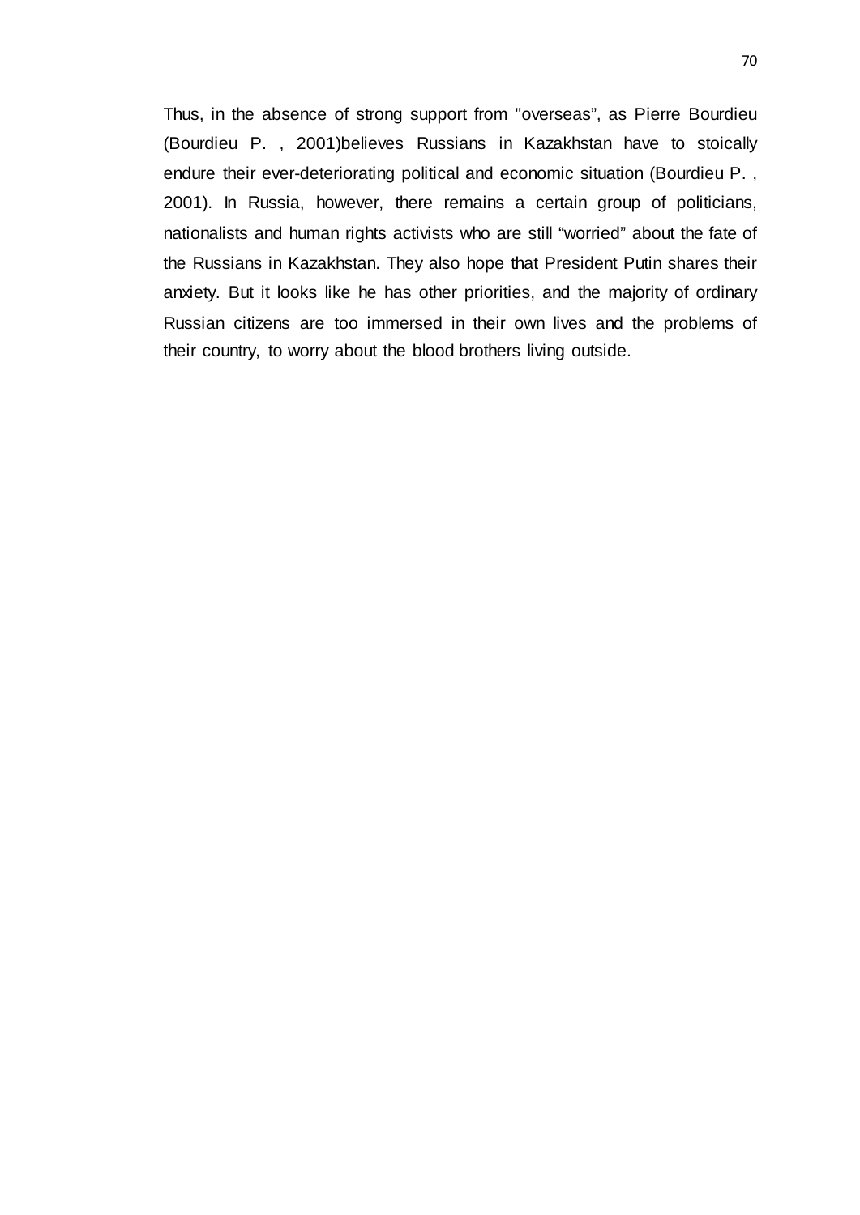Thus, in the absence of strong support from "overseas", as Pierre Bourdieu (Bourdieu P. , 2001)believes Russians in Kazakhstan have to stoically endure their ever-deteriorating political and economic situation (Bourdieu P. , 2001). In Russia, however, there remains a certain group of politicians, nationalists and human rights activists who are still "worried" about the fate of the Russians in Kazakhstan. They also hope that President Putin shares their anxiety. But it looks like he has other priorities, and the majority of ordinary Russian citizens are too immersed in their own lives and the problems of their country, to worry about the blood brothers living outside.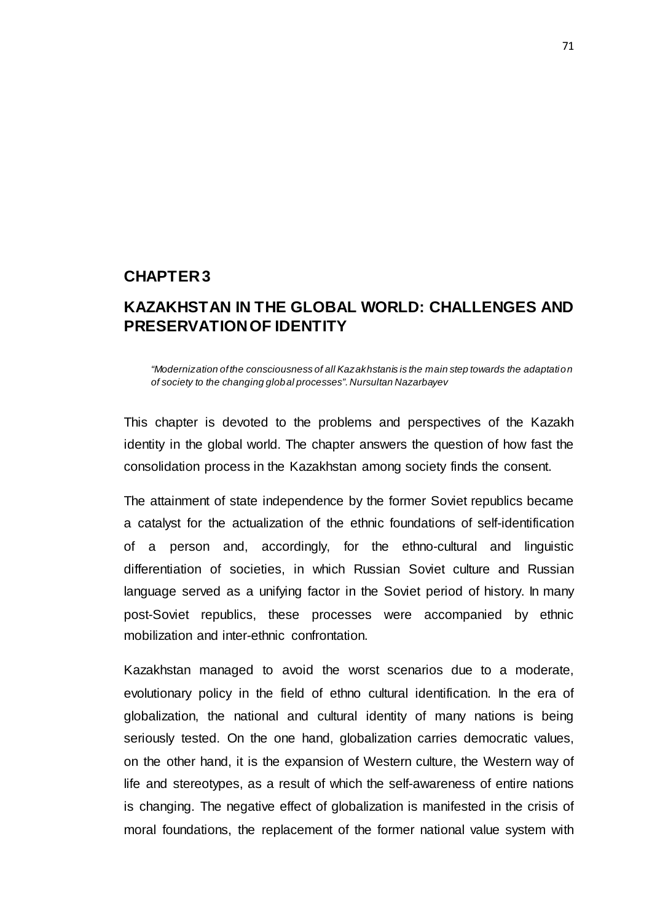# CHAPTER 3

# KAZAKHSTAN IN THE GLOBAL WORLD: CHALLENGES AND PRESERVATION OF IDENTITY

*"Modernization of the consciousness of all Kazakhstanis is the main step towards the adaptation of society to the changing global processes". Nursultan Nazarbayev*

This chapter is devoted to the problems and perspectives of the Kazakh identity in the global world. The chapter answers the question of how fast the consolidation process in the Kazakhstan among society finds the consent.

The attainment of state independence by the former Soviet republics became a catalyst for the actualization of the ethnic foundations of self-identification of a person and, accordingly, for the ethno-cultural and linguistic differentiation of societies, in which Russian Soviet culture and Russian language served as a unifying factor in the Soviet period of history. In many post-Soviet republics, these processes were accompanied by ethnic mobilization and inter-ethnic confrontation.

Kazakhstan managed to avoid the worst scenarios due to a moderate, evolutionary policy in the field of ethno cultural identification. In the era of globalization, the national and cultural identity of many nations is being seriously tested. On the one hand, globalization carries democratic values, on the other hand, it is the expansion of Western culture, the Western way of life and stereotypes, as a result of which the self-awareness of entire nations is changing. The negative effect of globalization is manifested in the crisis of moral foundations, the replacement of the former national value system with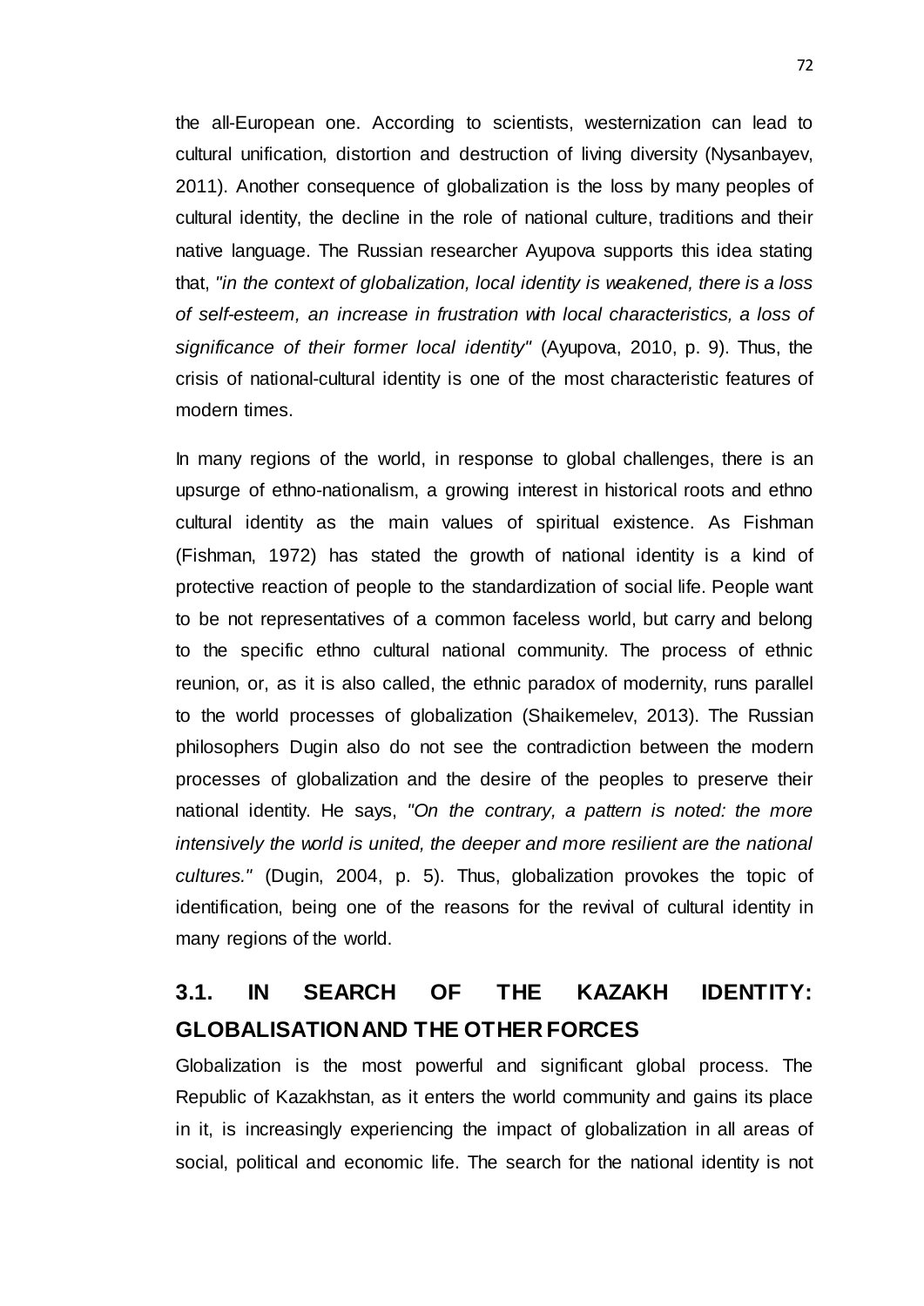the all-European one. According to scientists, westernization can lead to cultural unification, distortion and destruction of living diversity (Nysanbayev, 2011). Another consequence of globalization is the loss by many peoples of cultural identity, the decline in the role of national culture, traditions and their native language. The Russian researcher Ayupova supports this idea stating that, *"in the context of globalization, local identity is weakened, there is a loss of self-esteem, an increase in frustration with local characteristics, a loss of significance of their former local identity"* (Ayupova, 2010, p. 9). Thus, the crisis of national-cultural identity is one of the most characteristic features of modern times.

In many regions of the world, in response to global challenges, there is an upsurge of ethno-nationalism, a growing interest in historical roots and ethno cultural identity as the main values of spiritual existence. As Fishman (Fishman, 1972) has stated the growth of national identity is a kind of protective reaction of people to the standardization of social life. People want to be not representatives of a common faceless world, but carry and belong to the specific ethno cultural national community. The process of ethnic reunion, or, as it is also called, the ethnic paradox of modernity, runs parallel to the world processes of globalization (Shaikemelev, 2013). The Russian philosophers Dugin also do not see the contradiction between the modern processes of globalization and the desire of the peoples to preserve their national identity. He says, *"On the contrary, a pattern is noted: the more intensively the world is united, the deeper and more resilient are the national cultures."* (Dugin, 2004, p. 5). Thus, globalization provokes the topic of identification, being one of the reasons for the revival of cultural identity in many regions of the world.

## 3.1. IN SEARCH OF THE KAZAKH IDENTITY: GLOBALISATION AND THE OTHER FORCES

Globalization is the most powerful and significant global process. The Republic of Kazakhstan, as it enters the world community and gains its place in it, is increasingly experiencing the impact of globalization in all areas of social, political and economic life. The search for the national identity is not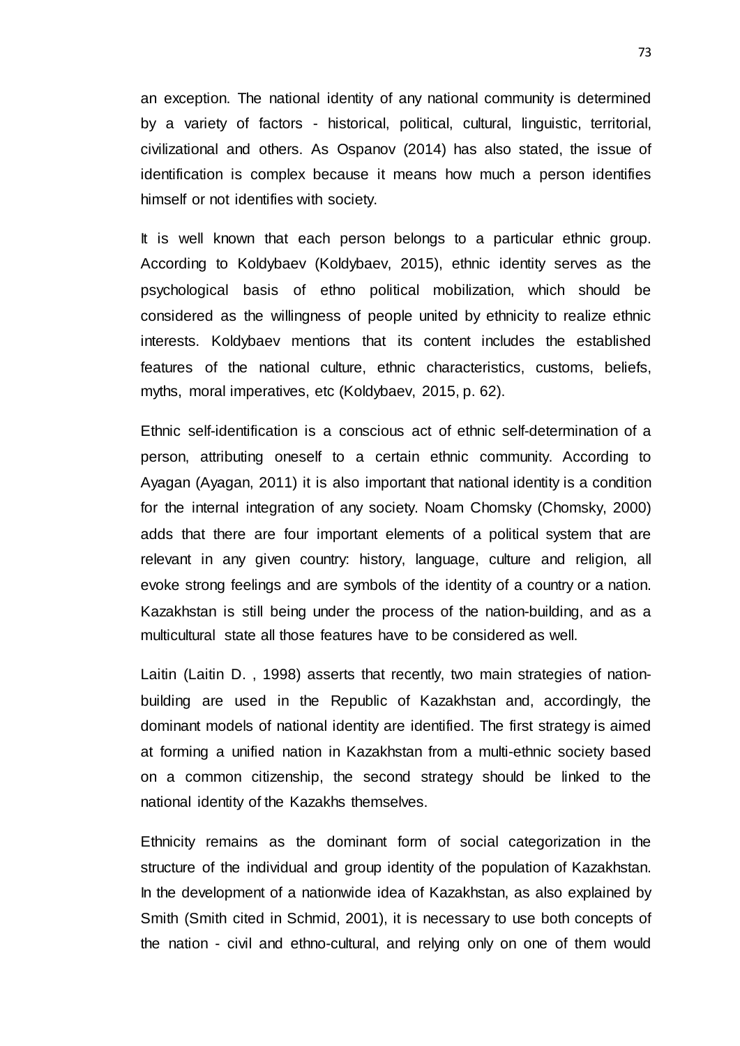an exception. The national identity of any national community is determined by a variety of factors - historical, political, cultural, linguistic, territorial, civilizational and others. As Ospanov (2014) has also stated, the issue of identification is complex because it means how much a person identifies himself or not identifies with society.

It is well known that each person belongs to a particular ethnic group. According to Koldybaev (Koldybaev, 2015), ethnic identity serves as the psychological basis of ethno political mobilization, which should be considered as the willingness of people united by ethnicity to realize ethnic interests. Koldybaev mentions that its content includes the established features of the national culture, ethnic characteristics, customs, beliefs, myths, moral imperatives, etc (Koldybaev, 2015, p. 62).

Ethnic self-identification is a conscious act of ethnic self-determination of a person, attributing oneself to a certain ethnic community. According to Ayagan (Ayagan, 2011) it is also important that national identity is a condition for the internal integration of any society. Noam Chomsky (Chomsky, 2000) adds that there are four important elements of a political system that are relevant in any given country: history, language, culture and religion, all evoke strong feelings and are symbols of the identity of a country or a nation. Kazakhstan is still being under the process of the nation-building, and as a multicultural state all those features have to be considered as well.

Laitin (Laitin D. , 1998) asserts that recently, two main strategies of nation-building are used in the Republic of Kazakhstan and, accordingly, the dominant models of national identity are identified. The first strategy is aimed at forming a unified nation in Kazakhstan from a multi-ethnic society based on a common citizenship, the second strategy should be linked to the national identity of the Kazakhs themselves.

Ethnicity remains as the dominant form of social categorization in the structure of the individual and group identity of the population of Kazakhstan. In the development of a nationwide idea of Kazakhstan, as also explained by Smith (Smith cited in Schmid, 2001), it is necessary to use both concepts of the nation - civil and ethno-cultural, and relying only on one of them would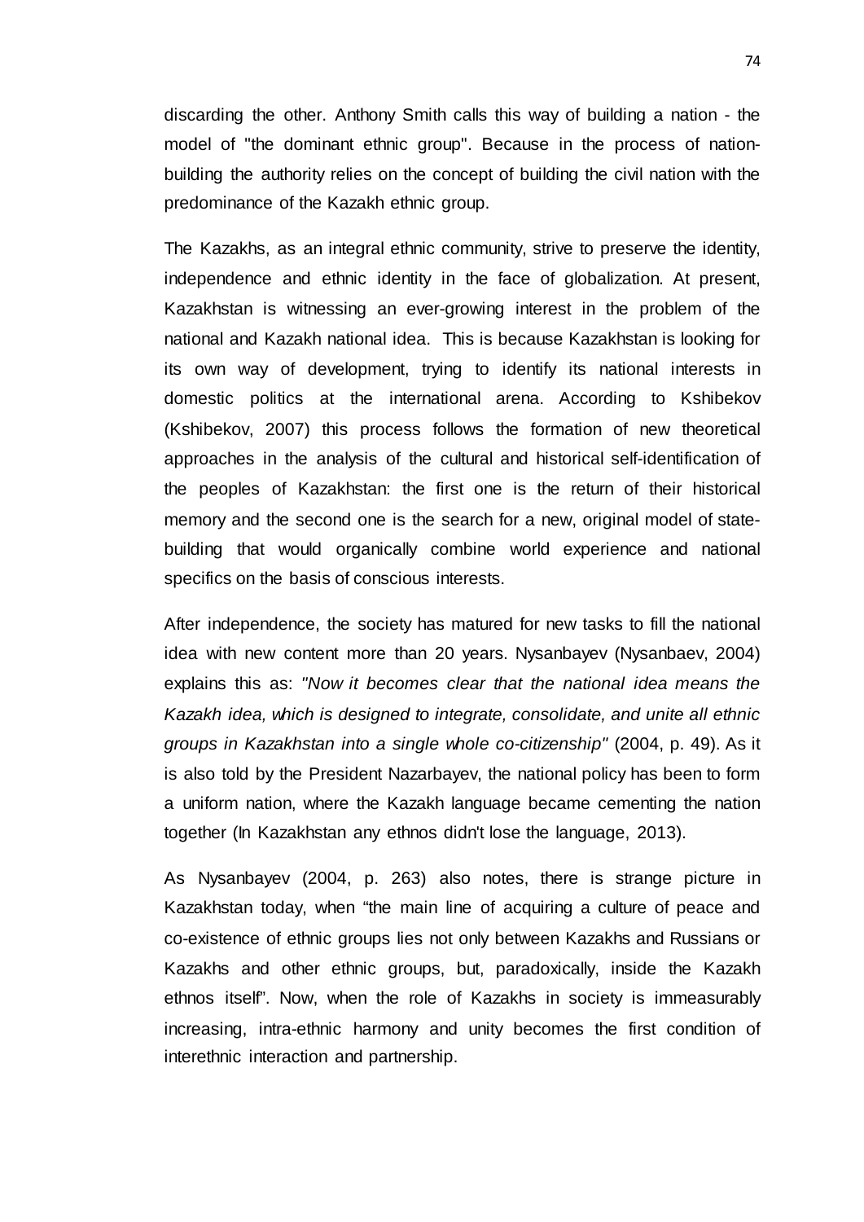discarding the other. Anthony Smith calls this way of building a nation - the model of "the dominant ethnic group". Because in the process of nation-building the authority relies on the concept of building the civil nation with the predominance of the Kazakh ethnic group.

The Kazakhs, as an integral ethnic community, strive to preserve the identity, independence and ethnic identity in the face of globalization. At present, Kazakhstan is witnessing an ever-growing interest in the problem of the national and Kazakh national idea. This is because Kazakhstan is looking for its own way of development, trying to identify its national interests in domestic politics at the international arena. According to Kshibekov (Kshibekov, 2007) this process follows the formation of new theoretical approaches in the analysis of the cultural and historical self-identification of the peoples of Kazakhstan: the first one is the return of their historical memory and the second one is the search for a new, original model of state-building that would organically combine world experience and national specifics on the basis of conscious interests.

After independence, the society has matured for new tasks to fill the national idea with new content more than 20 years. Nysanbayev (Nysanbaev, 2004) explains this as: *"Now it becomes clear that the national idea means the Kazakh idea, which is designed to integrate, consolidate, and unite all ethnic groups in Kazakhstan into a single whole co-citizenship"* (2004, p. 49). As it is also told by the President Nazarbayev, the national policy has been to form a uniform nation, where the Kazakh language became cementing the nation together (In Kazakhstan any ethnos didn't lose the language, 2013).

As Nysanbayev (2004, p. 263) also notes, there is strange picture in Kazakhstan today, when "the main line of acquiring a culture of peace and co-existence of ethnic groups lies not only between Kazakhs and Russians or Kazakhs and other ethnic groups, but, paradoxically, inside the Kazakh ethnos itself". Now, when the role of Kazakhs in society is immeasurably increasing, intra-ethnic harmony and unity becomes the first condition of interethnic interaction and partnership.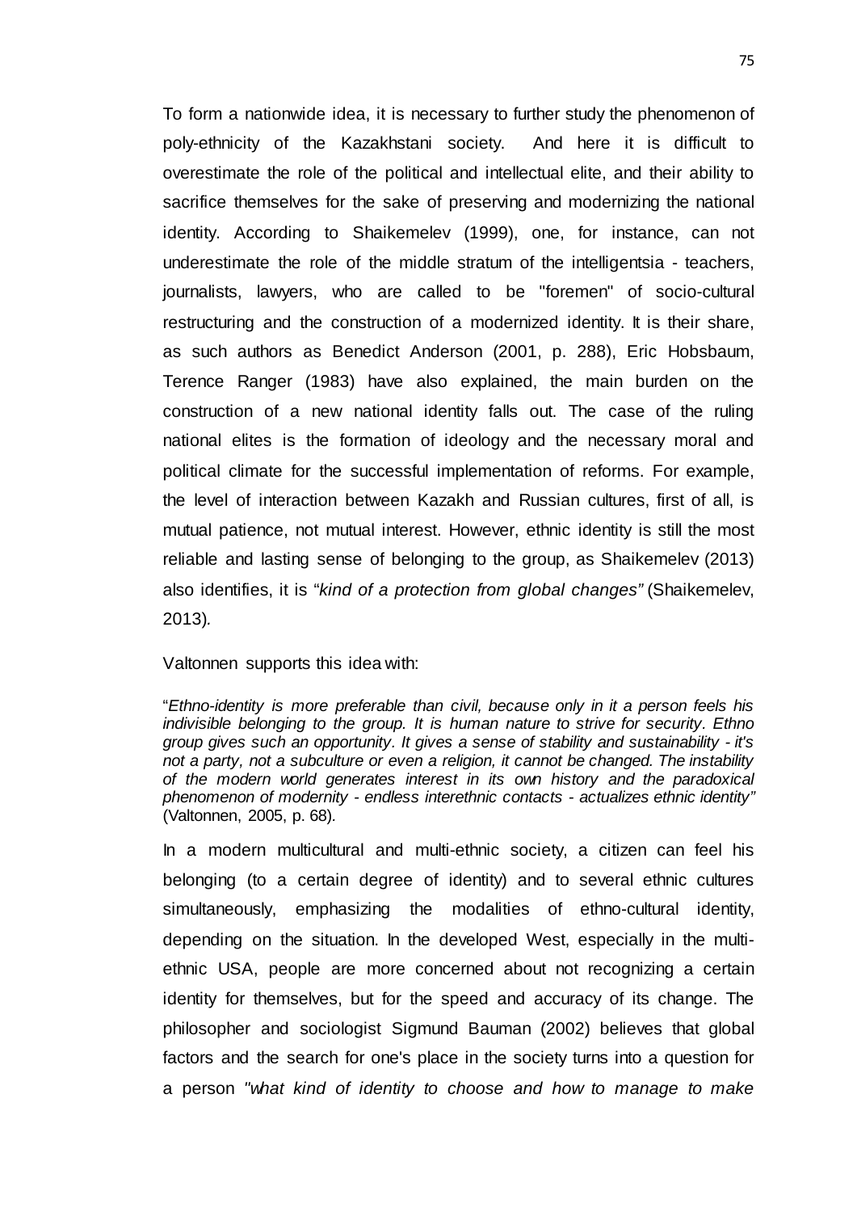To form a nationwide idea, it is necessary to further study the phenomenon of poly-ethnicity of the Kazakhstani society. And here it is difficult to overestimate the role of the political and intellectual elite, and their ability to sacrifice themselves for the sake of preserving and modernizing the national identity. According to Shaikemelev (1999), one, for instance, can not underestimate the role of the middle stratum of the intelligentsia - teachers, journalists, lawyers, who are called to be "foremen" of socio-cultural restructuring and the construction of a modernized identity. It is their share, as such authors as Benedict Anderson (2001, p. 288), Eric Hobsbaum, Terence Ranger (1983) have also explained, the main burden on the construction of a new national identity falls out. The case of the ruling national elites is the formation of ideology and the necessary moral and political climate for the successful implementation of reforms. For example, the level of interaction between Kazakh and Russian cultures, first of all, is mutual patience, not mutual interest. However, ethnic identity is still the most reliable and lasting sense of belonging to the group, as Shaikemelev (2013) also identifies, it is "*kind of a protection from global changes"* (Shaikemelev, 2013).

Valtonnen supports this idea with:

> "*Ethno-identity is more preferable than civil, because only in it a person feels his indivisible belonging to the group. It is human nature to strive for security. Ethno group gives such an opportunity. It gives a sense of stability and sustainability - it's not a party, not a subculture or even a religion, it cannot be changed. The instability of the modern world generates interest in its own history and the paradoxical phenomenon of modernity - endless interethnic contacts - actualizes ethnic identity"* (Valtonnen, 2005, p. 68).

In a modern multicultural and multi-ethnic society, a citizen can feel his belonging (to a certain degree of identity) and to several ethnic cultures simultaneously, emphasizing the modalities of ethno-cultural identity, depending on the situation. In the developed West, especially in the multi-ethnic USA, people are more concerned about not recognizing a certain identity for themselves, but for the speed and accuracy of its change. The philosopher and sociologist Sigmund Bauman (2002) believes that global factors and the search for one's place in the society turns into a question for a person *"what kind of identity to choose and how to manage to make*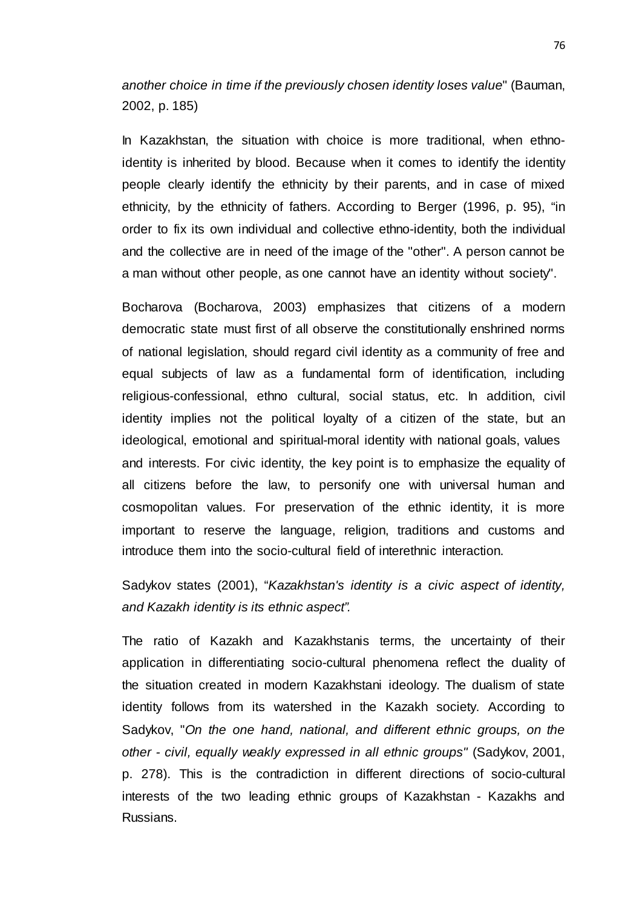*another choice in time if the previously chosen identity loses value*" (Bauman, 2002, p. 185)

In Kazakhstan, the situation with choice is more traditional, when ethno-identity is inherited by blood. Because when it comes to identify the identity people clearly identify the ethnicity by their parents, and in case of mixed ethnicity, by the ethnicity of fathers. According to Berger (1996, p. 95), "in order to fix its own individual and collective ethno-identity, both the individual and the collective are in need of the image of the "other". A person cannot be a man without other people, as one cannot have an identity without society".

Bocharova (Bocharova, 2003) emphasizes that citizens of a modern democratic state must first of all observe the constitutionally enshrined norms of national legislation, should regard civil identity as a community of free and equal subjects of law as a fundamental form of identification, including religious-confessional, ethno cultural, social status, etc. In addition, civil identity implies not the political loyalty of a citizen of the state, but an ideological, emotional and spiritual-moral identity with national goals, values and interests. For civic identity, the key point is to emphasize the equality of all citizens before the law, to personify one with universal human and cosmopolitan values. For preservation of the ethnic identity, it is more important to reserve the language, religion, traditions and customs and introduce them into the socio-cultural field of interethnic interaction.

Sadykov states (2001), "*Kazakhstan's identity is a civic aspect of identity, and Kazakh identity is its ethnic aspect".*

The ratio of Kazakh and Kazakhstanis terms, the uncertainty of their application in differentiating socio-cultural phenomena reflect the duality of the situation created in modern Kazakhstani ideology. The dualism of state identity follows from its watershed in the Kazakh society. According to Sadykov, "*On the one hand, national, and different ethnic groups, on the other - civil, equally weakly expressed in all ethnic groups"* (Sadykov, 2001, p. 278). This is the contradiction in different directions of socio-cultural interests of the two leading ethnic groups of Kazakhstan - Kazakhs and Russians.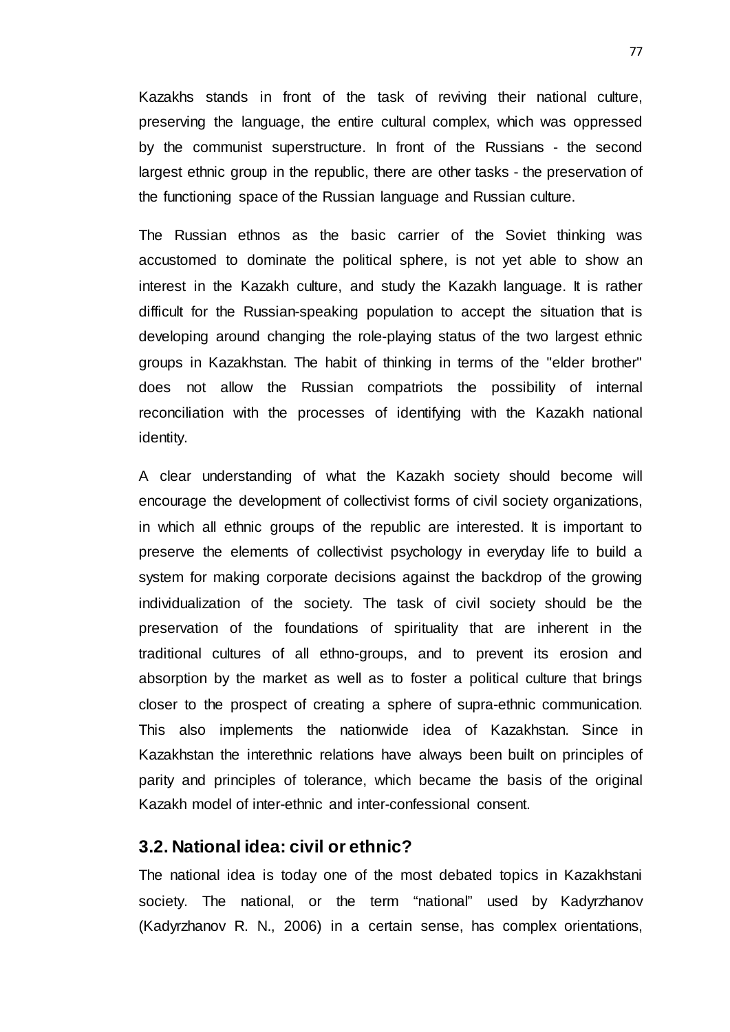Kazakhs stands in front of the task of reviving their national culture, preserving the language, the entire cultural complex, which was oppressed by the communist superstructure. In front of the Russians - the second largest ethnic group in the republic, there are other tasks - the preservation of the functioning space of the Russian language and Russian culture.

The Russian ethnos as the basic carrier of the Soviet thinking was accustomed to dominate the political sphere, is not yet able to show an interest in the Kazakh culture, and study the Kazakh language. It is rather difficult for the Russian-speaking population to accept the situation that is developing around changing the role-playing status of the two largest ethnic groups in Kazakhstan. The habit of thinking in terms of the "elder brother" does not allow the Russian compatriots the possibility of internal reconciliation with the processes of identifying with the Kazakh national identity.

A clear understanding of what the Kazakh society should become will encourage the development of collectivist forms of civil society organizations, in which all ethnic groups of the republic are interested. It is important to preserve the elements of collectivist psychology in everyday life to build a system for making corporate decisions against the backdrop of the growing individualization of the society. The task of civil society should be the preservation of the foundations of spirituality that are inherent in the traditional cultures of all ethno-groups, and to prevent its erosion and absorption by the market as well as to foster a political culture that brings closer to the prospect of creating a sphere of supra-ethnic communication. This also implements the nationwide idea of Kazakhstan. Since in Kazakhstan the interethnic relations have always been built on principles of parity and principles of tolerance, which became the basis of the original Kazakh model of inter-ethnic and inter-confessional consent.

## 3.2. National idea: civil or ethnic?

The national idea is today one of the most debated topics in Kazakhstani society. The national, or the term “national” used by Kadyrzhanov (Kadyrzhanov R. N., 2006) in a certain sense, has complex orientations,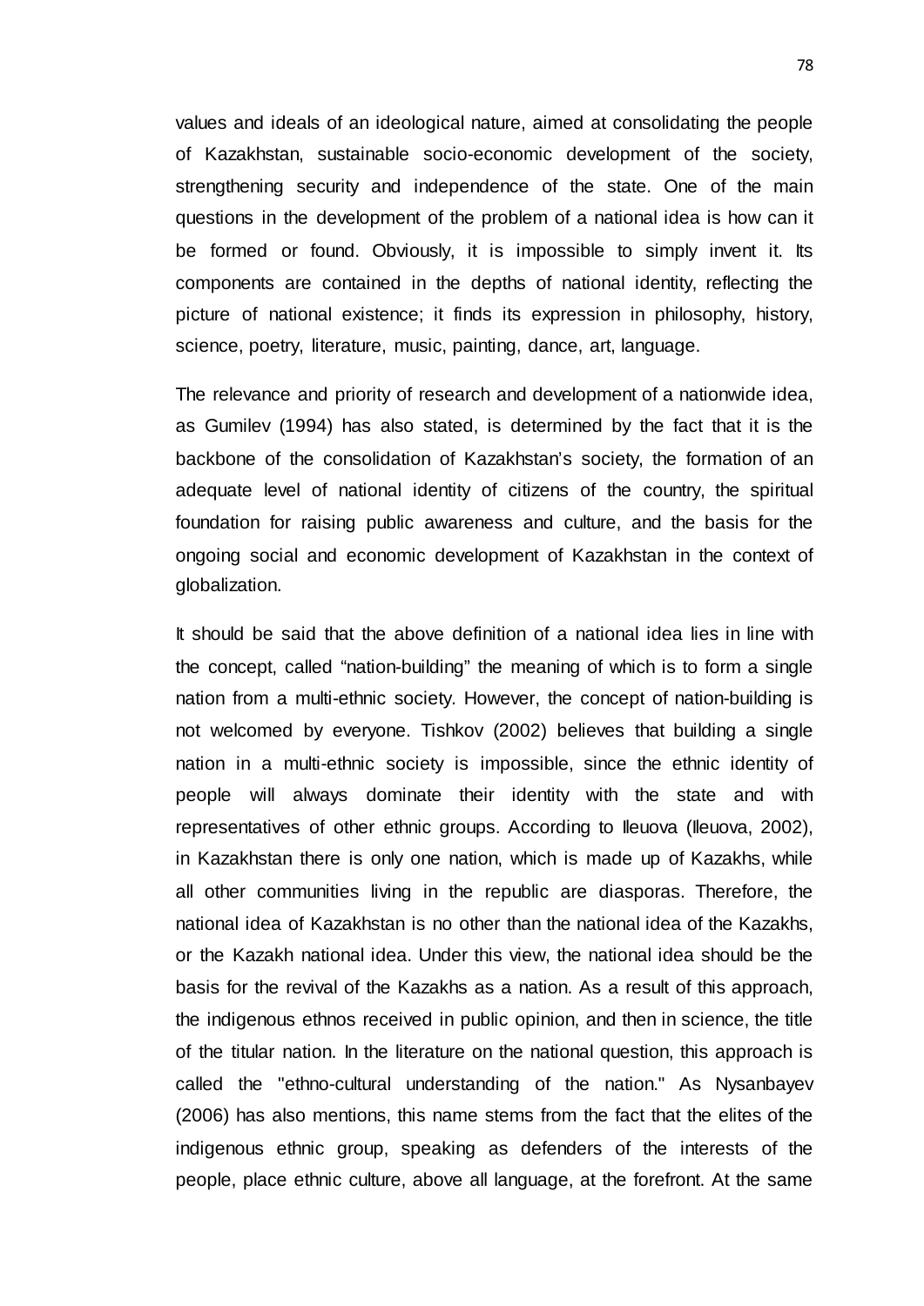values and ideals of an ideological nature, aimed at consolidating the people of Kazakhstan, sustainable socio-economic development of the society, strengthening security and independence of the state. One of the main questions in the development of the problem of a national idea is how can it be formed or found. Obviously, it is impossible to simply invent it. Its components are contained in the depths of national identity, reflecting the picture of national existence; it finds its expression in philosophy, history, science, poetry, literature, music, painting, dance, art, language.

The relevance and priority of research and development of a nationwide idea, as Gumilev (1994) has also stated, is determined by the fact that it is the backbone of the consolidation of Kazakhstan's society, the formation of an adequate level of national identity of citizens of the country, the spiritual foundation for raising public awareness and culture, and the basis for the ongoing social and economic development of Kazakhstan in the context of globalization.

It should be said that the above definition of a national idea lies in line with the concept, called "nation-building" the meaning of which is to form a single nation from a multi-ethnic society. However, the concept of nation-building is not welcomed by everyone. Tishkov (2002) believes that building a single nation in a multi-ethnic society is impossible, since the ethnic identity of people will always dominate their identity with the state and with representatives of other ethnic groups. According to Ileuova (Ileuova, 2002), in Kazakhstan there is only one nation, which is made up of Kazakhs, while all other communities living in the republic are diasporas. Therefore, the national idea of Kazakhstan is no other than the national idea of the Kazakhs, or the Kazakh national idea. Under this view, the national idea should be the basis for the revival of the Kazakhs as a nation. As a result of this approach, the indigenous ethnos received in public opinion, and then in science, the title of the titular nation. In the literature on the national question, this approach is called the "ethno-cultural understanding of the nation." As Nysanbayev (2006) has also mentions, this name stems from the fact that the elites of the indigenous ethnic group, speaking as defenders of the interests of the people, place ethnic culture, above all language, at the forefront. At the same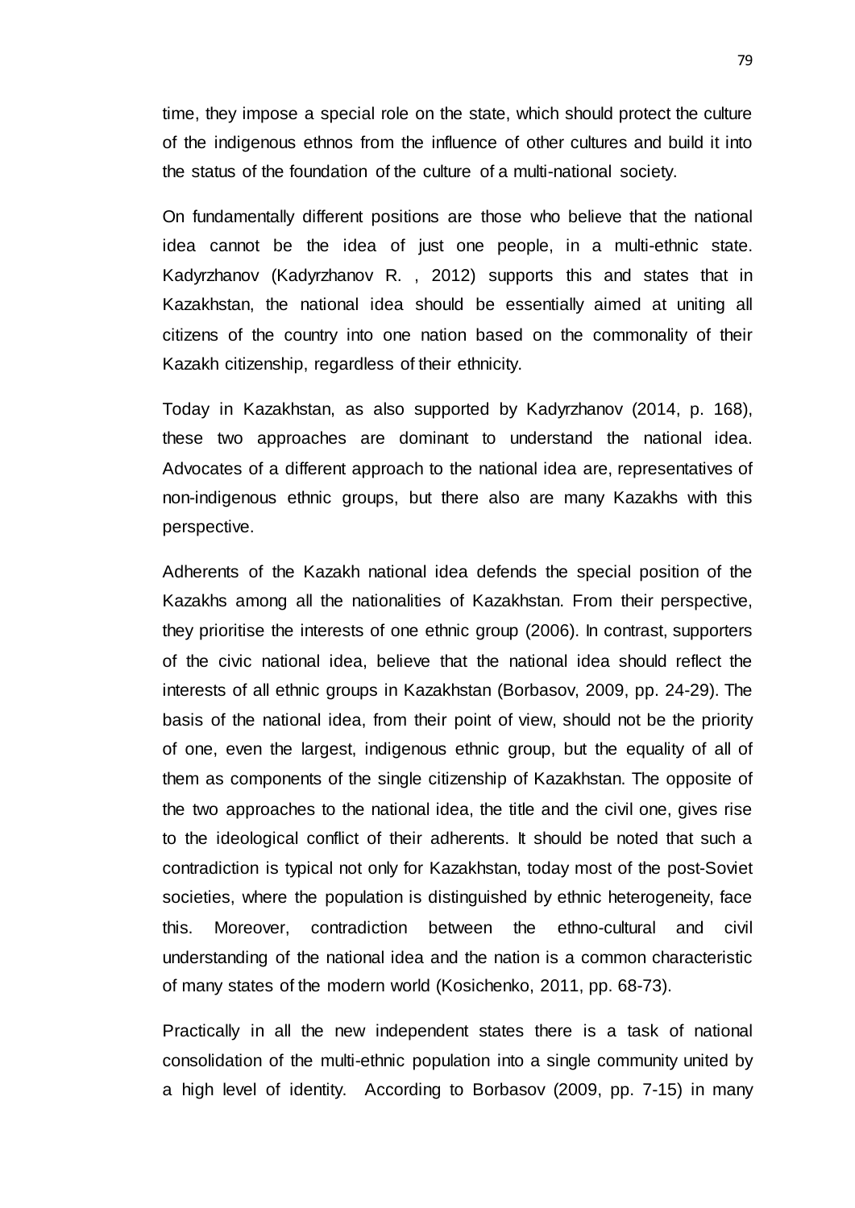time, they impose a special role on the state, which should protect the culture of the indigenous ethnos from the influence of other cultures and build it into the status of the foundation of the culture of a multi-national society.

On fundamentally different positions are those who believe that the national idea cannot be the idea of just one people, in a multi-ethnic state. Kadyrzhanov (Kadyrzhanov R. , 2012) supports this and states that in Kazakhstan, the national idea should be essentially aimed at uniting all citizens of the country into one nation based on the commonality of their Kazakh citizenship, regardless of their ethnicity.

Today in Kazakhstan, as also supported by Kadyrzhanov (2014, p. 168), these two approaches are dominant to understand the national idea. Advocates of a different approach to the national idea are, representatives of non-indigenous ethnic groups, but there also are many Kazakhs with this perspective.

Adherents of the Kazakh national idea defends the special position of the Kazakhs among all the nationalities of Kazakhstan. From their perspective, they prioritise the interests of one ethnic group (2006). In contrast, supporters of the civic national idea, believe that the national idea should reflect the interests of all ethnic groups in Kazakhstan (Borbasov, 2009, pp. 24-29). The basis of the national idea, from their point of view, should not be the priority of one, even the largest, indigenous ethnic group, but the equality of all of them as components of the single citizenship of Kazakhstan. The opposite of the two approaches to the national idea, the title and the civil one, gives rise to the ideological conflict of their adherents. It should be noted that such a contradiction is typical not only for Kazakhstan, today most of the post-Soviet societies, where the population is distinguished by ethnic heterogeneity, face this. Moreover, contradiction between the ethno-cultural and civil understanding of the national idea and the nation is a common characteristic of many states of the modern world (Kosichenko, 2011, pp. 68-73).

Practically in all the new independent states there is a task of national consolidation of the multi-ethnic population into a single community united by a high level of identity. According to Borbasov (2009, pp. 7-15) in many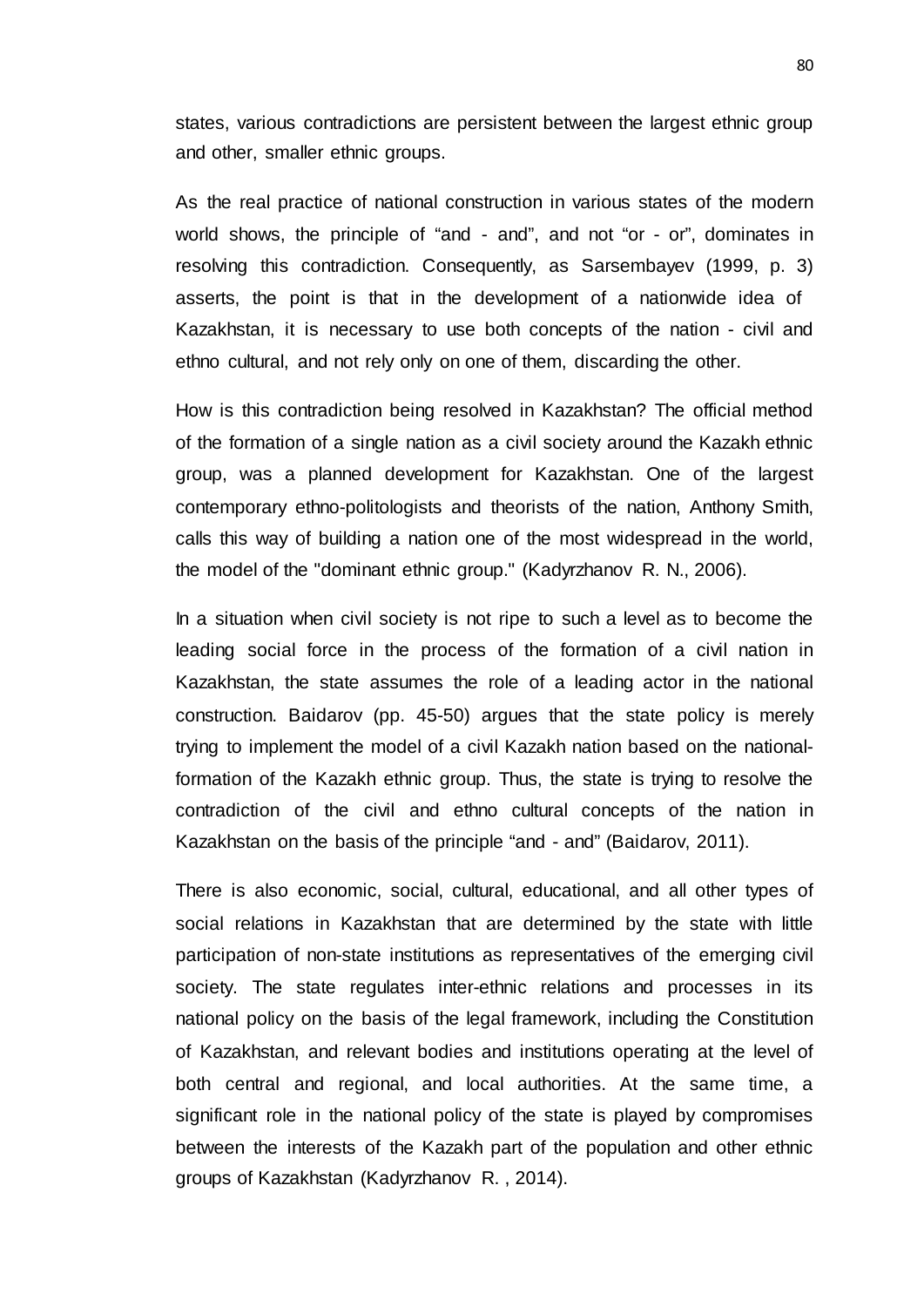states, various contradictions are persistent between the largest ethnic group and other, smaller ethnic groups.

As the real practice of national construction in various states of the modern world shows, the principle of “and - and”, and not “or - or”, dominates in resolving this contradiction. Consequently, as Sarsembayev (1999, p. 3) asserts, the point is that in the development of a nationwide idea of Kazakhstan, it is necessary to use both concepts of the nation - civil and ethno cultural, and not rely only on one of them, discarding the other.

How is this contradiction being resolved in Kazakhstan? The official method of the formation of a single nation as a civil society around the Kazakh ethnic group, was a planned development for Kazakhstan. One of the largest contemporary ethno-politologists and theorists of the nation, Anthony Smith, calls this way of building a nation one of the most widespread in the world, the model of the "dominant ethnic group." (Kadyrzhanov R. N., 2006).

In a situation when civil society is not ripe to such a level as to become the leading social force in the process of the formation of a civil nation in Kazakhstan, the state assumes the role of a leading actor in the national construction. Baidarov (pp. 45-50) argues that the state policy is merely trying to implement the model of a civil Kazakh nation based on the national-formation of the Kazakh ethnic group. Thus, the state is trying to resolve the contradiction of the civil and ethno cultural concepts of the nation in Kazakhstan on the basis of the principle “and - and” (Baidarov, 2011).

There is also economic, social, cultural, educational, and all other types of social relations in Kazakhstan that are determined by the state with little participation of non-state institutions as representatives of the emerging civil society. The state regulates inter-ethnic relations and processes in its national policy on the basis of the legal framework, including the Constitution of Kazakhstan, and relevant bodies and institutions operating at the level of both central and regional, and local authorities. At the same time, a significant role in the national policy of the state is played by compromises between the interests of the Kazakh part of the population and other ethnic groups of Kazakhstan (Kadyrzhanov R. , 2014).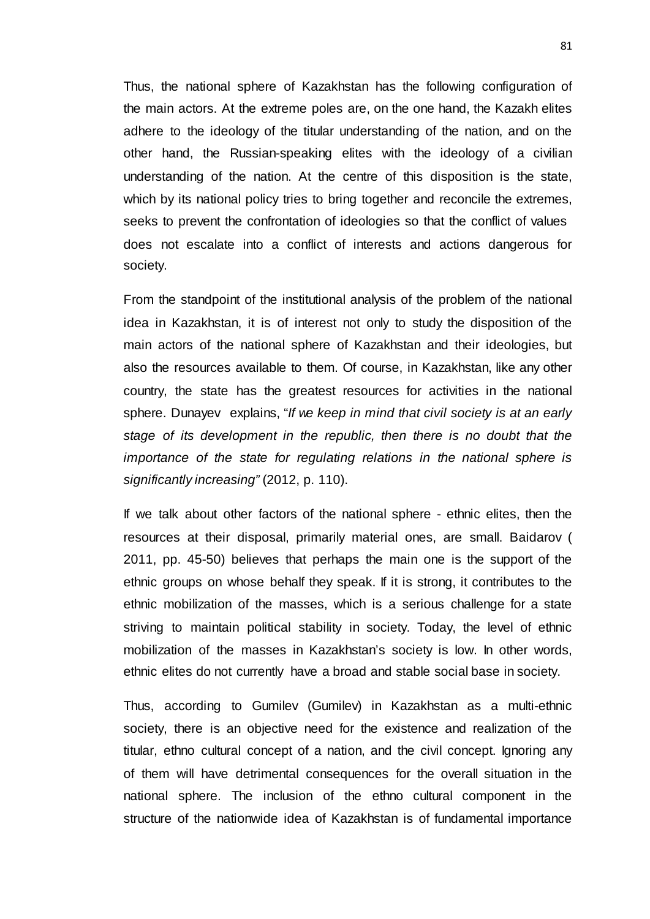Thus, the national sphere of Kazakhstan has the following configuration of the main actors. At the extreme poles are, on the one hand, the Kazakh elites adhere to the ideology of the titular understanding of the nation, and on the other hand, the Russian-speaking elites with the ideology of a civilian understanding of the nation. At the centre of this disposition is the state, which by its national policy tries to bring together and reconcile the extremes, seeks to prevent the confrontation of ideologies so that the conflict of values does not escalate into a conflict of interests and actions dangerous for society.

From the standpoint of the institutional analysis of the problem of the national idea in Kazakhstan, it is of interest not only to study the disposition of the main actors of the national sphere of Kazakhstan and their ideologies, but also the resources available to them. Of course, in Kazakhstan, like any other country, the state has the greatest resources for activities in the national sphere. Dunayev explains, "*If we keep in mind that civil society is at an early stage of its development in the republic, then there is no doubt that the importance of the state for regulating relations in the national sphere is significantly increasing"* (2012, p. 110).

If we talk about other factors of the national sphere - ethnic elites, then the resources at their disposal, primarily material ones, are small. Baidarov ( 2011, pp. 45-50) believes that perhaps the main one is the support of the ethnic groups on whose behalf they speak. If it is strong, it contributes to the ethnic mobilization of the masses, which is a serious challenge for a state striving to maintain political stability in society. Today, the level of ethnic mobilization of the masses in Kazakhstan's society is low. In other words, ethnic elites do not currently have a broad and stable social base in society.

Thus, according to Gumilev (Gumilev) in Kazakhstan as a multi-ethnic society, there is an objective need for the existence and realization of the titular, ethno cultural concept of a nation, and the civil concept. Ignoring any of them will have detrimental consequences for the overall situation in the national sphere. The inclusion of the ethno cultural component in the structure of the nationwide idea of Kazakhstan is of fundamental importance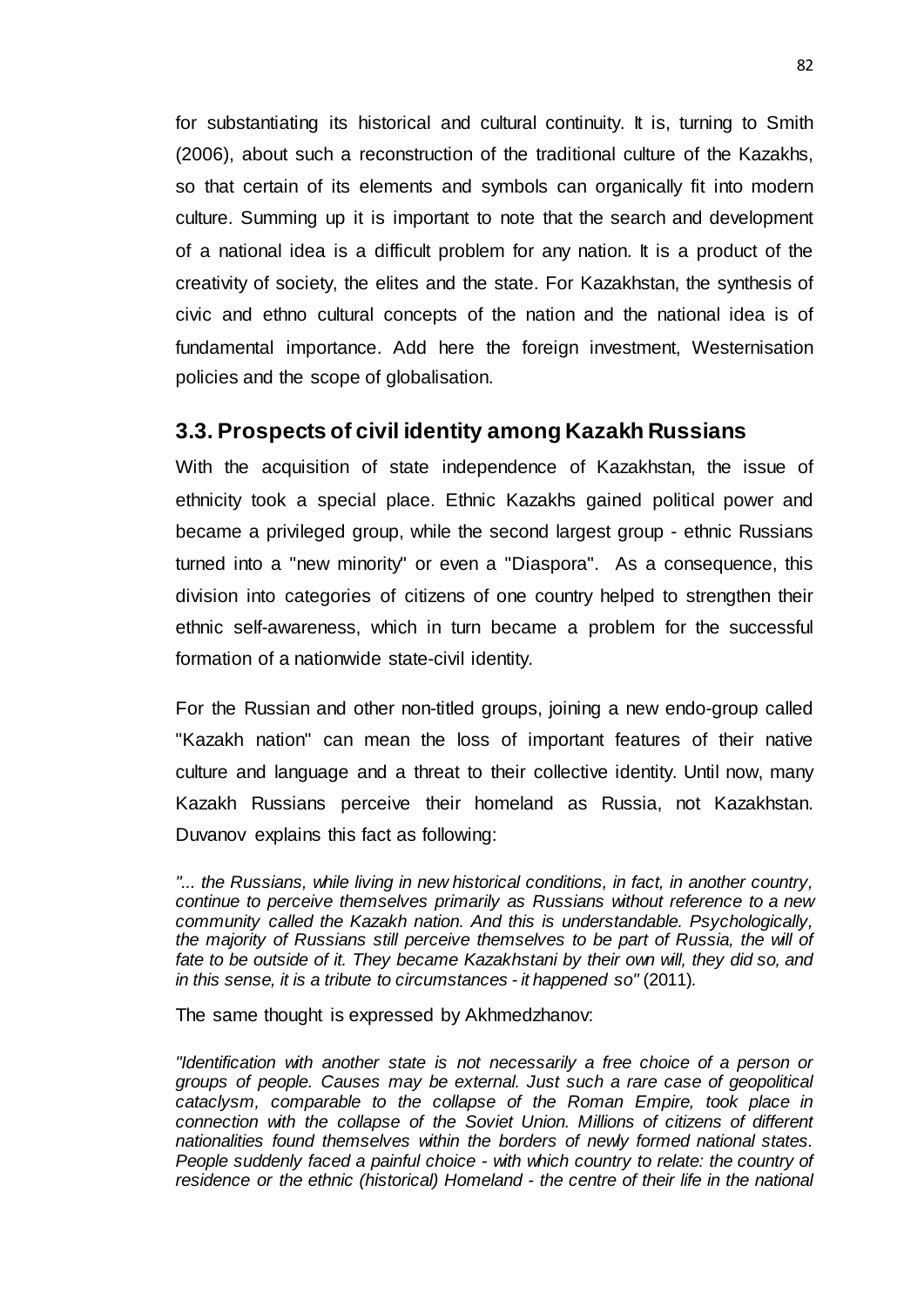for substantiating its historical and cultural continuity. It is, turning to Smith (2006), about such a reconstruction of the traditional culture of the Kazakhs, so that certain of its elements and symbols can organically fit into modern culture. Summing up it is important to note that the search and development of a national idea is a difficult problem for any nation. It is a product of the creativity of society, the elites and the state. For Kazakhstan, the synthesis of civic and ethno cultural concepts of the nation and the national idea is of fundamental importance. Add here the foreign investment, Westernisation policies and the scope of globalisation.

## 3.3. Prospects of civil identity among Kazakh Russians

With the acquisition of state independence of Kazakhstan, the issue of ethnicity took a special place. Ethnic Kazakhs gained political power and became a privileged group, while the second largest group - ethnic Russians turned into a "new minority" or even a "Diaspora". As a consequence, this division into categories of citizens of one country helped to strengthen their ethnic self-awareness, which in turn became a problem for the successful formation of a nationwide state-civil identity.

For the Russian and other non-titled groups, joining a new endo-group called "Kazakh nation" can mean the loss of important features of their native culture and language and a threat to their collective identity. Until now, many Kazakh Russians perceive their homeland as Russia, not Kazakhstan. Duvanov explains this fact as following:

*"... the Russians, while living in new historical conditions, in fact, in another country, continue to perceive themselves primarily as Russians without reference to a new community called the Kazakh nation. And this is understandable. Psychologically, the majority of Russians still perceive themselves to be part of Russia, the will of fate to be outside of it. They became Kazakhstani by their own will, they did so, and in this sense, it is a tribute to circumstances - it happened so"* (2011).

The same thought is expressed by Akhmedzhanov:

*"Identification with another state is not necessarily a free choice of a person or groups of people. Causes may be external. Just such a rare case of geopolitical cataclysm, comparable to the collapse of the Roman Empire, took place in connection with the collapse of the Soviet Union. Millions of citizens of different nationalities found themselves within the borders of newly formed national states. People suddenly faced a painful choice - with which country to relate: the country of residence or the ethnic (historical) Homeland - the centre of their life in the national*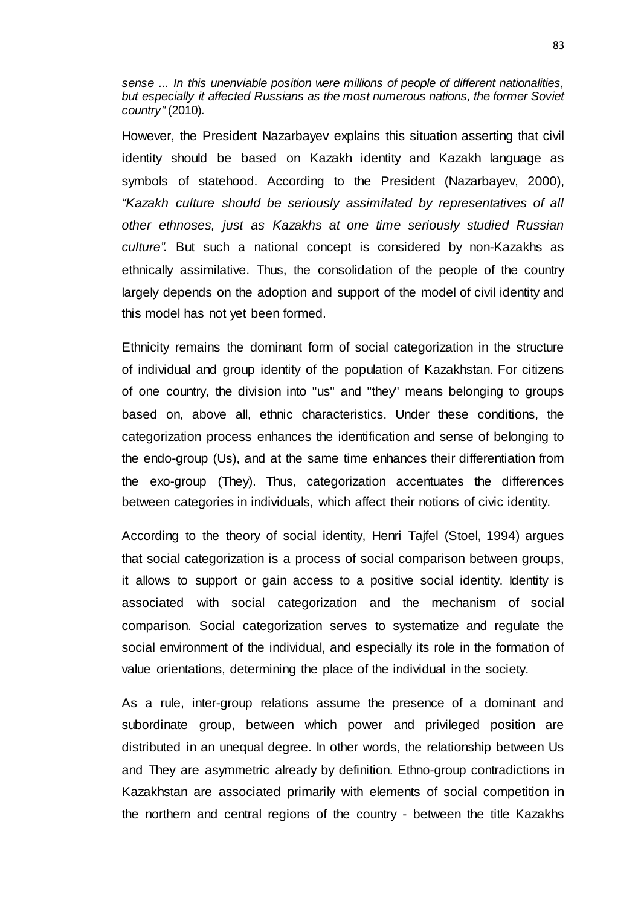*sense ... In this unenviable position were millions of people of different nationalities, but especially it affected Russians as the most numerous nations, the former Soviet country"* (2010).

However, the President Nazarbayev explains this situation asserting that civil identity should be based on Kazakh identity and Kazakh language as symbols of statehood. According to the President (Nazarbayev, 2000), *"Kazakh culture should be seriously assimilated by representatives of all other ethnoses, just as Kazakhs at one time seriously studied Russian culture".* But such a national concept is considered by non-Kazakhs as ethnically assimilative. Thus, the consolidation of the people of the country largely depends on the adoption and support of the model of civil identity and this model has not yet been formed.

Ethnicity remains the dominant form of social categorization in the structure of individual and group identity of the population of Kazakhstan. For citizens of one country, the division into "us" and "they" means belonging to groups based on, above all, ethnic characteristics. Under these conditions, the categorization process enhances the identification and sense of belonging to the endo-group (Us), and at the same time enhances their differentiation from the exo-group (They). Thus, categorization accentuates the differences between categories in individuals, which affect their notions of civic identity.

According to the theory of social identity, Henri Tajfel (Stoel, 1994) argues that social categorization is a process of social comparison between groups, it allows to support or gain access to a positive social identity. Identity is associated with social categorization and the mechanism of social comparison. Social categorization serves to systematize and regulate the social environment of the individual, and especially its role in the formation of value orientations, determining the place of the individual in the society.

As a rule, inter-group relations assume the presence of a dominant and subordinate group, between which power and privileged position are distributed in an unequal degree. In other words, the relationship between Us and They are asymmetric already by definition. Ethno-group contradictions in Kazakhstan are associated primarily with elements of social competition in the northern and central regions of the country - between the title Kazakhs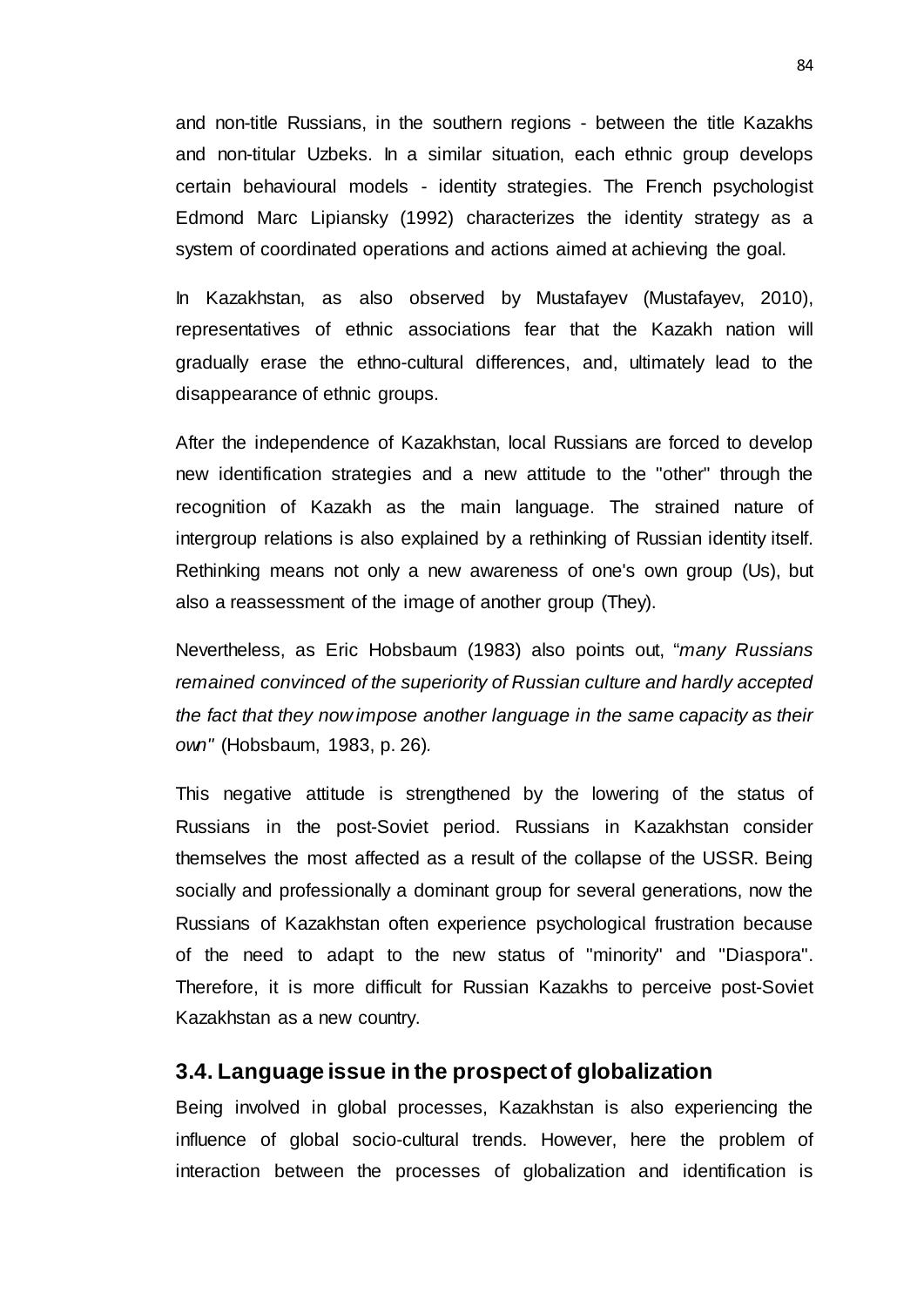and non-title Russians, in the southern regions - between the title Kazakhs and non-titular Uzbeks. In a similar situation, each ethnic group develops certain behavioural models - identity strategies. The French psychologist Edmond Marc Lipiansky (1992) characterizes the identity strategy as a system of coordinated operations and actions aimed at achieving the goal.

In Kazakhstan, as also observed by Mustafayev (Mustafayev, 2010), representatives of ethnic associations fear that the Kazakh nation will gradually erase the ethno-cultural differences, and, ultimately lead to the disappearance of ethnic groups.

After the independence of Kazakhstan, local Russians are forced to develop new identification strategies and a new attitude to the "other" through the recognition of Kazakh as the main language. The strained nature of intergroup relations is also explained by a rethinking of Russian identity itself. Rethinking means not only a new awareness of one's own group (Us), but also a reassessment of the image of another group (They).

Nevertheless, as Eric Hobsbaum (1983) also points out, "*many Russians remained convinced of the superiority of Russian culture and hardly accepted the fact that they now impose another language in the same capacity as their own"* (Hobsbaum, 1983, p. 26).

This negative attitude is strengthened by the lowering of the status of Russians in the post-Soviet period. Russians in Kazakhstan consider themselves the most affected as a result of the collapse of the USSR. Being socially and professionally a dominant group for several generations, now the Russians of Kazakhstan often experience psychological frustration because of the need to adapt to the new status of "minority" and "Diaspora". Therefore, it is more difficult for Russian Kazakhs to perceive post-Soviet Kazakhstan as a new country.

## 3.4. Language issue in the prospect of globalization

Being involved in global processes, Kazakhstan is also experiencing the influence of global socio-cultural trends. However, here the problem of interaction between the processes of globalization and identification is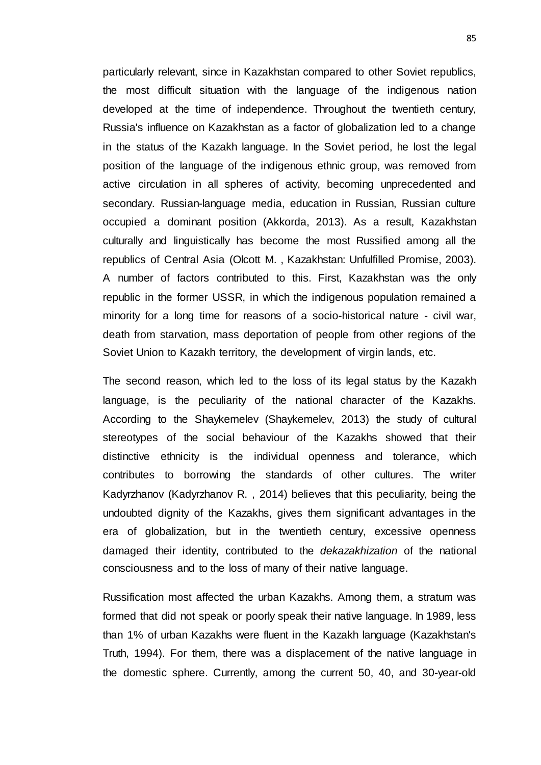particularly relevant, since in Kazakhstan compared to other Soviet republics, the most difficult situation with the language of the indigenous nation developed at the time of independence. Throughout the twentieth century, Russia's influence on Kazakhstan as a factor of globalization led to a change in the status of the Kazakh language. In the Soviet period, he lost the legal position of the language of the indigenous ethnic group, was removed from active circulation in all spheres of activity, becoming unprecedented and secondary. Russian-language media, education in Russian, Russian culture occupied a dominant position (Akkorda, 2013). As a result, Kazakhstan culturally and linguistically has become the most Russified among all the republics of Central Asia (Olcott M. , Kazakhstan: Unfulfilled Promise, 2003). A number of factors contributed to this. First, Kazakhstan was the only republic in the former USSR, in which the indigenous population remained a minority for a long time for reasons of a socio-historical nature - civil war, death from starvation, mass deportation of people from other regions of the Soviet Union to Kazakh territory, the development of virgin lands, etc.

The second reason, which led to the loss of its legal status by the Kazakh language, is the peculiarity of the national character of the Kazakhs. According to the Shaykemelev (Shaykemelev, 2013) the study of cultural stereotypes of the social behaviour of the Kazakhs showed that their distinctive ethnicity is the individual openness and tolerance, which contributes to borrowing the standards of other cultures. The writer Kadyrzhanov (Kadyrzhanov R. , 2014) believes that this peculiarity, being the undoubted dignity of the Kazakhs, gives them significant advantages in the era of globalization, but in the twentieth century, excessive openness damaged their identity, contributed to the *dekazakhization* of the national consciousness and to the loss of many of their native language.

Russification most affected the urban Kazakhs. Among them, a stratum was formed that did not speak or poorly speak their native language. In 1989, less than 1% of urban Kazakhs were fluent in the Kazakh language (Kazakhstan's Truth, 1994). For them, there was a displacement of the native language in the domestic sphere. Currently, among the current 50, 40, and 30-year-old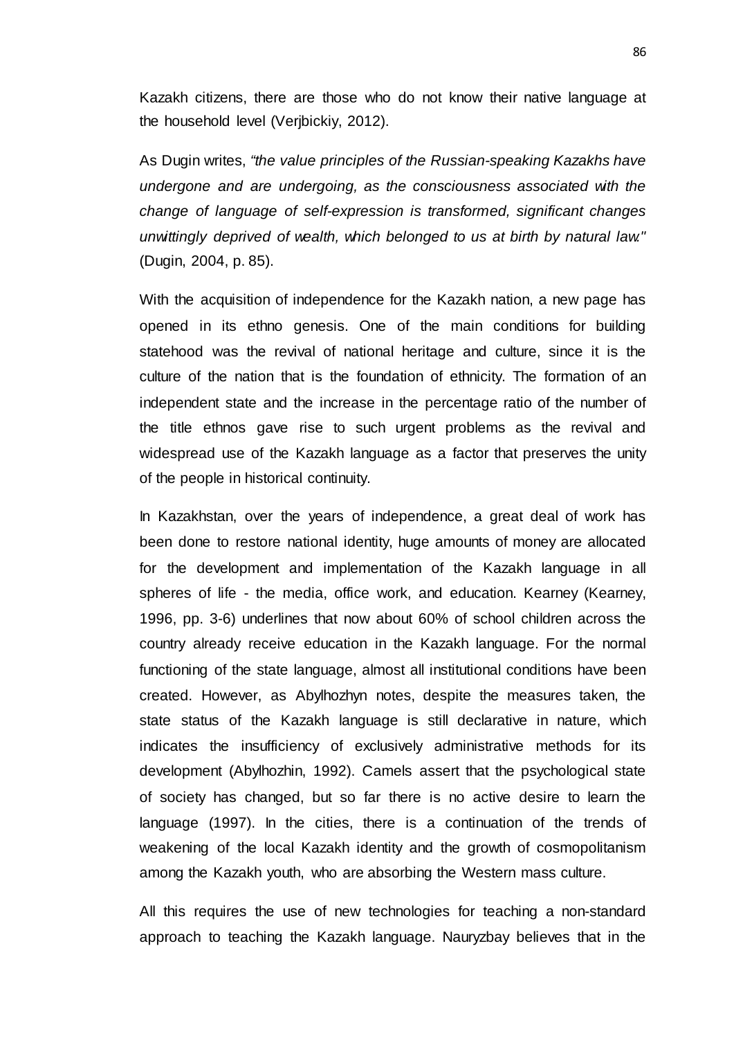Kazakh citizens, there are those who do not know their native language at the household level (Verjbickiy, 2012).

As Dugin writes, *"the value principles of the Russian-speaking Kazakhs have undergone and are undergoing, as the consciousness associated with the change of language of self-expression is transformed, significant changes unwittingly deprived of wealth, which belonged to us at birth by natural law."* (Dugin, 2004, p. 85).

With the acquisition of independence for the Kazakh nation, a new page has opened in its ethno genesis. One of the main conditions for building statehood was the revival of national heritage and culture, since it is the culture of the nation that is the foundation of ethnicity. The formation of an independent state and the increase in the percentage ratio of the number of the title ethnos gave rise to such urgent problems as the revival and widespread use of the Kazakh language as a factor that preserves the unity of the people in historical continuity.

In Kazakhstan, over the years of independence, a great deal of work has been done to restore national identity, huge amounts of money are allocated for the development and implementation of the Kazakh language in all spheres of life - the media, office work, and education. Kearney (Kearney, 1996, pp. 3-6) underlines that now about 60% of school children across the country already receive education in the Kazakh language. For the normal functioning of the state language, almost all institutional conditions have been created. However, as Abylhozhyn notes, despite the measures taken, the state status of the Kazakh language is still declarative in nature, which indicates the insufficiency of exclusively administrative methods for its development (Abylhozhin, 1992). Camels assert that the psychological state of society has changed, but so far there is no active desire to learn the language (1997). In the cities, there is a continuation of the trends of weakening of the local Kazakh identity and the growth of cosmopolitanism among the Kazakh youth, who are absorbing the Western mass culture.

All this requires the use of new technologies for teaching a non-standard approach to teaching the Kazakh language. Nauryzbay believes that in the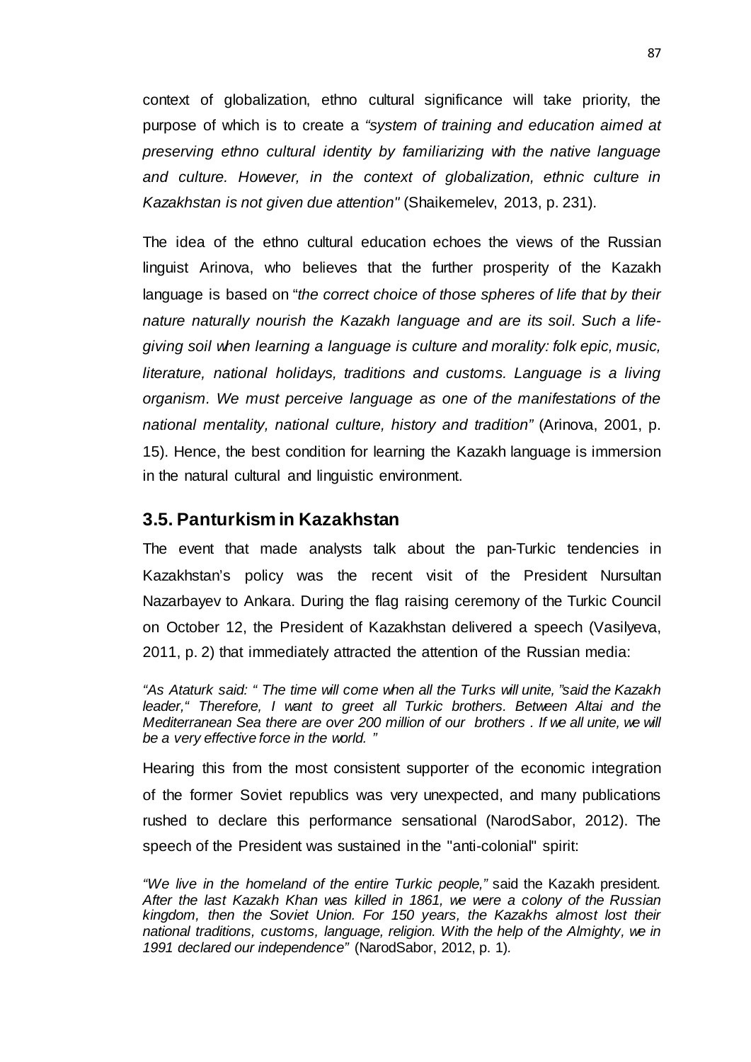context of globalization, ethno cultural significance will take priority, the purpose of which is to create a *"system of training and education aimed at preserving ethno cultural identity by familiarizing with the native language and culture. However, in the context of globalization, ethnic culture in Kazakhstan is not given due attention"* (Shaikemelev, 2013, p. 231).

The idea of the ethno cultural education echoes the views of the Russian linguist Arinova, who believes that the further prosperity of the Kazakh language is based on "*the correct choice of those spheres of life that by their nature naturally nourish the Kazakh language and are its soil. Such a life-giving soil when learning a language is culture and morality: folk epic, music, literature, national holidays, traditions and customs. Language is a living organism. We must perceive language as one of the manifestations of the national mentality, national culture, history and tradition"* (Arinova, 2001, p. 15). Hence, the best condition for learning the Kazakh language is immersion in the natural cultural and linguistic environment.

## 3.5. Panturkism in Kazakhstan

The event that made analysts talk about the pan-Turkic tendencies in Kazakhstan's policy was the recent visit of the President Nursultan Nazarbayev to Ankara. During the flag raising ceremony of the Turkic Council on October 12, the President of Kazakhstan delivered a speech (Vasilyeva, 2011, p. 2) that immediately attracted the attention of the Russian media:

> *"As Ataturk said: " The time will come when all the Turks will unite, "said the Kazakh leader," Therefore, I want to greet all Turkic brothers. Between Altai and the Mediterranean Sea there are over 200 million of our brothers . If we all unite, we will be a very effective force in the world. "*

Hearing this from the most consistent supporter of the economic integration of the former Soviet republics was very unexpected, and many publications rushed to declare this performance sensational (NarodSabor, 2012). The speech of the President was sustained in the "anti-colonial" spirit:

> *"We live in the homeland of the entire Turkic people,"* said the Kazakh president. *After the last Kazakh Khan was killed in 1861, we were a colony of the Russian kingdom, then the Soviet Union. For 150 years, the Kazakhs almost lost their national traditions, customs, language, religion. With the help of the Almighty, we in 1991 declared our independence"* (NarodSabor, 2012, p. 1).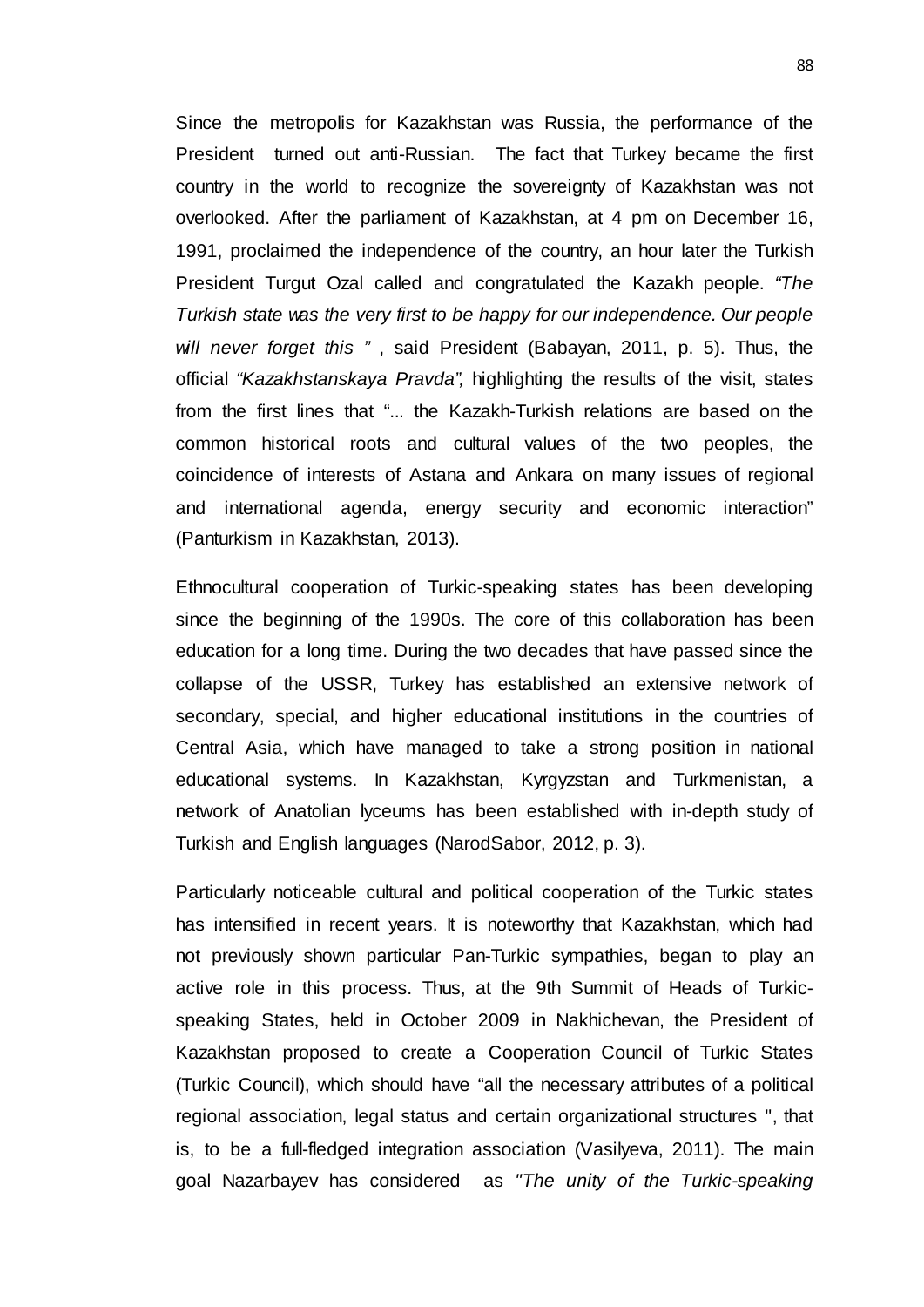Since the metropolis for Kazakhstan was Russia, the performance of the President turned out anti-Russian. The fact that Turkey became the first country in the world to recognize the sovereignty of Kazakhstan was not overlooked. After the parliament of Kazakhstan, at 4 pm on December 16, 1991, proclaimed the independence of the country, an hour later the Turkish President Turgut Ozal called and congratulated the Kazakh people. *"The Turkish state was the very first to be happy for our independence. Our people will never forget this "* , said President (Babayan, 2011, p. 5). Thus, the official *"Kazakhstanskaya Pravda",* highlighting the results of the visit, states from the first lines that "... the Kazakh-Turkish relations are based on the common historical roots and cultural values of the two peoples, the coincidence of interests of Astana and Ankara on many issues of regional and international agenda, energy security and economic interaction" (Panturkism in Kazakhstan, 2013).

Ethnocultural cooperation of Turkic-speaking states has been developing since the beginning of the 1990s. The core of this collaboration has been education for a long time. During the two decades that have passed since the collapse of the USSR, Turkey has established an extensive network of secondary, special, and higher educational institutions in the countries of Central Asia, which have managed to take a strong position in national educational systems. In Kazakhstan, Kyrgyzstan and Turkmenistan, a network of Anatolian lyceums has been established with in-depth study of Turkish and English languages (NarodSabor, 2012, p. 3).

Particularly noticeable cultural and political cooperation of the Turkic states has intensified in recent years. It is noteworthy that Kazakhstan, which had not previously shown particular Pan-Turkic sympathies, began to play an active role in this process. Thus, at the 9th Summit of Heads of Turkic-speaking States, held in October 2009 in Nakhichevan, the President of Kazakhstan proposed to create a Cooperation Council of Turkic States (Turkic Council), which should have "all the necessary attributes of a political regional association, legal status and certain organizational structures ", that is, to be a full-fledged integration association (Vasilyeva, 2011). The main goal Nazarbayev has considered as *"The unity of the Turkic-speaking*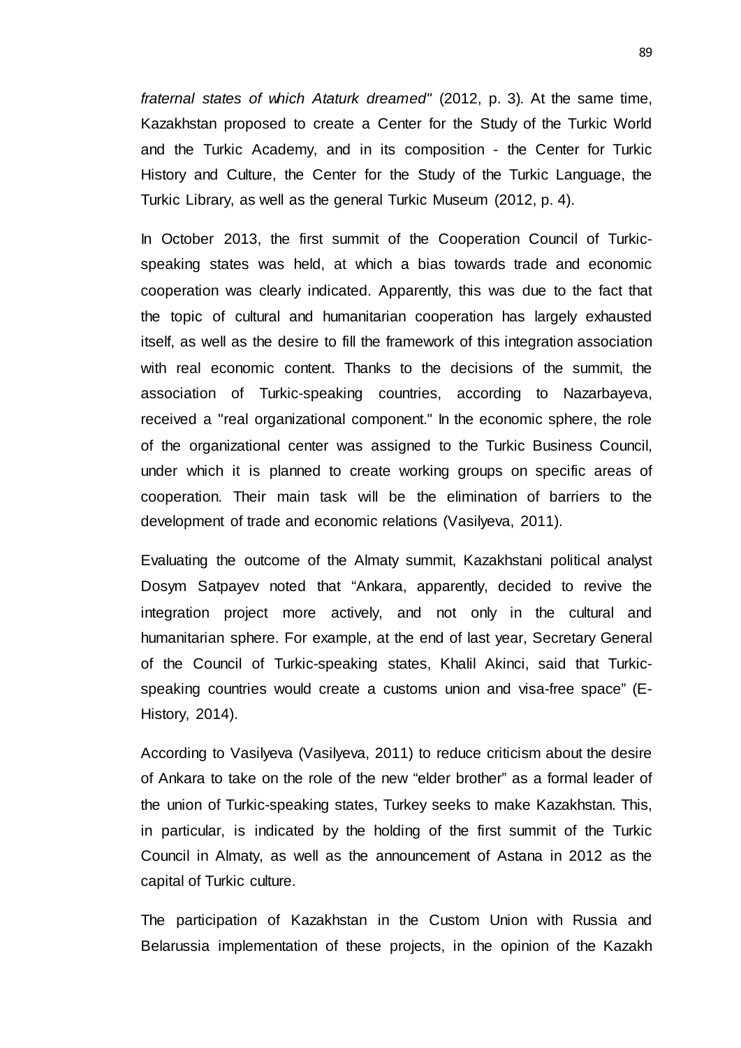*fraternal states of which Ataturk dreamed"* (2012, p. 3). At the same time, Kazakhstan proposed to create a Center for the Study of the Turkic World and the Turkic Academy, and in its composition - the Center for Turkic History and Culture, the Center for the Study of the Turkic Language, the Turkic Library, as well as the general Turkic Museum (2012, p. 4).

In October 2013, the first summit of the Cooperation Council of Turkic-speaking states was held, at which a bias towards trade and economic cooperation was clearly indicated. Apparently, this was due to the fact that the topic of cultural and humanitarian cooperation has largely exhausted itself, as well as the desire to fill the framework of this integration association with real economic content. Thanks to the decisions of the summit, the association of Turkic-speaking countries, according to Nazarbayeva, received a "real organizational component." In the economic sphere, the role of the organizational center was assigned to the Turkic Business Council, under which it is planned to create working groups on specific areas of cooperation. Their main task will be the elimination of barriers to the development of trade and economic relations (Vasilyeva, 2011).

Evaluating the outcome of the Almaty summit, Kazakhstani political analyst Dosym Satpayev noted that "Ankara, apparently, decided to revive the integration project more actively, and not only in the cultural and humanitarian sphere. For example, at the end of last year, Secretary General of the Council of Turkic-speaking states, Khalil Akinci, said that Turkic-speaking countries would create a customs union and visa-free space" (E-History, 2014).

According to Vasilyeva (Vasilyeva, 2011) to reduce criticism about the desire of Ankara to take on the role of the new "elder brother" as a formal leader of the union of Turkic-speaking states, Turkey seeks to make Kazakhstan. This, in particular, is indicated by the holding of the first summit of the Turkic Council in Almaty, as well as the announcement of Astana in 2012 as the capital of Turkic culture.

The participation of Kazakhstan in the Custom Union with Russia and Belarussia implementation of these projects, in the opinion of the Kazakh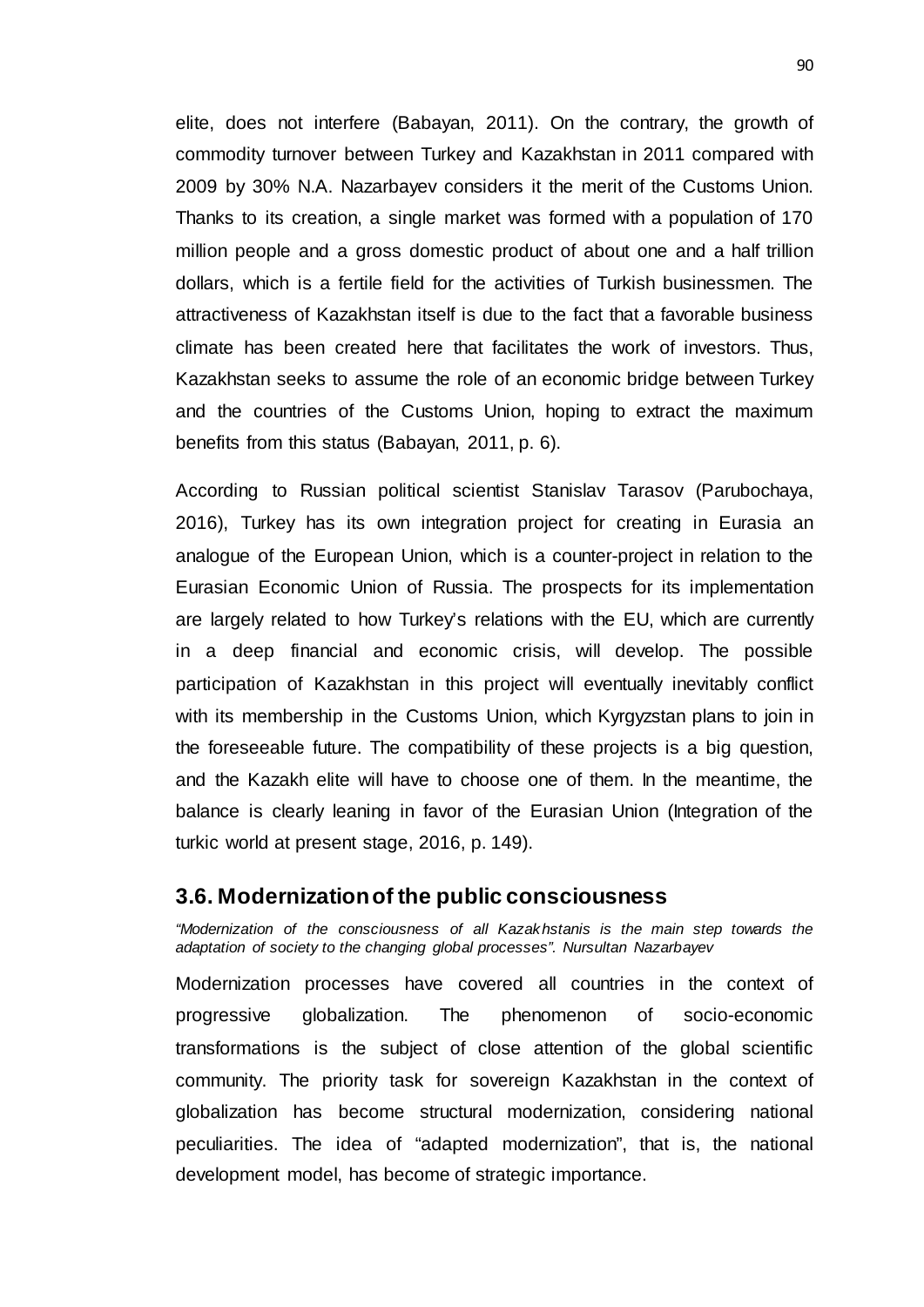elite, does not interfere (Babayan, 2011). On the contrary, the growth of commodity turnover between Turkey and Kazakhstan in 2011 compared with 2009 by 30% N.A. Nazarbayev considers it the merit of the Customs Union. Thanks to its creation, a single market was formed with a population of 170 million people and a gross domestic product of about one and a half trillion dollars, which is a fertile field for the activities of Turkish businessmen. The attractiveness of Kazakhstan itself is due to the fact that a favorable business climate has been created here that facilitates the work of investors. Thus, Kazakhstan seeks to assume the role of an economic bridge between Turkey and the countries of the Customs Union, hoping to extract the maximum benefits from this status (Babayan, 2011, p. 6).

According to Russian political scientist Stanislav Tarasov (Parubochaya, 2016), Turkey has its own integration project for creating in Eurasia an analogue of the European Union, which is a counter-project in relation to the Eurasian Economic Union of Russia. The prospects for its implementation are largely related to how Turkey's relations with the EU, which are currently in a deep financial and economic crisis, will develop. The possible participation of Kazakhstan in this project will eventually inevitably conflict with its membership in the Customs Union, which Kyrgyzstan plans to join in the foreseeable future. The compatibility of these projects is a big question, and the Kazakh elite will have to choose one of them. In the meantime, the balance is clearly leaning in favor of the Eurasian Union (Integration of the turkic world at present stage, 2016, p. 149).

## 3.6. Modernization of the public consciousness

*"Modernization of the consciousness of all Kazakhstanis is the main step towards the adaptation of society to the changing global processes". Nursultan Nazarbayev*

Modernization processes have covered all countries in the context of progressive globalization. The phenomenon of socio-economic transformations is the subject of close attention of the global scientific community. The priority task for sovereign Kazakhstan in the context of globalization has become structural modernization, considering national peculiarities. The idea of "adapted modernization", that is, the national development model, has become of strategic importance.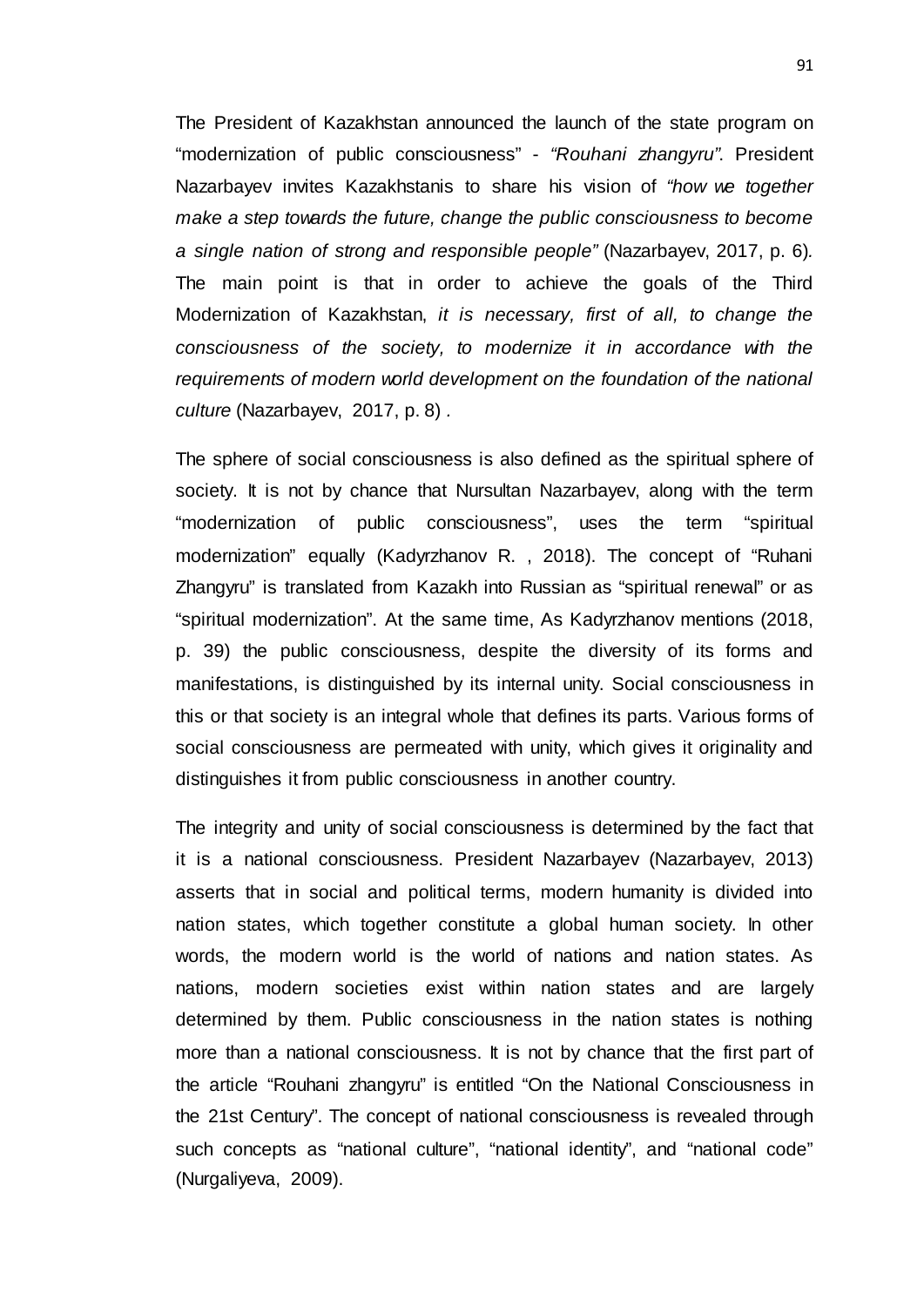The President of Kazakhstan announced the launch of the state program on "modernization of public consciousness" - *"Rouhani zhangyru"*. President Nazarbayev invites Kazakhstanis to share his vision of *"how we together make a step towards the future, change the public consciousness to become a single nation of strong and responsible people"* (Nazarbayev, 2017, p. 6). The main point is that in order to achieve the goals of the Third Modernization of Kazakhstan, *it is necessary, first of all, to change the consciousness of the society, to modernize it in accordance with the requirements of modern world development on the foundation of the national culture* (Nazarbayev, 2017, p. 8) .

The sphere of social consciousness is also defined as the spiritual sphere of society. It is not by chance that Nursultan Nazarbayev, along with the term "modernization of public consciousness", uses the term "spiritual modernization" equally (Kadyrzhanov R. , 2018). The concept of "Ruhani Zhangyru" is translated from Kazakh into Russian as "spiritual renewal" or as "spiritual modernization". At the same time, As Kadyrzhanov mentions (2018, p. 39) the public consciousness, despite the diversity of its forms and manifestations, is distinguished by its internal unity. Social consciousness in this or that society is an integral whole that defines its parts. Various forms of social consciousness are permeated with unity, which gives it originality and distinguishes it from public consciousness in another country.

The integrity and unity of social consciousness is determined by the fact that it is a national consciousness. President Nazarbayev (Nazarbayev, 2013) asserts that in social and political terms, modern humanity is divided into nation states, which together constitute a global human society. In other words, the modern world is the world of nations and nation states. As nations, modern societies exist within nation states and are largely determined by them. Public consciousness in the nation states is nothing more than a national consciousness. It is not by chance that the first part of the article "Rouhani zhangyru" is entitled "On the National Consciousness in the 21st Century". The concept of national consciousness is revealed through such concepts as "national culture", "national identity", and "national code" (Nurgaliyeva, 2009).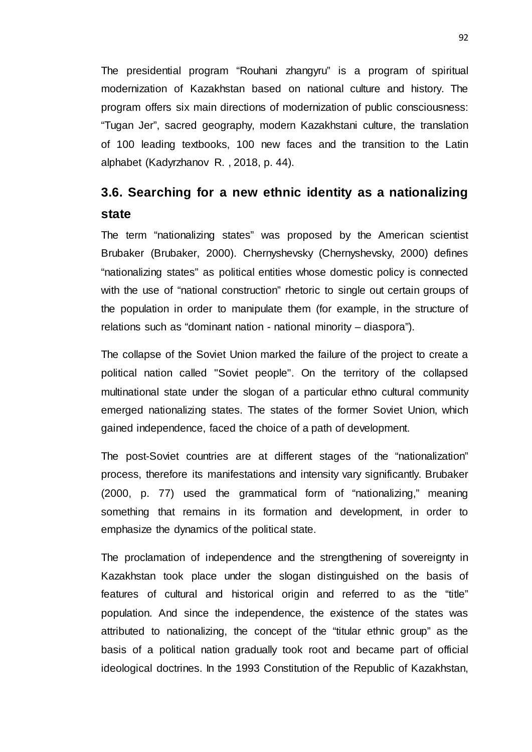The presidential program "Rouhani zhangyru" is a program of spiritual modernization of Kazakhstan based on national culture and history. The program offers six main directions of modernization of public consciousness: "Tugan Jer", sacred geography, modern Kazakhstani culture, the translation of 100 leading textbooks, 100 new faces and the transition to the Latin alphabet (Kadyrzhanov R. , 2018, p. 44).

### 3.6. Searching for a new ethnic identity as a nationalizing state

The term "nationalizing states" was proposed by the American scientist Brubaker (Brubaker, 2000). Chernyshevsky (Chernyshevsky, 2000) defines "nationalizing states" as political entities whose domestic policy is connected with the use of "national construction" rhetoric to single out certain groups of the population in order to manipulate them (for example, in the structure of relations such as "dominant nation - national minority – diaspora").

The collapse of the Soviet Union marked the failure of the project to create a political nation called "Soviet people". On the territory of the collapsed multinational state under the slogan of a particular ethno cultural community emerged nationalizing states. The states of the former Soviet Union, which gained independence, faced the choice of a path of development.

The post-Soviet countries are at different stages of the "nationalization" process, therefore its manifestations and intensity vary significantly. Brubaker (2000, p. 77) used the grammatical form of "nationalizing," meaning something that remains in its formation and development, in order to emphasize the dynamics of the political state.

The proclamation of independence and the strengthening of sovereignty in Kazakhstan took place under the slogan distinguished on the basis of features of cultural and historical origin and referred to as the "title" population. And since the independence, the existence of the states was attributed to nationalizing, the concept of the "titular ethnic group" as the basis of a political nation gradually took root and became part of official ideological doctrines. In the 1993 Constitution of the Republic of Kazakhstan,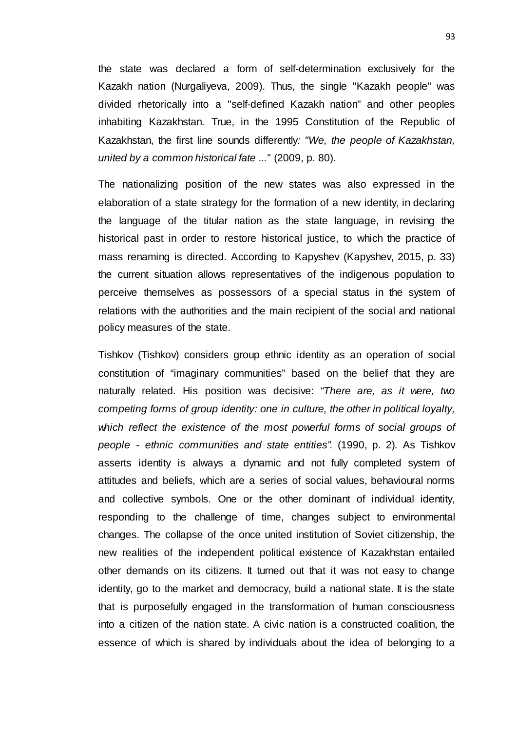the state was declared a form of self-determination exclusively for the Kazakh nation (Nurgaliyeva, 2009). Thus, the single "Kazakh people" was divided rhetorically into a "self-defined Kazakh nation" and other peoples inhabiting Kazakhstan. True, in the 1995 Constitution of the Republic of Kazakhstan, the first line sounds differently*: "We, the people of Kazakhstan, united by a common historical fate ..."* (2009, p. 80).

The nationalizing position of the new states was also expressed in the elaboration of a state strategy for the formation of a new identity, in declaring the language of the titular nation as the state language, in revising the historical past in order to restore historical justice, to which the practice of mass renaming is directed. According to Kapyshev (Kapyshev, 2015, p. 33) the current situation allows representatives of the indigenous population to perceive themselves as possessors of a special status in the system of relations with the authorities and the main recipient of the social and national policy measures of the state.

Tishkov (Tishkov) considers group ethnic identity as an operation of social constitution of "imaginary communities" based on the belief that they are naturally related. His position was decisive: *"There are, as it were, two competing forms of group identity: one in culture, the other in political loyalty, which reflect the existence of the most powerful forms of social groups of people - ethnic communities and state entities".* (1990, p. 2). As Tishkov asserts identity is always a dynamic and not fully completed system of attitudes and beliefs, which are a series of social values, behavioural norms and collective symbols. One or the other dominant of individual identity, responding to the challenge of time, changes subject to environmental changes. The collapse of the once united institution of Soviet citizenship, the new realities of the independent political existence of Kazakhstan entailed other demands on its citizens. It turned out that it was not easy to change identity, go to the market and democracy, build a national state. It is the state that is purposefully engaged in the transformation of human consciousness into a citizen of the nation state. A civic nation is a constructed coalition, the essence of which is shared by individuals about the idea of belonging to a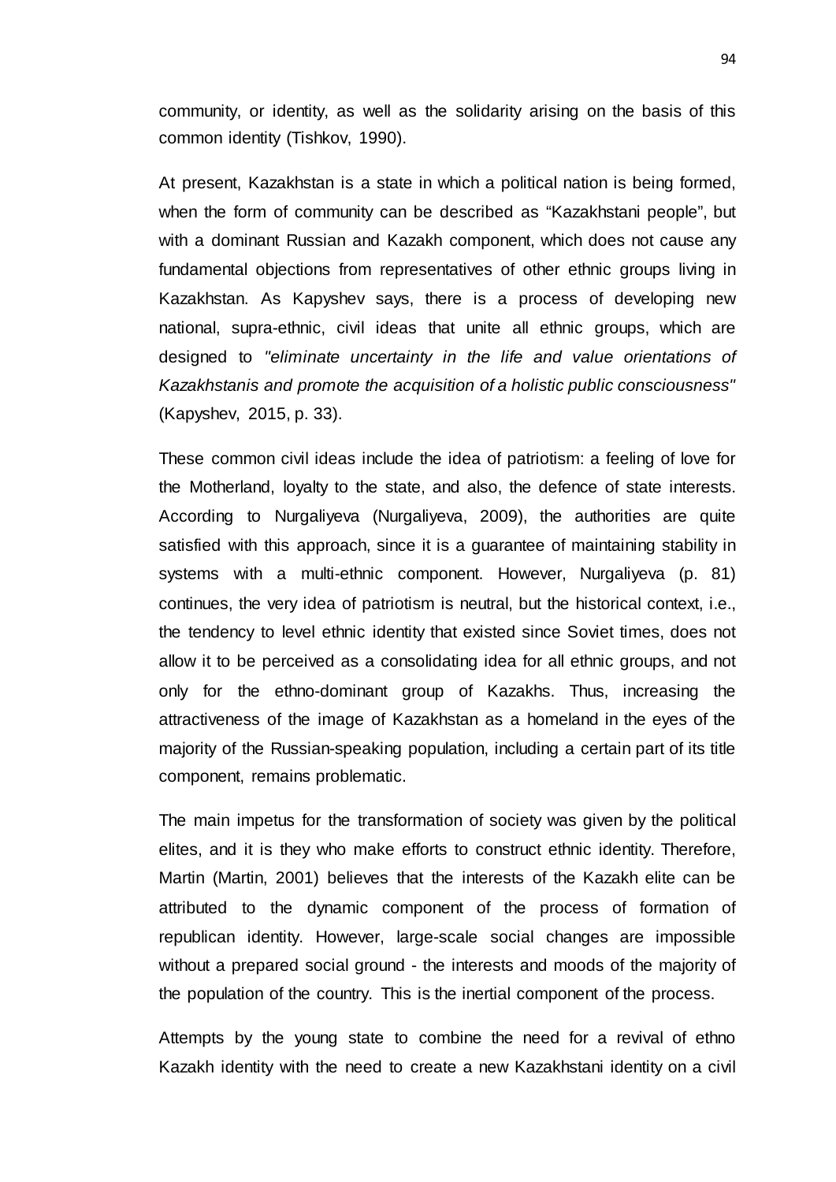community, or identity, as well as the solidarity arising on the basis of this common identity (Tishkov, 1990).

At present, Kazakhstan is a state in which a political nation is being formed, when the form of community can be described as "Kazakhstani people", but with a dominant Russian and Kazakh component, which does not cause any fundamental objections from representatives of other ethnic groups living in Kazakhstan. As Kapyshev says, there is a process of developing new national, supra-ethnic, civil ideas that unite all ethnic groups, which are designed to *"eliminate uncertainty in the life and value orientations of Kazakhstanis and promote the acquisition of a holistic public consciousness"* (Kapyshev, 2015, p. 33).

These common civil ideas include the idea of patriotism: a feeling of love for the Motherland, loyalty to the state, and also, the defence of state interests. According to Nurgaliyeva (Nurgaliyeva, 2009), the authorities are quite satisfied with this approach, since it is a guarantee of maintaining stability in systems with a multi-ethnic component. However, Nurgaliyeva (p. 81) continues, the very idea of patriotism is neutral, but the historical context, i.e., the tendency to level ethnic identity that existed since Soviet times, does not allow it to be perceived as a consolidating idea for all ethnic groups, and not only for the ethno-dominant group of Kazakhs. Thus, increasing the attractiveness of the image of Kazakhstan as a homeland in the eyes of the majority of the Russian-speaking population, including a certain part of its title component, remains problematic.

The main impetus for the transformation of society was given by the political elites, and it is they who make efforts to construct ethnic identity. Therefore, Martin (Martin, 2001) believes that the interests of the Kazakh elite can be attributed to the dynamic component of the process of formation of republican identity. However, large-scale social changes are impossible without a prepared social ground - the interests and moods of the majority of the population of the country. This is the inertial component of the process.

Attempts by the young state to combine the need for a revival of ethno Kazakh identity with the need to create a new Kazakhstani identity on a civil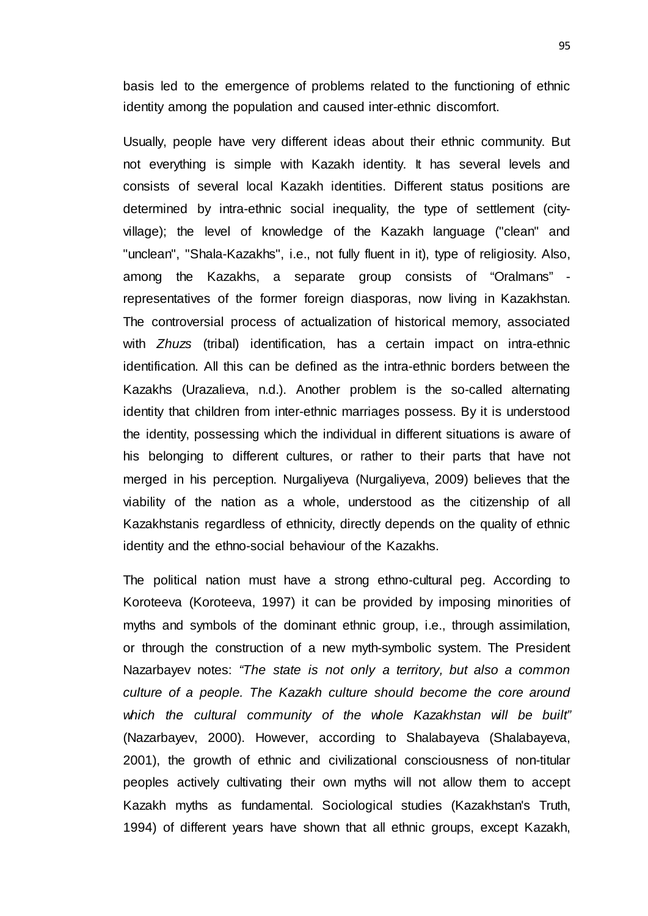basis led to the emergence of problems related to the functioning of ethnic identity among the population and caused inter-ethnic discomfort.

Usually, people have very different ideas about their ethnic community. But not everything is simple with Kazakh identity. It has several levels and consists of several local Kazakh identities. Different status positions are determined by intra-ethnic social inequality, the type of settlement (city-village); the level of knowledge of the Kazakh language ("clean" and "unclean", "Shala-Kazakhs", i.e., not fully fluent in it), type of religiosity. Also, among the Kazakhs, a separate group consists of "Oralmans" - representatives of the former foreign diasporas, now living in Kazakhstan. The controversial process of actualization of historical memory, associated with *Zhuzs* (tribal) identification, has a certain impact on intra-ethnic identification. All this can be defined as the intra-ethnic borders between the Kazakhs (Urazalieva, n.d.). Another problem is the so-called alternating identity that children from inter-ethnic marriages possess. By it is understood the identity, possessing which the individual in different situations is aware of his belonging to different cultures, or rather to their parts that have not merged in his perception. Nurgaliyeva (Nurgaliyeva, 2009) believes that the viability of the nation as a whole, understood as the citizenship of all Kazakhstanis regardless of ethnicity, directly depends on the quality of ethnic identity and the ethno-social behaviour of the Kazakhs.

The political nation must have a strong ethno-cultural peg. According to Koroteeva (Koroteeva, 1997) it can be provided by imposing minorities of myths and symbols of the dominant ethnic group, i.e., through assimilation, or through the construction of a new myth-symbolic system. The President Nazarbayev notes: *"The state is not only a territory, but also a common culture of a people. The Kazakh culture should become the core around which the cultural community of the whole Kazakhstan will be built"* (Nazarbayev, 2000). However, according to Shalabayeva (Shalabayeva, 2001), the growth of ethnic and civilizational consciousness of non-titular peoples actively cultivating their own myths will not allow them to accept Kazakh myths as fundamental. Sociological studies (Kazakhstan's Truth, 1994) of different years have shown that all ethnic groups, except Kazakh,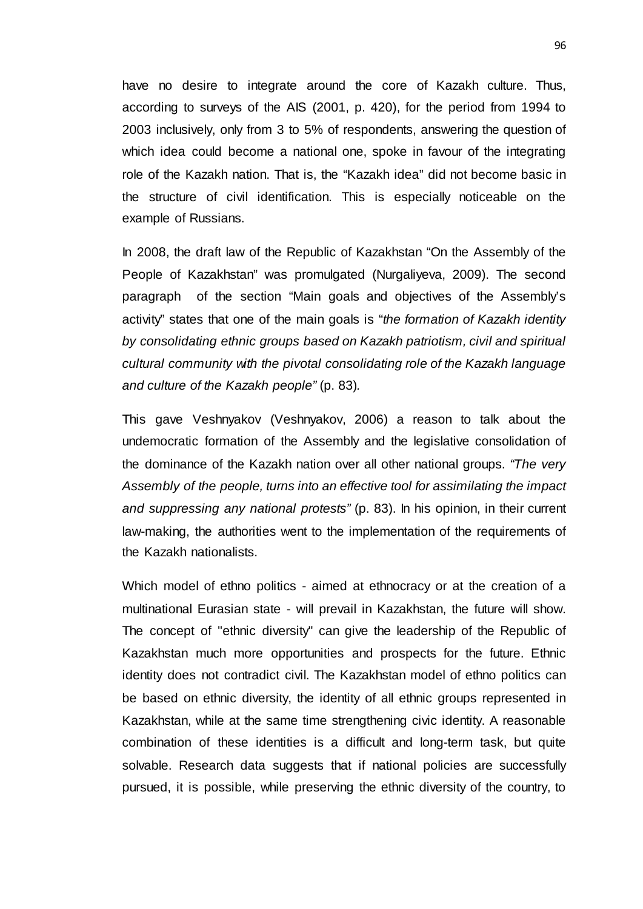have no desire to integrate around the core of Kazakh culture. Thus, according to surveys of the AIS (2001, p. 420), for the period from 1994 to 2003 inclusively, only from 3 to 5% of respondents, answering the question of which idea could become a national one, spoke in favour of the integrating role of the Kazakh nation. That is, the "Kazakh idea" did not become basic in the structure of civil identification. This is especially noticeable on the example of Russians.

In 2008, the draft law of the Republic of Kazakhstan "On the Assembly of the People of Kazakhstan" was promulgated (Nurgaliyeva, 2009). The second paragraph of the section "Main goals and objectives of the Assembly's activity" states that one of the main goals is "*the formation of Kazakh identity by consolidating ethnic groups based on Kazakh patriotism, civil and spiritual cultural community with the pivotal consolidating role of the Kazakh language and culture of the Kazakh people*" (p. 83).

This gave Veshnyakov (Veshnyakov, 2006) a reason to talk about the undemocratic formation of the Assembly and the legislative consolidation of the dominance of the Kazakh nation over all other national groups. *"The very Assembly of the people, turns into an effective tool for assimilating the impact and suppressing any national protests"* (p. 83). In his opinion, in their current law-making, the authorities went to the implementation of the requirements of the Kazakh nationalists.

Which model of ethno politics - aimed at ethnocracy or at the creation of a multinational Eurasian state - will prevail in Kazakhstan, the future will show. The concept of "ethnic diversity" can give the leadership of the Republic of Kazakhstan much more opportunities and prospects for the future. Ethnic identity does not contradict civil. The Kazakhstan model of ethno politics can be based on ethnic diversity, the identity of all ethnic groups represented in Kazakhstan, while at the same time strengthening civic identity. A reasonable combination of these identities is a difficult and long-term task, but quite solvable. Research data suggests that if national policies are successfully pursued, it is possible, while preserving the ethnic diversity of the country, to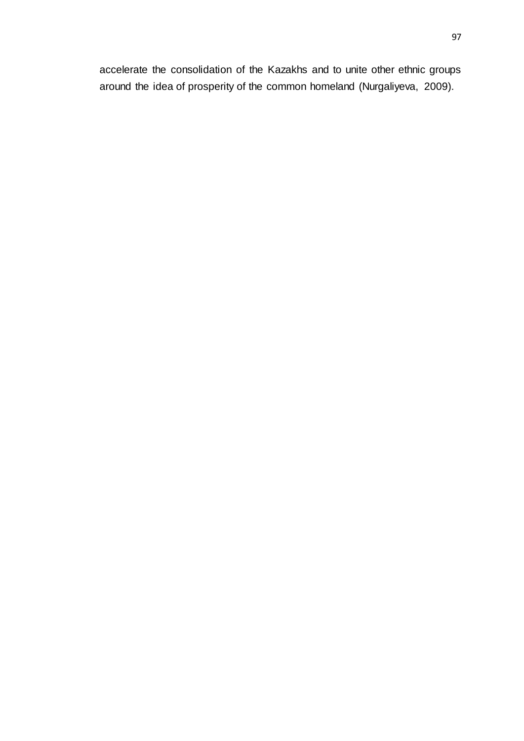accelerate the consolidation of the Kazakhs and to unite other ethnic groups around the idea of prosperity of the common homeland (Nurgaliyeva, 2009).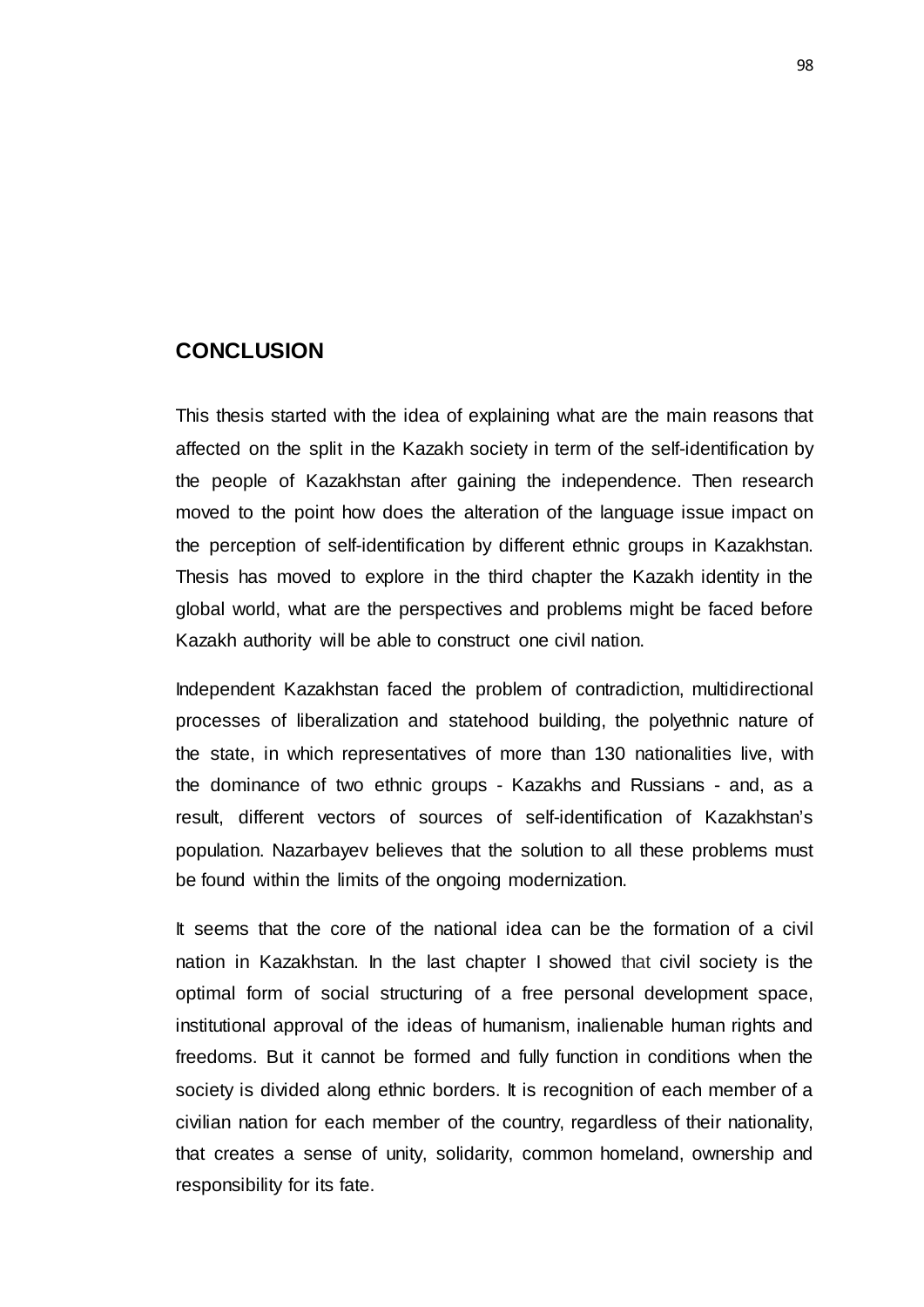## CONCLUSION

This thesis started with the idea of explaining what are the main reasons that affected on the split in the Kazakh society in term of the self-identification by the people of Kazakhstan after gaining the independence. Then research moved to the point how does the alteration of the language issue impact on the perception of self-identification by different ethnic groups in Kazakhstan. Thesis has moved to explore in the third chapter the Kazakh identity in the global world, what are the perspectives and problems might be faced before Kazakh authority will be able to construct one civil nation.

Independent Kazakhstan faced the problem of contradiction, multidirectional processes of liberalization and statehood building, the polyethnic nature of the state, in which representatives of more than 130 nationalities live, with the dominance of two ethnic groups - Kazakhs and Russians - and, as a result, different vectors of sources of self-identification of Kazakhstan's population. Nazarbayev believes that the solution to all these problems must be found within the limits of the ongoing modernization.

It seems that the core of the national idea can be the formation of a civil nation in Kazakhstan. In the last chapter I showed that civil society is the optimal form of social structuring of a free personal development space, institutional approval of the ideas of humanism, inalienable human rights and freedoms. But it cannot be formed and fully function in conditions when the society is divided along ethnic borders. It is recognition of each member of a civilian nation for each member of the country, regardless of their nationality, that creates a sense of unity, solidarity, common homeland, ownership and responsibility for its fate.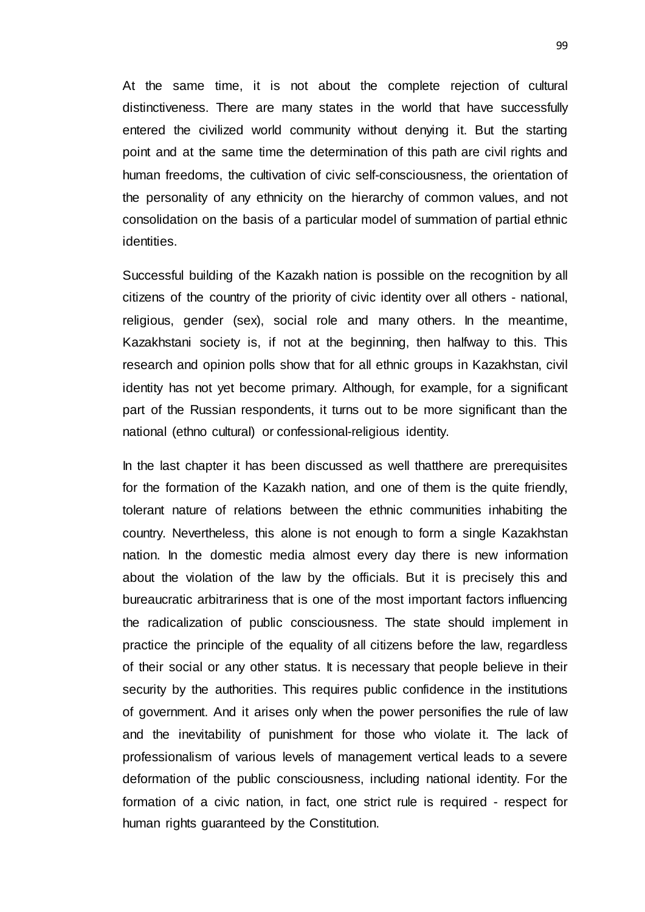At the same time, it is not about the complete rejection of cultural distinctiveness. There are many states in the world that have successfully entered the civilized world community without denying it. But the starting point and at the same time the determination of this path are civil rights and human freedoms, the cultivation of civic self-consciousness, the orientation of the personality of any ethnicity on the hierarchy of common values, and not consolidation on the basis of a particular model of summation of partial ethnic identities.

Successful building of the Kazakh nation is possible on the recognition by all citizens of the country of the priority of civic identity over all others - national, religious, gender (sex), social role and many others. In the meantime, Kazakhstani society is, if not at the beginning, then halfway to this. This research and opinion polls show that for all ethnic groups in Kazakhstan, civil identity has not yet become primary. Although, for example, for a significant part of the Russian respondents, it turns out to be more significant than the national (ethno cultural) or confessional-religious identity.

In the last chapter it has been discussed as well thatthere are prerequisites for the formation of the Kazakh nation, and one of them is the quite friendly, tolerant nature of relations between the ethnic communities inhabiting the country. Nevertheless, this alone is not enough to form a single Kazakhstan nation. In the domestic media almost every day there is new information about the violation of the law by the officials. But it is precisely this and bureaucratic arbitrariness that is one of the most important factors influencing the radicalization of public consciousness. The state should implement in practice the principle of the equality of all citizens before the law, regardless of their social or any other status. It is necessary that people believe in their security by the authorities. This requires public confidence in the institutions of government. And it arises only when the power personifies the rule of law and the inevitability of punishment for those who violate it. The lack of professionalism of various levels of management vertical leads to a severe deformation of the public consciousness, including national identity. For the formation of a civic nation, in fact, one strict rule is required - respect for human rights guaranteed by the Constitution.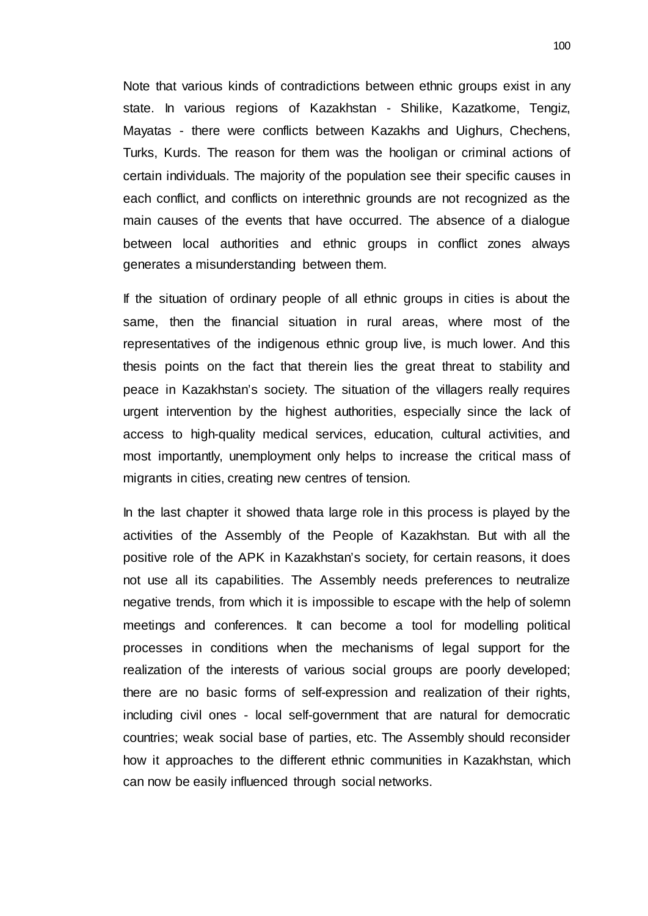Note that various kinds of contradictions between ethnic groups exist in any state. In various regions of Kazakhstan - Shilike, Kazatkome, Tengiz, Mayatas - there were conflicts between Kazakhs and Uighurs, Chechens, Turks, Kurds. The reason for them was the hooligan or criminal actions of certain individuals. The majority of the population see their specific causes in each conflict, and conflicts on interethnic grounds are not recognized as the main causes of the events that have occurred. The absence of a dialogue between local authorities and ethnic groups in conflict zones always generates a misunderstanding between them.

If the situation of ordinary people of all ethnic groups in cities is about the same, then the financial situation in rural areas, where most of the representatives of the indigenous ethnic group live, is much lower. And this thesis points on the fact that therein lies the great threat to stability and peace in Kazakhstan's society. The situation of the villagers really requires urgent intervention by the highest authorities, especially since the lack of access to high-quality medical services, education, cultural activities, and most importantly, unemployment only helps to increase the critical mass of migrants in cities, creating new centres of tension.

In the last chapter it showed thata large role in this process is played by the activities of the Assembly of the People of Kazakhstan. But with all the positive role of the APK in Kazakhstan's society, for certain reasons, it does not use all its capabilities. The Assembly needs preferences to neutralize negative trends, from which it is impossible to escape with the help of solemn meetings and conferences. It can become a tool for modelling political processes in conditions when the mechanisms of legal support for the realization of the interests of various social groups are poorly developed; there are no basic forms of self-expression and realization of their rights, including civil ones - local self-government that are natural for democratic countries; weak social base of parties, etc. The Assembly should reconsider how it approaches to the different ethnic communities in Kazakhstan, which can now be easily influenced through social networks.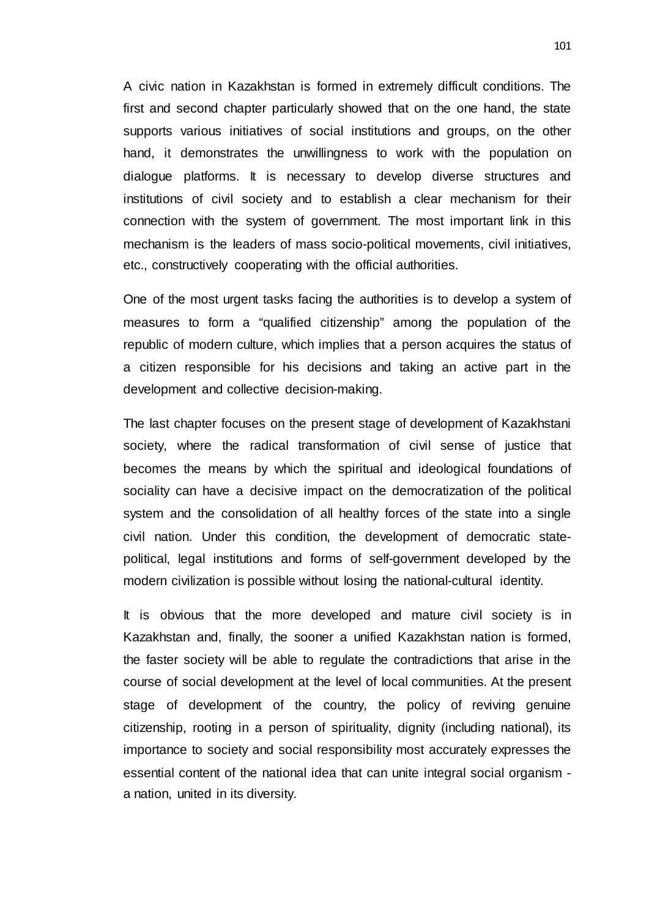A civic nation in Kazakhstan is formed in extremely difficult conditions. The first and second chapter particularly showed that on the one hand, the state supports various initiatives of social institutions and groups, on the other hand, it demonstrates the unwillingness to work with the population on dialogue platforms. It is necessary to develop diverse structures and institutions of civil society and to establish a clear mechanism for their connection with the system of government. The most important link in this mechanism is the leaders of mass socio-political movements, civil initiatives, etc., constructively cooperating with the official authorities.

One of the most urgent tasks facing the authorities is to develop a system of measures to form a "qualified citizenship" among the population of the republic of modern culture, which implies that a person acquires the status of a citizen responsible for his decisions and taking an active part in the development and collective decision-making.

The last chapter focuses on the present stage of development of Kazakhstani society, where the radical transformation of civil sense of justice that becomes the means by which the spiritual and ideological foundations of sociality can have a decisive impact on the democratization of the political system and the consolidation of all healthy forces of the state into a single civil nation. Under this condition, the development of democratic state-political, legal institutions and forms of self-government developed by the modern civilization is possible without losing the national-cultural identity.

It is obvious that the more developed and mature civil society is in Kazakhstan and, finally, the sooner a unified Kazakhstan nation is formed, the faster society will be able to regulate the contradictions that arise in the course of social development at the level of local communities. At the present stage of development of the country, the policy of reviving genuine citizenship, rooting in a person of spirituality, dignity (including national), its importance to society and social responsibility most accurately expresses the essential content of the national idea that can unite integral social organism - a nation, united in its diversity.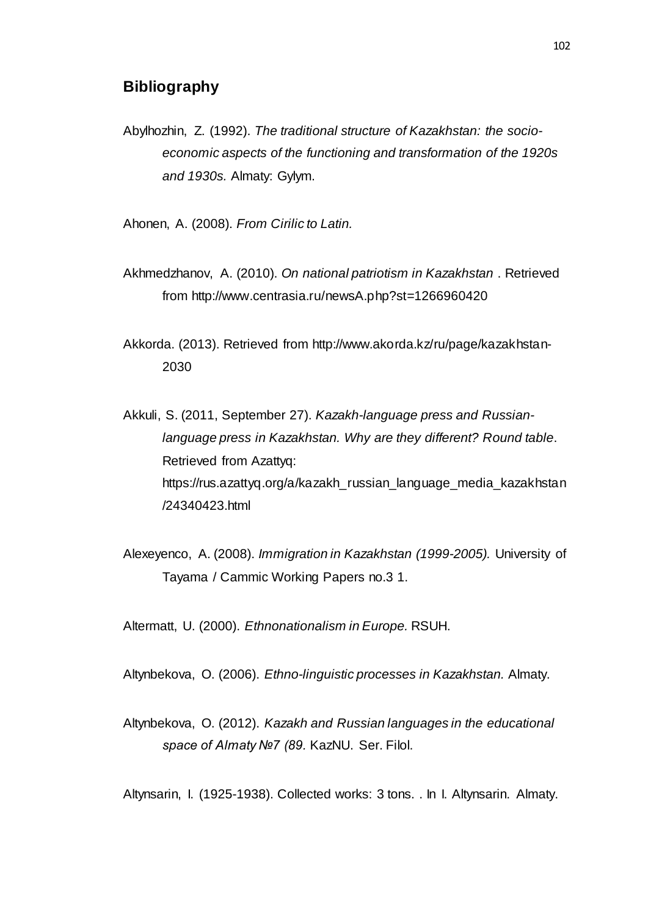## Bibliography

Abylhozhin, Z. (1992). *The traditional structure of Kazakhstan: the socio-economic aspects of the functioning and transformation of the 1920s and 1930s.* Almaty: Gylym.

Ahonen, A. (2008). *From Cirilic to Latin.*

Akhmedzhanov, A. (2010). *On national patriotism in Kazakhstan* . Retrieved from http://www.centrasia.ru/newsA.php?st=1266960420

Akkorda. (2013). Retrieved from http://www.akorda.kz/ru/page/kazakhstan-2030

Akkuli, S. (2011, September 27). *Kazakh-language press and Russian-language press in Kazakhstan. Why are they different? Round table*. Retrieved from Azattyq: https://rus.azattyq.org/a/kazakh_russian_language_media_kazakhstan/24340423.html

Alexeyenco, A. (2008). *Immigration in Kazakhstan (1999-2005).* University of Tayama / Cammic Working Papers no.3 1.

Altermatt, U. (2000). *Ethnonationalism in Europe.* RSUH.

Altynbekova, O. (2006). *Ethno-linguistic processes in Kazakhstan.* Almaty.

Altynbekova, O. (2012). *Kazakh and Russian languages in the educational space of Almaty №7 (89.* KazNU. Ser. Filol.

Altynsarin, I. (1925-1938). Collected works: 3 tons. . In I. Altynsarin. Almaty.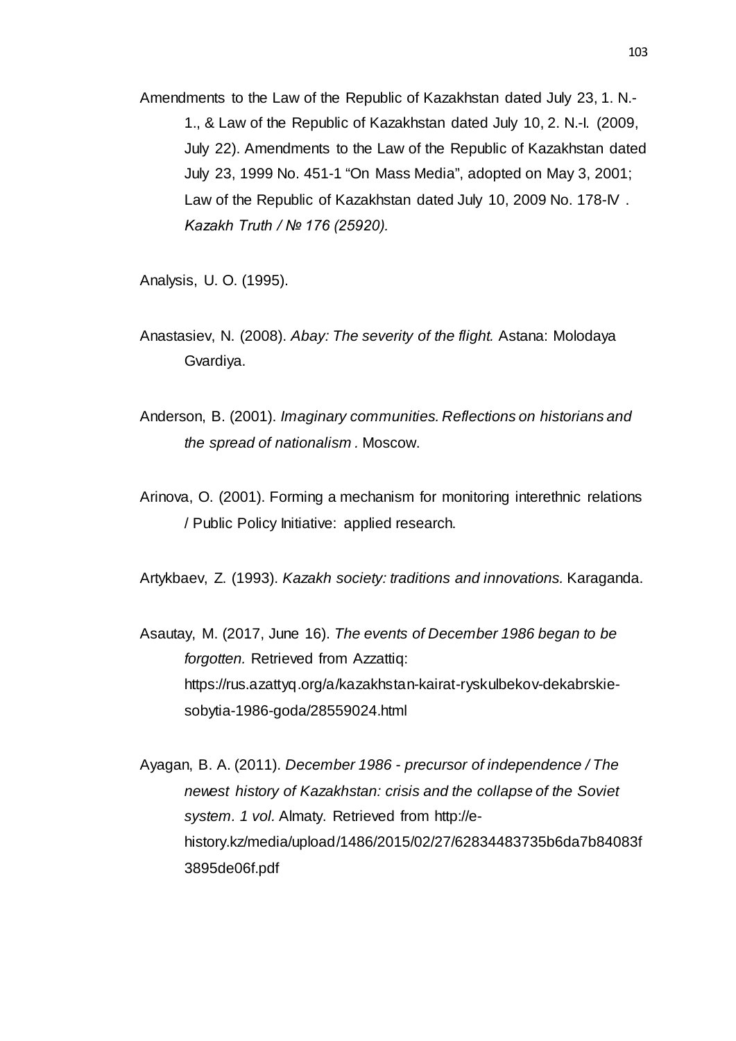Amendments to the Law of the Republic of Kazakhstan dated July 23, 1. N.-1., & Law of the Republic of Kazakhstan dated July 10, 2. N.-I. (2009, July 22). Amendments to the Law of the Republic of Kazakhstan dated July 23, 1999 No. 451-1 “On Mass Media”, adopted on May 3, 2001; Law of the Republic of Kazakhstan dated July 10, 2009 No. 178-IV . *Kazakh Truth / № 176 (25920).*

Analysis, U. O. (1995).

Anastasiev, N. (2008). *Abay: The severity of the flight.* Astana: Molodaya Gvardiya.

Anderson, B. (2001). *Imaginary communities. Reflections on historians and the spread of nationalism .* Moscow.

Arinova, O. (2001). Forming a mechanism for monitoring interethnic relations / Public Policy Initiative: applied research.

Artykbaev, Z. (1993). *Kazakh society: traditions and innovations.* Karaganda.

Asautay, M. (2017, June 16). *The events of December 1986 began to be forgotten.* Retrieved from Azzattiq: https://rus.azattyq.org/a/kazakhstan-kairat-ryskulbekov-dekabrskie-sobytia-1986-goda/28559024.html

Ayagan, B. A. (2011). *December 1986 - precursor of independence / The newest history of Kazakhstan: crisis and the collapse of the Soviet system. 1 vol.* Almaty. Retrieved from http://e-history.kz/media/upload/1486/2015/02/27/62834483735b6da7b84083f3895de06f.pdf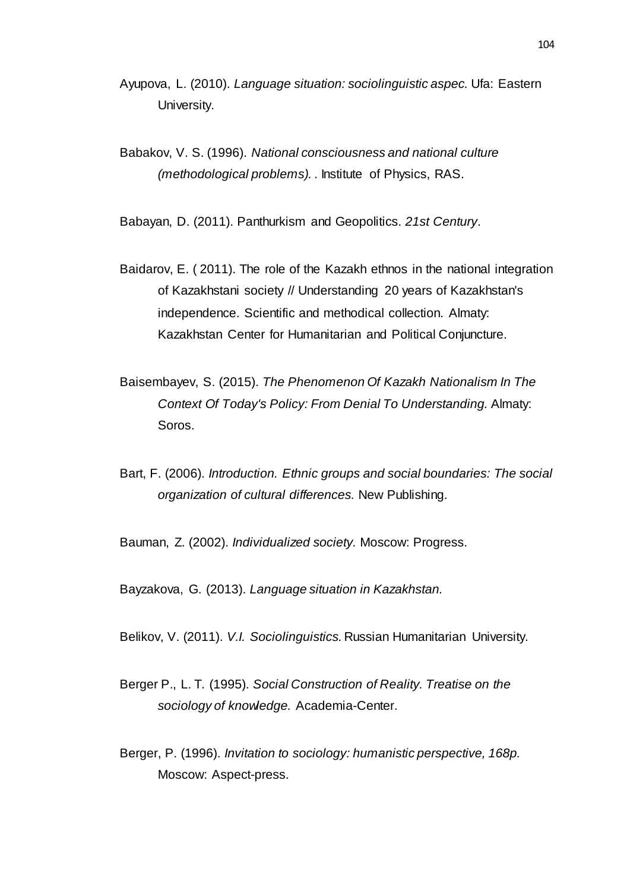Ayupova, L. (2010). *Language situation: sociolinguistic aspec.* Ufa: Eastern University.

Babakov, V. S. (1996). *National consciousness and national culture (methodological problems).* . Institute of Physics, RAS.

Babayan, D. (2011). Panthurkism and Geopolitics. *21st Century*.

Baidarov, E. ( 2011). The role of the Kazakh ethnos in the national integration of Kazakhstani society // Understanding 20 years of Kazakhstan's independence. Scientific and methodical collection. Almaty: Kazakhstan Center for Humanitarian and Political Conjuncture.

Baisembayev, S. (2015). *The Phenomenon Of Kazakh Nationalism In The Context Of Today's Policy: From Denial To Understanding.* Almaty: Soros.

Bart, F. (2006). *Introduction. Ethnic groups and social boundaries: The social organization of cultural differences.* New Publishing.

Bauman, Z. (2002). *Individualized society.* Moscow: Progress.

Bayzakova, G. (2013). *Language situation in Kazakhstan.*

Belikov, V. (2011). *V.I. Sociolinguistics.* Russian Humanitarian University.

Berger P., L. T. (1995). *Social Construction of Reality. Treatise on the sociology of knowledge.* Academia-Center.

Berger, P. (1996). *Invitation to sociology: humanistic perspective, 168p.* Moscow: Aspect-press.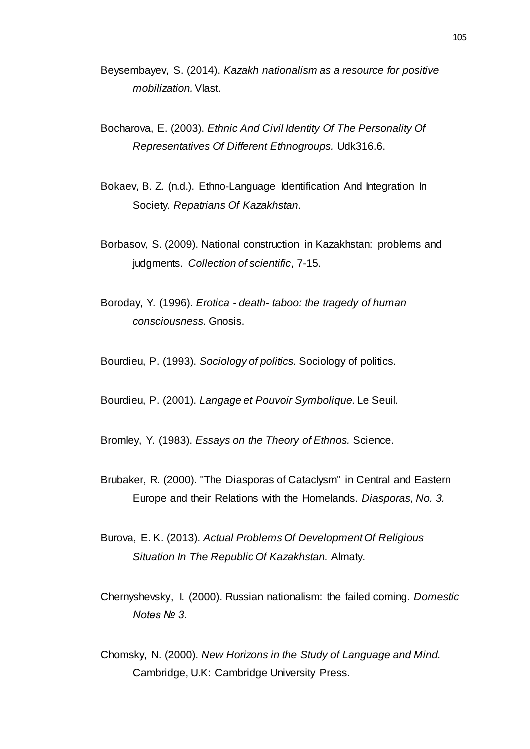Beysembayev, S. (2014). *Kazakh nationalism as a resource for positive mobilization.* Vlast.

Bocharova, E. (2003). *Ethnic And Civil Identity Of The Personality Of Representatives Of Different Ethnogroups.* Udk316.6.

Bokaev, B. Z. (n.d.). Ethno-Language Identification And Integration In Society. *Repatrians Of Kazakhstan*.

Borbasov, S. (2009). National construction in Kazakhstan: problems and judgments. *Collection of scientific*, 7-15.

Boroday, Y. (1996). *Erotica - death- taboo: the tragedy of human consciousness.* Gnosis.

Bourdieu, P. (1993). *Sociology of politics.* Sociology of politics.

Bourdieu, P. (2001). *Langage et Pouvoir Symbolique.* Le Seuil.

Bromley, Y. (1983). *Essays on the Theory of Ethnos.* Science.

Brubaker, R. (2000). "The Diasporas of Cataclysm" in Central and Eastern Europe and their Relations with the Homelands. *Diasporas, No. 3.*

Burova, E. K. (2013). *Actual Problems Of Development Of Religious Situation In The Republic Of Kazakhstan.* Almaty.

Chernyshevsky, I. (2000). Russian nationalism: the failed coming. *Domestic Notes № 3.*

Chomsky, N. (2000). *New Horizons in the Study of Language and Mind.* Cambridge, U.K: Cambridge University Press.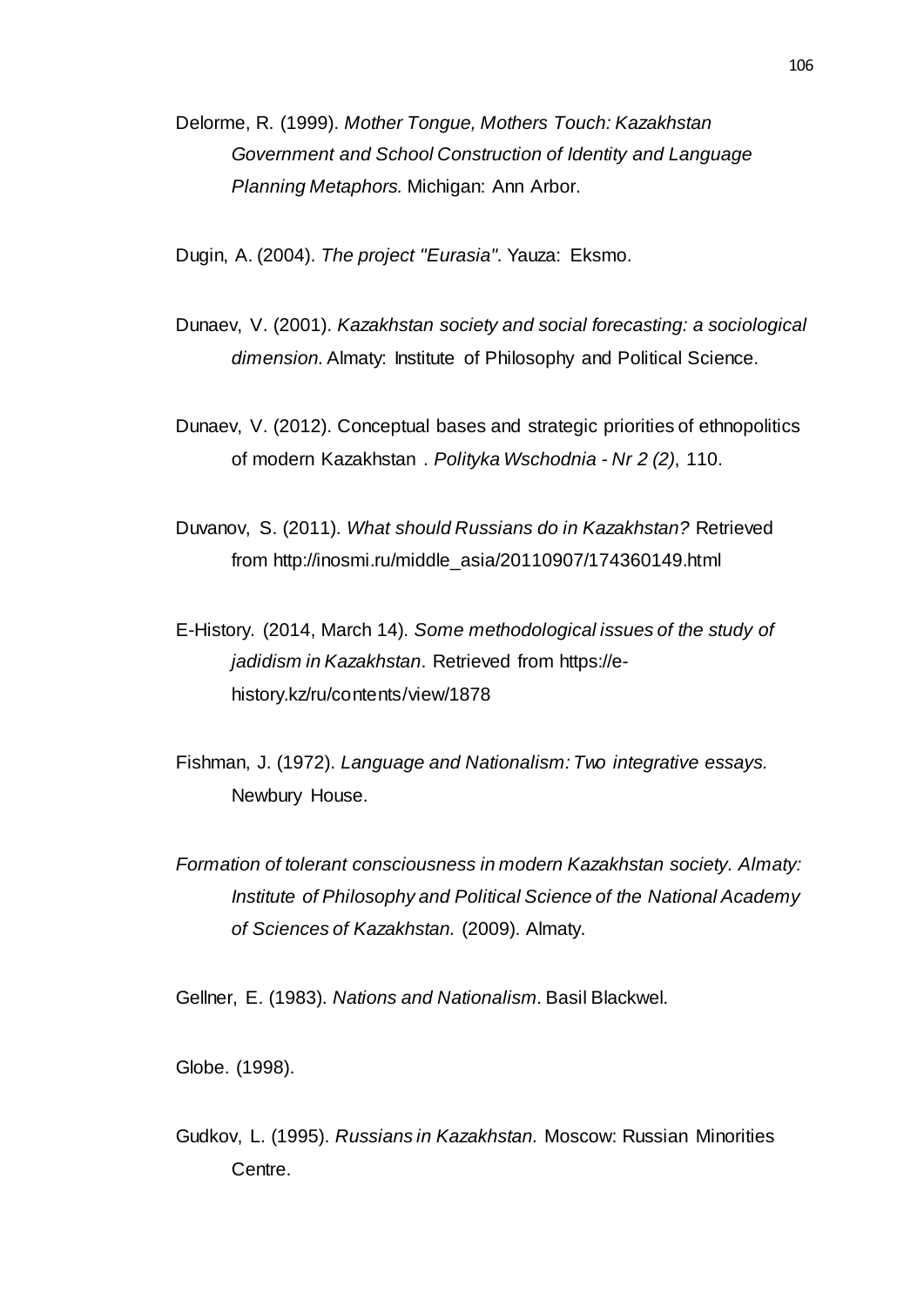Delorme, R. (1999). *Mother Tongue, Mothers Touch: Kazakhstan Government and School Construction of Identity and Language Planning Metaphors.* Michigan: Ann Arbor.

Dugin, A. (2004). *The project "Eurasia".* Yauza: Eksmo.

Dunaev, V. (2001). *Kazakhstan society and social forecasting: a sociological dimension.* Almaty: Institute of Philosophy and Political Science.

Dunaev, V. (2012). Conceptual bases and strategic priorities of ethnopolitics of modern Kazakhstan . *Polityka Wschodnia - Nr 2 (2)*, 110.

Duvanov, S. (2011). *What should Russians do in Kazakhstan?* Retrieved from http://inosmi.ru/middle_asia/20110907/174360149.html

E-History. (2014, March 14). *Some methodological issues of the study of jadidism in Kazakhstan*. Retrieved from https://e-history.kz/ru/contents/view/1878

Fishman, J. (1972). *Language and Nationalism: Two integrative essays.* Newbury House.

*Formation of tolerant consciousness in modern Kazakhstan society. Almaty: Institute of Philosophy and Political Science of the National Academy of Sciences of Kazakhstan.* (2009). Almaty.

Gellner, E. (1983). *Nations and Nationalism.* Basil Blackwel.

Globe. (1998).

Gudkov, L. (1995). *Russians in Kazakhstan.* Moscow: Russian Minorities Centre.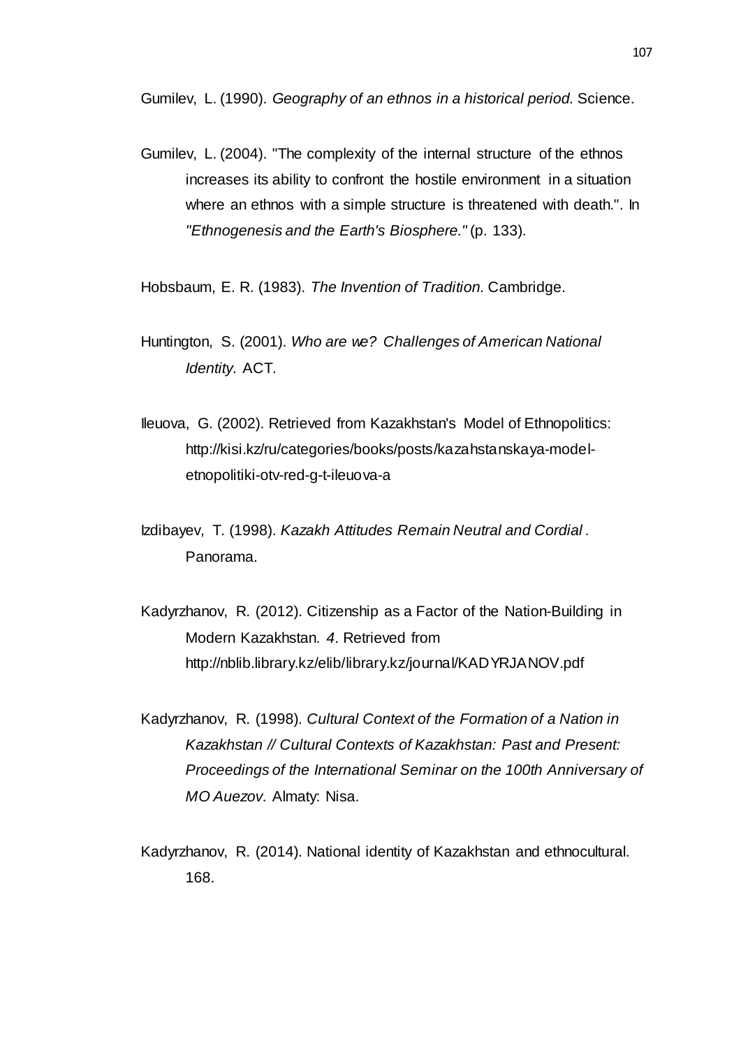Gumilev, L. (1990). *Geography of an ethnos in a historical period.* Science.

Gumilev, L. (2004). "The complexity of the internal structure of the ethnos increases its ability to confront the hostile environment in a situation where an ethnos with a simple structure is threatened with death.". In *"Ethnogenesis and the Earth's Biosphere."* (p. 133).

Hobsbaum, E. R. (1983). *The Invention of Tradition.* Cambridge.

Huntington, S. (2001). *Who are we? Challenges of American National Identity.* ACT.

Ileuova, G. (2002). Retrieved from Kazakhstan's Model of Ethnopolitics: http://kisi.kz/ru/categories/books/posts/kazahstanskaya-model-etnopolitiki-otv-red-g-t-ileuova-a

Izdibayev, T. (1998). *Kazakh Attitudes Remain Neutral and Cordial .* Panorama.

Kadyrzhanov, R. (2012). Citizenship as a Factor of the Nation-Building in Modern Kazakhstan. *4*. Retrieved from http://nblib.library.kz/elib/library.kz/journal/KADYRJANOV.pdf

Kadyrzhanov, R. (1998). *Cultural Context of the Formation of a Nation in Kazakhstan // Cultural Contexts of Kazakhstan: Past and Present: Proceedings of the International Seminar on the 100th Anniversary of MO Auezov.* Almaty: Nisa.

Kadyrzhanov, R. (2014). National identity of Kazakhstan and ethnocultural. 168.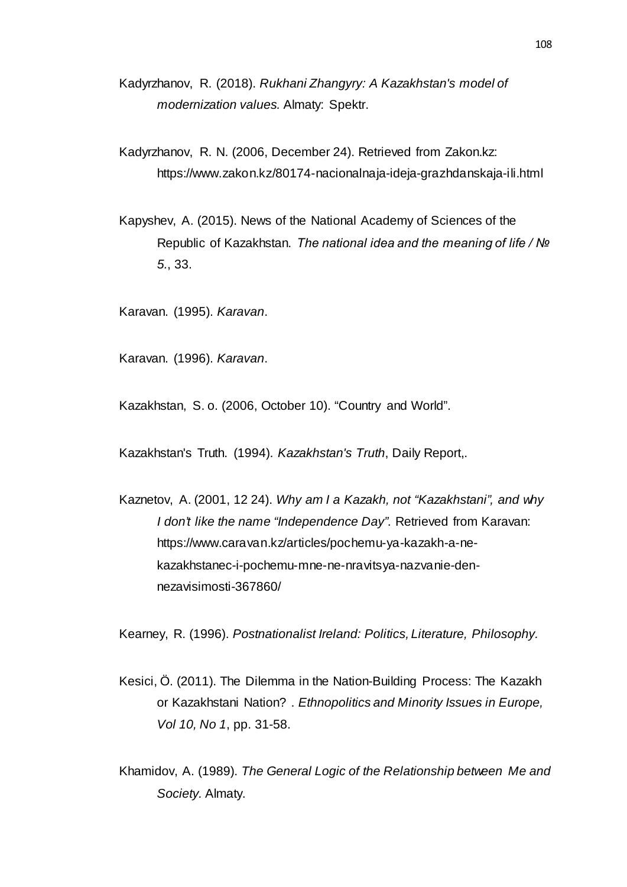Kadyrzhanov, R. (2018). *Rukhani Zhangyry: A Kazakhstan's model of modernization values.* Almaty: Spektr.

Kadyrzhanov, R. N. (2006, December 24). Retrieved from Zakon.kz: https://www.zakon.kz/80174-nacionalnaja-ideja-grazhdanskaja-ili.html

Kapyshev, A. (2015). News of the National Academy of Sciences of the Republic of Kazakhstan. *The national idea and the meaning of life / № 5.*, 33.

Karavan. (1995). *Karavan*.

Karavan. (1996). *Karavan*.

Kazakhstan, S. o. (2006, October 10). "Country and World".

Kazakhstan's Truth. (1994). *Kazakhstan's Truth*, Daily Report,.

Kaznetov, A. (2001, 12 24). *Why am I a Kazakh, not "Kazakhstani", and why I don't like the name "Independence Day".* Retrieved from Karavan: https://www.caravan.kz/articles/pochemu-ya-kazakh-a-ne-kazakhstanec-i-pochemu-mne-ne-nravitsya-nazvanie-den-nezavisimosti-367860/

Kearney, R. (1996). *Postnationalist Ireland: Politics, Literature, Philosophy.*

Kesici, Ö. (2011). The Dilemma in the Nation-Building Process: The Kazakh or Kazakhstani Nation? . *Ethnopolitics and Minority Issues in Europe, Vol 10, No 1*, pp. 31-58.

Khamidov, A. (1989). *The General Logic of the Relationship between Me and Society.* Almaty.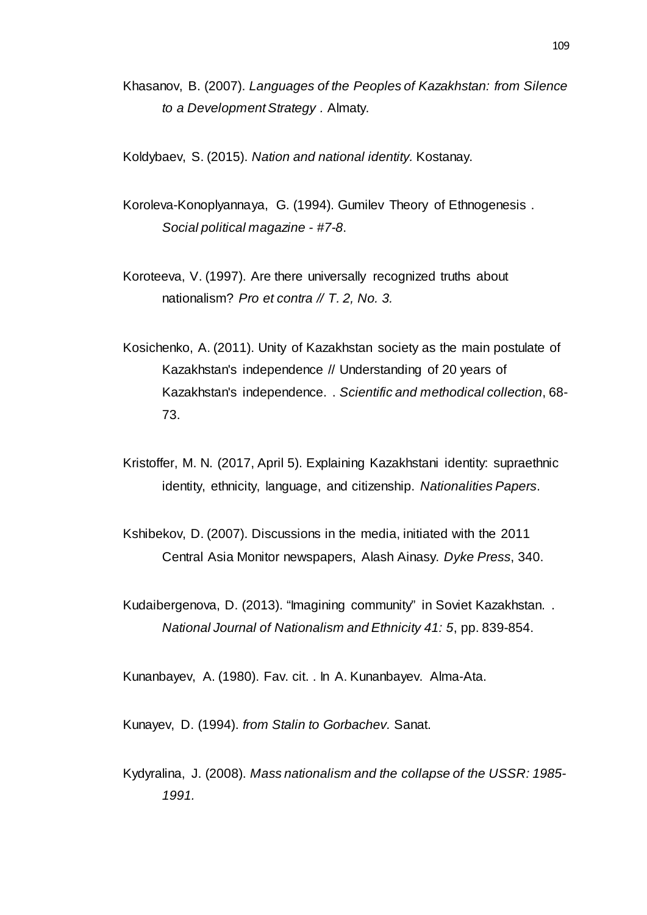Khasanov, B. (2007). *Languages of the Peoples of Kazakhstan: from Silence to a Development Strategy .* Almaty.

Koldybaev, S. (2015). *Nation and national identity.* Kostanay.

Koroleva-Konoplyannaya, G. (1994). Gumilev Theory of Ethnogenesis . *Social political magazine - #7-8*.

Koroteeva, V. (1997). Are there universally recognized truths about nationalism? *Pro et contra // T. 2, No. 3*.

Kosichenko, A. (2011). Unity of Kazakhstan society as the main postulate of Kazakhstan's independence // Understanding of 20 years of Kazakhstan's independence. . *Scientific and methodical collection*, 68-73.

Kristoffer, M. N. (2017, April 5). Explaining Kazakhstani identity: supraethnic identity, ethnicity, language, and citizenship. *Nationalities Papers*.

Kshibekov, D. (2007). Discussions in the media, initiated with the 2011 Central Asia Monitor newspapers, Alash Ainasy. *Dyke Press*, 340.

Kudaibergenova, D. (2013). “Imagining community” in Soviet Kazakhstan. . *National Journal of Nationalism and Ethnicity 41: 5*, pp. 839-854.

Kunanbayev, A. (1980). Fav. cit. . In A. Kunanbayev. Alma-Ata.

Kunayev, D. (1994). *from Stalin to Gorbachev.* Sanat.

Kydyralina, J. (2008). *Mass nationalism and the collapse of the USSR: 1985-1991.*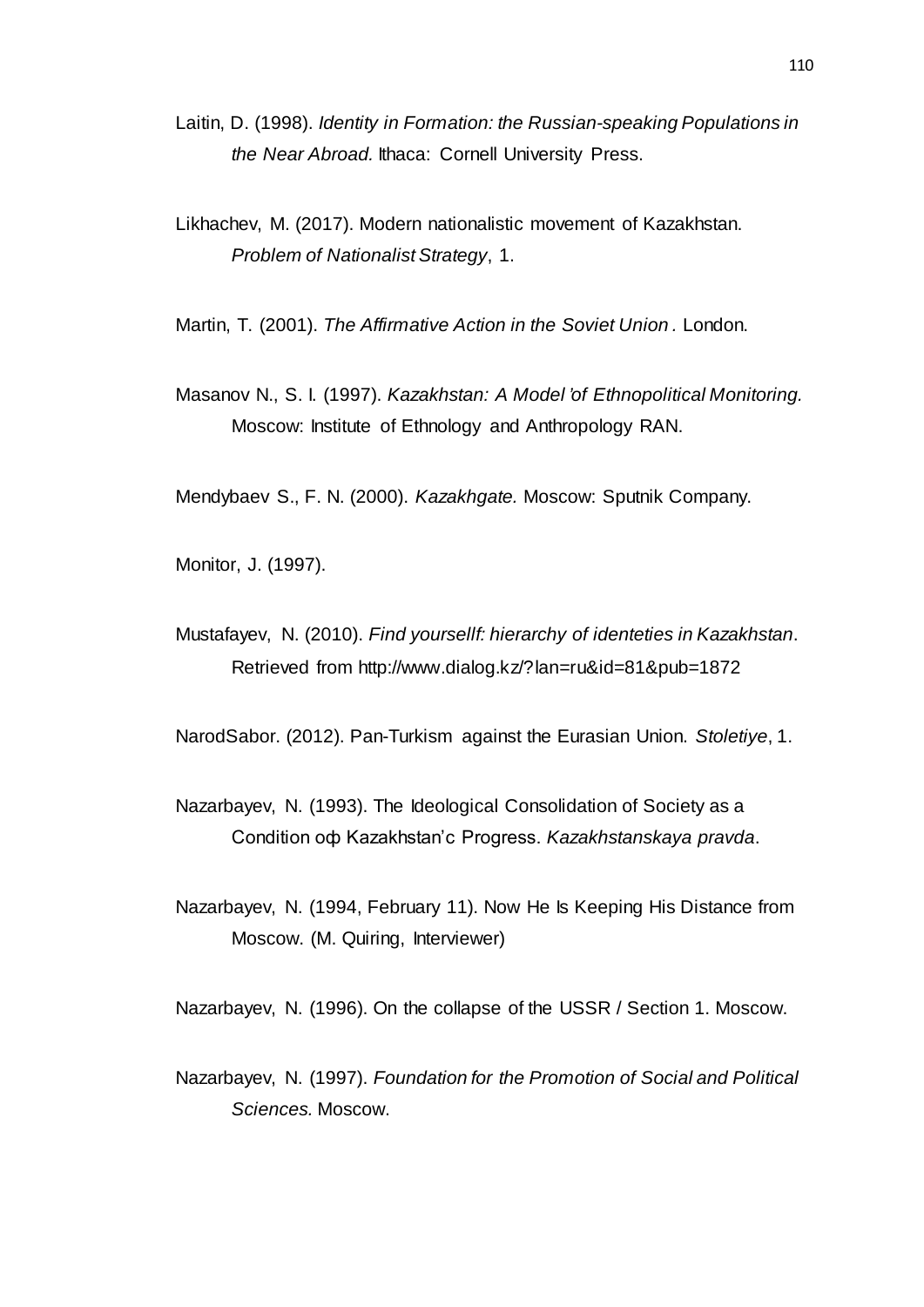Laitin, D. (1998). *Identity in Formation: the Russian-speaking Populations in the Near Abroad.* Ithaca: Cornell University Press.

Likhachev, M. (2017). Modern nationalistic movement of Kazakhstan. *Problem of Nationalist Strategy*, 1.

Martin, T. (2001). *The Affirmative Action in the Soviet Union .* London.

Masanov N., S. I. (1997). *Kazakhstan: A Model 'of Ethnopolitical Monitoring.* Moscow: Institute of Ethnology and Anthropology RAN.

Mendybaev S., F. N. (2000). *Kazakhgate.* Moscow: Sputnik Company.

Monitor, J. (1997).

Mustafayev, N. (2010). *Find yoursellf: hierarchy of identeties in Kazakhstan*. Retrieved from http://www.dialog.kz/?lan=ru&id=81&pub=1872

NarodSabor. (2012). Pan-Turkism against the Eurasian Union. *Stoletiye*, 1.

Nazarbayev, N. (1993). The Ideological Consolidation of Society as a Condition оф Kazakhstan'c Progress. *Kazakhstanskaya pravda*.

Nazarbayev, N. (1994, February 11). Now He Is Keeping His Distance from Moscow. (M. Quiring, Interviewer)

Nazarbayev, N. (1996). On the collapse of the USSR / Section 1. Moscow.

Nazarbayev, N. (1997). *Foundation for the Promotion of Social and Political Sciences.* Moscow.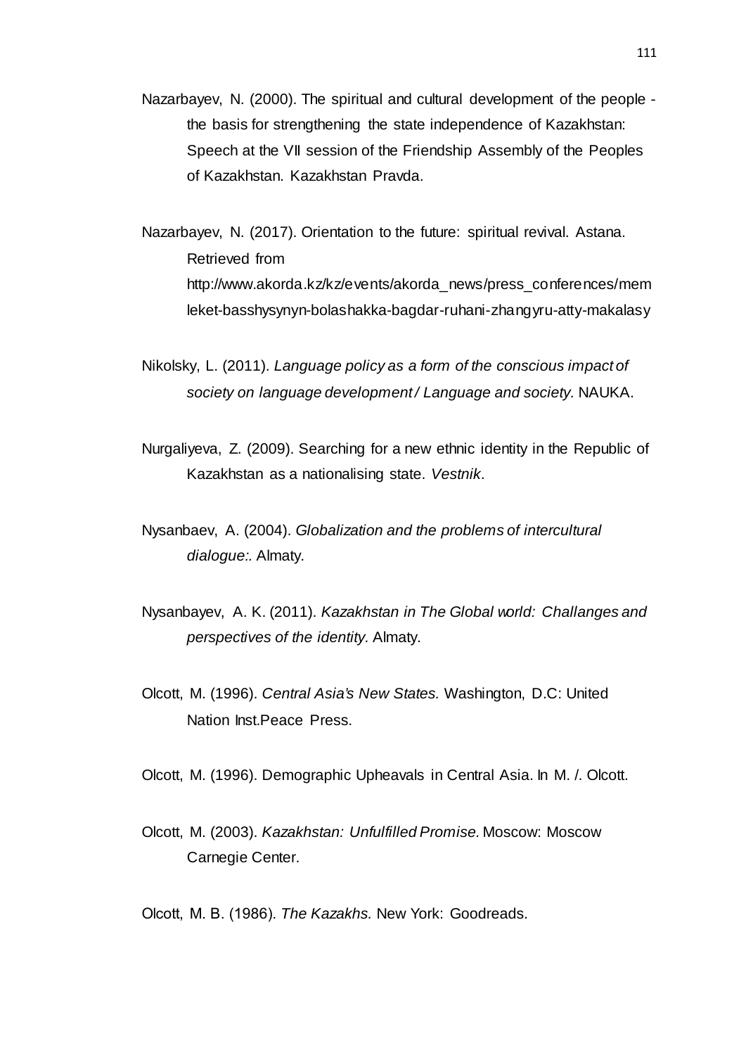Nazarbayev, N. (2000). The spiritual and cultural development of the people - the basis for strengthening the state independence of Kazakhstan: Speech at the VII session of the Friendship Assembly of the Peoples of Kazakhstan. Kazakhstan Pravda.

Nazarbayev, N. (2017). Orientation to the future: spiritual revival. Astana. Retrieved from http://www.akorda.kz/kz/events/akorda_news/press_conferences/memleket-basshysynyn-bolashakka-bagdar-ruhani-zhangyru-atty-makalasy

Nikolsky, L. (2011). *Language policy as a form of the conscious impact of society on language development / Language and society.* NAUKA.

Nurgaliyeva, Z. (2009). Searching for a new ethnic identity in the Republic of Kazakhstan as a nationalising state. *Vestnik*.

Nysanbaev, A. (2004). *Globalization and the problems of intercultural dialogue:.* Almaty.

Nysanbayev, A. K. (2011). *Kazakhstan in The Global world: Challanges and perspectives of the identity.* Almaty.

Olcott, M. (1996). *Central Asia's New States.* Washington, D.C: United Nation Inst.Peace Press.

Olcott, M. (1996). Demographic Upheavals in Central Asia. In M. /. Olcott.

Olcott, M. (2003). *Kazakhstan: Unfulfilled Promise.* Moscow: Moscow Carnegie Center.

Olcott, M. B. (1986). *The Kazakhs.* New York: Goodreads.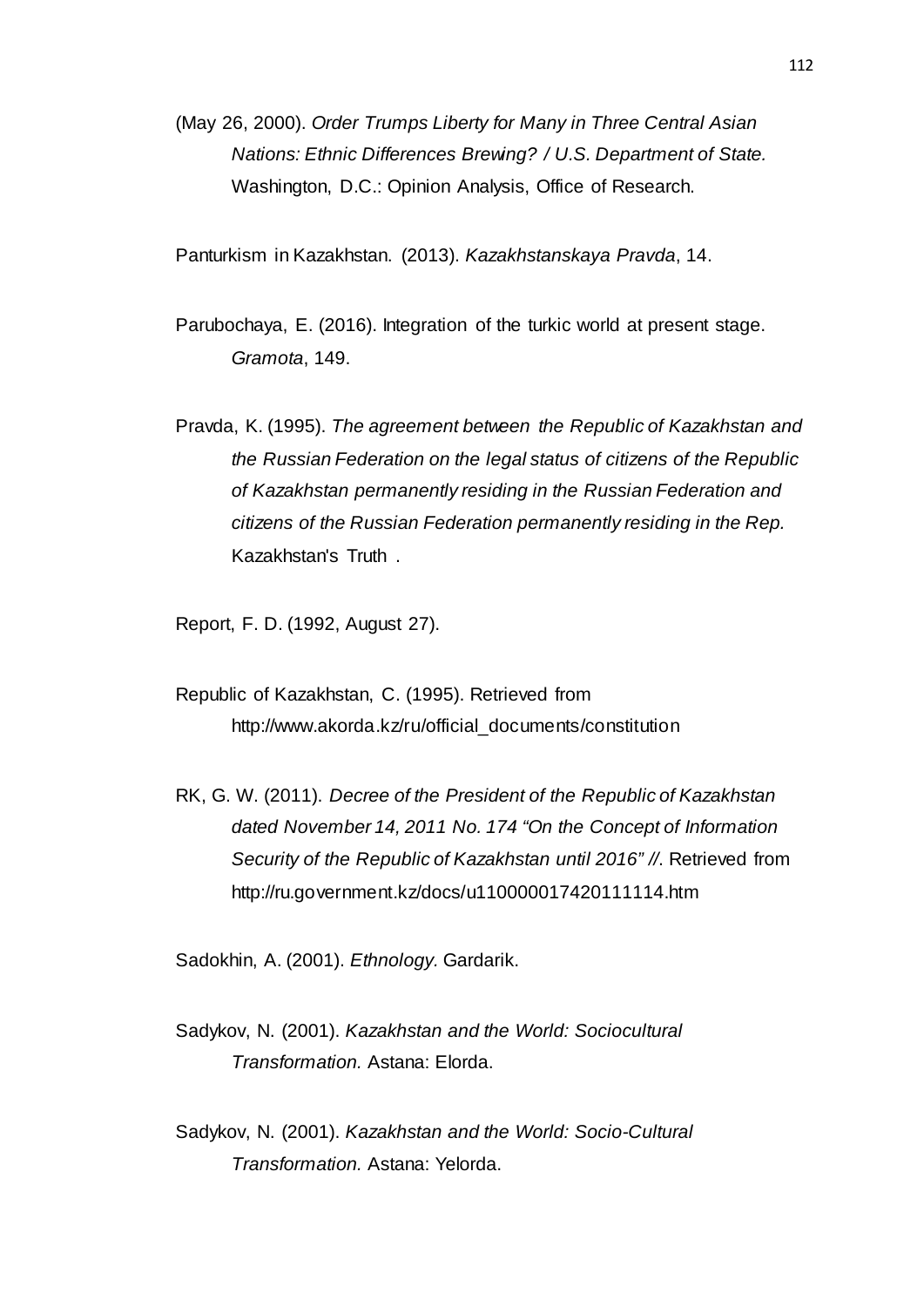(May 26, 2000). *Order Trumps Liberty for Many in Three Central Asian Nations: Ethnic Differences Brewing? / U.S. Department of State.* Washington, D.C.: Opinion Analysis, Office of Research.

Panturkism in Kazakhstan. (2013). *Kazakhstanskaya Pravda*, 14.

Parubochaya, E. (2016). Integration of the turkic world at present stage. *Gramota*, 149.

Pravda, K. (1995). *The agreement between the Republic of Kazakhstan and the Russian Federation on the legal status of citizens of the Republic of Kazakhstan permanently residing in the Russian Federation and citizens of the Russian Federation permanently residing in the Rep.* Kazakhstan's Truth .

Report, F. D. (1992, August 27).

Republic of Kazakhstan, C. (1995). Retrieved from http://www.akorda.kz/ru/official_documents/constitution

RK, G. W. (2011). *Decree of the President of the Republic of Kazakhstan dated November 14, 2011 No. 174 "On the Concept of Information Security of the Republic of Kazakhstan until 2016" //*. Retrieved from http://ru.government.kz/docs/u110000017420111114.htm

Sadokhin, A. (2001). *Ethnology.* Gardarik.

Sadykov, N. (2001). *Kazakhstan and the World: Sociocultural Transformation.* Astana: Elorda.

Sadykov, N. (2001). *Kazakhstan and the World: Socio-Cultural Transformation.* Astana: Yelorda.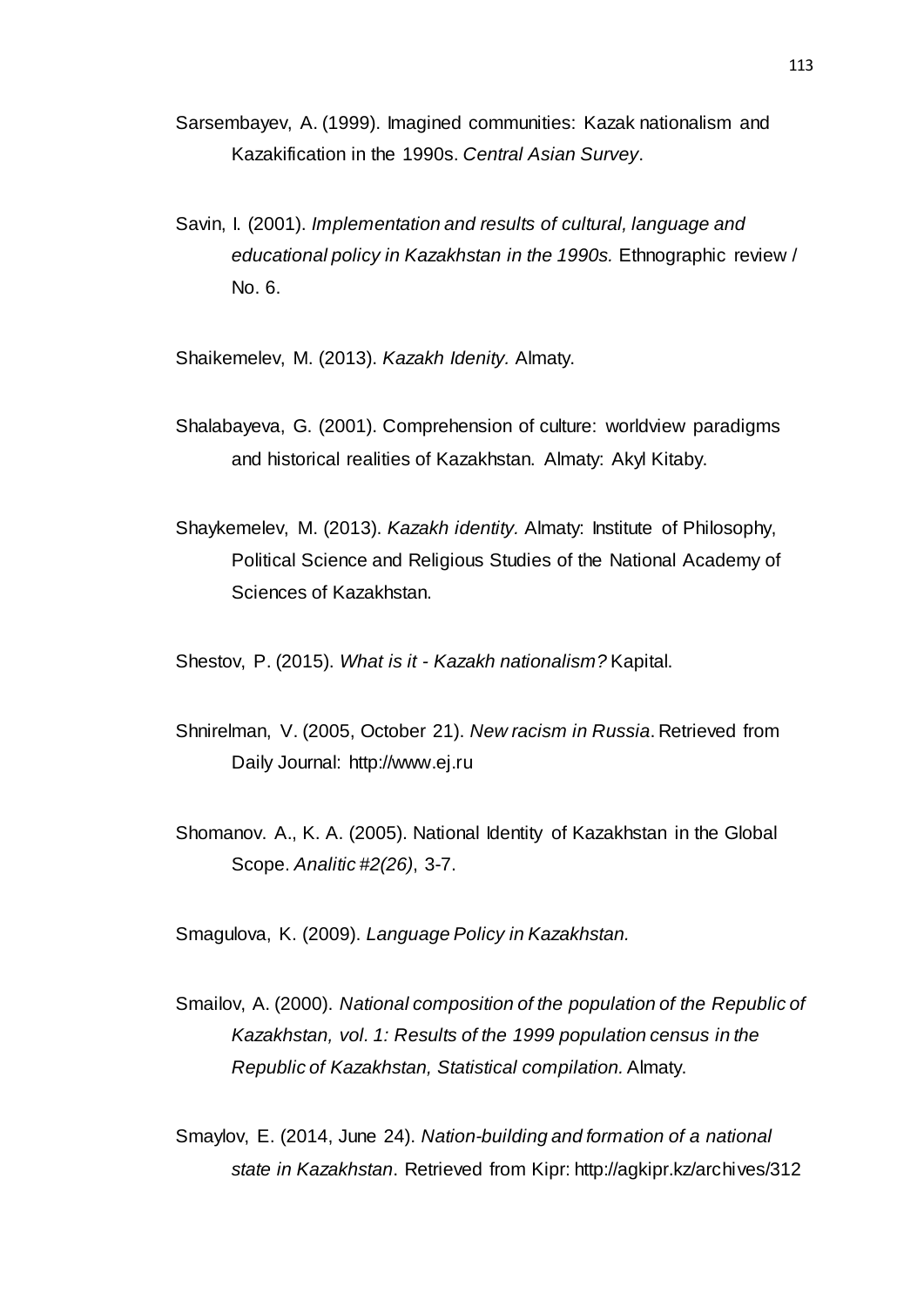Sarsembayev, A. (1999). Imagined communities: Kazak nationalism and Kazakification in the 1990s. *Central Asian Survey*.

Savin, I. (2001). *Implementation and results of cultural, language and educational policy in Kazakhstan in the 1990s.* Ethnographic review / No. 6.

Shaikemelev, M. (2013). *Kazakh Idenity.* Almaty.

Shalabayeva, G. (2001). Comprehension of culture: worldview paradigms and historical realities of Kazakhstan. Almaty: Akyl Kitaby.

Shaykemelev, M. (2013). *Kazakh identity.* Almaty: Institute of Philosophy, Political Science and Religious Studies of the National Academy of Sciences of Kazakhstan.

Shestov, P. (2015). *What is it - Kazakh nationalism?* Kapital.

Shnirelman, V. (2005, October 21). *New racism in Russia*. Retrieved from Daily Journal: http://www.ej.ru

Shomanov. A., K. A. (2005). National Identity of Kazakhstan in the Global Scope. *Analitic #2(26)*, 3-7.

Smagulova, K. (2009). *Language Policy in Kazakhstan.*

Smailov, A. (2000). *National composition of the population of the Republic of Kazakhstan, vol. 1: Results of the 1999 population census in the Republic of Kazakhstan, Statistical compilation.* Almaty.

Smaylov, E. (2014, June 24). *Nation-building and formation of a national state in Kazakhstan*. Retrieved from Kipr: http://agkipr.kz/archives/312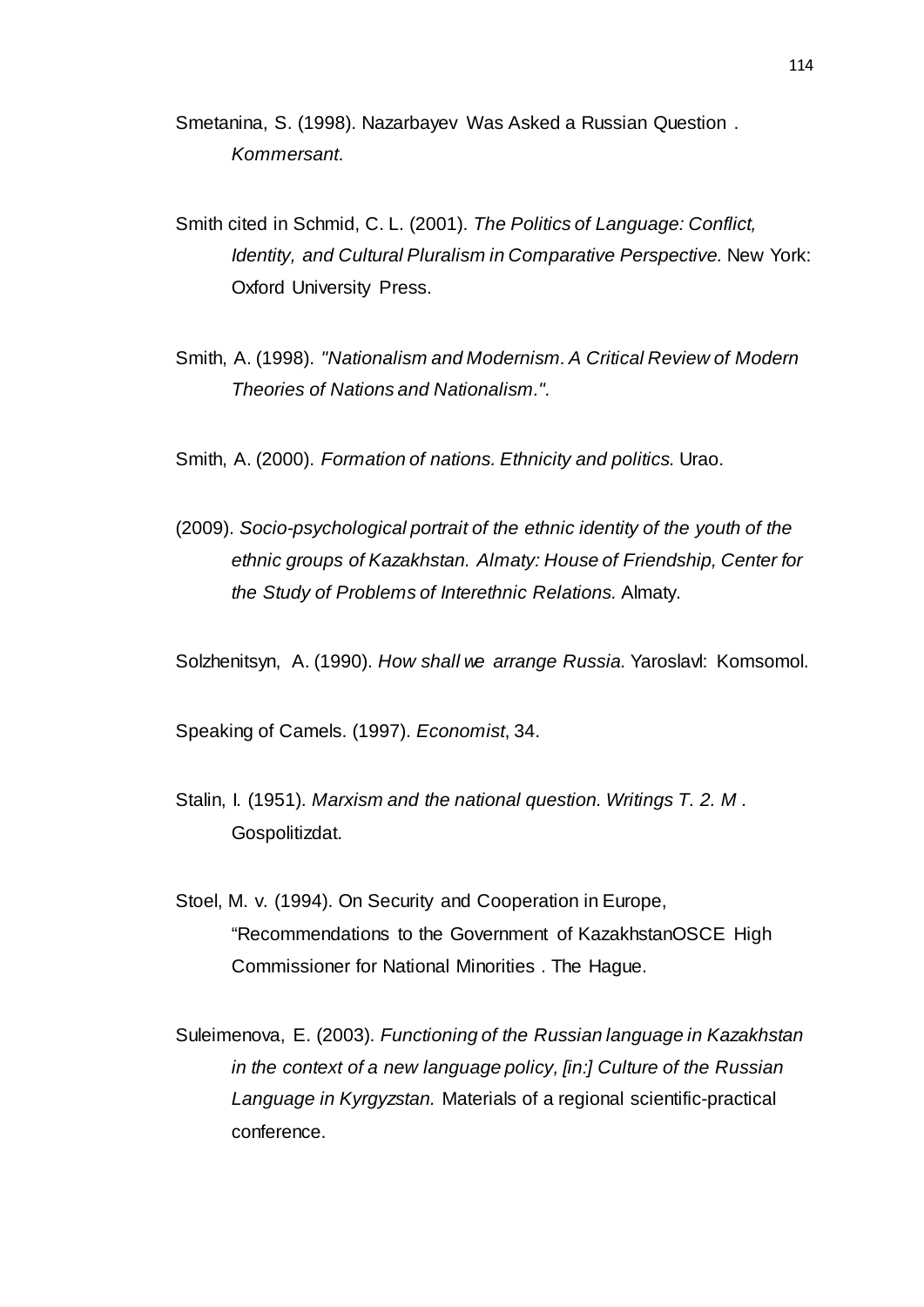Smetanina, S. (1998). Nazarbayev Was Asked a Russian Question . *Kommersant*.

Smith cited in Schmid, C. L. (2001). *The Politics of Language: Conflict, Identity, and Cultural Pluralism in Comparative Perspective.* New York: Oxford University Press.

Smith, A. (1998). *"Nationalism and Modernism. A Critical Review of Modern Theories of Nations and Nationalism.".*

Smith, A. (2000). *Formation of nations. Ethnicity and politics.* Urao.

(2009). *Socio-psychological portrait of the ethnic identity of the youth of the ethnic groups of Kazakhstan. Almaty: House of Friendship, Center for the Study of Problems of Interethnic Relations.* Almaty.

Solzhenitsyn, A. (1990). *How shall we arrange Russia.* Yaroslavl: Komsomol.

Speaking of Camels. (1997). *Economist*, 34.

Stalin, I. (1951). *Marxism and the national question. Writings T. 2. M .* Gospolitizdat.

Stoel, M. v. (1994). On Security and Cooperation in Europe, "Recommendations to the Government of KazakhstanOSCE High Commissioner for National Minorities . The Hague.

Suleimenova, E. (2003). *Functioning of the Russian language in Kazakhstan in the context of a new language policy, [in:] Culture of the Russian Language in Kyrgyzstan.* Materials of a regional scientific-practical conference.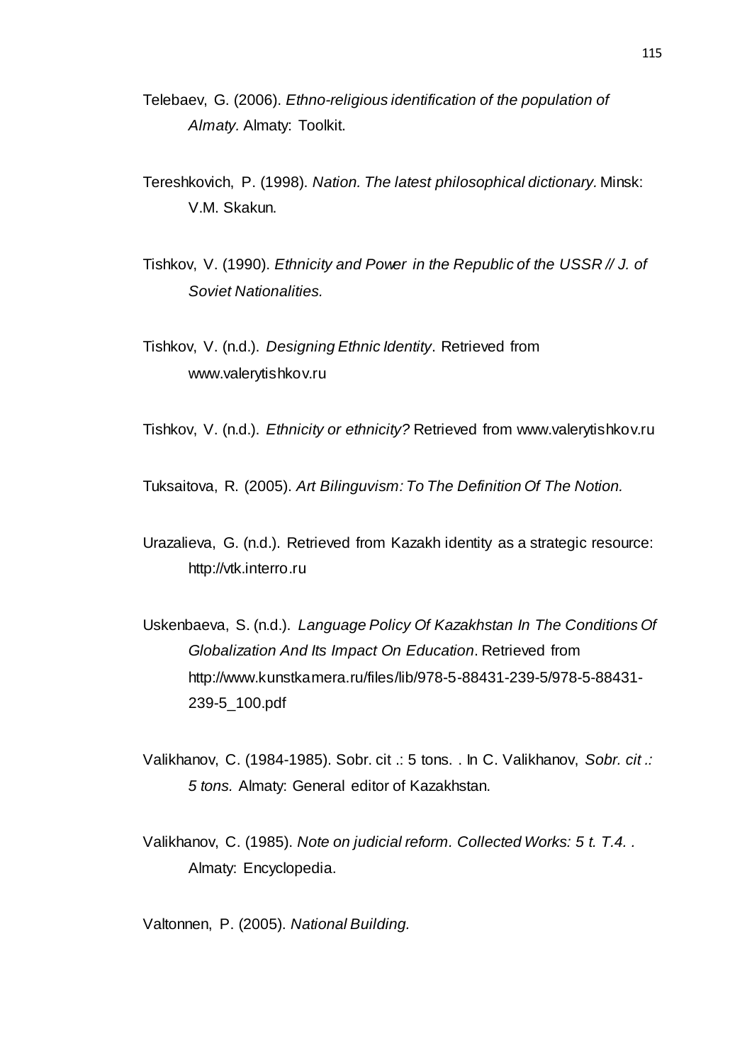Telebaev, G. (2006). *Ethno-religious identification of the population of Almaty*. Almaty: Toolkit.

Tereshkovich, P. (1998). *Nation. The latest philosophical dictionary.* Minsk: V.M. Skakun.

Tishkov, V. (1990). *Ethnicity and Power in the Republic of the USSR // J. of Soviet Nationalities.*

Tishkov, V. (n.d.). *Designing Ethnic Identity*. Retrieved from www.valerytishkov.ru

Tishkov, V. (n.d.). *Ethnicity or ethnicity?* Retrieved from www.valerytishkov.ru

Tuksaitova, R. (2005). *Art Bilinguvism: To The Definition Of The Notion.*

Urazalieva, G. (n.d.). Retrieved from Kazakh identity as a strategic resource: http://vtk.interro.ru

Uskenbaeva, S. (n.d.). *Language Policy Of Kazakhstan In The Conditions Of Globalization And Its Impact On Education*. Retrieved from http://www.kunstkamera.ru/files/lib/978-5-88431-239-5/978-5-88431-239-5_100.pdf

Valikhanov, C. (1984-1985). Sobr. cit .: 5 tons. . In C. Valikhanov, *Sobr. cit .: 5 tons.* Almaty: General editor of Kazakhstan.

Valikhanov, C. (1985). *Note on judicial reform. Collected Works: 5 t. T.4. .* Almaty: Encyclopedia.

Valtonnen, P. (2005). *National Building.*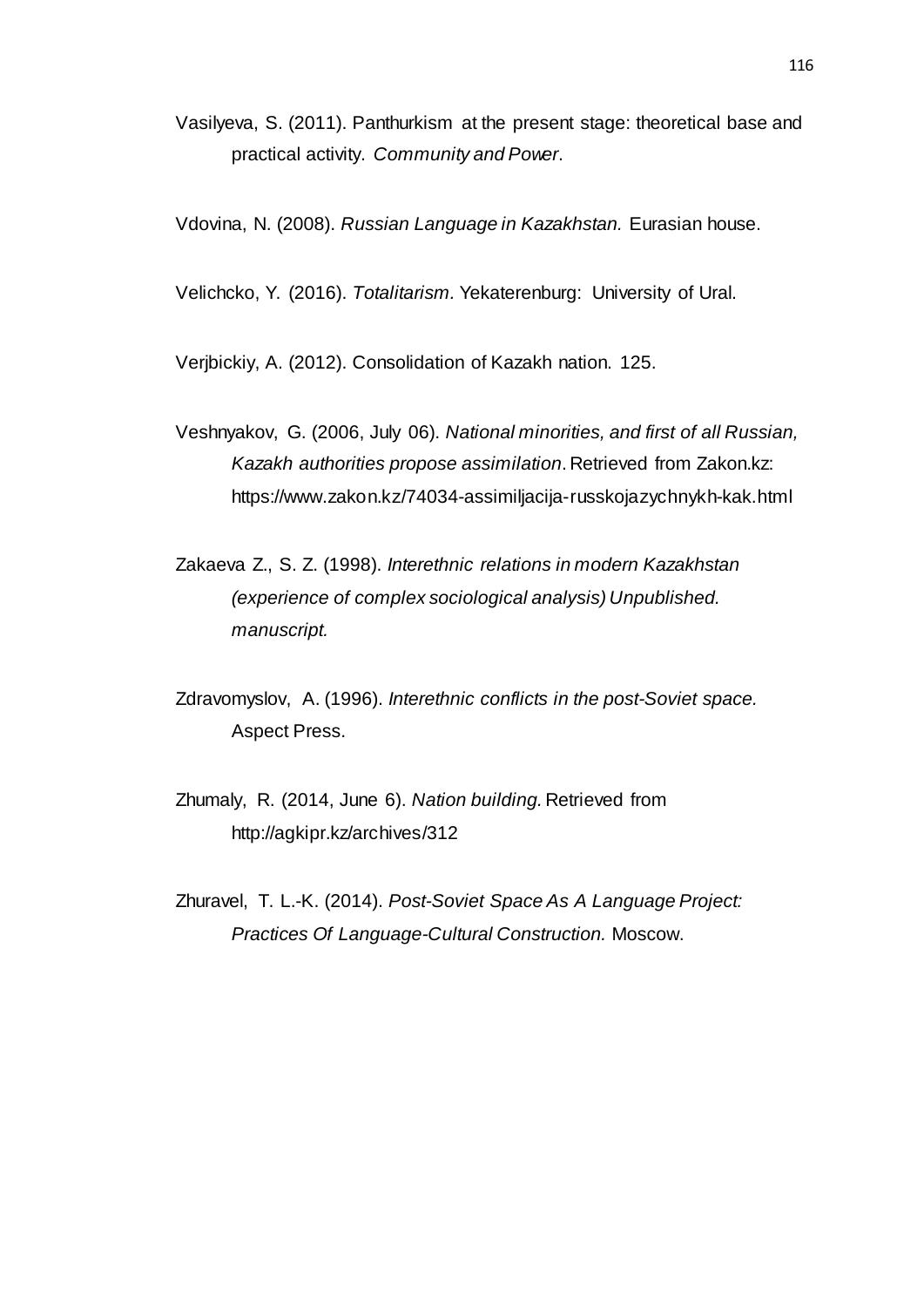Vasilyeva, S. (2011). Panthurkism at the present stage: theoretical base and practical activity. *Community and Power*.

Vdovina, N. (2008). *Russian Language in Kazakhstan.* Eurasian house.

Velichcko, Y. (2016). *Totalitarism*. Yekaterenburg: University of Ural.

Verjbickiy, A. (2012). Consolidation of Kazakh nation. 125.

Veshnyakov, G. (2006, July 06). *National minorities, and first of all Russian, Kazakh authorities propose assimilation*. Retrieved from Zakon.kz: https://www.zakon.kz/74034-assimiljacija-russkojazychnykh-kak.html

Zakaeva Z., S. Z. (1998). *Interethnic relations in modern Kazakhstan (experience of complex sociological analysis) Unpublished. manuscript.*

Zdravomyslov, A. (1996). *Interethnic conflicts in the post-Soviet space.* Aspect Press.

Zhumaly, R. (2014, June 6). *Nation building.* Retrieved from http://agkipr.kz/archives/312

Zhuravel, T. L.-K. (2014). *Post-Soviet Space As A Language Project: Practices Of Language-Cultural Construction.* Moscow.